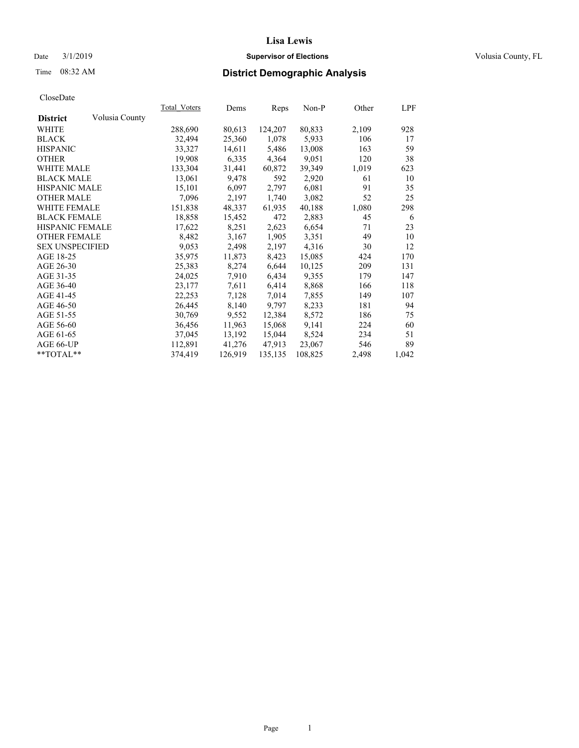# Lisa Lewis

Date 3/1/2019 **Supervisor of Elections** Volusia County, FL

Time 08:32 AM **District Demographic Analysis**

CloseDate

| District | Volusia County | Total_Voters | Dems | Reps | Non-P | Other | LPF |
|---|---|---|---|---|---|---|---|
| WHITE | | 288,690 | 80,613 | 124,207 | 80,833 | 2,109 | 928 |
| BLACK | | 32,494 | 25,360 | 1,078 | 5,933 | 106 | 17 |
| HISPANIC | | 33,327 | 14,611 | 5,486 | 13,008 | 163 | 59 |
| OTHER | | 19,908 | 6,335 | 4,364 | 9,051 | 120 | 38 |
| WHITE MALE | | 133,304 | 31,441 | 60,872 | 39,349 | 1,019 | 623 |
| BLACK MALE | | 13,061 | 9,478 | 592 | 2,920 | 61 | 10 |
| HISPANIC MALE | | 15,101 | 6,097 | 2,797 | 6,081 | 91 | 35 |
| OTHER MALE | | 7,096 | 2,197 | 1,740 | 3,082 | 52 | 25 |
| WHITE FEMALE | | 151,838 | 48,337 | 61,935 | 40,188 | 1,080 | 298 |
| BLACK FEMALE | | 18,858 | 15,452 | 472 | 2,883 | 45 | 6 |
| HISPANIC FEMALE | | 17,622 | 8,251 | 2,623 | 6,654 | 71 | 23 |
| OTHER FEMALE | | 8,482 | 3,167 | 1,905 | 3,351 | 49 | 10 |
| SEX UNSPECIFIED | | 9,053 | 2,498 | 2,197 | 4,316 | 30 | 12 |
| AGE 18-25 | | 35,975 | 11,873 | 8,423 | 15,085 | 424 | 170 |
| AGE 26-30 | | 25,383 | 8,274 | 6,644 | 10,125 | 209 | 131 |
| AGE 31-35 | | 24,025 | 7,910 | 6,434 | 9,355 | 179 | 147 |
| AGE 36-40 | | 23,177 | 7,611 | 6,414 | 8,868 | 166 | 118 |
| AGE 41-45 | | 22,253 | 7,128 | 7,014 | 7,855 | 149 | 107 |
| AGE 46-50 | | 26,445 | 8,140 | 9,797 | 8,233 | 181 | 94 |
| AGE 51-55 | | 30,769 | 9,552 | 12,384 | 8,572 | 186 | 75 |
| AGE 56-60 | | 36,456 | 11,963 | 15,068 | 9,141 | 224 | 60 |
| AGE 61-65 | | 37,045 | 13,192 | 15,044 | 8,524 | 234 | 51 |
| AGE 66-UP | | 112,891 | 41,276 | 47,913 | 23,067 | 546 | 89 |
| **TOTAL** | | 374,419 | 126,919 | 135,135 | 108,825 | 2,498 | 1,042 |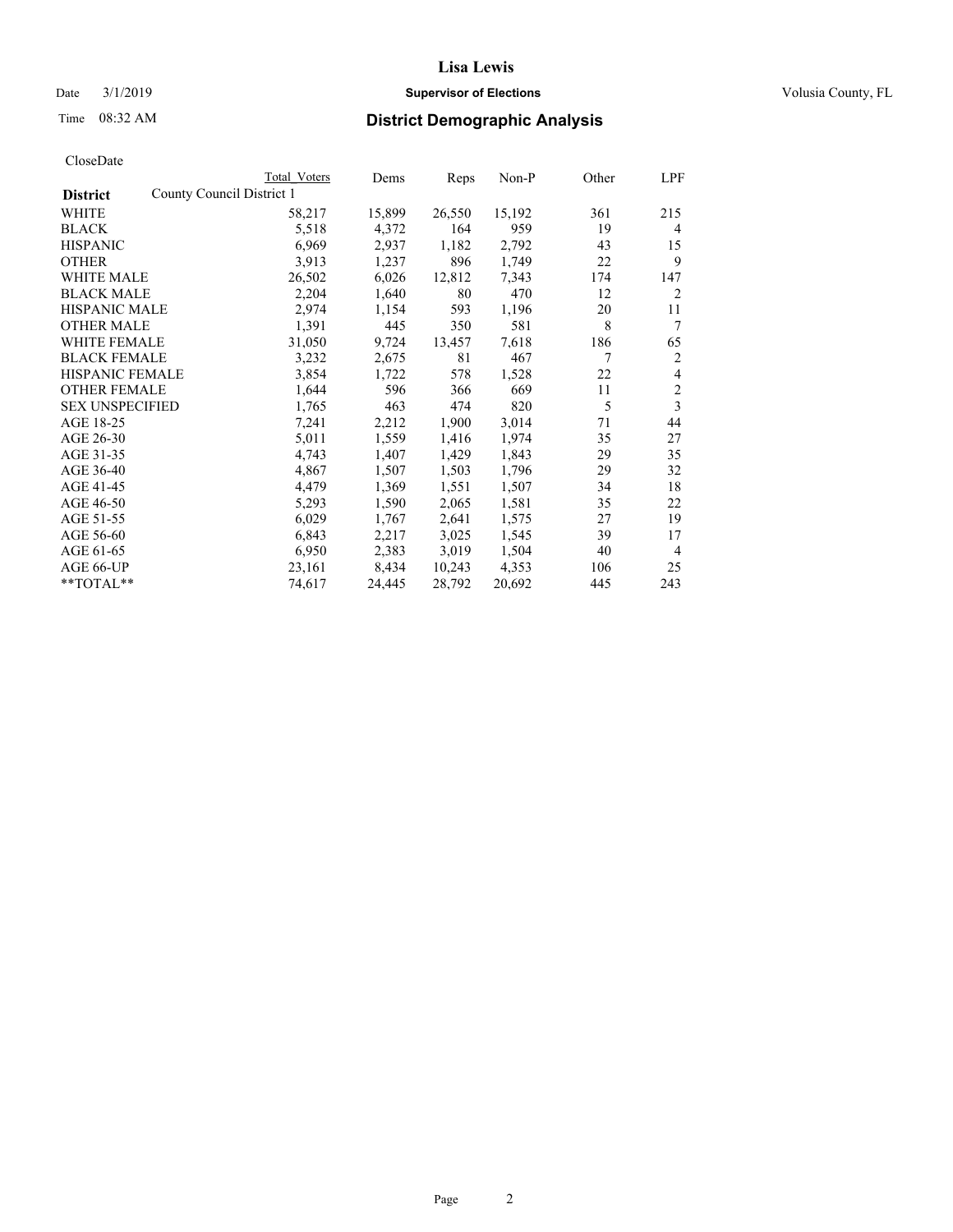# Lisa Lewis

Date 3/1/2019 **Supervisor of Elections** Volusia County, FL

Time 08:32 AM **District Demographic Analysis**

CloseDate

| District | Total Voters | Dems | Reps | Non-P | Other | LPF |
|---|---|---|---|---|---|---|
| County Council District 1 | | | | | | |
| WHITE | 58,217 | 15,899 | 26,550 | 15,192 | 361 | 215 |
| BLACK | 5,518 | 4,372 | 164 | 959 | 19 | 4 |
| HISPANIC | 6,969 | 2,937 | 1,182 | 2,792 | 43 | 15 |
| OTHER | 3,913 | 1,237 | 896 | 1,749 | 22 | 9 |
| WHITE MALE | 26,502 | 6,026 | 12,812 | 7,343 | 174 | 147 |
| BLACK MALE | 2,204 | 1,640 | 80 | 470 | 12 | 2 |
| HISPANIC MALE | 2,974 | 1,154 | 593 | 1,196 | 20 | 11 |
| OTHER MALE | 1,391 | 445 | 350 | 581 | 8 | 7 |
| WHITE FEMALE | 31,050 | 9,724 | 13,457 | 7,618 | 186 | 65 |
| BLACK FEMALE | 3,232 | 2,675 | 81 | 467 | 7 | 2 |
| HISPANIC FEMALE | 3,854 | 1,722 | 578 | 1,528 | 22 | 4 |
| OTHER FEMALE | 1,644 | 596 | 366 | 669 | 11 | 2 |
| SEX UNSPECIFIED | 1,765 | 463 | 474 | 820 | 5 | 3 |
| AGE 18-25 | 7,241 | 2,212 | 1,900 | 3,014 | 71 | 44 |
| AGE 26-30 | 5,011 | 1,559 | 1,416 | 1,974 | 35 | 27 |
| AGE 31-35 | 4,743 | 1,407 | 1,429 | 1,843 | 29 | 35 |
| AGE 36-40 | 4,867 | 1,507 | 1,503 | 1,796 | 29 | 32 |
| AGE 41-45 | 4,479 | 1,369 | 1,551 | 1,507 | 34 | 18 |
| AGE 46-50 | 5,293 | 1,590 | 2,065 | 1,581 | 35 | 22 |
| AGE 51-55 | 6,029 | 1,767 | 2,641 | 1,575 | 27 | 19 |
| AGE 56-60 | 6,843 | 2,217 | 3,025 | 1,545 | 39 | 17 |
| AGE 61-65 | 6,950 | 2,383 | 3,019 | 1,504 | 40 | 4 |
| AGE 66-UP | 23,161 | 8,434 | 10,243 | 4,353 | 106 | 25 |
| **TOTAL** | 74,617 | 24,445 | 28,792 | 20,692 | 445 | 243 |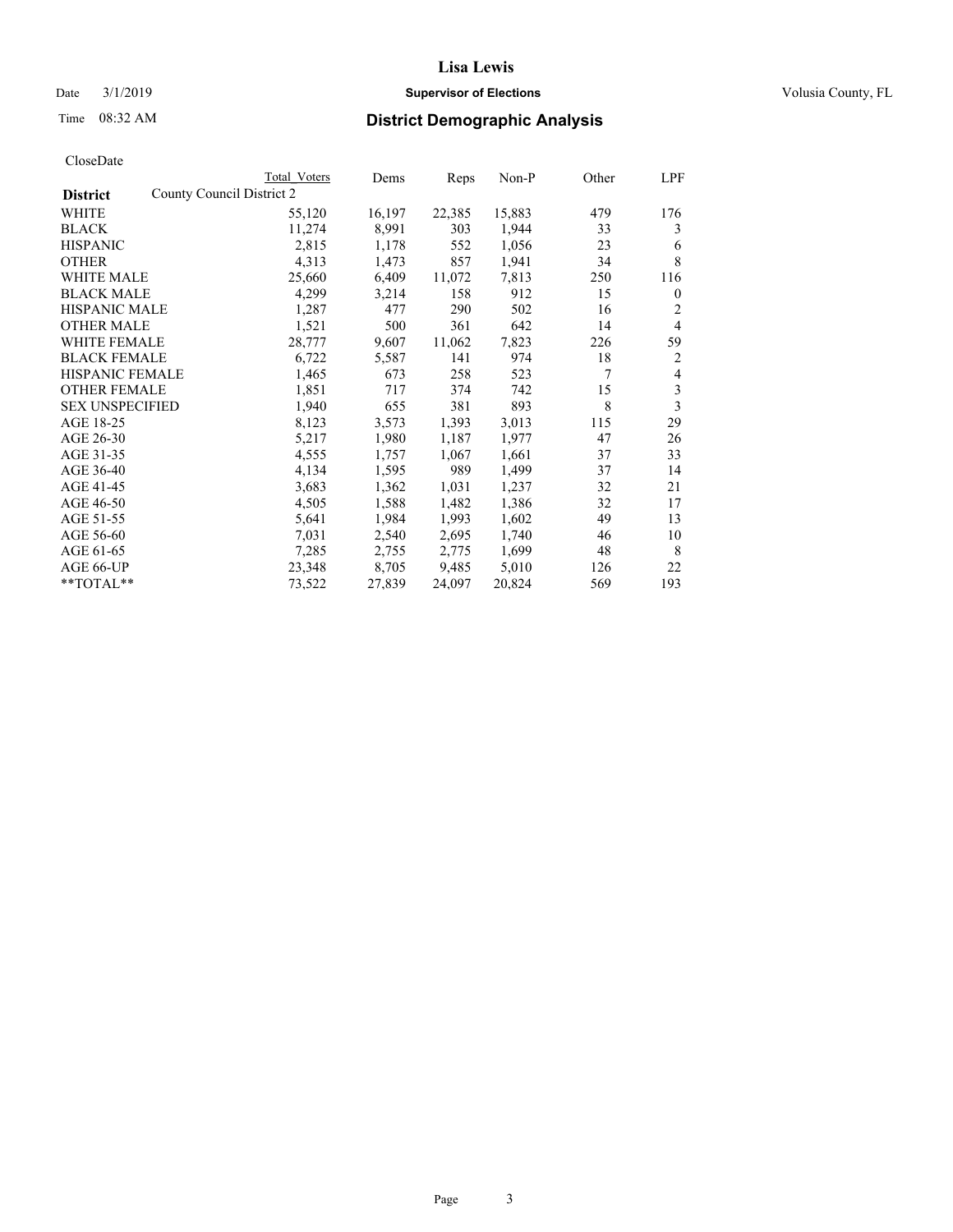# Lisa Lewis

Date 3/1/2019 **Supervisor of Elections** Volusia County, FL

Time 08:32 AM **District Demographic Analysis**

CloseDate

| **District** | Total Voters | Dems | Reps | Non-P | Other | LPF |
|---|---|---|---|---|---|---|
| County Council District 2 | | | | | | |
| WHITE | 55,120 | 16,197 | 22,385 | 15,883 | 479 | 176 |
| BLACK | 11,274 | 8,991 | 303 | 1,944 | 33 | 3 |
| HISPANIC | 2,815 | 1,178 | 552 | 1,056 | 23 | 6 |
| OTHER | 4,313 | 1,473 | 857 | 1,941 | 34 | 8 |
| WHITE MALE | 25,660 | 6,409 | 11,072 | 7,813 | 250 | 116 |
| BLACK MALE | 4,299 | 3,214 | 158 | 912 | 15 | 0 |
| HISPANIC MALE | 1,287 | 477 | 290 | 502 | 16 | 2 |
| OTHER MALE | 1,521 | 500 | 361 | 642 | 14 | 4 |
| WHITE FEMALE | 28,777 | 9,607 | 11,062 | 7,823 | 226 | 59 |
| BLACK FEMALE | 6,722 | 5,587 | 141 | 974 | 18 | 2 |
| HISPANIC FEMALE | 1,465 | 673 | 258 | 523 | 7 | 4 |
| OTHER FEMALE | 1,851 | 717 | 374 | 742 | 15 | 3 |
| SEX UNSPECIFIED | 1,940 | 655 | 381 | 893 | 8 | 3 |
| AGE 18-25 | 8,123 | 3,573 | 1,393 | 3,013 | 115 | 29 |
| AGE 26-30 | 5,217 | 1,980 | 1,187 | 1,977 | 47 | 26 |
| AGE 31-35 | 4,555 | 1,757 | 1,067 | 1,661 | 37 | 33 |
| AGE 36-40 | 4,134 | 1,595 | 989 | 1,499 | 37 | 14 |
| AGE 41-45 | 3,683 | 1,362 | 1,031 | 1,237 | 32 | 21 |
| AGE 46-50 | 4,505 | 1,588 | 1,482 | 1,386 | 32 | 17 |
| AGE 51-55 | 5,641 | 1,984 | 1,993 | 1,602 | 49 | 13 |
| AGE 56-60 | 7,031 | 2,540 | 2,695 | 1,740 | 46 | 10 |
| AGE 61-65 | 7,285 | 2,755 | 2,775 | 1,699 | 48 | 8 |
| AGE 66-UP | 23,348 | 8,705 | 9,485 | 5,010 | 126 | 22 |
| **TOTAL** | 73,522 | 27,839 | 24,097 | 20,824 | 569 | 193 |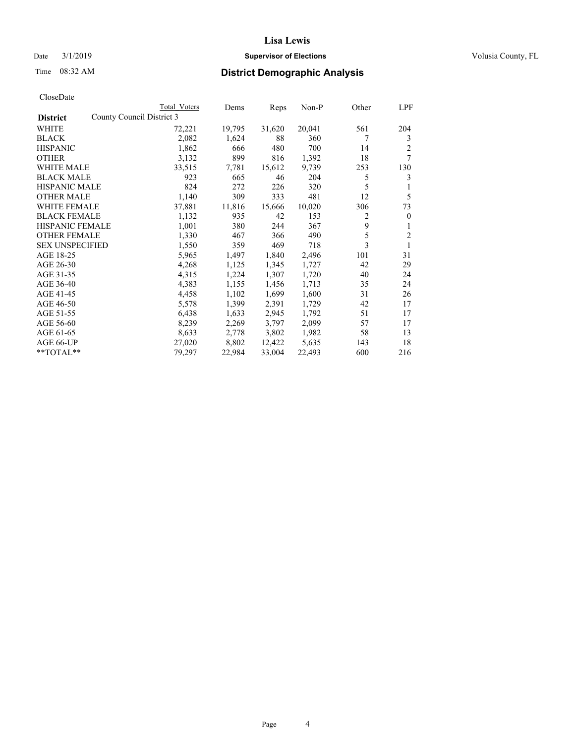# Lisa Lewis

Date 3/1/2019 **Supervisor of Elections** Volusia County, FL

Time 08:32 AM **District Demographic Analysis**

CloseDate

| District | Total Voters | Dems | Reps | Non-P | Other | LPF |
|---|---|---|---|---|---|---|
| County Council District 3 | | | | | | |
| WHITE | 72,221 | 19,795 | 31,620 | 20,041 | 561 | 204 |
| BLACK | 2,082 | 1,624 | 88 | 360 | 7 | 3 |
| HISPANIC | 1,862 | 666 | 480 | 700 | 14 | 2 |
| OTHER | 3,132 | 899 | 816 | 1,392 | 18 | 7 |
| WHITE MALE | 33,515 | 7,781 | 15,612 | 9,739 | 253 | 130 |
| BLACK MALE | 923 | 665 | 46 | 204 | 5 | 3 |
| HISPANIC MALE | 824 | 272 | 226 | 320 | 5 | 1 |
| OTHER MALE | 1,140 | 309 | 333 | 481 | 12 | 5 |
| WHITE FEMALE | 37,881 | 11,816 | 15,666 | 10,020 | 306 | 73 |
| BLACK FEMALE | 1,132 | 935 | 42 | 153 | 2 | 0 |
| HISPANIC FEMALE | 1,001 | 380 | 244 | 367 | 9 | 1 |
| OTHER FEMALE | 1,330 | 467 | 366 | 490 | 5 | 2 |
| SEX UNSPECIFIED | 1,550 | 359 | 469 | 718 | 3 | 1 |
| AGE 18-25 | 5,965 | 1,497 | 1,840 | 2,496 | 101 | 31 |
| AGE 26-30 | 4,268 | 1,125 | 1,345 | 1,727 | 42 | 29 |
| AGE 31-35 | 4,315 | 1,224 | 1,307 | 1,720 | 40 | 24 |
| AGE 36-40 | 4,383 | 1,155 | 1,456 | 1,713 | 35 | 24 |
| AGE 41-45 | 4,458 | 1,102 | 1,699 | 1,600 | 31 | 26 |
| AGE 46-50 | 5,578 | 1,399 | 2,391 | 1,729 | 42 | 17 |
| AGE 51-55 | 6,438 | 1,633 | 2,945 | 1,792 | 51 | 17 |
| AGE 56-60 | 8,239 | 2,269 | 3,797 | 2,099 | 57 | 17 |
| AGE 61-65 | 8,633 | 2,778 | 3,802 | 1,982 | 58 | 13 |
| AGE 66-UP | 27,020 | 8,802 | 12,422 | 5,635 | 143 | 18 |
| **TOTAL** | 79,297 | 22,984 | 33,004 | 22,493 | 600 | 216 |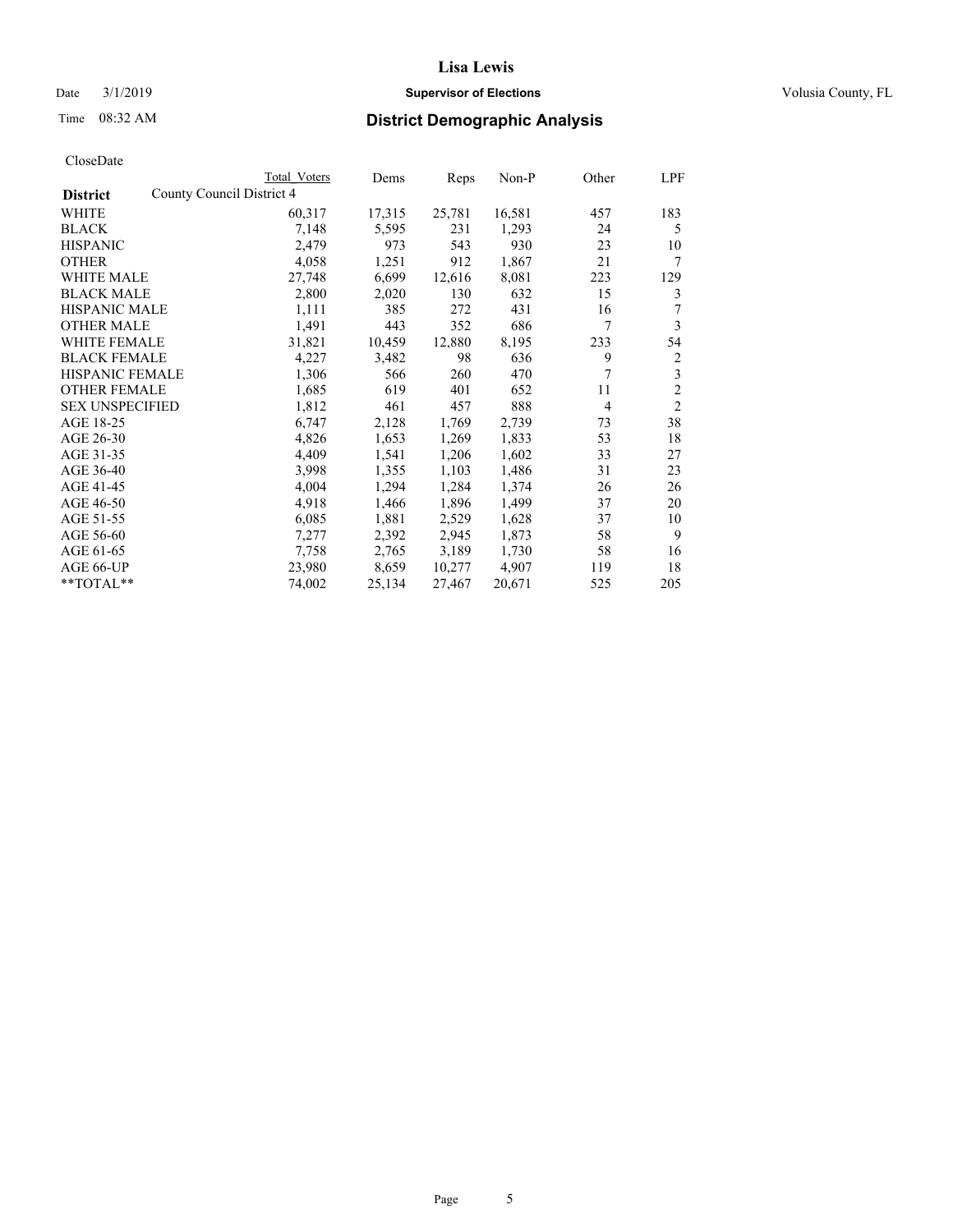# Lisa Lewis

Date 3/1/2019 **Supervisor of Elections** Volusia County, FL

Time 08:32 AM **District Demographic Analysis**

CloseDate

| | Total Voters | Dems | Reps | Non-P | Other | LPF |
|---|---|---|---|---|---|---|
| **District** County Council District 4 | | | | | | |
| WHITE | 60,317 | 17,315 | 25,781 | 16,581 | 457 | 183 |
| BLACK | 7,148 | 5,595 | 231 | 1,293 | 24 | 5 |
| HISPANIC | 2,479 | 973 | 543 | 930 | 23 | 10 |
| OTHER | 4,058 | 1,251 | 912 | 1,867 | 21 | 7 |
| WHITE MALE | 27,748 | 6,699 | 12,616 | 8,081 | 223 | 129 |
| BLACK MALE | 2,800 | 2,020 | 130 | 632 | 15 | 3 |
| HISPANIC MALE | 1,111 | 385 | 272 | 431 | 16 | 7 |
| OTHER MALE | 1,491 | 443 | 352 | 686 | 7 | 3 |
| WHITE FEMALE | 31,821 | 10,459 | 12,880 | 8,195 | 233 | 54 |
| BLACK FEMALE | 4,227 | 3,482 | 98 | 636 | 9 | 2 |
| HISPANIC FEMALE | 1,306 | 566 | 260 | 470 | 7 | 3 |
| OTHER FEMALE | 1,685 | 619 | 401 | 652 | 11 | 2 |
| SEX UNSPECIFIED | 1,812 | 461 | 457 | 888 | 4 | 2 |
| AGE 18-25 | 6,747 | 2,128 | 1,769 | 2,739 | 73 | 38 |
| AGE 26-30 | 4,826 | 1,653 | 1,269 | 1,833 | 53 | 18 |
| AGE 31-35 | 4,409 | 1,541 | 1,206 | 1,602 | 33 | 27 |
| AGE 36-40 | 3,998 | 1,355 | 1,103 | 1,486 | 31 | 23 |
| AGE 41-45 | 4,004 | 1,294 | 1,284 | 1,374 | 26 | 26 |
| AGE 46-50 | 4,918 | 1,466 | 1,896 | 1,499 | 37 | 20 |
| AGE 51-55 | 6,085 | 1,881 | 2,529 | 1,628 | 37 | 10 |
| AGE 56-60 | 7,277 | 2,392 | 2,945 | 1,873 | 58 | 9 |
| AGE 61-65 | 7,758 | 2,765 | 3,189 | 1,730 | 58 | 16 |
| AGE 66-UP | 23,980 | 8,659 | 10,277 | 4,907 | 119 | 18 |
| **TOTAL** | 74,002 | 25,134 | 27,467 | 20,671 | 525 | 205 |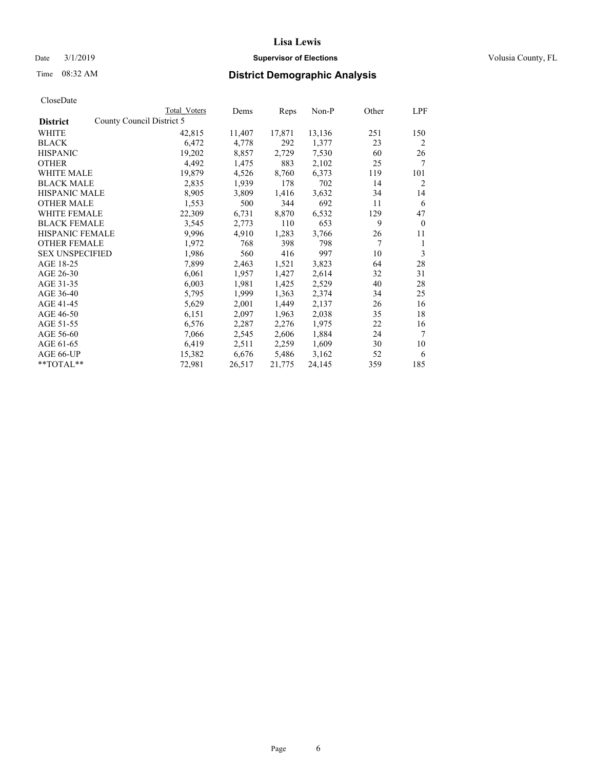# Lisa Lewis

Date 3/1/2019 **Supervisor of Elections** Volusia County, FL

Time 08:32 AM **District Demographic Analysis**

CloseDate

| | Total Voters | Dems | Reps | Non-P | Other | LPF |
|---|---|---|---|---|---|---|
| **District** County Council District 5 | | | | | | |
| WHITE | 42,815 | 11,407 | 17,871 | 13,136 | 251 | 150 |
| BLACK | 6,472 | 4,778 | 292 | 1,377 | 23 | 2 |
| HISPANIC | 19,202 | 8,857 | 2,729 | 7,530 | 60 | 26 |
| OTHER | 4,492 | 1,475 | 883 | 2,102 | 25 | 7 |
| WHITE MALE | 19,879 | 4,526 | 8,760 | 6,373 | 119 | 101 |
| BLACK MALE | 2,835 | 1,939 | 178 | 702 | 14 | 2 |
| HISPANIC MALE | 8,905 | 3,809 | 1,416 | 3,632 | 34 | 14 |
| OTHER MALE | 1,553 | 500 | 344 | 692 | 11 | 6 |
| WHITE FEMALE | 22,309 | 6,731 | 8,870 | 6,532 | 129 | 47 |
| BLACK FEMALE | 3,545 | 2,773 | 110 | 653 | 9 | 0 |
| HISPANIC FEMALE | 9,996 | 4,910 | 1,283 | 3,766 | 26 | 11 |
| OTHER FEMALE | 1,972 | 768 | 398 | 798 | 7 | 1 |
| SEX UNSPECIFIED | 1,986 | 560 | 416 | 997 | 10 | 3 |
| AGE 18-25 | 7,899 | 2,463 | 1,521 | 3,823 | 64 | 28 |
| AGE 26-30 | 6,061 | 1,957 | 1,427 | 2,614 | 32 | 31 |
| AGE 31-35 | 6,003 | 1,981 | 1,425 | 2,529 | 40 | 28 |
| AGE 36-40 | 5,795 | 1,999 | 1,363 | 2,374 | 34 | 25 |
| AGE 41-45 | 5,629 | 2,001 | 1,449 | 2,137 | 26 | 16 |
| AGE 46-50 | 6,151 | 2,097 | 1,963 | 2,038 | 35 | 18 |
| AGE 51-55 | 6,576 | 2,287 | 2,276 | 1,975 | 22 | 16 |
| AGE 56-60 | 7,066 | 2,545 | 2,606 | 1,884 | 24 | 7 |
| AGE 61-65 | 6,419 | 2,511 | 2,259 | 1,609 | 30 | 10 |
| AGE 66-UP | 15,382 | 6,676 | 5,486 | 3,162 | 52 | 6 |
| **TOTAL** | 72,981 | 26,517 | 21,775 | 24,145 | 359 | 185 |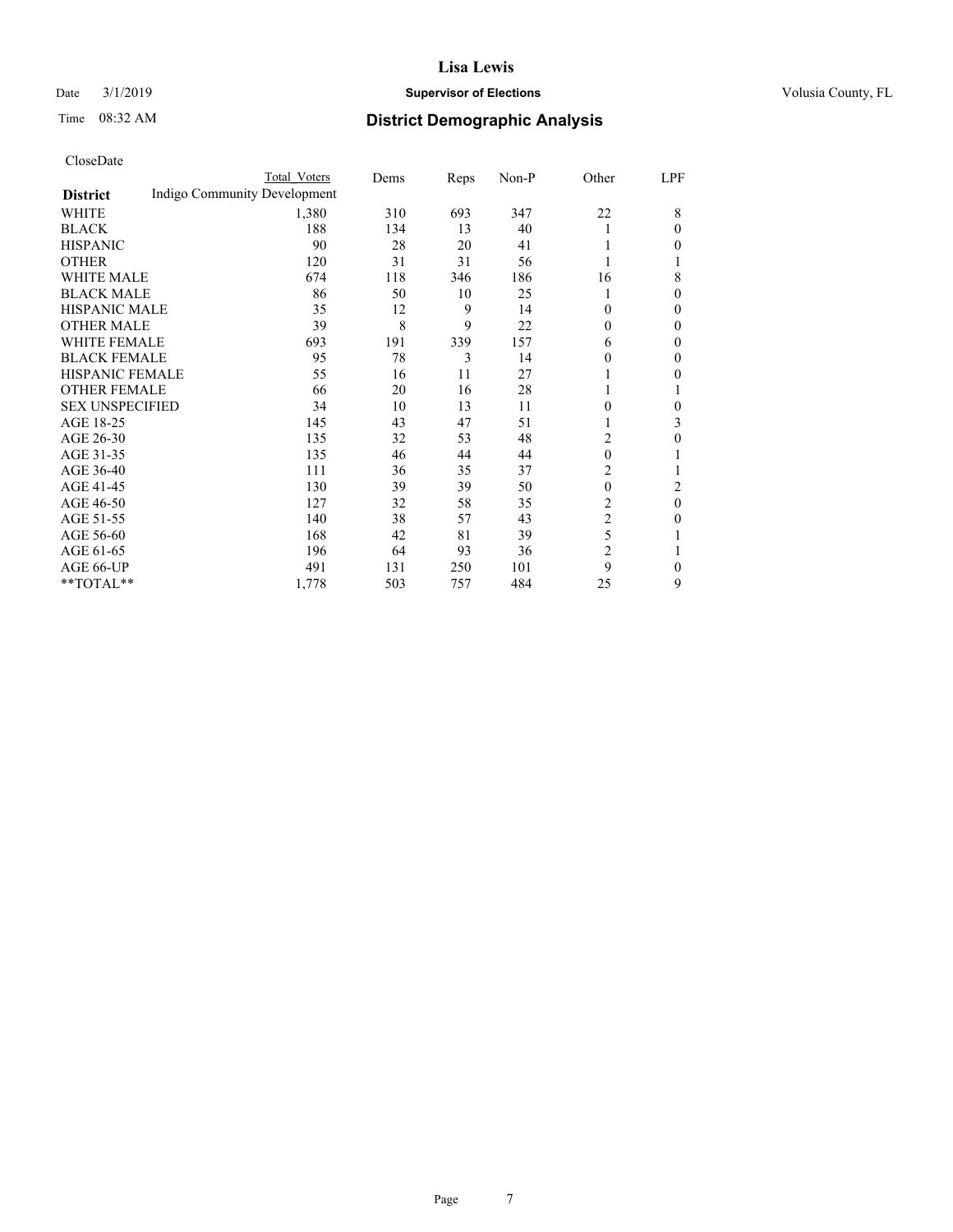# Lisa Lewis

Date 3/1/2019 **Supervisor of Elections** Volusia County, FL

Time 08:32 AM **District Demographic Analysis**

CloseDate

| District | Total Voters | Dems | Reps | Non-P | Other | LPF |
|---|---|---|---|---|---|---|
| Indigo Community Development | | | | | | |
| WHITE | 1,380 | 310 | 693 | 347 | 22 | 8 |
| BLACK | 188 | 134 | 13 | 40 | 1 | 0 |
| HISPANIC | 90 | 28 | 20 | 41 | 1 | 0 |
| OTHER | 120 | 31 | 31 | 56 | 1 | 1 |
| WHITE MALE | 674 | 118 | 346 | 186 | 16 | 8 |
| BLACK MALE | 86 | 50 | 10 | 25 | 1 | 0 |
| HISPANIC MALE | 35 | 12 | 9 | 14 | 0 | 0 |
| OTHER MALE | 39 | 8 | 9 | 22 | 0 | 0 |
| WHITE FEMALE | 693 | 191 | 339 | 157 | 6 | 0 |
| BLACK FEMALE | 95 | 78 | 3 | 14 | 0 | 0 |
| HISPANIC FEMALE | 55 | 16 | 11 | 27 | 1 | 0 |
| OTHER FEMALE | 66 | 20 | 16 | 28 | 1 | 1 |
| SEX UNSPECIFIED | 34 | 10 | 13 | 11 | 0 | 0 |
| AGE 18-25 | 145 | 43 | 47 | 51 | 1 | 3 |
| AGE 26-30 | 135 | 32 | 53 | 48 | 2 | 0 |
| AGE 31-35 | 135 | 46 | 44 | 44 | 0 | 1 |
| AGE 36-40 | 111 | 36 | 35 | 37 | 2 | 1 |
| AGE 41-45 | 130 | 39 | 39 | 50 | 0 | 2 |
| AGE 46-50 | 127 | 32 | 58 | 35 | 2 | 0 |
| AGE 51-55 | 140 | 38 | 57 | 43 | 2 | 0 |
| AGE 56-60 | 168 | 42 | 81 | 39 | 5 | 1 |
| AGE 61-65 | 196 | 64 | 93 | 36 | 2 | 1 |
| AGE 66-UP | 491 | 131 | 250 | 101 | 9 | 0 |
| **TOTAL** | 1,778 | 503 | 757 | 484 | 25 | 9 |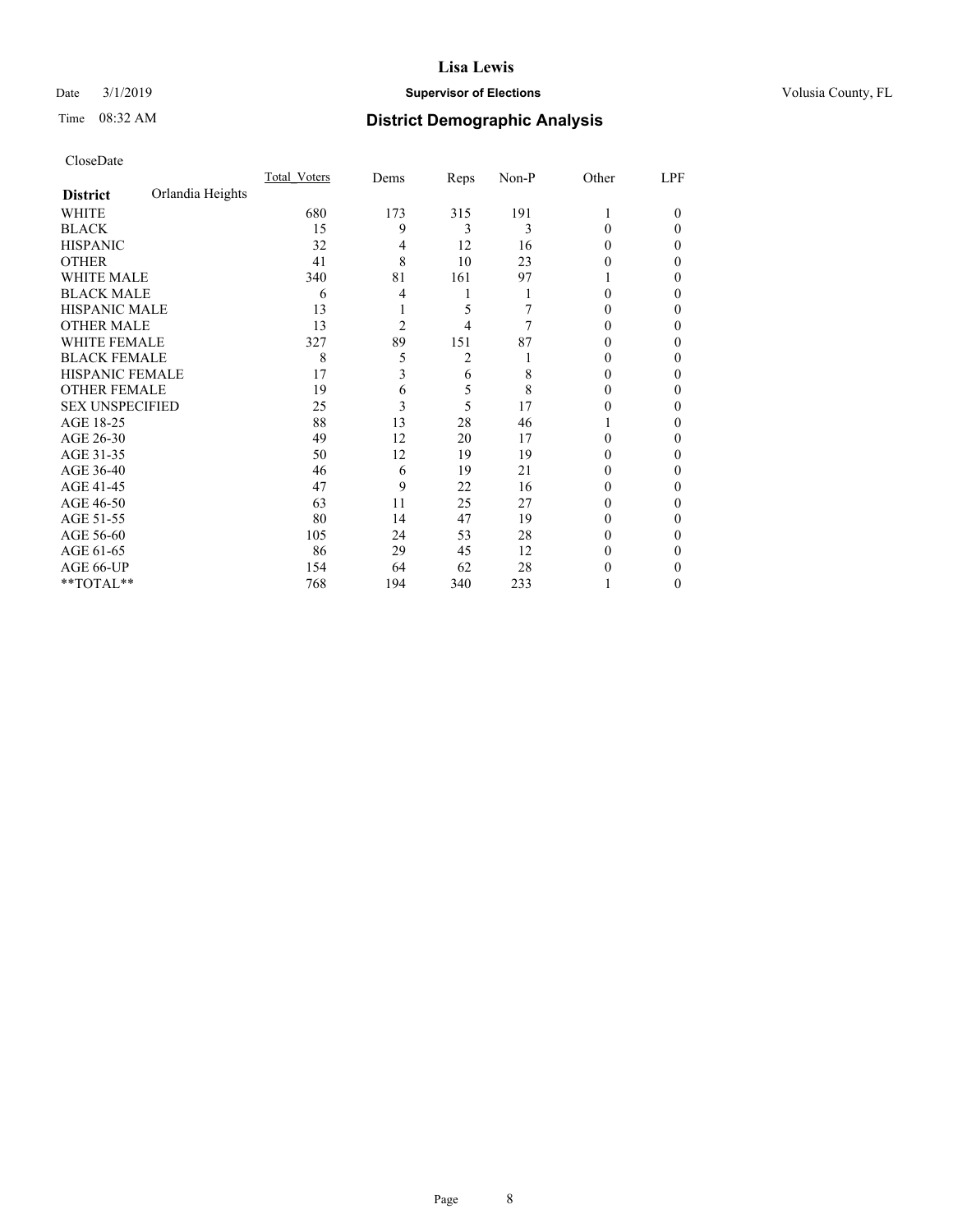# Lisa Lewis

Date 3/1/2019 **Supervisor of Elections** Volusia County, FL

Time 08:32 AM **District Demographic Analysis**

CloseDate

| **District** Orlandia Heights | Total_Voters | Dems | Reps | Non-P | Other | LPF |
|---|---|---|---|---|---|---|
| WHITE | 680 | 173 | 315 | 191 | 1 | 0 |
| BLACK | 15 | 9 | 3 | 3 | 0 | 0 |
| HISPANIC | 32 | 4 | 12 | 16 | 0 | 0 |
| OTHER | 41 | 8 | 10 | 23 | 0 | 0 |
| WHITE MALE | 340 | 81 | 161 | 97 | 1 | 0 |
| BLACK MALE | 6 | 4 | 1 | 1 | 0 | 0 |
| HISPANIC MALE | 13 | 1 | 5 | 7 | 0 | 0 |
| OTHER MALE | 13 | 2 | 4 | 7 | 0 | 0 |
| WHITE FEMALE | 327 | 89 | 151 | 87 | 0 | 0 |
| BLACK FEMALE | 8 | 5 | 2 | 1 | 0 | 0 |
| HISPANIC FEMALE | 17 | 3 | 6 | 8 | 0 | 0 |
| OTHER FEMALE | 19 | 6 | 5 | 8 | 0 | 0 |
| SEX UNSPECIFIED | 25 | 3 | 5 | 17 | 0 | 0 |
| AGE 18-25 | 88 | 13 | 28 | 46 | 1 | 0 |
| AGE 26-30 | 49 | 12 | 20 | 17 | 0 | 0 |
| AGE 31-35 | 50 | 12 | 19 | 19 | 0 | 0 |
| AGE 36-40 | 46 | 6 | 19 | 21 | 0 | 0 |
| AGE 41-45 | 47 | 9 | 22 | 16 | 0 | 0 |
| AGE 46-50 | 63 | 11 | 25 | 27 | 0 | 0 |
| AGE 51-55 | 80 | 14 | 47 | 19 | 0 | 0 |
| AGE 56-60 | 105 | 24 | 53 | 28 | 0 | 0 |
| AGE 61-65 | 86 | 29 | 45 | 12 | 0 | 0 |
| AGE 66-UP | 154 | 64 | 62 | 28 | 0 | 0 |
| **TOTAL** | 768 | 194 | 340 | 233 | 1 | 0 |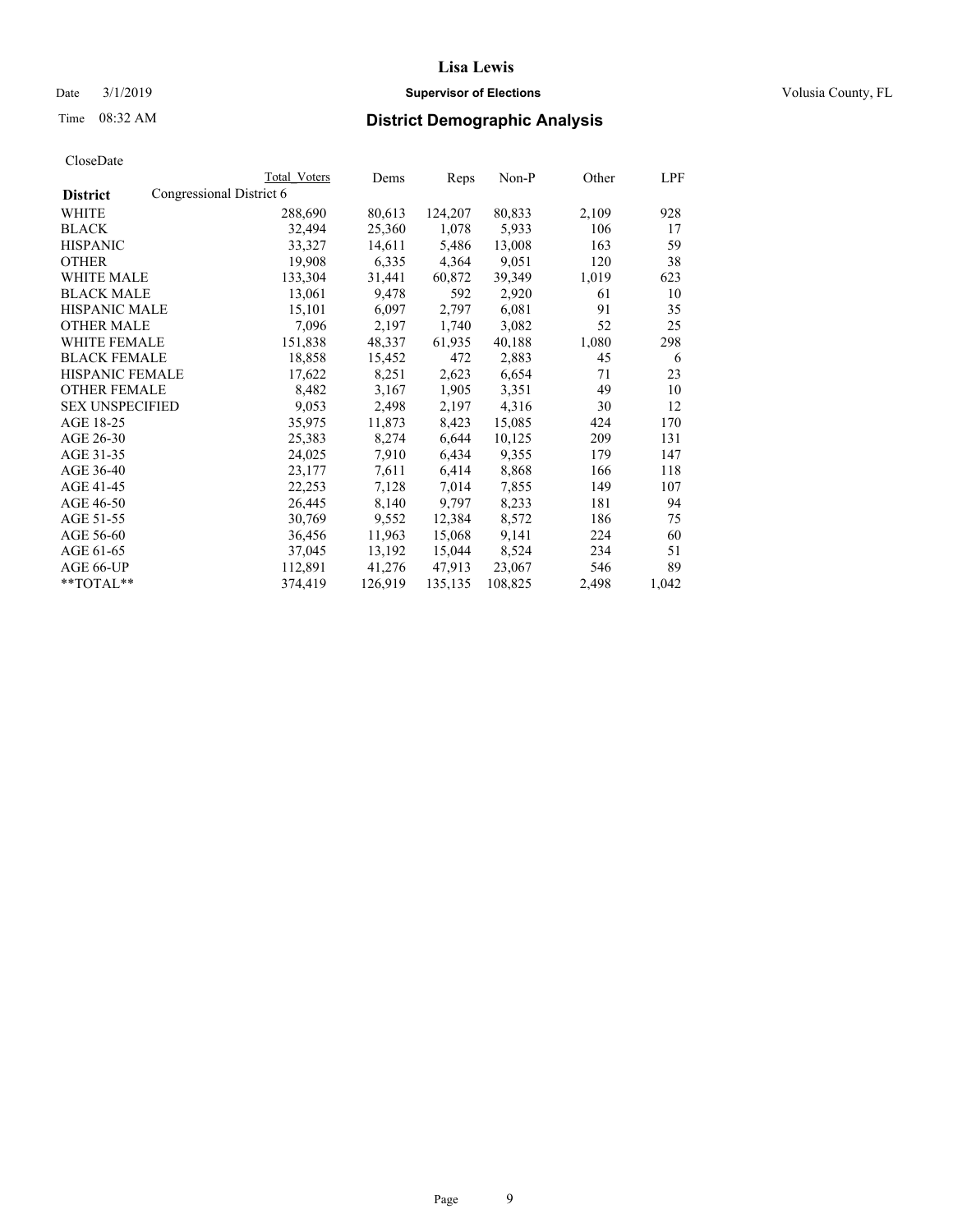# Lisa Lewis

Date 3/1/2019 **Supervisor of Elections** Volusia County, FL

Time 08:32 AM **District Demographic Analysis**

CloseDate

| | Total Voters | Dems | Reps | Non-P | Other | LPF |
|---|---|---|---|---|---|---|
| **District** Congressional District 6 | | | | | | |
| WHITE | 288,690 | 80,613 | 124,207 | 80,833 | 2,109 | 928 |
| BLACK | 32,494 | 25,360 | 1,078 | 5,933 | 106 | 17 |
| HISPANIC | 33,327 | 14,611 | 5,486 | 13,008 | 163 | 59 |
| OTHER | 19,908 | 6,335 | 4,364 | 9,051 | 120 | 38 |
| WHITE MALE | 133,304 | 31,441 | 60,872 | 39,349 | 1,019 | 623 |
| BLACK MALE | 13,061 | 9,478 | 592 | 2,920 | 61 | 10 |
| HISPANIC MALE | 15,101 | 6,097 | 2,797 | 6,081 | 91 | 35 |
| OTHER MALE | 7,096 | 2,197 | 1,740 | 3,082 | 52 | 25 |
| WHITE FEMALE | 151,838 | 48,337 | 61,935 | 40,188 | 1,080 | 298 |
| BLACK FEMALE | 18,858 | 15,452 | 472 | 2,883 | 45 | 6 |
| HISPANIC FEMALE | 17,622 | 8,251 | 2,623 | 6,654 | 71 | 23 |
| OTHER FEMALE | 8,482 | 3,167 | 1,905 | 3,351 | 49 | 10 |
| SEX UNSPECIFIED | 9,053 | 2,498 | 2,197 | 4,316 | 30 | 12 |
| AGE 18-25 | 35,975 | 11,873 | 8,423 | 15,085 | 424 | 170 |
| AGE 26-30 | 25,383 | 8,274 | 6,644 | 10,125 | 209 | 131 |
| AGE 31-35 | 24,025 | 7,910 | 6,434 | 9,355 | 179 | 147 |
| AGE 36-40 | 23,177 | 7,611 | 6,414 | 8,868 | 166 | 118 |
| AGE 41-45 | 22,253 | 7,128 | 7,014 | 7,855 | 149 | 107 |
| AGE 46-50 | 26,445 | 8,140 | 9,797 | 8,233 | 181 | 94 |
| AGE 51-55 | 30,769 | 9,552 | 12,384 | 8,572 | 186 | 75 |
| AGE 56-60 | 36,456 | 11,963 | 15,068 | 9,141 | 224 | 60 |
| AGE 61-65 | 37,045 | 13,192 | 15,044 | 8,524 | 234 | 51 |
| AGE 66-UP | 112,891 | 41,276 | 47,913 | 23,067 | 546 | 89 |
| **TOTAL** | 374,419 | 126,919 | 135,135 | 108,825 | 2,498 | 1,042 |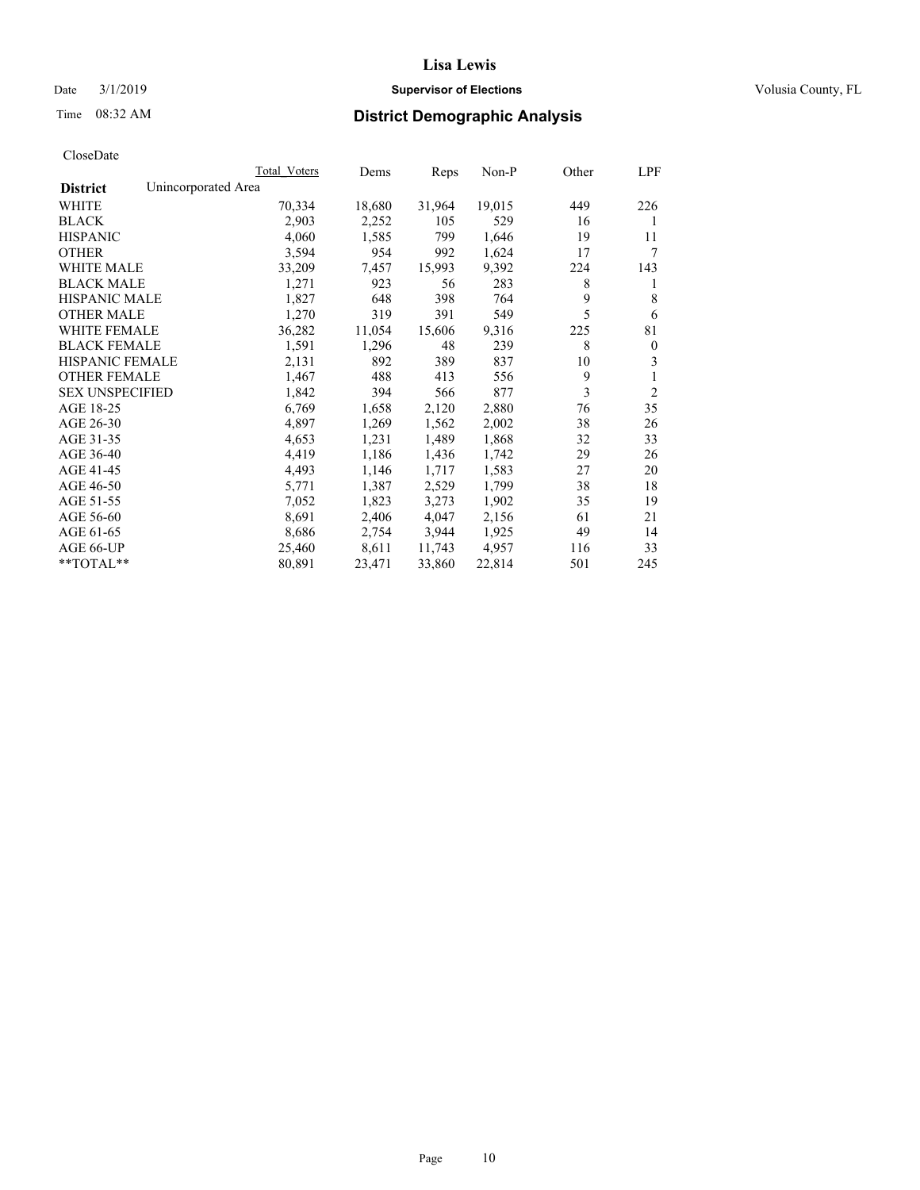**Lisa Lewis**

Date 3/1/2019 **Supervisor of Elections** Volusia County, FL

Time 08:32 AM

## District Demographic Analysis

CloseDate

| District | Unincorporated Area | Total Voters | Dems | Reps | Non-P | Other | LPF |
|---|---|---|---|---|---|---|---|
| WHITE | | 70,334 | 18,680 | 31,964 | 19,015 | 449 | 226 |
| BLACK | | 2,903 | 2,252 | 105 | 529 | 16 | 1 |
| HISPANIC | | 4,060 | 1,585 | 799 | 1,646 | 19 | 11 |
| OTHER | | 3,594 | 954 | 992 | 1,624 | 17 | 7 |
| WHITE MALE | | 33,209 | 7,457 | 15,993 | 9,392 | 224 | 143 |
| BLACK MALE | | 1,271 | 923 | 56 | 283 | 8 | 1 |
| HISPANIC MALE | | 1,827 | 648 | 398 | 764 | 9 | 8 |
| OTHER MALE | | 1,270 | 319 | 391 | 549 | 5 | 6 |
| WHITE FEMALE | | 36,282 | 11,054 | 15,606 | 9,316 | 225 | 81 |
| BLACK FEMALE | | 1,591 | 1,296 | 48 | 239 | 8 | 0 |
| HISPANIC FEMALE | | 2,131 | 892 | 389 | 837 | 10 | 3 |
| OTHER FEMALE | | 1,467 | 488 | 413 | 556 | 9 | 1 |
| SEX UNSPECIFIED | | 1,842 | 394 | 566 | 877 | 3 | 2 |
| AGE 18-25 | | 6,769 | 1,658 | 2,120 | 2,880 | 76 | 35 |
| AGE 26-30 | | 4,897 | 1,269 | 1,562 | 2,002 | 38 | 26 |
| AGE 31-35 | | 4,653 | 1,231 | 1,489 | 1,868 | 32 | 33 |
| AGE 36-40 | | 4,419 | 1,186 | 1,436 | 1,742 | 29 | 26 |
| AGE 41-45 | | 4,493 | 1,146 | 1,717 | 1,583 | 27 | 20 |
| AGE 46-50 | | 5,771 | 1,387 | 2,529 | 1,799 | 38 | 18 |
| AGE 51-55 | | 7,052 | 1,823 | 3,273 | 1,902 | 35 | 19 |
| AGE 56-60 | | 8,691 | 2,406 | 4,047 | 2,156 | 61 | 21 |
| AGE 61-65 | | 8,686 | 2,754 | 3,944 | 1,925 | 49 | 14 |
| AGE 66-UP | | 25,460 | 8,611 | 11,743 | 4,957 | 116 | 33 |
| **TOTAL** | | 80,891 | 23,471 | 33,860 | 22,814 | 501 | 245 |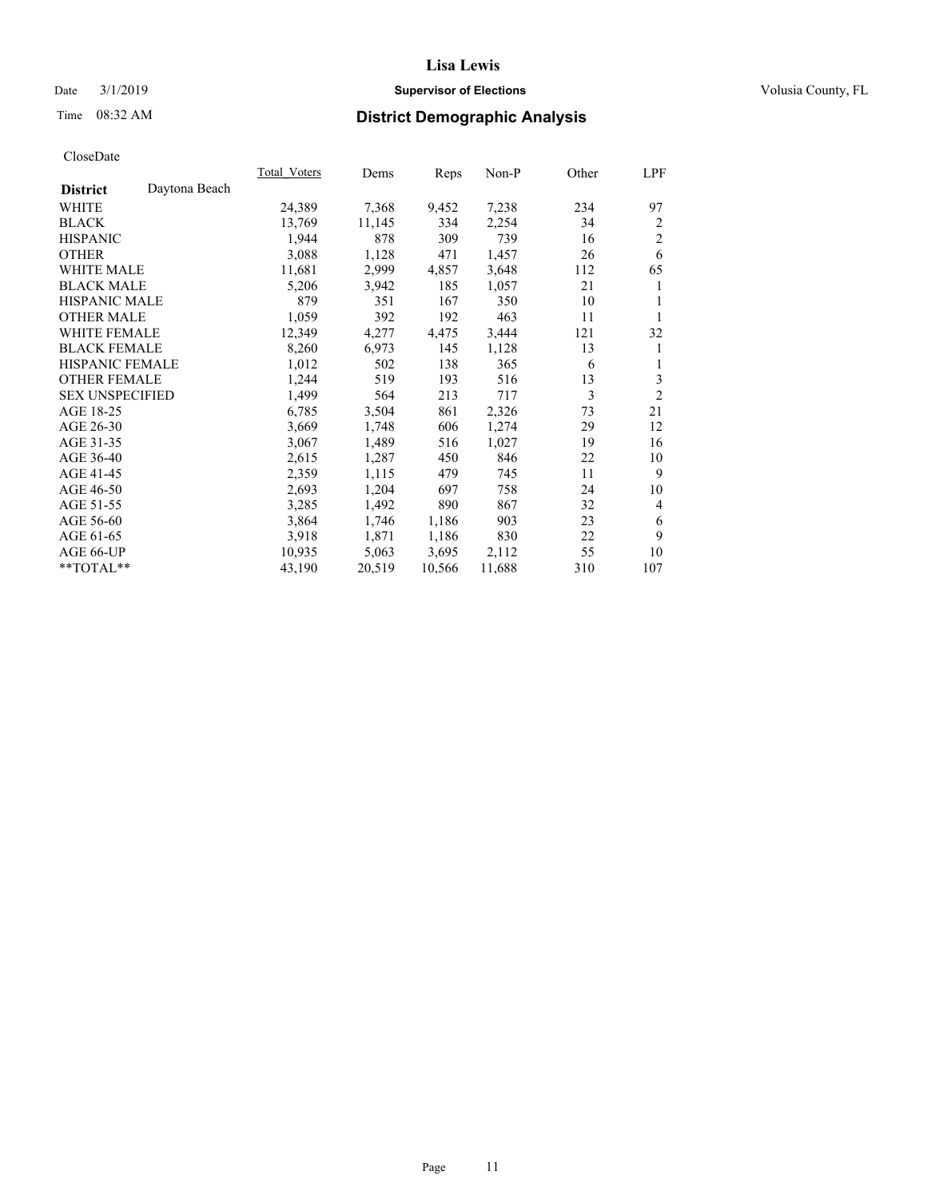# Lisa Lewis

Date 3/1/2019 **Supervisor of Elections** Volusia County, FL

Time 08:32 AM **District Demographic Analysis**

CloseDate

| **District** Daytona Beach | Total_Voters | Dems | Reps | Non-P | Other | LPF |
|---|---|---|---|---|---|---|
| WHITE | 24,389 | 7,368 | 9,452 | 7,238 | 234 | 97 |
| BLACK | 13,769 | 11,145 | 334 | 2,254 | 34 | 2 |
| HISPANIC | 1,944 | 878 | 309 | 739 | 16 | 2 |
| OTHER | 3,088 | 1,128 | 471 | 1,457 | 26 | 6 |
| WHITE MALE | 11,681 | 2,999 | 4,857 | 3,648 | 112 | 65 |
| BLACK MALE | 5,206 | 3,942 | 185 | 1,057 | 21 | 1 |
| HISPANIC MALE | 879 | 351 | 167 | 350 | 10 | 1 |
| OTHER MALE | 1,059 | 392 | 192 | 463 | 11 | 1 |
| WHITE FEMALE | 12,349 | 4,277 | 4,475 | 3,444 | 121 | 32 |
| BLACK FEMALE | 8,260 | 6,973 | 145 | 1,128 | 13 | 1 |
| HISPANIC FEMALE | 1,012 | 502 | 138 | 365 | 6 | 1 |
| OTHER FEMALE | 1,244 | 519 | 193 | 516 | 13 | 3 |
| SEX UNSPECIFIED | 1,499 | 564 | 213 | 717 | 3 | 2 |
| AGE 18-25 | 6,785 | 3,504 | 861 | 2,326 | 73 | 21 |
| AGE 26-30 | 3,669 | 1,748 | 606 | 1,274 | 29 | 12 |
| AGE 31-35 | 3,067 | 1,489 | 516 | 1,027 | 19 | 16 |
| AGE 36-40 | 2,615 | 1,287 | 450 | 846 | 22 | 10 |
| AGE 41-45 | 2,359 | 1,115 | 479 | 745 | 11 | 9 |
| AGE 46-50 | 2,693 | 1,204 | 697 | 758 | 24 | 10 |
| AGE 51-55 | 3,285 | 1,492 | 890 | 867 | 32 | 4 |
| AGE 56-60 | 3,864 | 1,746 | 1,186 | 903 | 23 | 6 |
| AGE 61-65 | 3,918 | 1,871 | 1,186 | 830 | 22 | 9 |
| AGE 66-UP | 10,935 | 5,063 | 3,695 | 2,112 | 55 | 10 |
| **TOTAL** | 43,190 | 20,519 | 10,566 | 11,688 | 310 | 107 |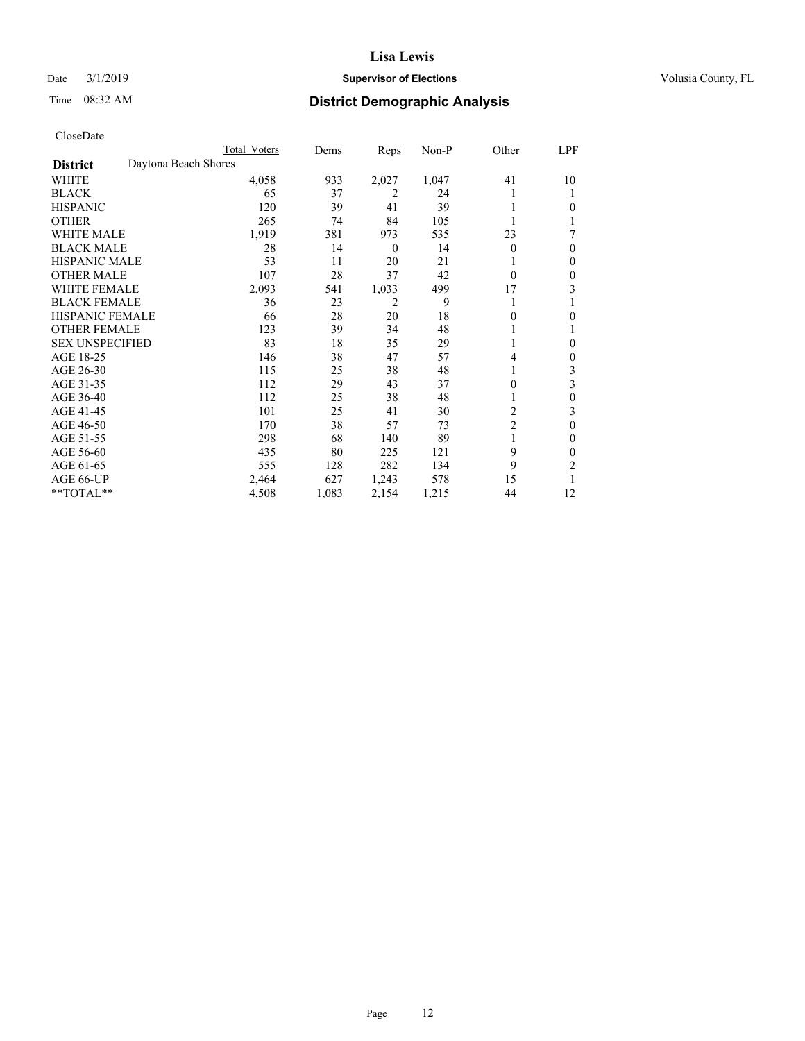# Lisa Lewis

Date 3/1/2019 **Supervisor of Elections** Volusia County, FL

Time 08:32 AM **District Demographic Analysis**

CloseDate

| | Total Voters | Dems | Reps | Non-P | Other | LPF |
|---|---|---|---|---|---|---|
| **District** Daytona Beach Shores | | | | | | |
| WHITE | 4,058 | 933 | 2,027 | 1,047 | 41 | 10 |
| BLACK | 65 | 37 | 2 | 24 | 1 | 1 |
| HISPANIC | 120 | 39 | 41 | 39 | 1 | 0 |
| OTHER | 265 | 74 | 84 | 105 | 1 | 1 |
| WHITE MALE | 1,919 | 381 | 973 | 535 | 23 | 7 |
| BLACK MALE | 28 | 14 | 0 | 14 | 0 | 0 |
| HISPANIC MALE | 53 | 11 | 20 | 21 | 1 | 0 |
| OTHER MALE | 107 | 28 | 37 | 42 | 0 | 0 |
| WHITE FEMALE | 2,093 | 541 | 1,033 | 499 | 17 | 3 |
| BLACK FEMALE | 36 | 23 | 2 | 9 | 1 | 1 |
| HISPANIC FEMALE | 66 | 28 | 20 | 18 | 0 | 0 |
| OTHER FEMALE | 123 | 39 | 34 | 48 | 1 | 1 |
| SEX UNSPECIFIED | 83 | 18 | 35 | 29 | 1 | 0 |
| AGE 18-25 | 146 | 38 | 47 | 57 | 4 | 0 |
| AGE 26-30 | 115 | 25 | 38 | 48 | 1 | 3 |
| AGE 31-35 | 112 | 29 | 43 | 37 | 0 | 3 |
| AGE 36-40 | 112 | 25 | 38 | 48 | 1 | 0 |
| AGE 41-45 | 101 | 25 | 41 | 30 | 2 | 3 |
| AGE 46-50 | 170 | 38 | 57 | 73 | 2 | 0 |
| AGE 51-55 | 298 | 68 | 140 | 89 | 1 | 0 |
| AGE 56-60 | 435 | 80 | 225 | 121 | 9 | 0 |
| AGE 61-65 | 555 | 128 | 282 | 134 | 9 | 2 |
| AGE 66-UP | 2,464 | 627 | 1,243 | 578 | 15 | 1 |
| **TOTAL** | 4,508 | 1,083 | 2,154 | 1,215 | 44 | 12 |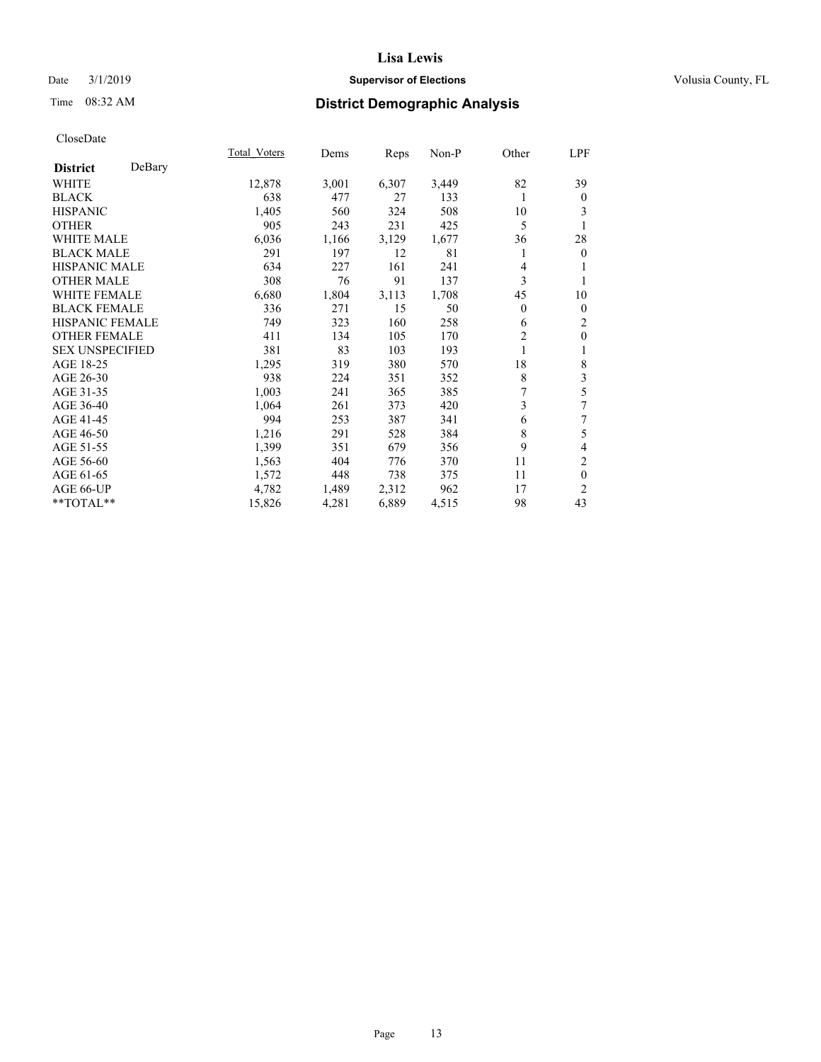# District Demographic Analysis

CloseDate

| District DeBary | Total_Voters | Dems | Reps | Non-P | Other | LPF |
|---|---|---|---|---|---|---|
| WHITE | 12,878 | 3,001 | 6,307 | 3,449 | 82 | 39 |
| BLACK | 638 | 477 | 27 | 133 | 1 | 0 |
| HISPANIC | 1,405 | 560 | 324 | 508 | 10 | 3 |
| OTHER | 905 | 243 | 231 | 425 | 5 | 1 |
| WHITE MALE | 6,036 | 1,166 | 3,129 | 1,677 | 36 | 28 |
| BLACK MALE | 291 | 197 | 12 | 81 | 1 | 0 |
| HISPANIC MALE | 634 | 227 | 161 | 241 | 4 | 1 |
| OTHER MALE | 308 | 76 | 91 | 137 | 3 | 1 |
| WHITE FEMALE | 6,680 | 1,804 | 3,113 | 1,708 | 45 | 10 |
| BLACK FEMALE | 336 | 271 | 15 | 50 | 0 | 0 |
| HISPANIC FEMALE | 749 | 323 | 160 | 258 | 6 | 2 |
| OTHER FEMALE | 411 | 134 | 105 | 170 | 2 | 0 |
| SEX UNSPECIFIED | 381 | 83 | 103 | 193 | 1 | 1 |
| AGE 18-25 | 1,295 | 319 | 380 | 570 | 18 | 8 |
| AGE 26-30 | 938 | 224 | 351 | 352 | 8 | 3 |
| AGE 31-35 | 1,003 | 241 | 365 | 385 | 7 | 5 |
| AGE 36-40 | 1,064 | 261 | 373 | 420 | 3 | 7 |
| AGE 41-45 | 994 | 253 | 387 | 341 | 6 | 7 |
| AGE 46-50 | 1,216 | 291 | 528 | 384 | 8 | 5 |
| AGE 51-55 | 1,399 | 351 | 679 | 356 | 9 | 4 |
| AGE 56-60 | 1,563 | 404 | 776 | 370 | 11 | 2 |
| AGE 61-65 | 1,572 | 448 | 738 | 375 | 11 | 0 |
| AGE 66-UP | 4,782 | 1,489 | 2,312 | 962 | 17 | 2 |
| **TOTAL** | 15,826 | 4,281 | 6,889 | 4,515 | 98 | 43 |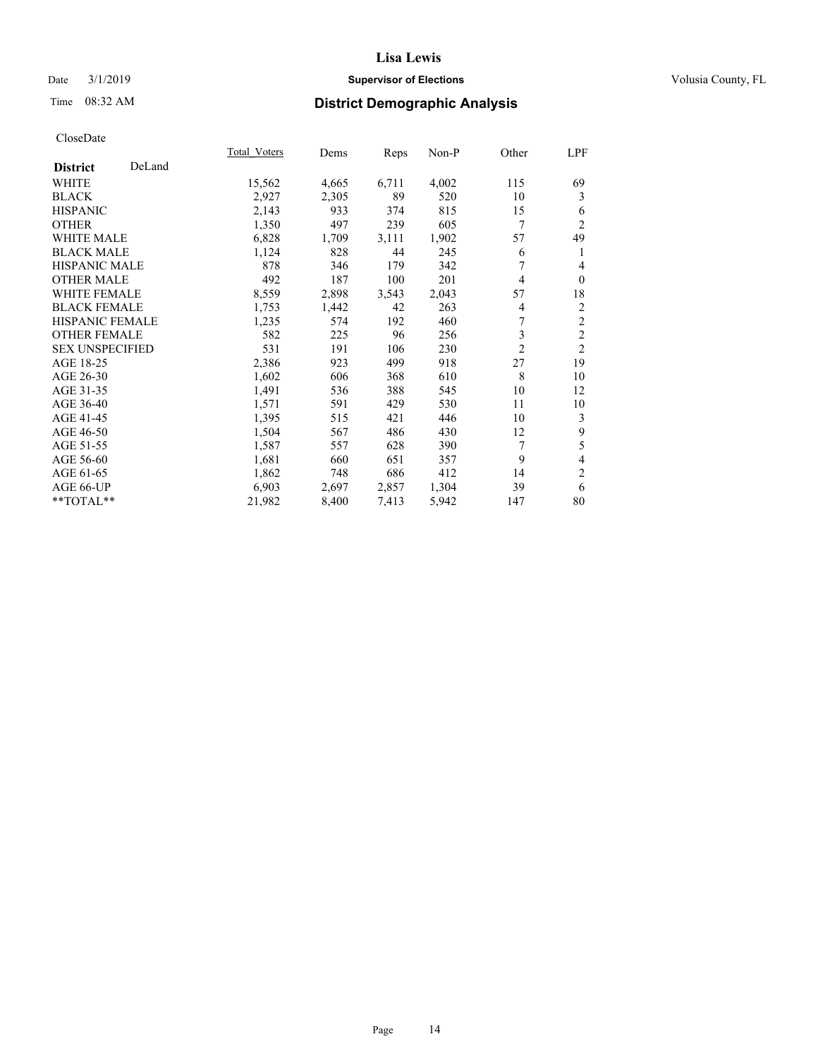# Lisa Lewis

Date 3/1/2019 **Supervisor of Elections** Volusia County, FL

Time 08:32 AM **District Demographic Analysis**

CloseDate

| District DeLand | Total_Voters | Dems | Reps | Non-P | Other | LPF |
|---|---|---|---|---|---|---|
| WHITE | 15,562 | 4,665 | 6,711 | 4,002 | 115 | 69 |
| BLACK | 2,927 | 2,305 | 89 | 520 | 10 | 3 |
| HISPANIC | 2,143 | 933 | 374 | 815 | 15 | 6 |
| OTHER | 1,350 | 497 | 239 | 605 | 7 | 2 |
| WHITE MALE | 6,828 | 1,709 | 3,111 | 1,902 | 57 | 49 |
| BLACK MALE | 1,124 | 828 | 44 | 245 | 6 | 1 |
| HISPANIC MALE | 878 | 346 | 179 | 342 | 7 | 4 |
| OTHER MALE | 492 | 187 | 100 | 201 | 4 | 0 |
| WHITE FEMALE | 8,559 | 2,898 | 3,543 | 2,043 | 57 | 18 |
| BLACK FEMALE | 1,753 | 1,442 | 42 | 263 | 4 | 2 |
| HISPANIC FEMALE | 1,235 | 574 | 192 | 460 | 7 | 2 |
| OTHER FEMALE | 582 | 225 | 96 | 256 | 3 | 2 |
| SEX UNSPECIFIED | 531 | 191 | 106 | 230 | 2 | 2 |
| AGE 18-25 | 2,386 | 923 | 499 | 918 | 27 | 19 |
| AGE 26-30 | 1,602 | 606 | 368 | 610 | 8 | 10 |
| AGE 31-35 | 1,491 | 536 | 388 | 545 | 10 | 12 |
| AGE 36-40 | 1,571 | 591 | 429 | 530 | 11 | 10 |
| AGE 41-45 | 1,395 | 515 | 421 | 446 | 10 | 3 |
| AGE 46-50 | 1,504 | 567 | 486 | 430 | 12 | 9 |
| AGE 51-55 | 1,587 | 557 | 628 | 390 | 7 | 5 |
| AGE 56-60 | 1,681 | 660 | 651 | 357 | 9 | 4 |
| AGE 61-65 | 1,862 | 748 | 686 | 412 | 14 | 2 |
| AGE 66-UP | 6,903 | 2,697 | 2,857 | 1,304 | 39 | 6 |
| **TOTAL** | 21,982 | 8,400 | 7,413 | 5,942 | 147 | 80 |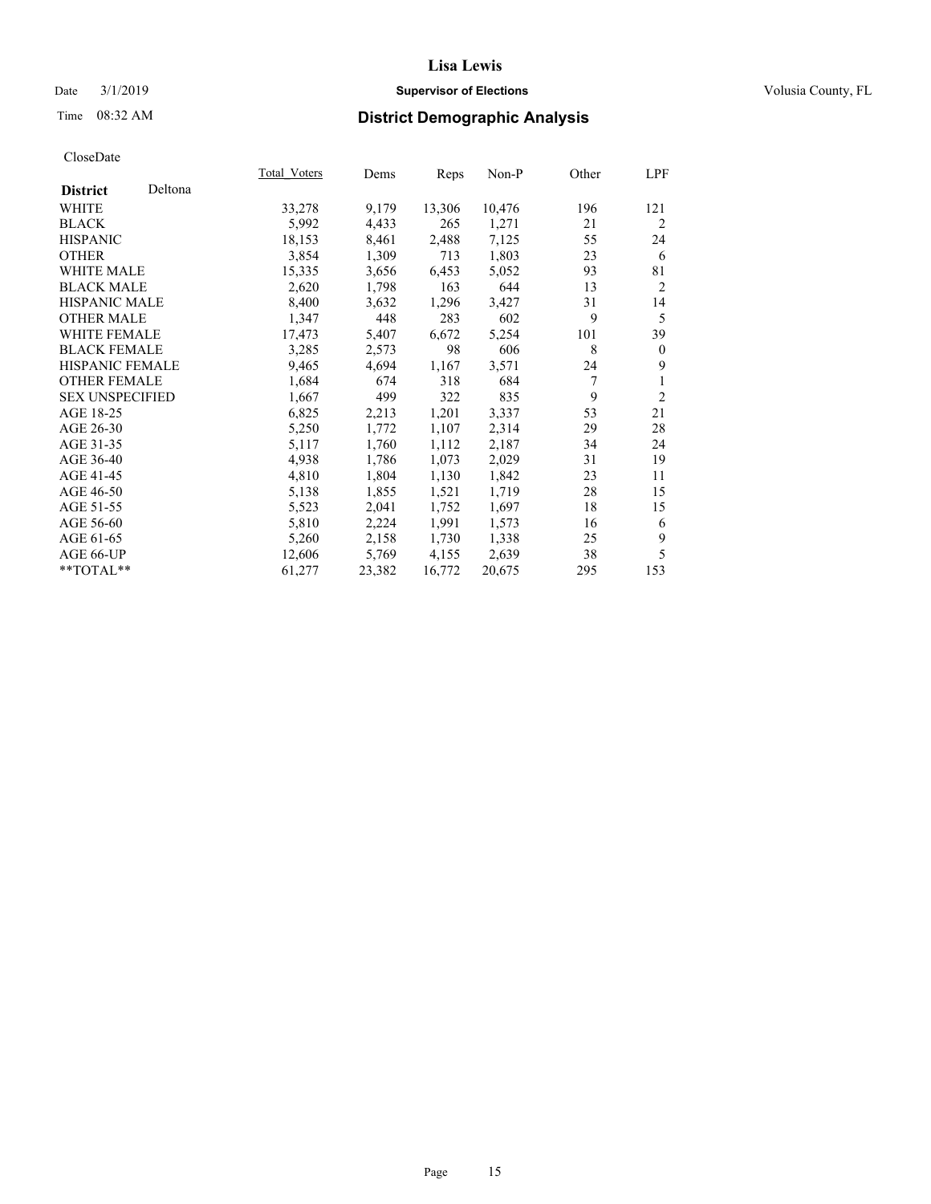# Lisa Lewis

Date 3/1/2019 **Supervisor of Elections** Volusia County, FL

Time 08:32 AM **District Demographic Analysis**

CloseDate

| | Total_Voters | Dems | Reps | Non-P | Other | LPF |
|---|---|---|---|---|---|---|
| **District** Deltona | | | | | | |
| WHITE | 33,278 | 9,179 | 13,306 | 10,476 | 196 | 121 |
| BLACK | 5,992 | 4,433 | 265 | 1,271 | 21 | 2 |
| HISPANIC | 18,153 | 8,461 | 2,488 | 7,125 | 55 | 24 |
| OTHER | 3,854 | 1,309 | 713 | 1,803 | 23 | 6 |
| WHITE MALE | 15,335 | 3,656 | 6,453 | 5,052 | 93 | 81 |
| BLACK MALE | 2,620 | 1,798 | 163 | 644 | 13 | 2 |
| HISPANIC MALE | 8,400 | 3,632 | 1,296 | 3,427 | 31 | 14 |
| OTHER MALE | 1,347 | 448 | 283 | 602 | 9 | 5 |
| WHITE FEMALE | 17,473 | 5,407 | 6,672 | 5,254 | 101 | 39 |
| BLACK FEMALE | 3,285 | 2,573 | 98 | 606 | 8 | 0 |
| HISPANIC FEMALE | 9,465 | 4,694 | 1,167 | 3,571 | 24 | 9 |
| OTHER FEMALE | 1,684 | 674 | 318 | 684 | 7 | 1 |
| SEX UNSPECIFIED | 1,667 | 499 | 322 | 835 | 9 | 2 |
| AGE 18-25 | 6,825 | 2,213 | 1,201 | 3,337 | 53 | 21 |
| AGE 26-30 | 5,250 | 1,772 | 1,107 | 2,314 | 29 | 28 |
| AGE 31-35 | 5,117 | 1,760 | 1,112 | 2,187 | 34 | 24 |
| AGE 36-40 | 4,938 | 1,786 | 1,073 | 2,029 | 31 | 19 |
| AGE 41-45 | 4,810 | 1,804 | 1,130 | 1,842 | 23 | 11 |
| AGE 46-50 | 5,138 | 1,855 | 1,521 | 1,719 | 28 | 15 |
| AGE 51-55 | 5,523 | 2,041 | 1,752 | 1,697 | 18 | 15 |
| AGE 56-60 | 5,810 | 2,224 | 1,991 | 1,573 | 16 | 6 |
| AGE 61-65 | 5,260 | 2,158 | 1,730 | 1,338 | 25 | 9 |
| AGE 66-UP | 12,606 | 5,769 | 4,155 | 2,639 | 38 | 5 |
| **TOTAL** | 61,277 | 23,382 | 16,772 | 20,675 | 295 | 153 |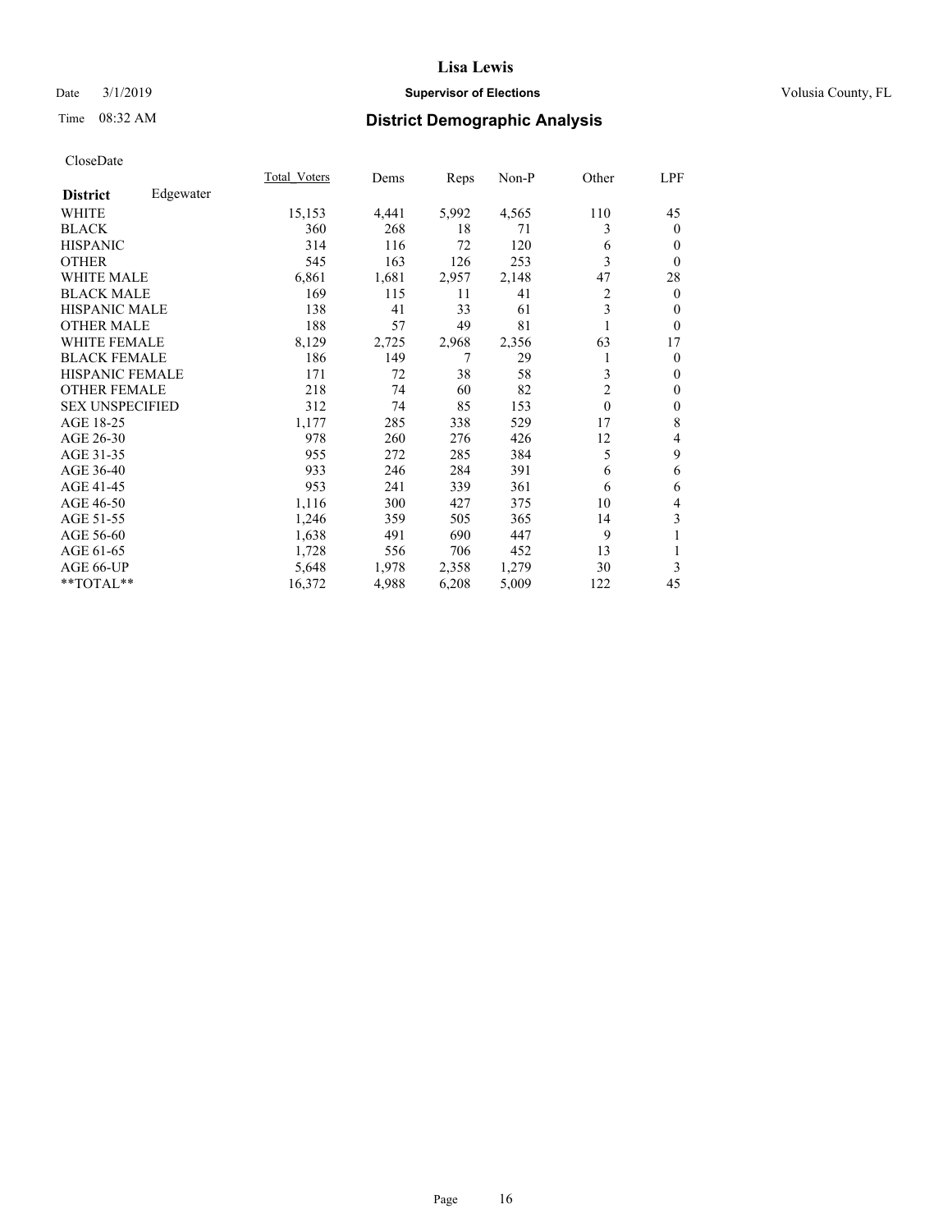Lisa Lewis

Date 3/1/2019 **Supervisor of Elections** Volusia County, FL

Time 08:32 AM **District Demographic Analysis**

CloseDate

| **District** Edgewater | Total_Voters | Dems | Reps | Non-P | Other | LPF |
|---|---|---|---|---|---|---|
| WHITE | 15,153 | 4,441 | 5,992 | 4,565 | 110 | 45 |
| BLACK | 360 | 268 | 18 | 71 | 3 | 0 |
| HISPANIC | 314 | 116 | 72 | 120 | 6 | 0 |
| OTHER | 545 | 163 | 126 | 253 | 3 | 0 |
| WHITE MALE | 6,861 | 1,681 | 2,957 | 2,148 | 47 | 28 |
| BLACK MALE | 169 | 115 | 11 | 41 | 2 | 0 |
| HISPANIC MALE | 138 | 41 | 33 | 61 | 3 | 0 |
| OTHER MALE | 188 | 57 | 49 | 81 | 1 | 0 |
| WHITE FEMALE | 8,129 | 2,725 | 2,968 | 2,356 | 63 | 17 |
| BLACK FEMALE | 186 | 149 | 7 | 29 | 1 | 0 |
| HISPANIC FEMALE | 171 | 72 | 38 | 58 | 3 | 0 |
| OTHER FEMALE | 218 | 74 | 60 | 82 | 2 | 0 |
| SEX UNSPECIFIED | 312 | 74 | 85 | 153 | 0 | 0 |
| AGE 18-25 | 1,177 | 285 | 338 | 529 | 17 | 8 |
| AGE 26-30 | 978 | 260 | 276 | 426 | 12 | 4 |
| AGE 31-35 | 955 | 272 | 285 | 384 | 5 | 9 |
| AGE 36-40 | 933 | 246 | 284 | 391 | 6 | 6 |
| AGE 41-45 | 953 | 241 | 339 | 361 | 6 | 6 |
| AGE 46-50 | 1,116 | 300 | 427 | 375 | 10 | 4 |
| AGE 51-55 | 1,246 | 359 | 505 | 365 | 14 | 3 |
| AGE 56-60 | 1,638 | 491 | 690 | 447 | 9 | 1 |
| AGE 61-65 | 1,728 | 556 | 706 | 452 | 13 | 1 |
| AGE 66-UP | 5,648 | 1,978 | 2,358 | 1,279 | 30 | 3 |
| **TOTAL** | 16,372 | 4,988 | 6,208 | 5,009 | 122 | 45 |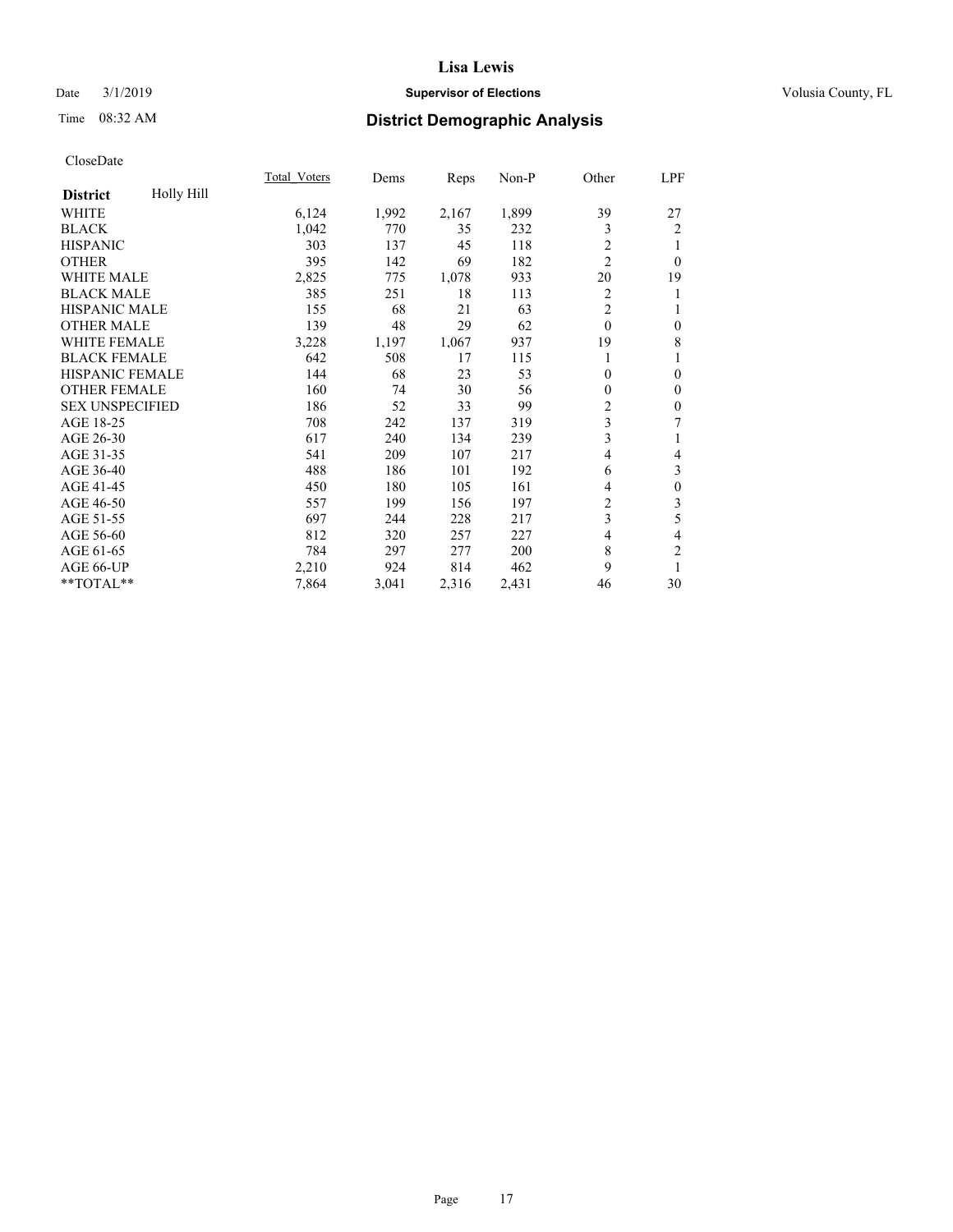# Lisa Lewis

Date 3/1/2019 **Supervisor of Elections** Volusia County, FL

Time 08:32 AM **District Demographic Analysis**

CloseDate

| District: Holly Hill | Total_Voters | Dems | Reps | Non-P | Other | LPF |
|---|---|---|---|---|---|---|
| WHITE | 6,124 | 1,992 | 2,167 | 1,899 | 39 | 27 |
| BLACK | 1,042 | 770 | 35 | 232 | 3 | 2 |
| HISPANIC | 303 | 137 | 45 | 118 | 2 | 1 |
| OTHER | 395 | 142 | 69 | 182 | 2 | 0 |
| WHITE MALE | 2,825 | 775 | 1,078 | 933 | 20 | 19 |
| BLACK MALE | 385 | 251 | 18 | 113 | 2 | 1 |
| HISPANIC MALE | 155 | 68 | 21 | 63 | 2 | 1 |
| OTHER MALE | 139 | 48 | 29 | 62 | 0 | 0 |
| WHITE FEMALE | 3,228 | 1,197 | 1,067 | 937 | 19 | 8 |
| BLACK FEMALE | 642 | 508 | 17 | 115 | 1 | 1 |
| HISPANIC FEMALE | 144 | 68 | 23 | 53 | 0 | 0 |
| OTHER FEMALE | 160 | 74 | 30 | 56 | 0 | 0 |
| SEX UNSPECIFIED | 186 | 52 | 33 | 99 | 2 | 0 |
| AGE 18-25 | 708 | 242 | 137 | 319 | 3 | 7 |
| AGE 26-30 | 617 | 240 | 134 | 239 | 3 | 1 |
| AGE 31-35 | 541 | 209 | 107 | 217 | 4 | 4 |
| AGE 36-40 | 488 | 186 | 101 | 192 | 6 | 3 |
| AGE 41-45 | 450 | 180 | 105 | 161 | 4 | 0 |
| AGE 46-50 | 557 | 199 | 156 | 197 | 2 | 3 |
| AGE 51-55 | 697 | 244 | 228 | 217 | 3 | 5 |
| AGE 56-60 | 812 | 320 | 257 | 227 | 4 | 4 |
| AGE 61-65 | 784 | 297 | 277 | 200 | 8 | 2 |
| AGE 66-UP | 2,210 | 924 | 814 | 462 | 9 | 1 |
| **TOTAL** | 7,864 | 3,041 | 2,316 | 2,431 | 46 | 30 |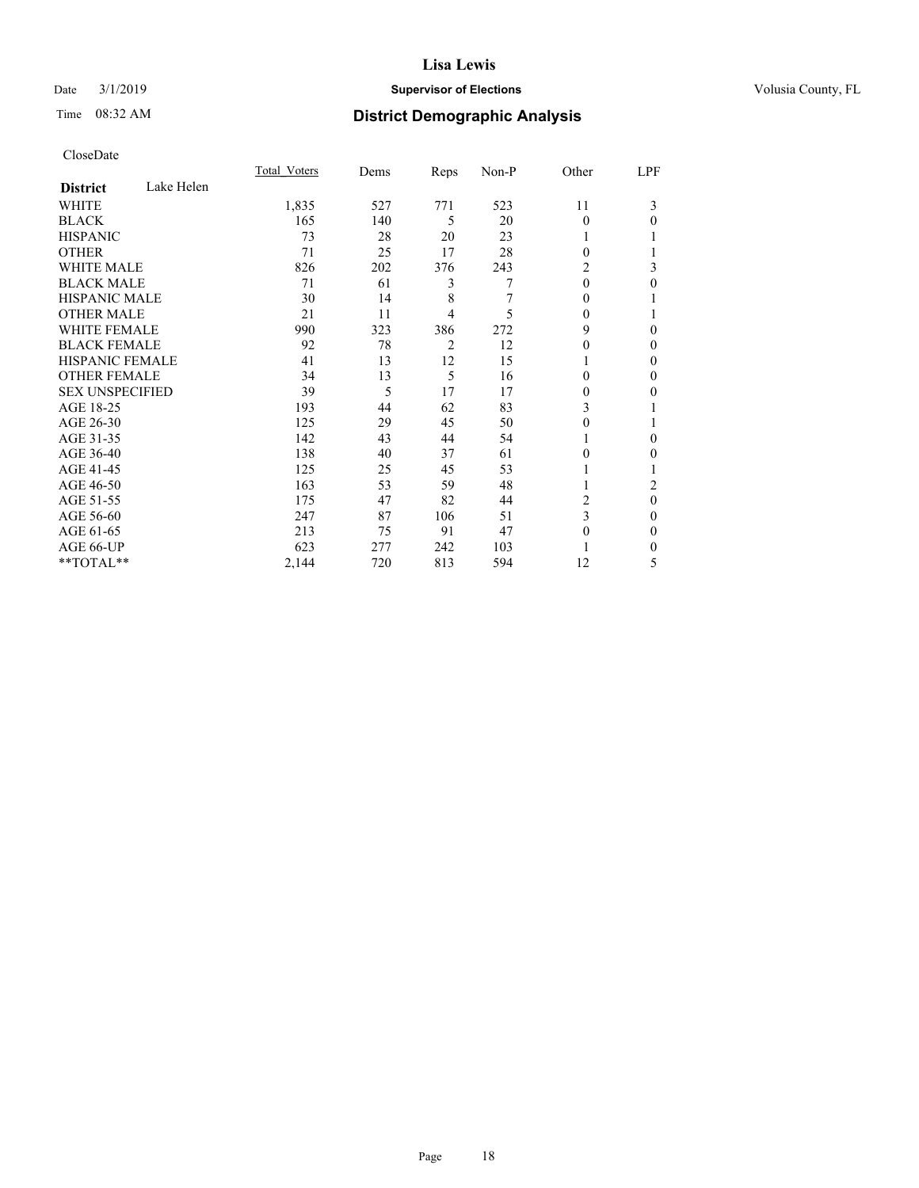# Lisa Lewis

Date 3/1/2019 **Supervisor of Elections** Volusia County, FL

Time 08:32 AM **District Demographic Analysis**

CloseDate

| **District** Lake Helen | Total_Voters | Dems | Reps | Non-P | Other | LPF |
|---|---|---|---|---|---|---|
| WHITE | 1,835 | 527 | 771 | 523 | 11 | 3 |
| BLACK | 165 | 140 | 5 | 20 | 0 | 0 |
| HISPANIC | 73 | 28 | 20 | 23 | 1 | 1 |
| OTHER | 71 | 25 | 17 | 28 | 0 | 1 |
| WHITE MALE | 826 | 202 | 376 | 243 | 2 | 3 |
| BLACK MALE | 71 | 61 | 3 | 7 | 0 | 0 |
| HISPANIC MALE | 30 | 14 | 8 | 7 | 0 | 1 |
| OTHER MALE | 21 | 11 | 4 | 5 | 0 | 1 |
| WHITE FEMALE | 990 | 323 | 386 | 272 | 9 | 0 |
| BLACK FEMALE | 92 | 78 | 2 | 12 | 0 | 0 |
| HISPANIC FEMALE | 41 | 13 | 12 | 15 | 1 | 0 |
| OTHER FEMALE | 34 | 13 | 5 | 16 | 0 | 0 |
| SEX UNSPECIFIED | 39 | 5 | 17 | 17 | 0 | 0 |
| AGE 18-25 | 193 | 44 | 62 | 83 | 3 | 1 |
| AGE 26-30 | 125 | 29 | 45 | 50 | 0 | 1 |
| AGE 31-35 | 142 | 43 | 44 | 54 | 1 | 0 |
| AGE 36-40 | 138 | 40 | 37 | 61 | 0 | 0 |
| AGE 41-45 | 125 | 25 | 45 | 53 | 1 | 1 |
| AGE 46-50 | 163 | 53 | 59 | 48 | 1 | 2 |
| AGE 51-55 | 175 | 47 | 82 | 44 | 2 | 0 |
| AGE 56-60 | 247 | 87 | 106 | 51 | 3 | 0 |
| AGE 61-65 | 213 | 75 | 91 | 47 | 0 | 0 |
| AGE 66-UP | 623 | 277 | 242 | 103 | 1 | 0 |
| **TOTAL** | 2,144 | 720 | 813 | 594 | 12 | 5 |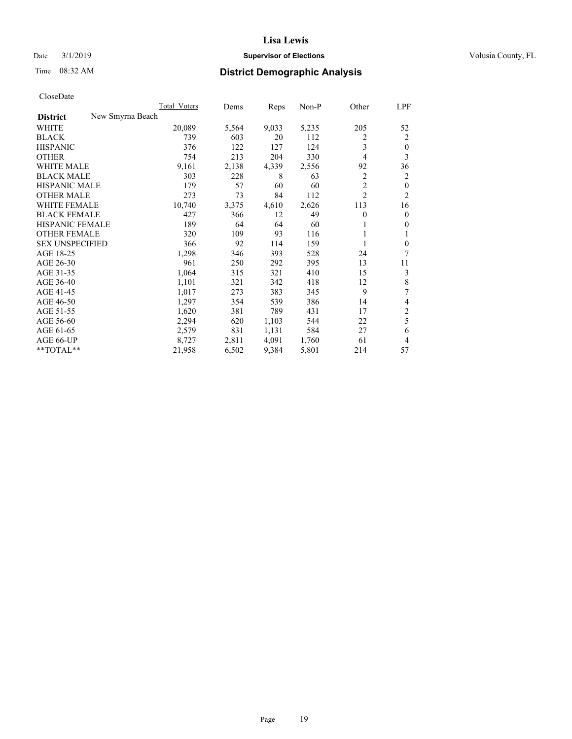# Lisa Lewis

Date 3/1/2019 **Supervisor of Elections** Volusia County, FL

Time 08:32 AM **District Demographic Analysis**

CloseDate

| | Total_Voters | Dems | Reps | Non-P | Other | LPF |
|---|---|---|---|---|---|---|
| **District** New Smyrna Beach | | | | | | |
| WHITE | 20,089 | 5,564 | 9,033 | 5,235 | 205 | 52 |
| BLACK | 739 | 603 | 20 | 112 | 2 | 2 |
| HISPANIC | 376 | 122 | 127 | 124 | 3 | 0 |
| OTHER | 754 | 213 | 204 | 330 | 4 | 3 |
| WHITE MALE | 9,161 | 2,138 | 4,339 | 2,556 | 92 | 36 |
| BLACK MALE | 303 | 228 | 8 | 63 | 2 | 2 |
| HISPANIC MALE | 179 | 57 | 60 | 60 | 2 | 0 |
| OTHER MALE | 273 | 73 | 84 | 112 | 2 | 2 |
| WHITE FEMALE | 10,740 | 3,375 | 4,610 | 2,626 | 113 | 16 |
| BLACK FEMALE | 427 | 366 | 12 | 49 | 0 | 0 |
| HISPANIC FEMALE | 189 | 64 | 64 | 60 | 1 | 0 |
| OTHER FEMALE | 320 | 109 | 93 | 116 | 1 | 1 |
| SEX UNSPECIFIED | 366 | 92 | 114 | 159 | 1 | 0 |
| AGE 18-25 | 1,298 | 346 | 393 | 528 | 24 | 7 |
| AGE 26-30 | 961 | 250 | 292 | 395 | 13 | 11 |
| AGE 31-35 | 1,064 | 315 | 321 | 410 | 15 | 3 |
| AGE 36-40 | 1,101 | 321 | 342 | 418 | 12 | 8 |
| AGE 41-45 | 1,017 | 273 | 383 | 345 | 9 | 7 |
| AGE 46-50 | 1,297 | 354 | 539 | 386 | 14 | 4 |
| AGE 51-55 | 1,620 | 381 | 789 | 431 | 17 | 2 |
| AGE 56-60 | 2,294 | 620 | 1,103 | 544 | 22 | 5 |
| AGE 61-65 | 2,579 | 831 | 1,131 | 584 | 27 | 6 |
| AGE 66-UP | 8,727 | 2,811 | 4,091 | 1,760 | 61 | 4 |
| **TOTAL** | 21,958 | 6,502 | 9,384 | 5,801 | 214 | 57 |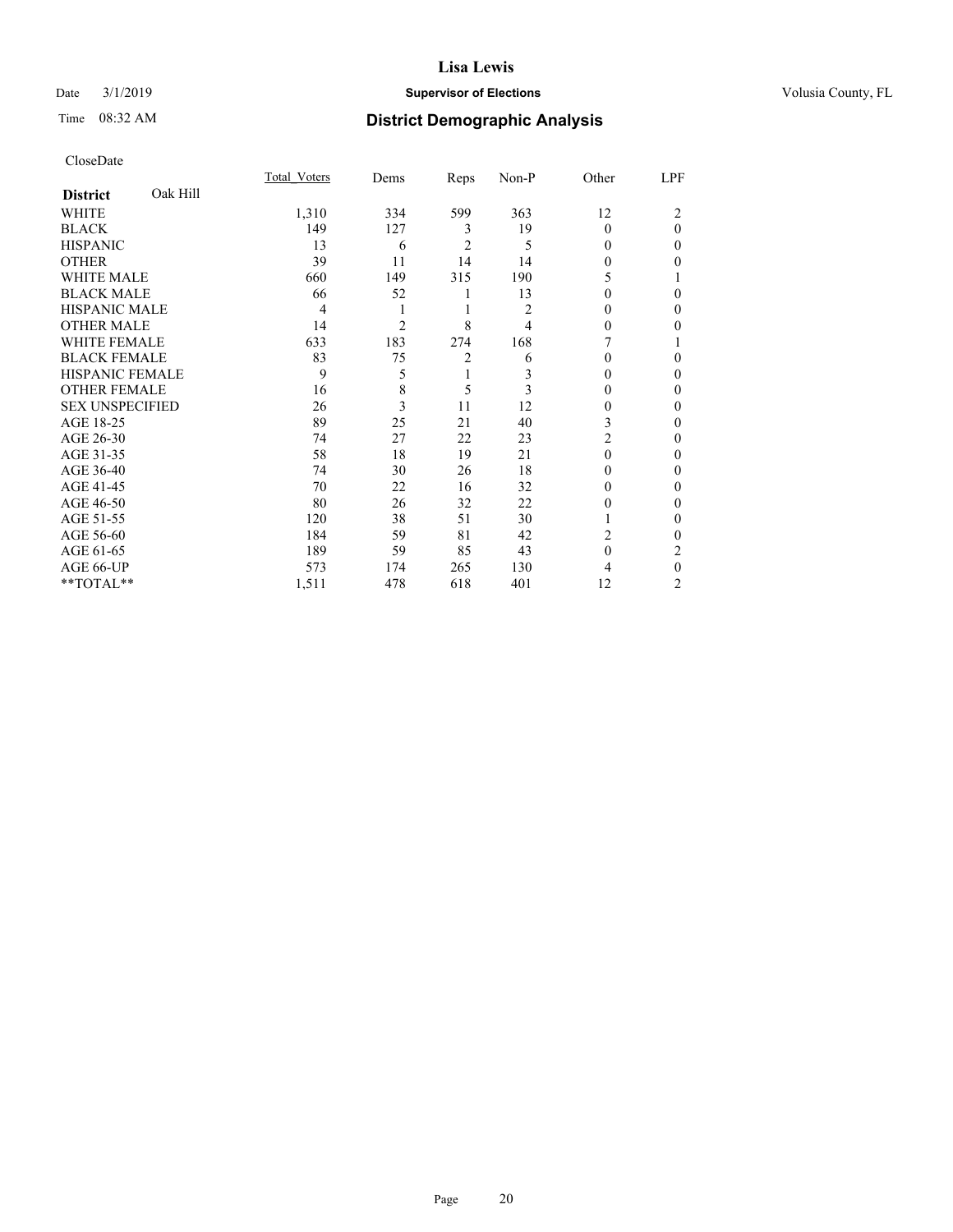# Lisa Lewis

Date 3/1/2019 **Supervisor of Elections** Volusia County, FL

Time 08:32 AM **District Demographic Analysis**

CloseDate

| **District** Oak Hill | Total_Voters | Dems | Reps | Non-P | Other | LPF |
|---|---|---|---|---|---|---|
| WHITE | 1,310 | 334 | 599 | 363 | 12 | 2 |
| BLACK | 149 | 127 | 3 | 19 | 0 | 0 |
| HISPANIC | 13 | 6 | 2 | 5 | 0 | 0 |
| OTHER | 39 | 11 | 14 | 14 | 0 | 0 |
| WHITE MALE | 660 | 149 | 315 | 190 | 5 | 1 |
| BLACK MALE | 66 | 52 | 1 | 13 | 0 | 0 |
| HISPANIC MALE | 4 | 1 | 1 | 2 | 0 | 0 |
| OTHER MALE | 14 | 2 | 8 | 4 | 0 | 0 |
| WHITE FEMALE | 633 | 183 | 274 | 168 | 7 | 1 |
| BLACK FEMALE | 83 | 75 | 2 | 6 | 0 | 0 |
| HISPANIC FEMALE | 9 | 5 | 1 | 3 | 0 | 0 |
| OTHER FEMALE | 16 | 8 | 5 | 3 | 0 | 0 |
| SEX UNSPECIFIED | 26 | 3 | 11 | 12 | 0 | 0 |
| AGE 18-25 | 89 | 25 | 21 | 40 | 3 | 0 |
| AGE 26-30 | 74 | 27 | 22 | 23 | 2 | 0 |
| AGE 31-35 | 58 | 18 | 19 | 21 | 0 | 0 |
| AGE 36-40 | 74 | 30 | 26 | 18 | 0 | 0 |
| AGE 41-45 | 70 | 22 | 16 | 32 | 0 | 0 |
| AGE 46-50 | 80 | 26 | 32 | 22 | 0 | 0 |
| AGE 51-55 | 120 | 38 | 51 | 30 | 1 | 0 |
| AGE 56-60 | 184 | 59 | 81 | 42 | 2 | 0 |
| AGE 61-65 | 189 | 59 | 85 | 43 | 0 | 2 |
| AGE 66-UP | 573 | 174 | 265 | 130 | 4 | 0 |
| **TOTAL** | 1,511 | 478 | 618 | 401 | 12 | 2 |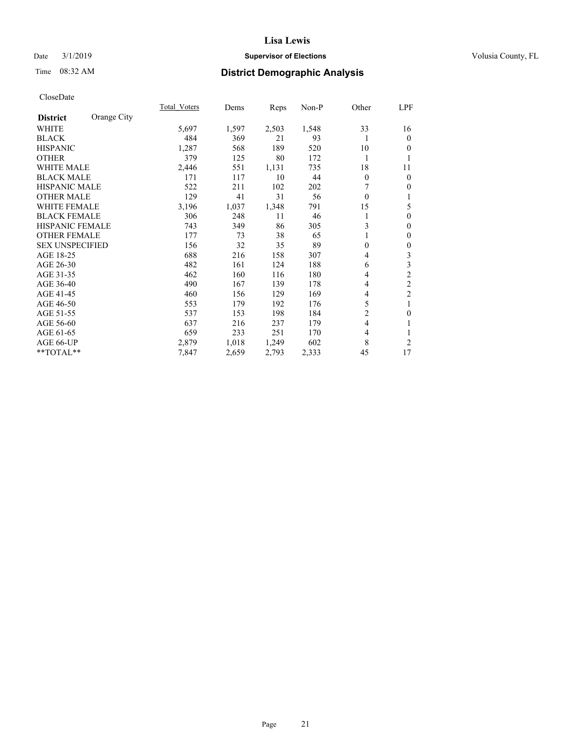# Lisa Lewis

Date 3/1/2019 **Supervisor of Elections** Volusia County, FL

Time 08:32 AM **District Demographic Analysis**

CloseDate

| **District** Orange City | Total_Voters | Dems | Reps | Non-P | Other | LPF |
|---|---|---|---|---|---|---|
| WHITE | 5,697 | 1,597 | 2,503 | 1,548 | 33 | 16 |
| BLACK | 484 | 369 | 21 | 93 | 1 | 0 |
| HISPANIC | 1,287 | 568 | 189 | 520 | 10 | 0 |
| OTHER | 379 | 125 | 80 | 172 | 1 | 1 |
| WHITE MALE | 2,446 | 551 | 1,131 | 735 | 18 | 11 |
| BLACK MALE | 171 | 117 | 10 | 44 | 0 | 0 |
| HISPANIC MALE | 522 | 211 | 102 | 202 | 7 | 0 |
| OTHER MALE | 129 | 41 | 31 | 56 | 0 | 1 |
| WHITE FEMALE | 3,196 | 1,037 | 1,348 | 791 | 15 | 5 |
| BLACK FEMALE | 306 | 248 | 11 | 46 | 1 | 0 |
| HISPANIC FEMALE | 743 | 349 | 86 | 305 | 3 | 0 |
| OTHER FEMALE | 177 | 73 | 38 | 65 | 1 | 0 |
| SEX UNSPECIFIED | 156 | 32 | 35 | 89 | 0 | 0 |
| AGE 18-25 | 688 | 216 | 158 | 307 | 4 | 3 |
| AGE 26-30 | 482 | 161 | 124 | 188 | 6 | 3 |
| AGE 31-35 | 462 | 160 | 116 | 180 | 4 | 2 |
| AGE 36-40 | 490 | 167 | 139 | 178 | 4 | 2 |
| AGE 41-45 | 460 | 156 | 129 | 169 | 4 | 2 |
| AGE 46-50 | 553 | 179 | 192 | 176 | 5 | 1 |
| AGE 51-55 | 537 | 153 | 198 | 184 | 2 | 0 |
| AGE 56-60 | 637 | 216 | 237 | 179 | 4 | 1 |
| AGE 61-65 | 659 | 233 | 251 | 170 | 4 | 1 |
| AGE 66-UP | 2,879 | 1,018 | 1,249 | 602 | 8 | 2 |
| **TOTAL** | 7,847 | 2,659 | 2,793 | 2,333 | 45 | 17 |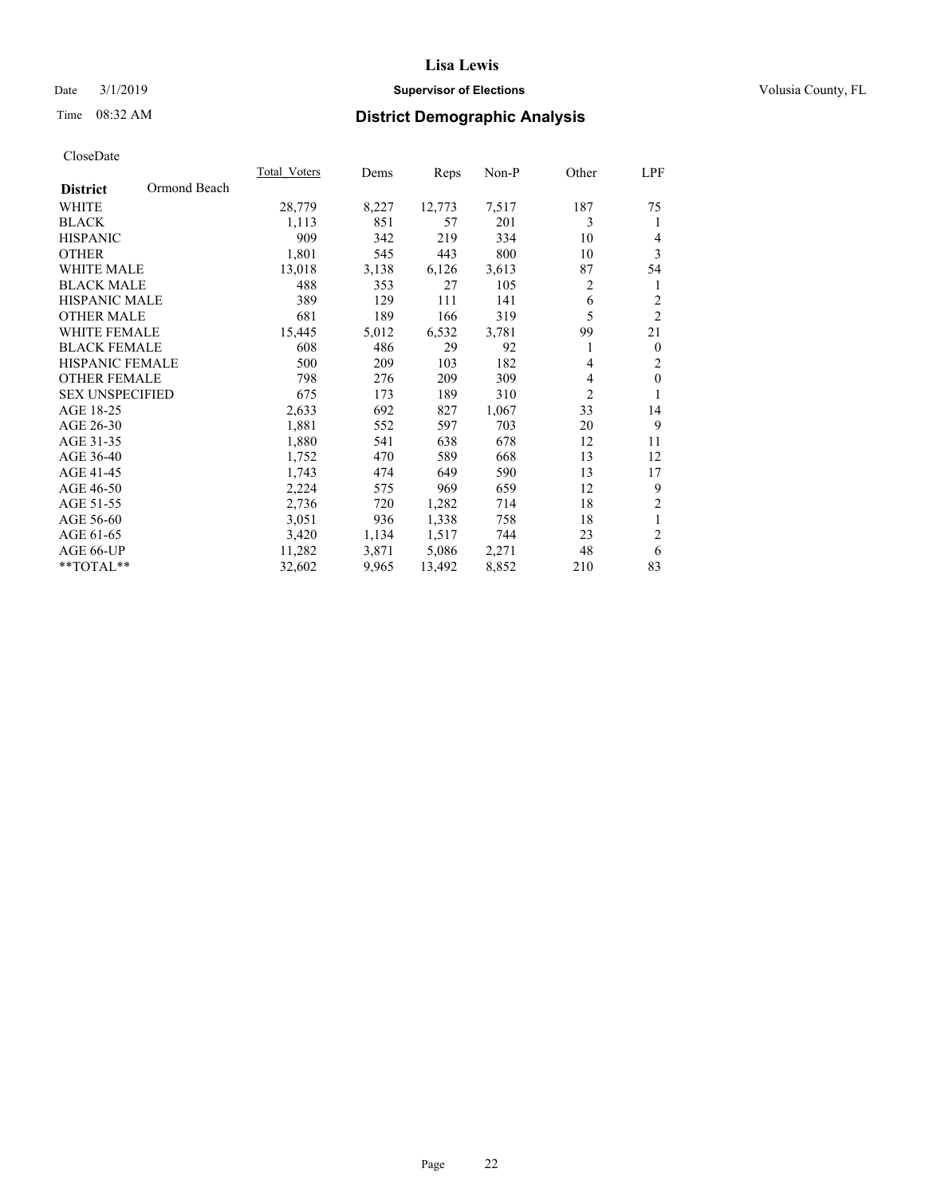Lisa Lewis

Date 3/1/2019 **Supervisor of Elections** Volusia County, FL

Time 08:32 AM **District Demographic Analysis**

CloseDate

| **District** Ormond Beach | Total_Voters | Dems | Reps | Non-P | Other | LPF |
|---|---|---|---|---|---|---|
| WHITE | 28,779 | 8,227 | 12,773 | 7,517 | 187 | 75 |
| BLACK | 1,113 | 851 | 57 | 201 | 3 | 1 |
| HISPANIC | 909 | 342 | 219 | 334 | 10 | 4 |
| OTHER | 1,801 | 545 | 443 | 800 | 10 | 3 |
| WHITE MALE | 13,018 | 3,138 | 6,126 | 3,613 | 87 | 54 |
| BLACK MALE | 488 | 353 | 27 | 105 | 2 | 1 |
| HISPANIC MALE | 389 | 129 | 111 | 141 | 6 | 2 |
| OTHER MALE | 681 | 189 | 166 | 319 | 5 | 2 |
| WHITE FEMALE | 15,445 | 5,012 | 6,532 | 3,781 | 99 | 21 |
| BLACK FEMALE | 608 | 486 | 29 | 92 | 1 | 0 |
| HISPANIC FEMALE | 500 | 209 | 103 | 182 | 4 | 2 |
| OTHER FEMALE | 798 | 276 | 209 | 309 | 4 | 0 |
| SEX UNSPECIFIED | 675 | 173 | 189 | 310 | 2 | 1 |
| AGE 18-25 | 2,633 | 692 | 827 | 1,067 | 33 | 14 |
| AGE 26-30 | 1,881 | 552 | 597 | 703 | 20 | 9 |
| AGE 31-35 | 1,880 | 541 | 638 | 678 | 12 | 11 |
| AGE 36-40 | 1,752 | 470 | 589 | 668 | 13 | 12 |
| AGE 41-45 | 1,743 | 474 | 649 | 590 | 13 | 17 |
| AGE 46-50 | 2,224 | 575 | 969 | 659 | 12 | 9 |
| AGE 51-55 | 2,736 | 720 | 1,282 | 714 | 18 | 2 |
| AGE 56-60 | 3,051 | 936 | 1,338 | 758 | 18 | 1 |
| AGE 61-65 | 3,420 | 1,134 | 1,517 | 744 | 23 | 2 |
| AGE 66-UP | 11,282 | 3,871 | 5,086 | 2,271 | 48 | 6 |
| **TOTAL** | 32,602 | 9,965 | 13,492 | 8,852 | 210 | 83 |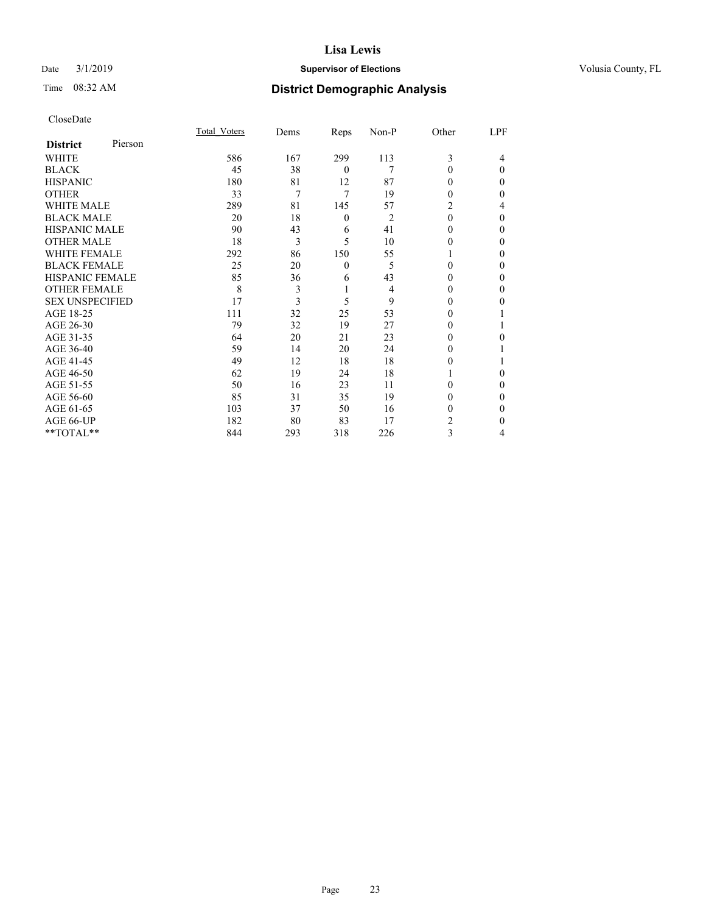# Lisa Lewis

Date 3/1/2019 **Supervisor of Elections** Volusia County, FL

Time 08:32 AM **District Demographic Analysis**

CloseDate

| District Pierson | Total_Voters | Dems | Reps | Non-P | Other | LPF |
|---|---|---|---|---|---|---|
| WHITE | 586 | 167 | 299 | 113 | 3 | 4 |
| BLACK | 45 | 38 | 0 | 7 | 0 | 0 |
| HISPANIC | 180 | 81 | 12 | 87 | 0 | 0 |
| OTHER | 33 | 7 | 7 | 19 | 0 | 0 |
| WHITE MALE | 289 | 81 | 145 | 57 | 2 | 4 |
| BLACK MALE | 20 | 18 | 0 | 2 | 0 | 0 |
| HISPANIC MALE | 90 | 43 | 6 | 41 | 0 | 0 |
| OTHER MALE | 18 | 3 | 5 | 10 | 0 | 0 |
| WHITE FEMALE | 292 | 86 | 150 | 55 | 1 | 0 |
| BLACK FEMALE | 25 | 20 | 0 | 5 | 0 | 0 |
| HISPANIC FEMALE | 85 | 36 | 6 | 43 | 0 | 0 |
| OTHER FEMALE | 8 | 3 | 1 | 4 | 0 | 0 |
| SEX UNSPECIFIED | 17 | 3 | 5 | 9 | 0 | 0 |
| AGE 18-25 | 111 | 32 | 25 | 53 | 0 | 1 |
| AGE 26-30 | 79 | 32 | 19 | 27 | 0 | 1 |
| AGE 31-35 | 64 | 20 | 21 | 23 | 0 | 0 |
| AGE 36-40 | 59 | 14 | 20 | 24 | 0 | 1 |
| AGE 41-45 | 49 | 12 | 18 | 18 | 0 | 1 |
| AGE 46-50 | 62 | 19 | 24 | 18 | 1 | 0 |
| AGE 51-55 | 50 | 16 | 23 | 11 | 0 | 0 |
| AGE 56-60 | 85 | 31 | 35 | 19 | 0 | 0 |
| AGE 61-65 | 103 | 37 | 50 | 16 | 0 | 0 |
| AGE 66-UP | 182 | 80 | 83 | 17 | 2 | 0 |
| **TOTAL** | 844 | 293 | 318 | 226 | 3 | 4 |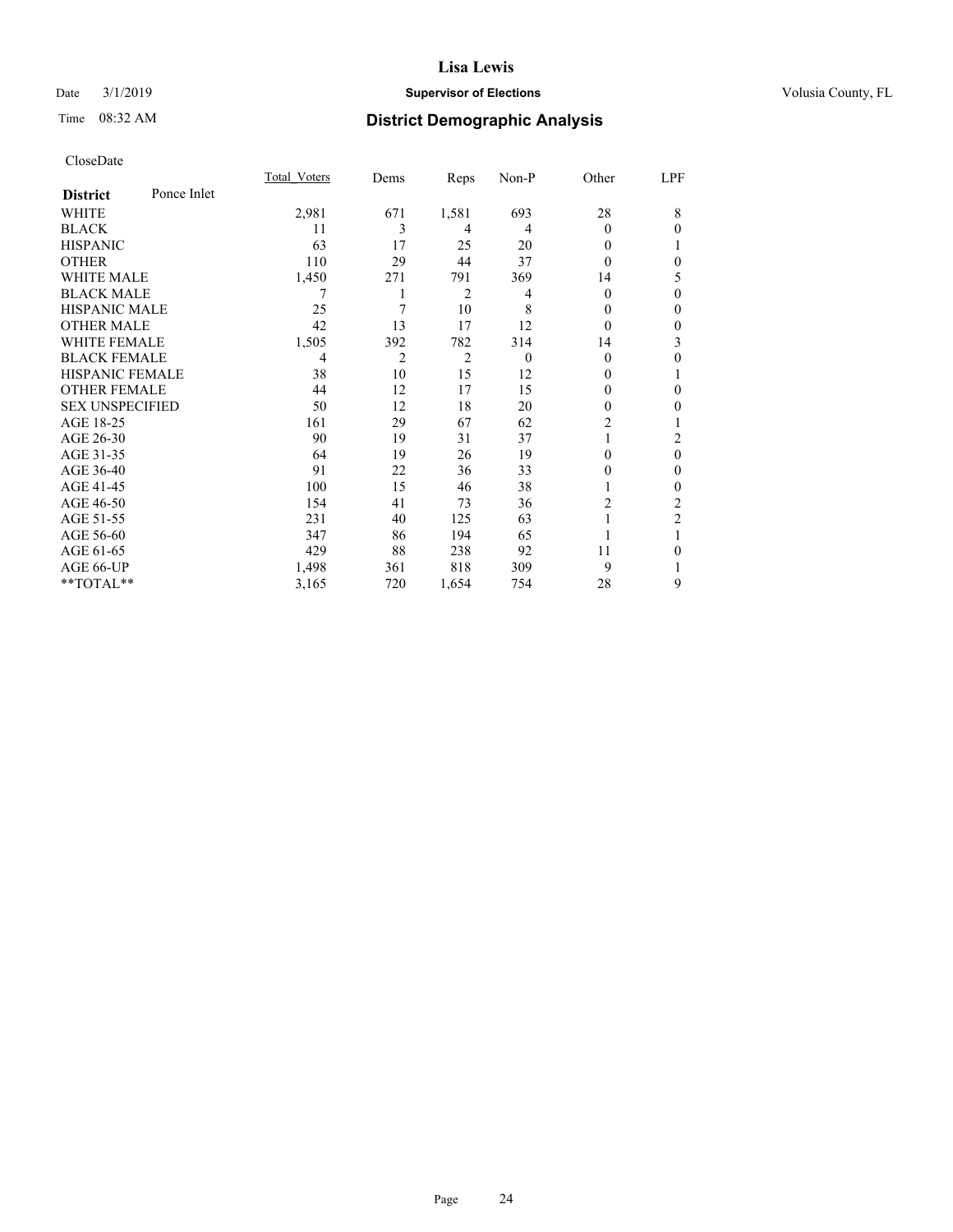# Lisa Lewis

Date 3/1/2019 **Supervisor of Elections** Volusia County, FL

Time 08:32 AM **District Demographic Analysis**

CloseDate

| **District** Ponce Inlet | Total_Voters | Dems | Reps | Non-P | Other | LPF |
|---|---|---|---|---|---|---|
| WHITE | 2,981 | 671 | 1,581 | 693 | 28 | 8 |
| BLACK | 11 | 3 | 4 | 4 | 0 | 0 |
| HISPANIC | 63 | 17 | 25 | 20 | 0 | 1 |
| OTHER | 110 | 29 | 44 | 37 | 0 | 0 |
| WHITE MALE | 1,450 | 271 | 791 | 369 | 14 | 5 |
| BLACK MALE | 7 | 1 | 2 | 4 | 0 | 0 |
| HISPANIC MALE | 25 | 7 | 10 | 8 | 0 | 0 |
| OTHER MALE | 42 | 13 | 17 | 12 | 0 | 0 |
| WHITE FEMALE | 1,505 | 392 | 782 | 314 | 14 | 3 |
| BLACK FEMALE | 4 | 2 | 2 | 0 | 0 | 0 |
| HISPANIC FEMALE | 38 | 10 | 15 | 12 | 0 | 1 |
| OTHER FEMALE | 44 | 12 | 17 | 15 | 0 | 0 |
| SEX UNSPECIFIED | 50 | 12 | 18 | 20 | 0 | 0 |
| AGE 18-25 | 161 | 29 | 67 | 62 | 2 | 1 |
| AGE 26-30 | 90 | 19 | 31 | 37 | 1 | 2 |
| AGE 31-35 | 64 | 19 | 26 | 19 | 0 | 0 |
| AGE 36-40 | 91 | 22 | 36 | 33 | 0 | 0 |
| AGE 41-45 | 100 | 15 | 46 | 38 | 1 | 0 |
| AGE 46-50 | 154 | 41 | 73 | 36 | 2 | 2 |
| AGE 51-55 | 231 | 40 | 125 | 63 | 1 | 2 |
| AGE 56-60 | 347 | 86 | 194 | 65 | 1 | 1 |
| AGE 61-65 | 429 | 88 | 238 | 92 | 11 | 0 |
| AGE 66-UP | 1,498 | 361 | 818 | 309 | 9 | 1 |
| **TOTAL** | 3,165 | 720 | 1,654 | 754 | 28 | 9 |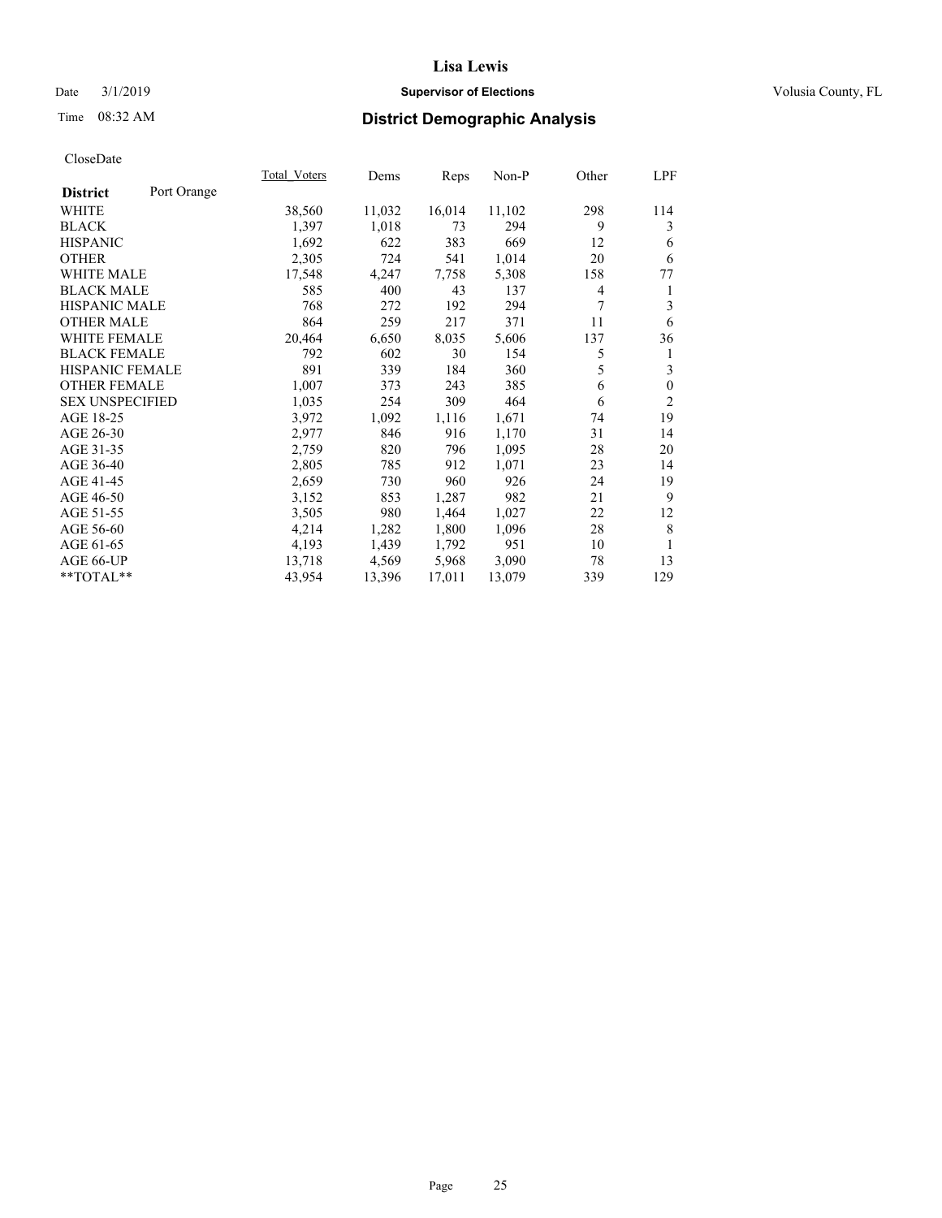# Lisa Lewis

Date 3/1/2019 **Supervisor of Elections** Volusia County, FL

Time 08:32 AM **District Demographic Analysis**

CloseDate

| **District** Port Orange | Total_Voters | Dems | Reps | Non-P | Other | LPF |
|---|---|---|---|---|---|---|
| WHITE | 38,560 | 11,032 | 16,014 | 11,102 | 298 | 114 |
| BLACK | 1,397 | 1,018 | 73 | 294 | 9 | 3 |
| HISPANIC | 1,692 | 622 | 383 | 669 | 12 | 6 |
| OTHER | 2,305 | 724 | 541 | 1,014 | 20 | 6 |
| WHITE MALE | 17,548 | 4,247 | 7,758 | 5,308 | 158 | 77 |
| BLACK MALE | 585 | 400 | 43 | 137 | 4 | 1 |
| HISPANIC MALE | 768 | 272 | 192 | 294 | 7 | 3 |
| OTHER MALE | 864 | 259 | 217 | 371 | 11 | 6 |
| WHITE FEMALE | 20,464 | 6,650 | 8,035 | 5,606 | 137 | 36 |
| BLACK FEMALE | 792 | 602 | 30 | 154 | 5 | 1 |
| HISPANIC FEMALE | 891 | 339 | 184 | 360 | 5 | 3 |
| OTHER FEMALE | 1,007 | 373 | 243 | 385 | 6 | 0 |
| SEX UNSPECIFIED | 1,035 | 254 | 309 | 464 | 6 | 2 |
| AGE 18-25 | 3,972 | 1,092 | 1,116 | 1,671 | 74 | 19 |
| AGE 26-30 | 2,977 | 846 | 916 | 1,170 | 31 | 14 |
| AGE 31-35 | 2,759 | 820 | 796 | 1,095 | 28 | 20 |
| AGE 36-40 | 2,805 | 785 | 912 | 1,071 | 23 | 14 |
| AGE 41-45 | 2,659 | 730 | 960 | 926 | 24 | 19 |
| AGE 46-50 | 3,152 | 853 | 1,287 | 982 | 21 | 9 |
| AGE 51-55 | 3,505 | 980 | 1,464 | 1,027 | 22 | 12 |
| AGE 56-60 | 4,214 | 1,282 | 1,800 | 1,096 | 28 | 8 |
| AGE 61-65 | 4,193 | 1,439 | 1,792 | 951 | 10 | 1 |
| AGE 66-UP | 13,718 | 4,569 | 5,968 | 3,090 | 78 | 13 |
| **TOTAL** | 43,954 | 13,396 | 17,011 | 13,079 | 339 | 129 |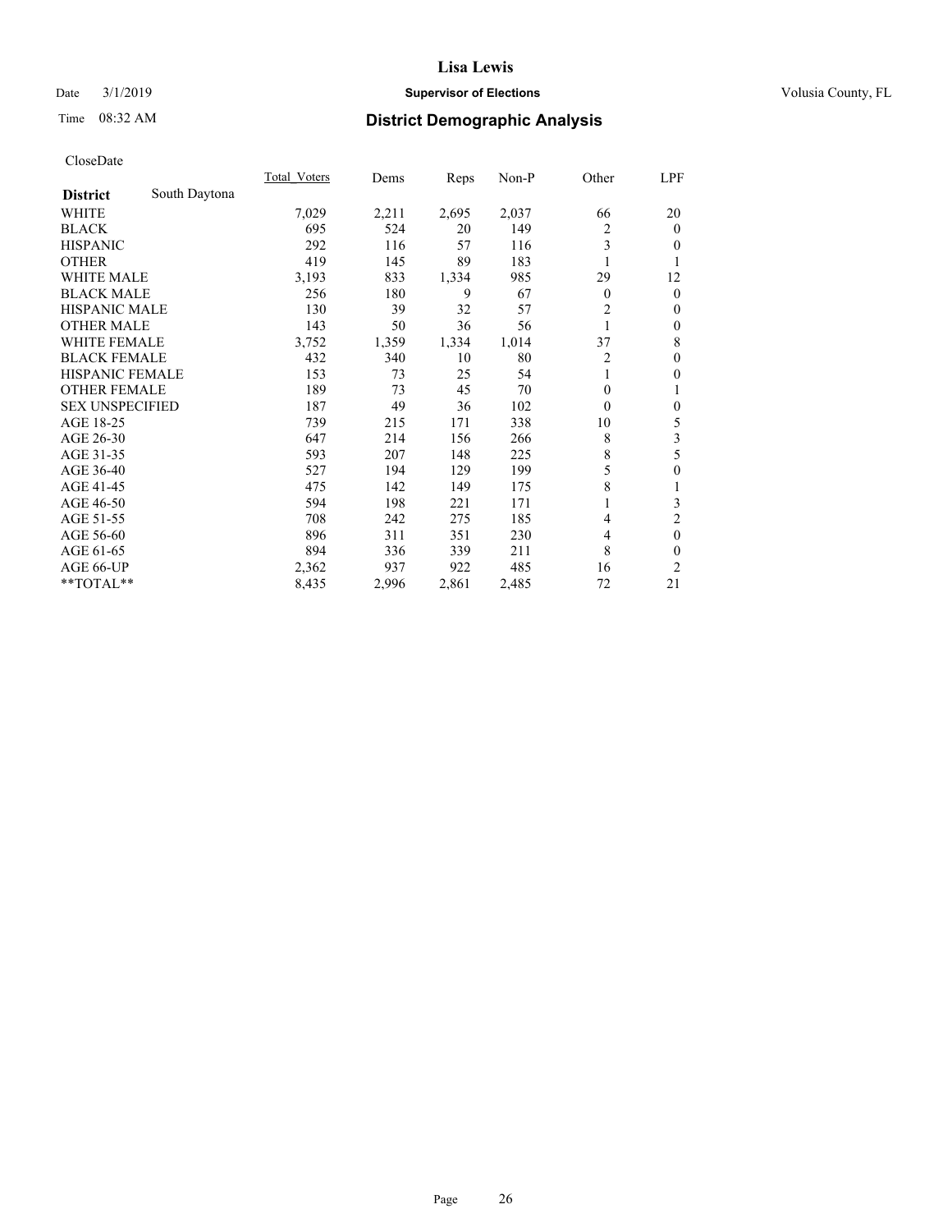# Lisa Lewis

Date 3/1/2019 **Supervisor of Elections** Volusia County, FL

Time 08:32 AM **District Demographic Analysis**

CloseDate

| **District** South Daytona | Total_Voters | Dems | Reps | Non-P | Other | LPF |
|---|---|---|---|---|---|---|
| WHITE | 7,029 | 2,211 | 2,695 | 2,037 | 66 | 20 |
| BLACK | 695 | 524 | 20 | 149 | 2 | 0 |
| HISPANIC | 292 | 116 | 57 | 116 | 3 | 0 |
| OTHER | 419 | 145 | 89 | 183 | 1 | 1 |
| WHITE MALE | 3,193 | 833 | 1,334 | 985 | 29 | 12 |
| BLACK MALE | 256 | 180 | 9 | 67 | 0 | 0 |
| HISPANIC MALE | 130 | 39 | 32 | 57 | 2 | 0 |
| OTHER MALE | 143 | 50 | 36 | 56 | 1 | 0 |
| WHITE FEMALE | 3,752 | 1,359 | 1,334 | 1,014 | 37 | 8 |
| BLACK FEMALE | 432 | 340 | 10 | 80 | 2 | 0 |
| HISPANIC FEMALE | 153 | 73 | 25 | 54 | 1 | 0 |
| OTHER FEMALE | 189 | 73 | 45 | 70 | 0 | 1 |
| SEX UNSPECIFIED | 187 | 49 | 36 | 102 | 0 | 0 |
| AGE 18-25 | 739 | 215 | 171 | 338 | 10 | 5 |
| AGE 26-30 | 647 | 214 | 156 | 266 | 8 | 3 |
| AGE 31-35 | 593 | 207 | 148 | 225 | 8 | 5 |
| AGE 36-40 | 527 | 194 | 129 | 199 | 5 | 0 |
| AGE 41-45 | 475 | 142 | 149 | 175 | 8 | 1 |
| AGE 46-50 | 594 | 198 | 221 | 171 | 1 | 3 |
| AGE 51-55 | 708 | 242 | 275 | 185 | 4 | 2 |
| AGE 56-60 | 896 | 311 | 351 | 230 | 4 | 0 |
| AGE 61-65 | 894 | 336 | 339 | 211 | 8 | 0 |
| AGE 66-UP | 2,362 | 937 | 922 | 485 | 16 | 2 |
| **TOTAL** | 8,435 | 2,996 | 2,861 | 2,485 | 72 | 21 |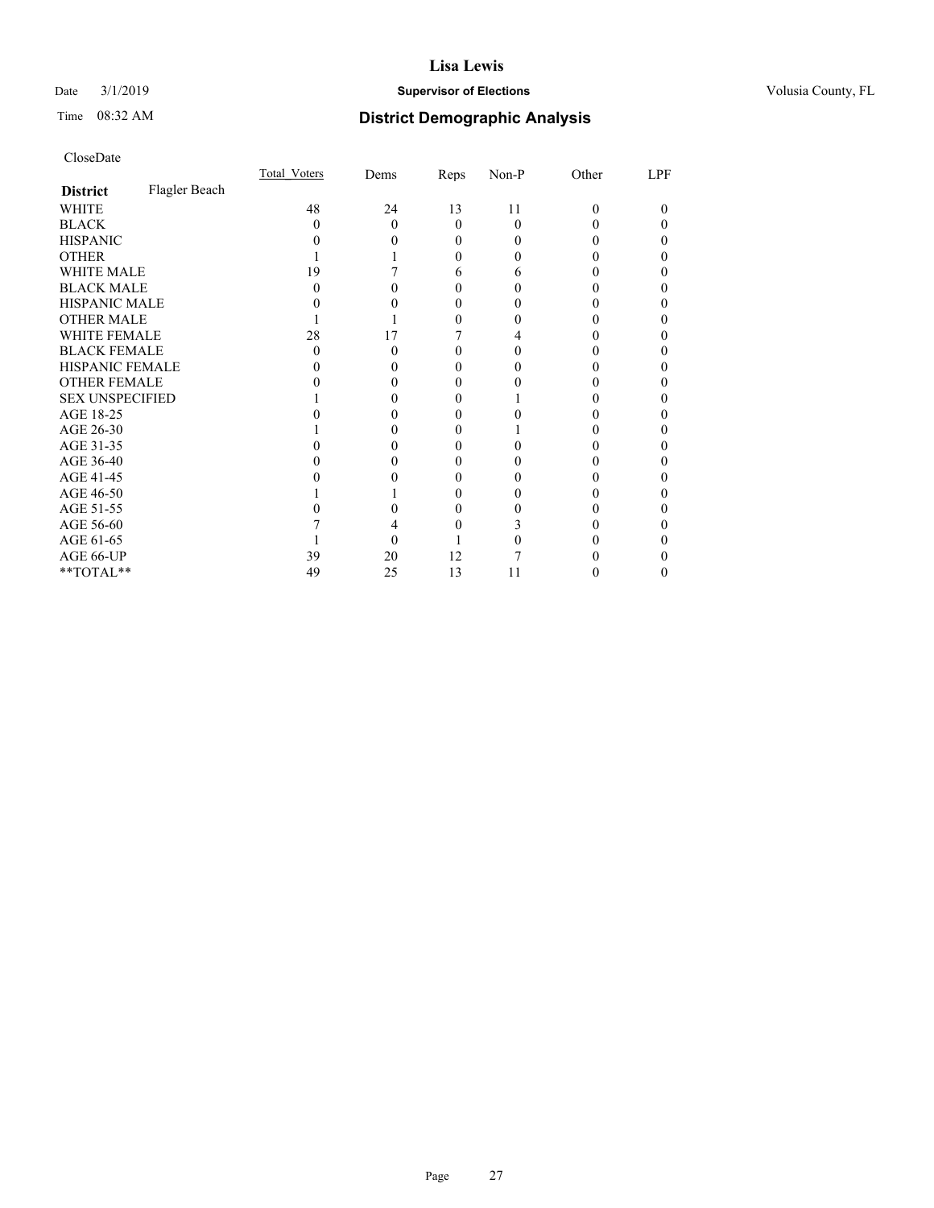# Lisa Lewis

Date 3/1/2019 **Supervisor of Elections** Volusia County, FL

Time 08:32 AM **District Demographic Analysis**

CloseDate

| | Total_Voters | Dems | Reps | Non-P | Other | LPF |
|---|---|---|---|---|---|---|
| **District** Flagler Beach | | | | | | |
| WHITE | 48 | 24 | 13 | 11 | 0 | 0 |
| BLACK | 0 | 0 | 0 | 0 | 0 | 0 |
| HISPANIC | 0 | 0 | 0 | 0 | 0 | 0 |
| OTHER | 1 | 1 | 0 | 0 | 0 | 0 |
| WHITE MALE | 19 | 7 | 6 | 6 | 0 | 0 |
| BLACK MALE | 0 | 0 | 0 | 0 | 0 | 0 |
| HISPANIC MALE | 0 | 0 | 0 | 0 | 0 | 0 |
| OTHER MALE | 1 | 1 | 0 | 0 | 0 | 0 |
| WHITE FEMALE | 28 | 17 | 7 | 4 | 0 | 0 |
| BLACK FEMALE | 0 | 0 | 0 | 0 | 0 | 0 |
| HISPANIC FEMALE | 0 | 0 | 0 | 0 | 0 | 0 |
| OTHER FEMALE | 0 | 0 | 0 | 0 | 0 | 0 |
| SEX UNSPECIFIED | 1 | 0 | 0 | 1 | 0 | 0 |
| AGE 18-25 | 0 | 0 | 0 | 0 | 0 | 0 |
| AGE 26-30 | 1 | 0 | 0 | 1 | 0 | 0 |
| AGE 31-35 | 0 | 0 | 0 | 0 | 0 | 0 |
| AGE 36-40 | 0 | 0 | 0 | 0 | 0 | 0 |
| AGE 41-45 | 0 | 0 | 0 | 0 | 0 | 0 |
| AGE 46-50 | 1 | 1 | 0 | 0 | 0 | 0 |
| AGE 51-55 | 0 | 0 | 0 | 0 | 0 | 0 |
| AGE 56-60 | 7 | 4 | 0 | 3 | 0 | 0 |
| AGE 61-65 | 1 | 0 | 1 | 0 | 0 | 0 |
| AGE 66-UP | 39 | 20 | 12 | 7 | 0 | 0 |
| **TOTAL** | 49 | 25 | 13 | 11 | 0 | 0 |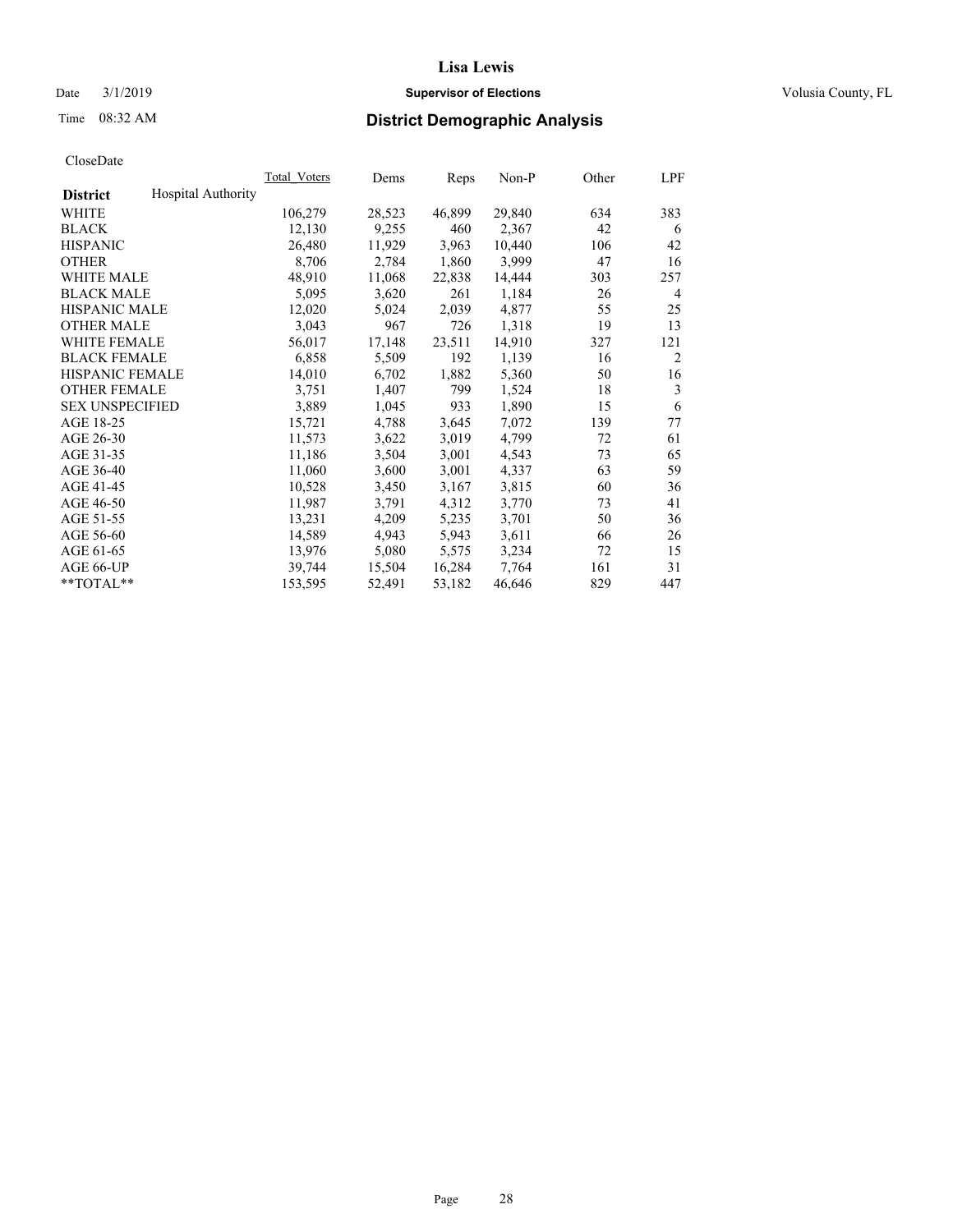CloseDate

| District | Hospital Authority | Total_Voters | Dems | Reps | Non-P | Other | LPF |
|---|---|---|---|---|---|---|---|
| WHITE | | 106,279 | 28,523 | 46,899 | 29,840 | 634 | 383 |
| BLACK | | 12,130 | 9,255 | 460 | 2,367 | 42 | 6 |
| HISPANIC | | 26,480 | 11,929 | 3,963 | 10,440 | 106 | 42 |
| OTHER | | 8,706 | 2,784 | 1,860 | 3,999 | 47 | 16 |
| WHITE MALE | | 48,910 | 11,068 | 22,838 | 14,444 | 303 | 257 |
| BLACK MALE | | 5,095 | 3,620 | 261 | 1,184 | 26 | 4 |
| HISPANIC MALE | | 12,020 | 5,024 | 2,039 | 4,877 | 55 | 25 |
| OTHER MALE | | 3,043 | 967 | 726 | 1,318 | 19 | 13 |
| WHITE FEMALE | | 56,017 | 17,148 | 23,511 | 14,910 | 327 | 121 |
| BLACK FEMALE | | 6,858 | 5,509 | 192 | 1,139 | 16 | 2 |
| HISPANIC FEMALE | | 14,010 | 6,702 | 1,882 | 5,360 | 50 | 16 |
| OTHER FEMALE | | 3,751 | 1,407 | 799 | 1,524 | 18 | 3 |
| SEX UNSPECIFIED | | 3,889 | 1,045 | 933 | 1,890 | 15 | 6 |
| AGE 18-25 | | 15,721 | 4,788 | 3,645 | 7,072 | 139 | 77 |
| AGE 26-30 | | 11,573 | 3,622 | 3,019 | 4,799 | 72 | 61 |
| AGE 31-35 | | 11,186 | 3,504 | 3,001 | 4,543 | 73 | 65 |
| AGE 36-40 | | 11,060 | 3,600 | 3,001 | 4,337 | 63 | 59 |
| AGE 41-45 | | 10,528 | 3,450 | 3,167 | 3,815 | 60 | 36 |
| AGE 46-50 | | 11,987 | 3,791 | 4,312 | 3,770 | 73 | 41 |
| AGE 51-55 | | 13,231 | 4,209 | 5,235 | 3,701 | 50 | 36 |
| AGE 56-60 | | 14,589 | 4,943 | 5,943 | 3,611 | 66 | 26 |
| AGE 61-65 | | 13,976 | 5,080 | 5,575 | 3,234 | 72 | 15 |
| AGE 66-UP | | 39,744 | 15,504 | 16,284 | 7,764 | 161 | 31 |
| **TOTAL** | | 153,595 | 52,491 | 53,182 | 46,646 | 829 | 447 |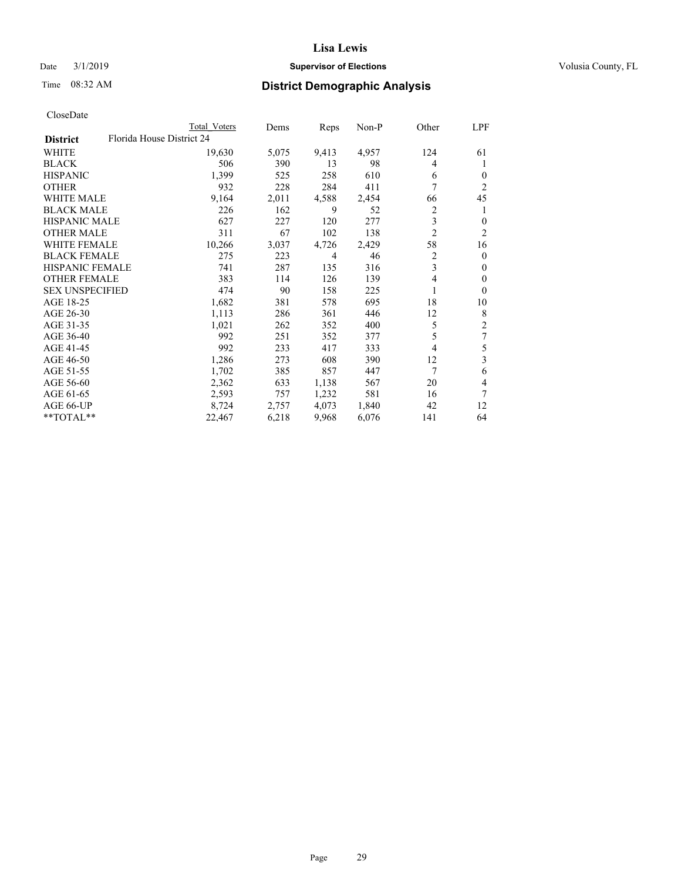# Lisa Lewis

Date 3/1/2019 **Supervisor of Elections** Volusia County, FL

Time 08:32 AM **District Demographic Analysis**

CloseDate

| | Total Voters | Dems | Reps | Non-P | Other | LPF |
|---|---|---|---|---|---|---|
| **District** Florida House District 24 | | | | | | |
| WHITE | 19,630 | 5,075 | 9,413 | 4,957 | 124 | 61 |
| BLACK | 506 | 390 | 13 | 98 | 4 | 1 |
| HISPANIC | 1,399 | 525 | 258 | 610 | 6 | 0 |
| OTHER | 932 | 228 | 284 | 411 | 7 | 2 |
| WHITE MALE | 9,164 | 2,011 | 4,588 | 2,454 | 66 | 45 |
| BLACK MALE | 226 | 162 | 9 | 52 | 2 | 1 |
| HISPANIC MALE | 627 | 227 | 120 | 277 | 3 | 0 |
| OTHER MALE | 311 | 67 | 102 | 138 | 2 | 2 |
| WHITE FEMALE | 10,266 | 3,037 | 4,726 | 2,429 | 58 | 16 |
| BLACK FEMALE | 275 | 223 | 4 | 46 | 2 | 0 |
| HISPANIC FEMALE | 741 | 287 | 135 | 316 | 3 | 0 |
| OTHER FEMALE | 383 | 114 | 126 | 139 | 4 | 0 |
| SEX UNSPECIFIED | 474 | 90 | 158 | 225 | 1 | 0 |
| AGE 18-25 | 1,682 | 381 | 578 | 695 | 18 | 10 |
| AGE 26-30 | 1,113 | 286 | 361 | 446 | 12 | 8 |
| AGE 31-35 | 1,021 | 262 | 352 | 400 | 5 | 2 |
| AGE 36-40 | 992 | 251 | 352 | 377 | 5 | 7 |
| AGE 41-45 | 992 | 233 | 417 | 333 | 4 | 5 |
| AGE 46-50 | 1,286 | 273 | 608 | 390 | 12 | 3 |
| AGE 51-55 | 1,702 | 385 | 857 | 447 | 7 | 6 |
| AGE 56-60 | 2,362 | 633 | 1,138 | 567 | 20 | 4 |
| AGE 61-65 | 2,593 | 757 | 1,232 | 581 | 16 | 7 |
| AGE 66-UP | 8,724 | 2,757 | 4,073 | 1,840 | 42 | 12 |
| **TOTAL** | 22,467 | 6,218 | 9,968 | 6,076 | 141 | 64 |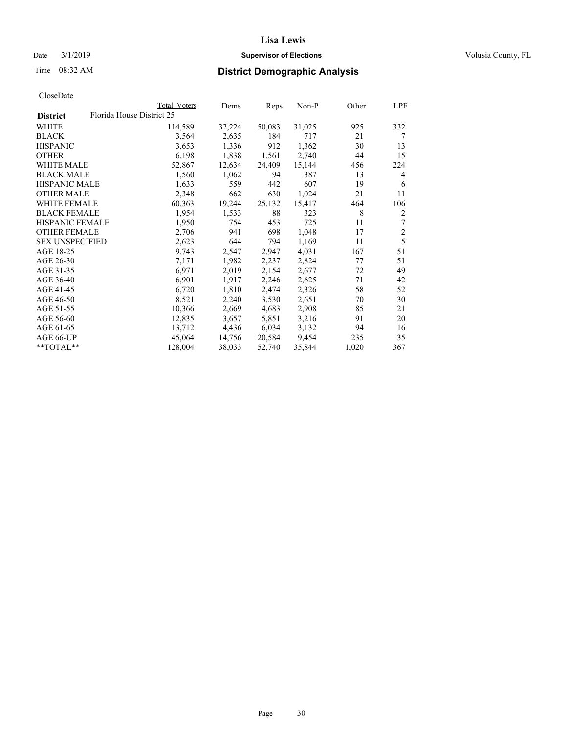# Lisa Lewis

Date 3/1/2019 **Supervisor of Elections** Volusia County, FL

Time 08:32 AM **District Demographic Analysis**

CloseDate

| | Total Voters | Dems | Reps | Non-P | Other | LPF |
|---|---|---|---|---|---|---|
| **District** Florida House District 25 | | | | | | |
| WHITE | 114,589 | 32,224 | 50,083 | 31,025 | 925 | 332 |
| BLACK | 3,564 | 2,635 | 184 | 717 | 21 | 7 |
| HISPANIC | 3,653 | 1,336 | 912 | 1,362 | 30 | 13 |
| OTHER | 6,198 | 1,838 | 1,561 | 2,740 | 44 | 15 |
| WHITE MALE | 52,867 | 12,634 | 24,409 | 15,144 | 456 | 224 |
| BLACK MALE | 1,560 | 1,062 | 94 | 387 | 13 | 4 |
| HISPANIC MALE | 1,633 | 559 | 442 | 607 | 19 | 6 |
| OTHER MALE | 2,348 | 662 | 630 | 1,024 | 21 | 11 |
| WHITE FEMALE | 60,363 | 19,244 | 25,132 | 15,417 | 464 | 106 |
| BLACK FEMALE | 1,954 | 1,533 | 88 | 323 | 8 | 2 |
| HISPANIC FEMALE | 1,950 | 754 | 453 | 725 | 11 | 7 |
| OTHER FEMALE | 2,706 | 941 | 698 | 1,048 | 17 | 2 |
| SEX UNSPECIFIED | 2,623 | 644 | 794 | 1,169 | 11 | 5 |
| AGE 18-25 | 9,743 | 2,547 | 2,947 | 4,031 | 167 | 51 |
| AGE 26-30 | 7,171 | 1,982 | 2,237 | 2,824 | 77 | 51 |
| AGE 31-35 | 6,971 | 2,019 | 2,154 | 2,677 | 72 | 49 |
| AGE 36-40 | 6,901 | 1,917 | 2,246 | 2,625 | 71 | 42 |
| AGE 41-45 | 6,720 | 1,810 | 2,474 | 2,326 | 58 | 52 |
| AGE 46-50 | 8,521 | 2,240 | 3,530 | 2,651 | 70 | 30 |
| AGE 51-55 | 10,366 | 2,669 | 4,683 | 2,908 | 85 | 21 |
| AGE 56-60 | 12,835 | 3,657 | 5,851 | 3,216 | 91 | 20 |
| AGE 61-65 | 13,712 | 4,436 | 6,034 | 3,132 | 94 | 16 |
| AGE 66-UP | 45,064 | 14,756 | 20,584 | 9,454 | 235 | 35 |
| **TOTAL** | 128,004 | 38,033 | 52,740 | 35,844 | 1,020 | 367 |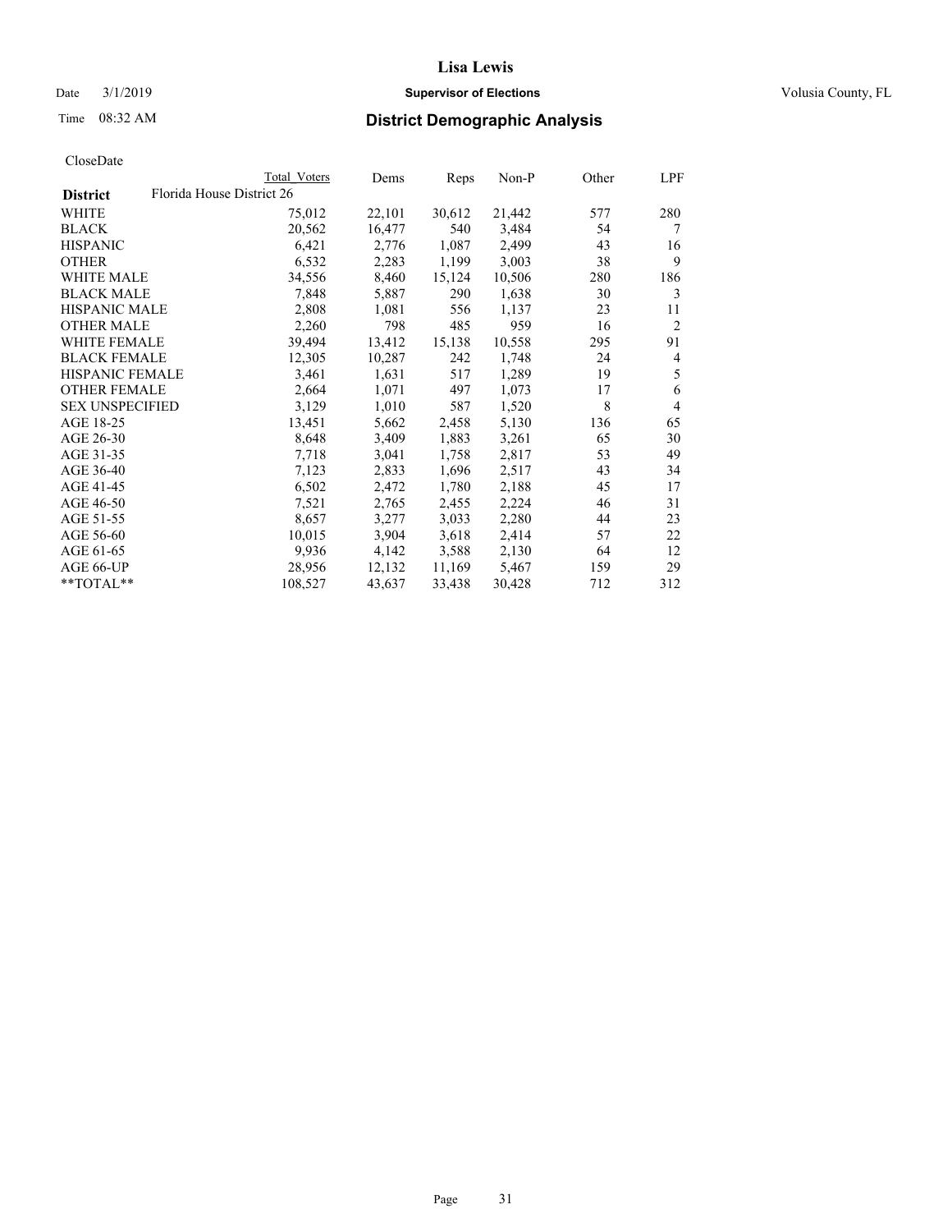# Lisa Lewis

Date 3/1/2019 **Supervisor of Elections** Volusia County, FL

Time 08:32 AM **District Demographic Analysis**

CloseDate

| District | Total Voters | Dems | Reps | Non-P | Other | LPF |
|---|---|---|---|---|---|---|
| Florida House District 26 | | | | | | |
| WHITE | 75,012 | 22,101 | 30,612 | 21,442 | 577 | 280 |
| BLACK | 20,562 | 16,477 | 540 | 3,484 | 54 | 7 |
| HISPANIC | 6,421 | 2,776 | 1,087 | 2,499 | 43 | 16 |
| OTHER | 6,532 | 2,283 | 1,199 | 3,003 | 38 | 9 |
| WHITE MALE | 34,556 | 8,460 | 15,124 | 10,506 | 280 | 186 |
| BLACK MALE | 7,848 | 5,887 | 290 | 1,638 | 30 | 3 |
| HISPANIC MALE | 2,808 | 1,081 | 556 | 1,137 | 23 | 11 |
| OTHER MALE | 2,260 | 798 | 485 | 959 | 16 | 2 |
| WHITE FEMALE | 39,494 | 13,412 | 15,138 | 10,558 | 295 | 91 |
| BLACK FEMALE | 12,305 | 10,287 | 242 | 1,748 | 24 | 4 |
| HISPANIC FEMALE | 3,461 | 1,631 | 517 | 1,289 | 19 | 5 |
| OTHER FEMALE | 2,664 | 1,071 | 497 | 1,073 | 17 | 6 |
| SEX UNSPECIFIED | 3,129 | 1,010 | 587 | 1,520 | 8 | 4 |
| AGE 18-25 | 13,451 | 5,662 | 2,458 | 5,130 | 136 | 65 |
| AGE 26-30 | 8,648 | 3,409 | 1,883 | 3,261 | 65 | 30 |
| AGE 31-35 | 7,718 | 3,041 | 1,758 | 2,817 | 53 | 49 |
| AGE 36-40 | 7,123 | 2,833 | 1,696 | 2,517 | 43 | 34 |
| AGE 41-45 | 6,502 | 2,472 | 1,780 | 2,188 | 45 | 17 |
| AGE 46-50 | 7,521 | 2,765 | 2,455 | 2,224 | 46 | 31 |
| AGE 51-55 | 8,657 | 3,277 | 3,033 | 2,280 | 44 | 23 |
| AGE 56-60 | 10,015 | 3,904 | 3,618 | 2,414 | 57 | 22 |
| AGE 61-65 | 9,936 | 4,142 | 3,588 | 2,130 | 64 | 12 |
| AGE 66-UP | 28,956 | 12,132 | 11,169 | 5,467 | 159 | 29 |
| **TOTAL** | 108,527 | 43,637 | 33,438 | 30,428 | 712 | 312 |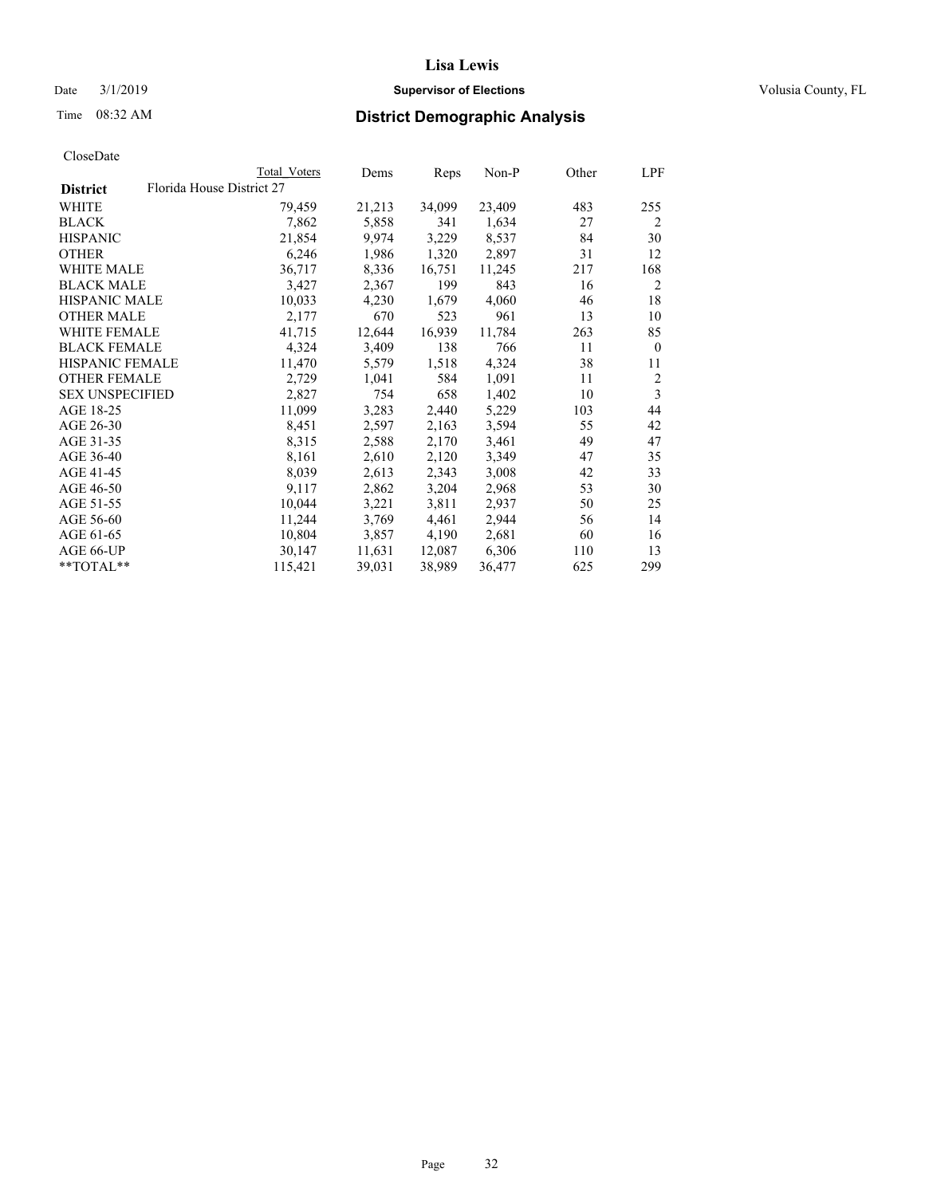# Lisa Lewis

Date 3/1/2019 **Supervisor of Elections** Volusia County, FL

Time 08:32 AM **District Demographic Analysis**

CloseDate

| District | Total Voters | Dems | Reps | Non-P | Other | LPF |
|---|---|---|---|---|---|---|
| Florida House District 27 | | | | | | |
| WHITE | 79,459 | 21,213 | 34,099 | 23,409 | 483 | 255 |
| BLACK | 7,862 | 5,858 | 341 | 1,634 | 27 | 2 |
| HISPANIC | 21,854 | 9,974 | 3,229 | 8,537 | 84 | 30 |
| OTHER | 6,246 | 1,986 | 1,320 | 2,897 | 31 | 12 |
| WHITE MALE | 36,717 | 8,336 | 16,751 | 11,245 | 217 | 168 |
| BLACK MALE | 3,427 | 2,367 | 199 | 843 | 16 | 2 |
| HISPANIC MALE | 10,033 | 4,230 | 1,679 | 4,060 | 46 | 18 |
| OTHER MALE | 2,177 | 670 | 523 | 961 | 13 | 10 |
| WHITE FEMALE | 41,715 | 12,644 | 16,939 | 11,784 | 263 | 85 |
| BLACK FEMALE | 4,324 | 3,409 | 138 | 766 | 11 | 0 |
| HISPANIC FEMALE | 11,470 | 5,579 | 1,518 | 4,324 | 38 | 11 |
| OTHER FEMALE | 2,729 | 1,041 | 584 | 1,091 | 11 | 2 |
| SEX UNSPECIFIED | 2,827 | 754 | 658 | 1,402 | 10 | 3 |
| AGE 18-25 | 11,099 | 3,283 | 2,440 | 5,229 | 103 | 44 |
| AGE 26-30 | 8,451 | 2,597 | 2,163 | 3,594 | 55 | 42 |
| AGE 31-35 | 8,315 | 2,588 | 2,170 | 3,461 | 49 | 47 |
| AGE 36-40 | 8,161 | 2,610 | 2,120 | 3,349 | 47 | 35 |
| AGE 41-45 | 8,039 | 2,613 | 2,343 | 3,008 | 42 | 33 |
| AGE 46-50 | 9,117 | 2,862 | 3,204 | 2,968 | 53 | 30 |
| AGE 51-55 | 10,044 | 3,221 | 3,811 | 2,937 | 50 | 25 |
| AGE 56-60 | 11,244 | 3,769 | 4,461 | 2,944 | 56 | 14 |
| AGE 61-65 | 10,804 | 3,857 | 4,190 | 2,681 | 60 | 16 |
| AGE 66-UP | 30,147 | 11,631 | 12,087 | 6,306 | 110 | 13 |
| **TOTAL** | 115,421 | 39,031 | 38,989 | 36,477 | 625 | 299 |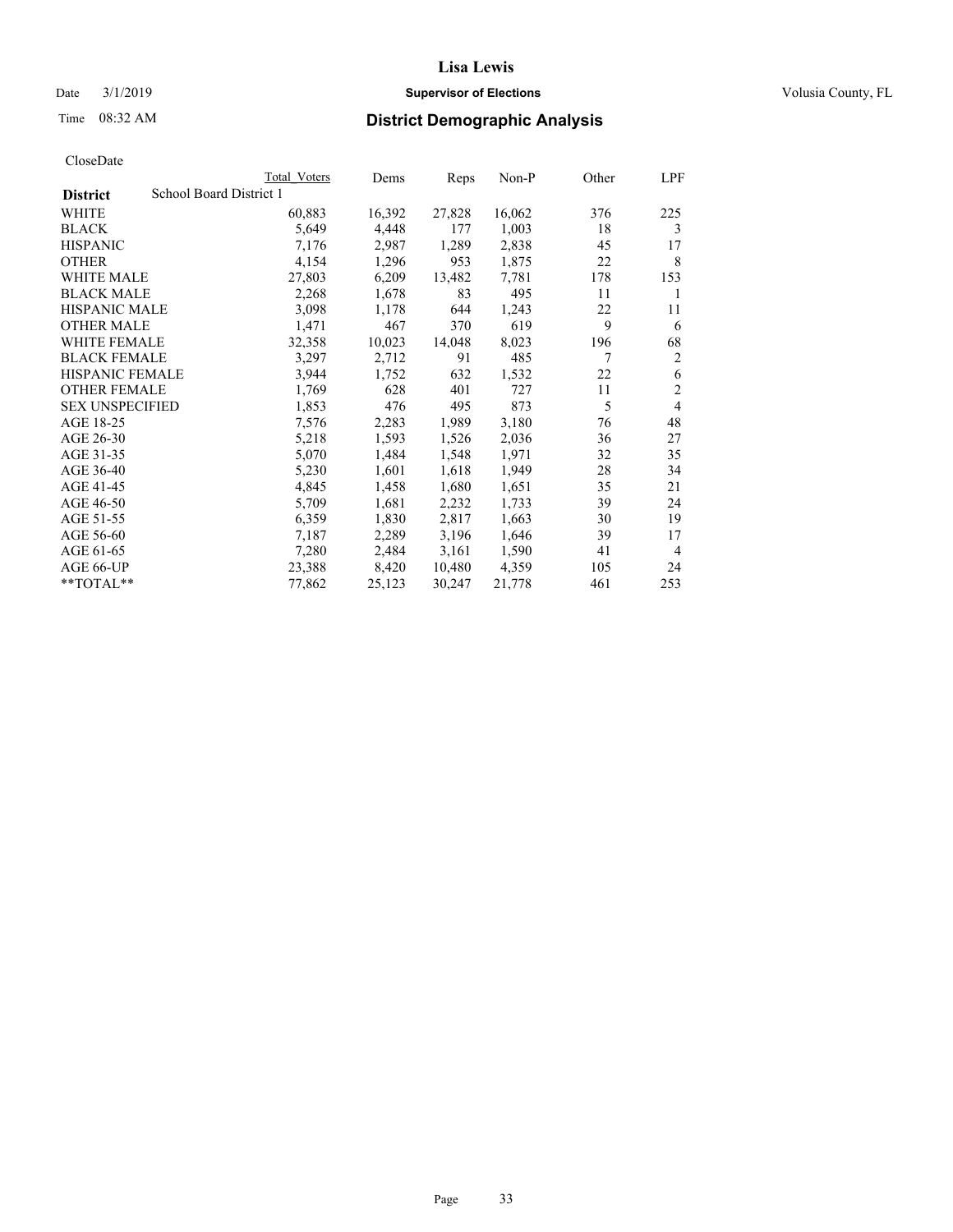# Lisa Lewis

Date 3/1/2019 **Supervisor of Elections** Volusia County, FL

Time 08:32 AM **District Demographic Analysis**

CloseDate

| | Total Voters | Dems | Reps | Non-P | Other | LPF |
|---|---|---|---|---|---|---|
| **District** School Board District 1 | | | | | | |
| WHITE | 60,883 | 16,392 | 27,828 | 16,062 | 376 | 225 |
| BLACK | 5,649 | 4,448 | 177 | 1,003 | 18 | 3 |
| HISPANIC | 7,176 | 2,987 | 1,289 | 2,838 | 45 | 17 |
| OTHER | 4,154 | 1,296 | 953 | 1,875 | 22 | 8 |
| WHITE MALE | 27,803 | 6,209 | 13,482 | 7,781 | 178 | 153 |
| BLACK MALE | 2,268 | 1,678 | 83 | 495 | 11 | 1 |
| HISPANIC MALE | 3,098 | 1,178 | 644 | 1,243 | 22 | 11 |
| OTHER MALE | 1,471 | 467 | 370 | 619 | 9 | 6 |
| WHITE FEMALE | 32,358 | 10,023 | 14,048 | 8,023 | 196 | 68 |
| BLACK FEMALE | 3,297 | 2,712 | 91 | 485 | 7 | 2 |
| HISPANIC FEMALE | 3,944 | 1,752 | 632 | 1,532 | 22 | 6 |
| OTHER FEMALE | 1,769 | 628 | 401 | 727 | 11 | 2 |
| SEX UNSPECIFIED | 1,853 | 476 | 495 | 873 | 5 | 4 |
| AGE 18-25 | 7,576 | 2,283 | 1,989 | 3,180 | 76 | 48 |
| AGE 26-30 | 5,218 | 1,593 | 1,526 | 2,036 | 36 | 27 |
| AGE 31-35 | 5,070 | 1,484 | 1,548 | 1,971 | 32 | 35 |
| AGE 36-40 | 5,230 | 1,601 | 1,618 | 1,949 | 28 | 34 |
| AGE 41-45 | 4,845 | 1,458 | 1,680 | 1,651 | 35 | 21 |
| AGE 46-50 | 5,709 | 1,681 | 2,232 | 1,733 | 39 | 24 |
| AGE 51-55 | 6,359 | 1,830 | 2,817 | 1,663 | 30 | 19 |
| AGE 56-60 | 7,187 | 2,289 | 3,196 | 1,646 | 39 | 17 |
| AGE 61-65 | 7,280 | 2,484 | 3,161 | 1,590 | 41 | 4 |
| AGE 66-UP | 23,388 | 8,420 | 10,480 | 4,359 | 105 | 24 |
| **TOTAL** | 77,862 | 25,123 | 30,247 | 21,778 | 461 | 253 |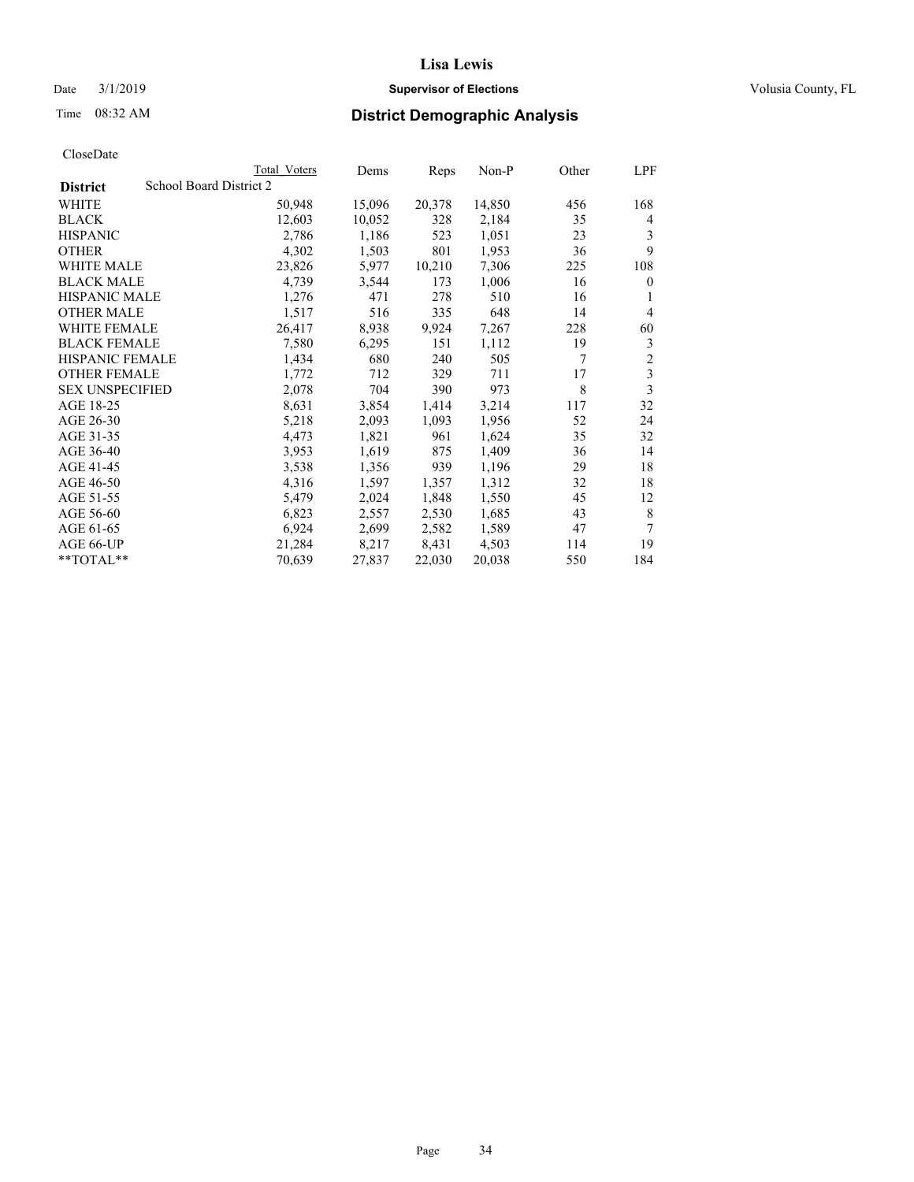CloseDate

| District | School Board District 2 | Total Voters | Dems | Reps | Non-P | Other | LPF |
|---|---|---|---|---|---|---|---|
| WHITE | | 50,948 | 15,096 | 20,378 | 14,850 | 456 | 168 |
| BLACK | | 12,603 | 10,052 | 328 | 2,184 | 35 | 4 |
| HISPANIC | | 2,786 | 1,186 | 523 | 1,051 | 23 | 3 |
| OTHER | | 4,302 | 1,503 | 801 | 1,953 | 36 | 9 |
| WHITE MALE | | 23,826 | 5,977 | 10,210 | 7,306 | 225 | 108 |
| BLACK MALE | | 4,739 | 3,544 | 173 | 1,006 | 16 | 0 |
| HISPANIC MALE | | 1,276 | 471 | 278 | 510 | 16 | 1 |
| OTHER MALE | | 1,517 | 516 | 335 | 648 | 14 | 4 |
| WHITE FEMALE | | 26,417 | 8,938 | 9,924 | 7,267 | 228 | 60 |
| BLACK FEMALE | | 7,580 | 6,295 | 151 | 1,112 | 19 | 3 |
| HISPANIC FEMALE | | 1,434 | 680 | 240 | 505 | 7 | 2 |
| OTHER FEMALE | | 1,772 | 712 | 329 | 711 | 17 | 3 |
| SEX UNSPECIFIED | | 2,078 | 704 | 390 | 973 | 8 | 3 |
| AGE 18-25 | | 8,631 | 3,854 | 1,414 | 3,214 | 117 | 32 |
| AGE 26-30 | | 5,218 | 2,093 | 1,093 | 1,956 | 52 | 24 |
| AGE 31-35 | | 4,473 | 1,821 | 961 | 1,624 | 35 | 32 |
| AGE 36-40 | | 3,953 | 1,619 | 875 | 1,409 | 36 | 14 |
| AGE 41-45 | | 3,538 | 1,356 | 939 | 1,196 | 29 | 18 |
| AGE 46-50 | | 4,316 | 1,597 | 1,357 | 1,312 | 32 | 18 |
| AGE 51-55 | | 5,479 | 2,024 | 1,848 | 1,550 | 45 | 12 |
| AGE 56-60 | | 6,823 | 2,557 | 2,530 | 1,685 | 43 | 8 |
| AGE 61-65 | | 6,924 | 2,699 | 2,582 | 1,589 | 47 | 7 |
| AGE 66-UP | | 21,284 | 8,217 | 8,431 | 4,503 | 114 | 19 |
| **TOTAL** | | 70,639 | 27,837 | 22,030 | 20,038 | 550 | 184 |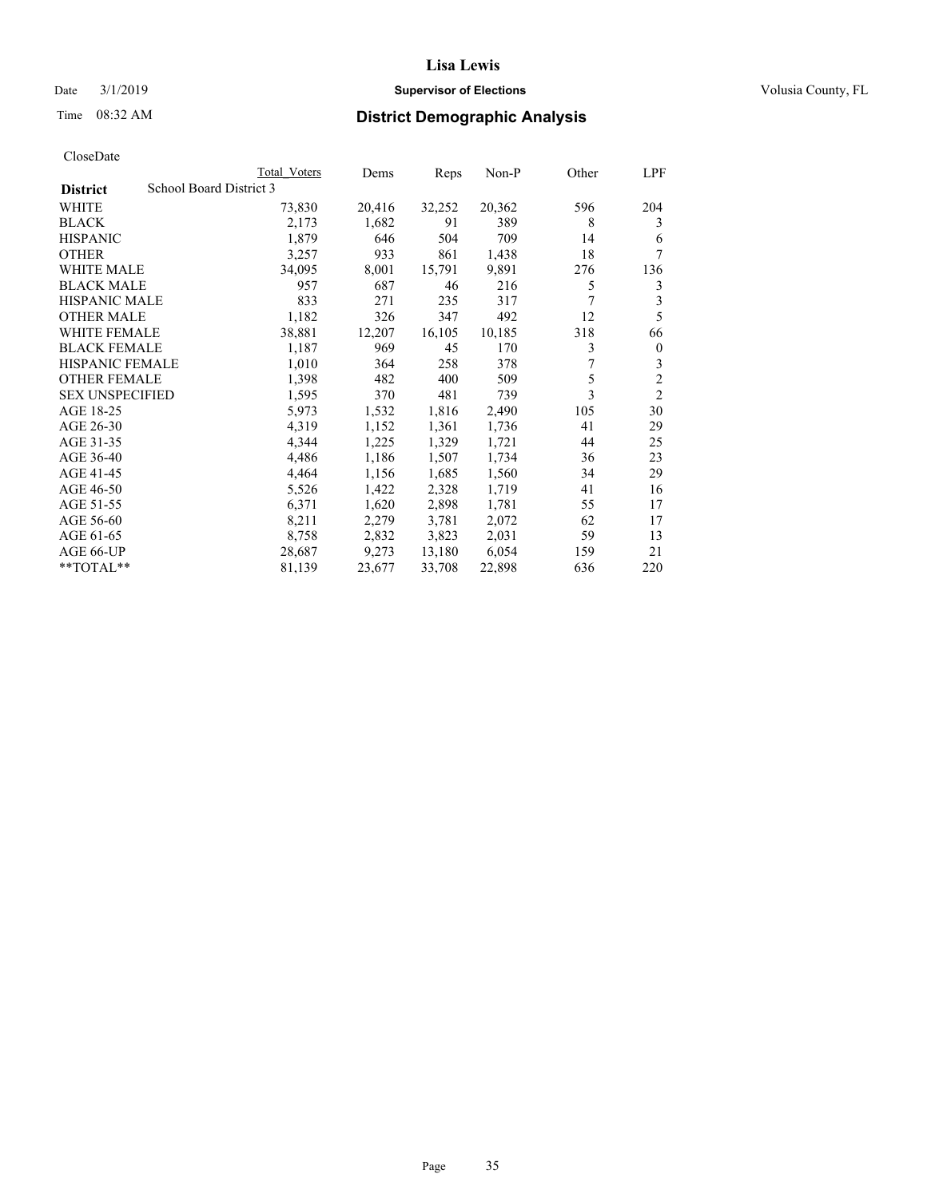CloseDate

| District | School Board District 3 | Total Voters | Dems | Reps | Non-P | Other | LPF |
|---|---|---|---|---|---|---|---|
| WHITE | | 73,830 | 20,416 | 32,252 | 20,362 | 596 | 204 |
| BLACK | | 2,173 | 1,682 | 91 | 389 | 8 | 3 |
| HISPANIC | | 1,879 | 646 | 504 | 709 | 14 | 6 |
| OTHER | | 3,257 | 933 | 861 | 1,438 | 18 | 7 |
| WHITE MALE | | 34,095 | 8,001 | 15,791 | 9,891 | 276 | 136 |
| BLACK MALE | | 957 | 687 | 46 | 216 | 5 | 3 |
| HISPANIC MALE | | 833 | 271 | 235 | 317 | 7 | 3 |
| OTHER MALE | | 1,182 | 326 | 347 | 492 | 12 | 5 |
| WHITE FEMALE | | 38,881 | 12,207 | 16,105 | 10,185 | 318 | 66 |
| BLACK FEMALE | | 1,187 | 969 | 45 | 170 | 3 | 0 |
| HISPANIC FEMALE | | 1,010 | 364 | 258 | 378 | 7 | 3 |
| OTHER FEMALE | | 1,398 | 482 | 400 | 509 | 5 | 2 |
| SEX UNSPECIFIED | | 1,595 | 370 | 481 | 739 | 3 | 2 |
| AGE 18-25 | | 5,973 | 1,532 | 1,816 | 2,490 | 105 | 30 |
| AGE 26-30 | | 4,319 | 1,152 | 1,361 | 1,736 | 41 | 29 |
| AGE 31-35 | | 4,344 | 1,225 | 1,329 | 1,721 | 44 | 25 |
| AGE 36-40 | | 4,486 | 1,186 | 1,507 | 1,734 | 36 | 23 |
| AGE 41-45 | | 4,464 | 1,156 | 1,685 | 1,560 | 34 | 29 |
| AGE 46-50 | | 5,526 | 1,422 | 2,328 | 1,719 | 41 | 16 |
| AGE 51-55 | | 6,371 | 1,620 | 2,898 | 1,781 | 55 | 17 |
| AGE 56-60 | | 8,211 | 2,279 | 3,781 | 2,072 | 62 | 17 |
| AGE 61-65 | | 8,758 | 2,832 | 3,823 | 2,031 | 59 | 13 |
| AGE 66-UP | | 28,687 | 9,273 | 13,180 | 6,054 | 159 | 21 |
| **TOTAL** | | 81,139 | 23,677 | 33,708 | 22,898 | 636 | 220 |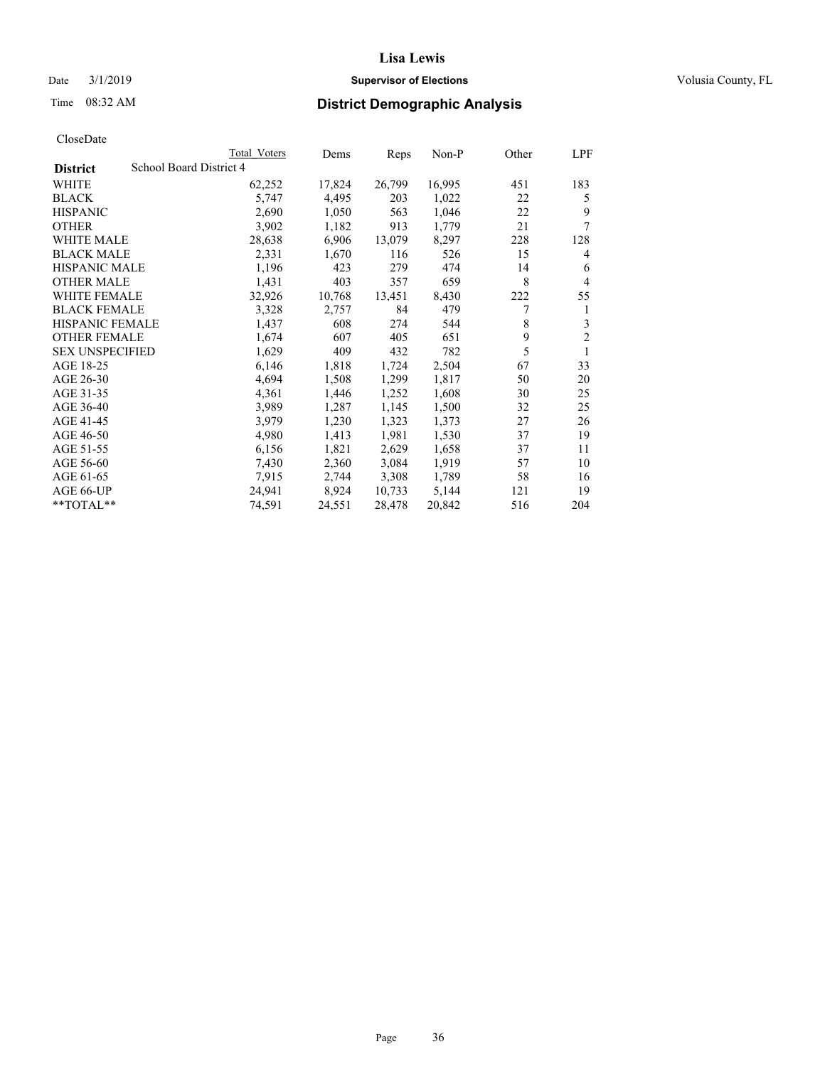# Lisa Lewis

Date 3/1/2019 **Supervisor of Elections** Volusia County, FL

Time 08:32 AM **District Demographic Analysis**

CloseDate

| District | Total Voters | Dems | Reps | Non-P | Other | LPF |
|---|---|---|---|---|---|---|
| School Board District 4 | | | | | | |
| WHITE | 62,252 | 17,824 | 26,799 | 16,995 | 451 | 183 |
| BLACK | 5,747 | 4,495 | 203 | 1,022 | 22 | 5 |
| HISPANIC | 2,690 | 1,050 | 563 | 1,046 | 22 | 9 |
| OTHER | 3,902 | 1,182 | 913 | 1,779 | 21 | 7 |
| WHITE MALE | 28,638 | 6,906 | 13,079 | 8,297 | 228 | 128 |
| BLACK MALE | 2,331 | 1,670 | 116 | 526 | 15 | 4 |
| HISPANIC MALE | 1,196 | 423 | 279 | 474 | 14 | 6 |
| OTHER MALE | 1,431 | 403 | 357 | 659 | 8 | 4 |
| WHITE FEMALE | 32,926 | 10,768 | 13,451 | 8,430 | 222 | 55 |
| BLACK FEMALE | 3,328 | 2,757 | 84 | 479 | 7 | 1 |
| HISPANIC FEMALE | 1,437 | 608 | 274 | 544 | 8 | 3 |
| OTHER FEMALE | 1,674 | 607 | 405 | 651 | 9 | 2 |
| SEX UNSPECIFIED | 1,629 | 409 | 432 | 782 | 5 | 1 |
| AGE 18-25 | 6,146 | 1,818 | 1,724 | 2,504 | 67 | 33 |
| AGE 26-30 | 4,694 | 1,508 | 1,299 | 1,817 | 50 | 20 |
| AGE 31-35 | 4,361 | 1,446 | 1,252 | 1,608 | 30 | 25 |
| AGE 36-40 | 3,989 | 1,287 | 1,145 | 1,500 | 32 | 25 |
| AGE 41-45 | 3,979 | 1,230 | 1,323 | 1,373 | 27 | 26 |
| AGE 46-50 | 4,980 | 1,413 | 1,981 | 1,530 | 37 | 19 |
| AGE 51-55 | 6,156 | 1,821 | 2,629 | 1,658 | 37 | 11 |
| AGE 56-60 | 7,430 | 2,360 | 3,084 | 1,919 | 57 | 10 |
| AGE 61-65 | 7,915 | 2,744 | 3,308 | 1,789 | 58 | 16 |
| AGE 66-UP | 24,941 | 8,924 | 10,733 | 5,144 | 121 | 19 |
| **TOTAL** | 74,591 | 24,551 | 28,478 | 20,842 | 516 | 204 |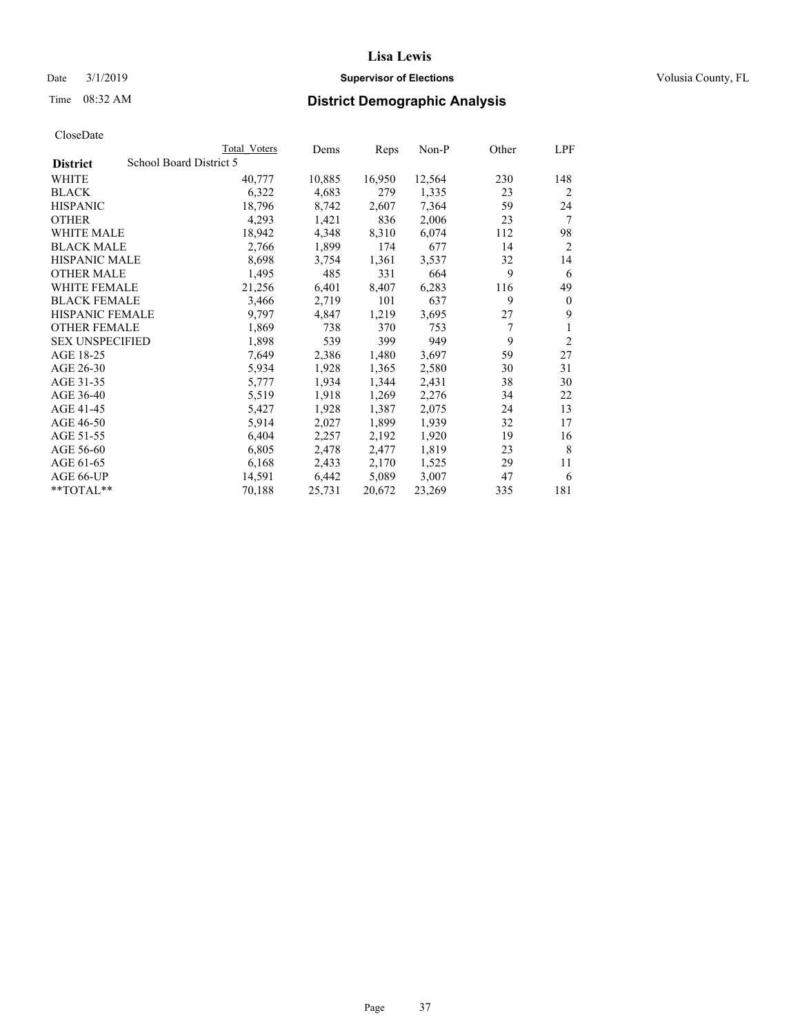# Lisa Lewis

**Supervisor of Elections**

Date 3/1/2019 — Volusia County, FL

Time 08:32 AM

## District Demographic Analysis

CloseDate

| District | Total Voters | Dems | Reps | Non-P | Other | LPF |
|---|---|---|---|---|---|---|
| School Board District 5 | | | | | | |
| WHITE | 40,777 | 10,885 | 16,950 | 12,564 | 230 | 148 |
| BLACK | 6,322 | 4,683 | 279 | 1,335 | 23 | 2 |
| HISPANIC | 18,796 | 8,742 | 2,607 | 7,364 | 59 | 24 |
| OTHER | 4,293 | 1,421 | 836 | 2,006 | 23 | 7 |
| WHITE MALE | 18,942 | 4,348 | 8,310 | 6,074 | 112 | 98 |
| BLACK MALE | 2,766 | 1,899 | 174 | 677 | 14 | 2 |
| HISPANIC MALE | 8,698 | 3,754 | 1,361 | 3,537 | 32 | 14 |
| OTHER MALE | 1,495 | 485 | 331 | 664 | 9 | 6 |
| WHITE FEMALE | 21,256 | 6,401 | 8,407 | 6,283 | 116 | 49 |
| BLACK FEMALE | 3,466 | 2,719 | 101 | 637 | 9 | 0 |
| HISPANIC FEMALE | 9,797 | 4,847 | 1,219 | 3,695 | 27 | 9 |
| OTHER FEMALE | 1,869 | 738 | 370 | 753 | 7 | 1 |
| SEX UNSPECIFIED | 1,898 | 539 | 399 | 949 | 9 | 2 |
| AGE 18-25 | 7,649 | 2,386 | 1,480 | 3,697 | 59 | 27 |
| AGE 26-30 | 5,934 | 1,928 | 1,365 | 2,580 | 30 | 31 |
| AGE 31-35 | 5,777 | 1,934 | 1,344 | 2,431 | 38 | 30 |
| AGE 36-40 | 5,519 | 1,918 | 1,269 | 2,276 | 34 | 22 |
| AGE 41-45 | 5,427 | 1,928 | 1,387 | 2,075 | 24 | 13 |
| AGE 46-50 | 5,914 | 2,027 | 1,899 | 1,939 | 32 | 17 |
| AGE 51-55 | 6,404 | 2,257 | 2,192 | 1,920 | 19 | 16 |
| AGE 56-60 | 6,805 | 2,478 | 2,477 | 1,819 | 23 | 8 |
| AGE 61-65 | 6,168 | 2,433 | 2,170 | 1,525 | 29 | 11 |
| AGE 66-UP | 14,591 | 6,442 | 5,089 | 3,007 | 47 | 6 |
| **TOTAL** | 70,188 | 25,731 | 20,672 | 23,269 | 335 | 181 |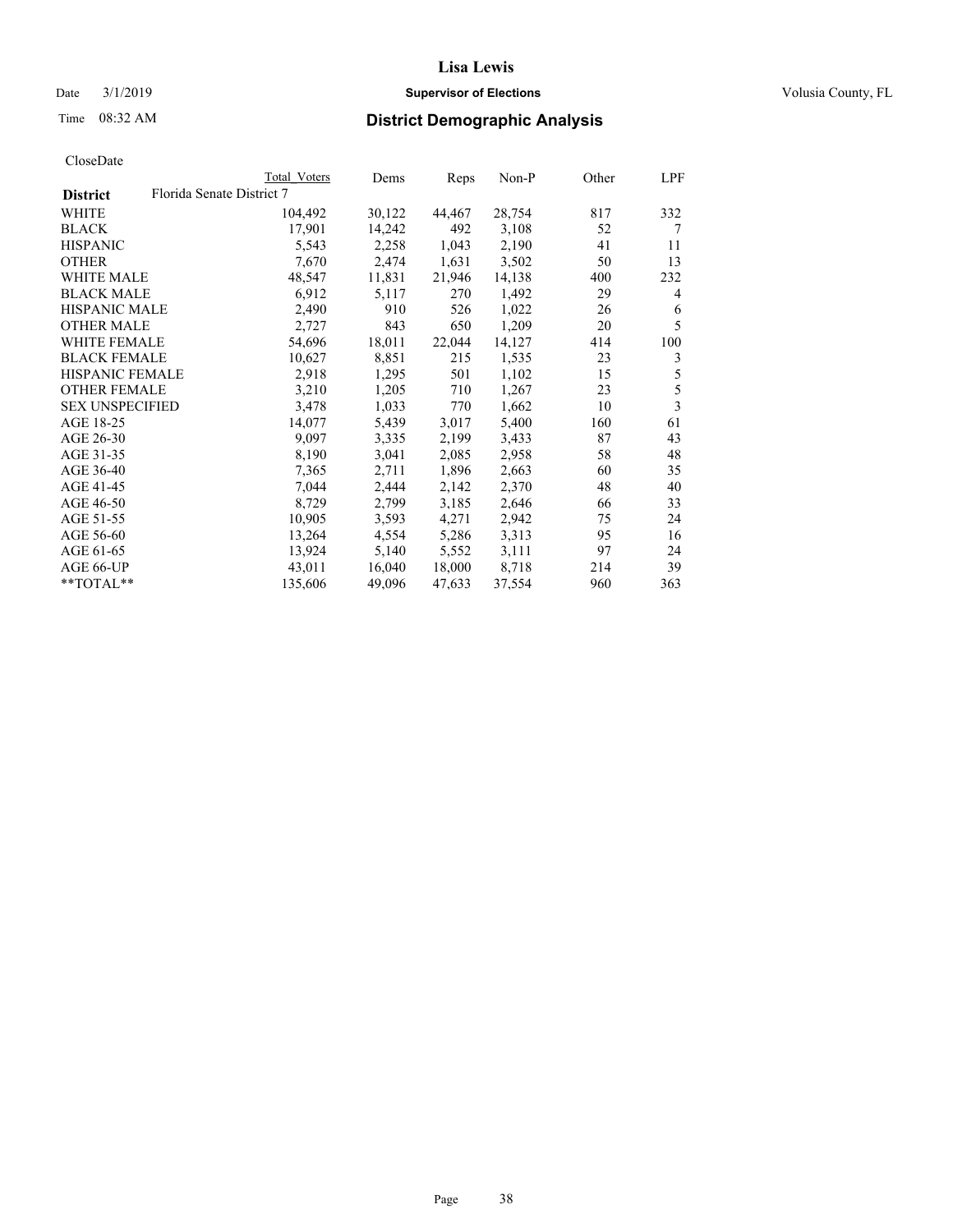# Lisa Lewis

Date 3/1/2019 **Supervisor of Elections** Volusia County, FL

Time 08:32 AM **District Demographic Analysis**

CloseDate

| | Total Voters | Dems | Reps | Non-P | Other | LPF |
|---|---|---|---|---|---|---|
| **District** Florida Senate District 7 | | | | | | |
| WHITE | 104,492 | 30,122 | 44,467 | 28,754 | 817 | 332 |
| BLACK | 17,901 | 14,242 | 492 | 3,108 | 52 | 7 |
| HISPANIC | 5,543 | 2,258 | 1,043 | 2,190 | 41 | 11 |
| OTHER | 7,670 | 2,474 | 1,631 | 3,502 | 50 | 13 |
| WHITE MALE | 48,547 | 11,831 | 21,946 | 14,138 | 400 | 232 |
| BLACK MALE | 6,912 | 5,117 | 270 | 1,492 | 29 | 4 |
| HISPANIC MALE | 2,490 | 910 | 526 | 1,022 | 26 | 6 |
| OTHER MALE | 2,727 | 843 | 650 | 1,209 | 20 | 5 |
| WHITE FEMALE | 54,696 | 18,011 | 22,044 | 14,127 | 414 | 100 |
| BLACK FEMALE | 10,627 | 8,851 | 215 | 1,535 | 23 | 3 |
| HISPANIC FEMALE | 2,918 | 1,295 | 501 | 1,102 | 15 | 5 |
| OTHER FEMALE | 3,210 | 1,205 | 710 | 1,267 | 23 | 5 |
| SEX UNSPECIFIED | 3,478 | 1,033 | 770 | 1,662 | 10 | 3 |
| AGE 18-25 | 14,077 | 5,439 | 3,017 | 5,400 | 160 | 61 |
| AGE 26-30 | 9,097 | 3,335 | 2,199 | 3,433 | 87 | 43 |
| AGE 31-35 | 8,190 | 3,041 | 2,085 | 2,958 | 58 | 48 |
| AGE 36-40 | 7,365 | 2,711 | 1,896 | 2,663 | 60 | 35 |
| AGE 41-45 | 7,044 | 2,444 | 2,142 | 2,370 | 48 | 40 |
| AGE 46-50 | 8,729 | 2,799 | 3,185 | 2,646 | 66 | 33 |
| AGE 51-55 | 10,905 | 3,593 | 4,271 | 2,942 | 75 | 24 |
| AGE 56-60 | 13,264 | 4,554 | 5,286 | 3,313 | 95 | 16 |
| AGE 61-65 | 13,924 | 5,140 | 5,552 | 3,111 | 97 | 24 |
| AGE 66-UP | 43,011 | 16,040 | 18,000 | 8,718 | 214 | 39 |
| **TOTAL** | 135,606 | 49,096 | 47,633 | 37,554 | 960 | 363 |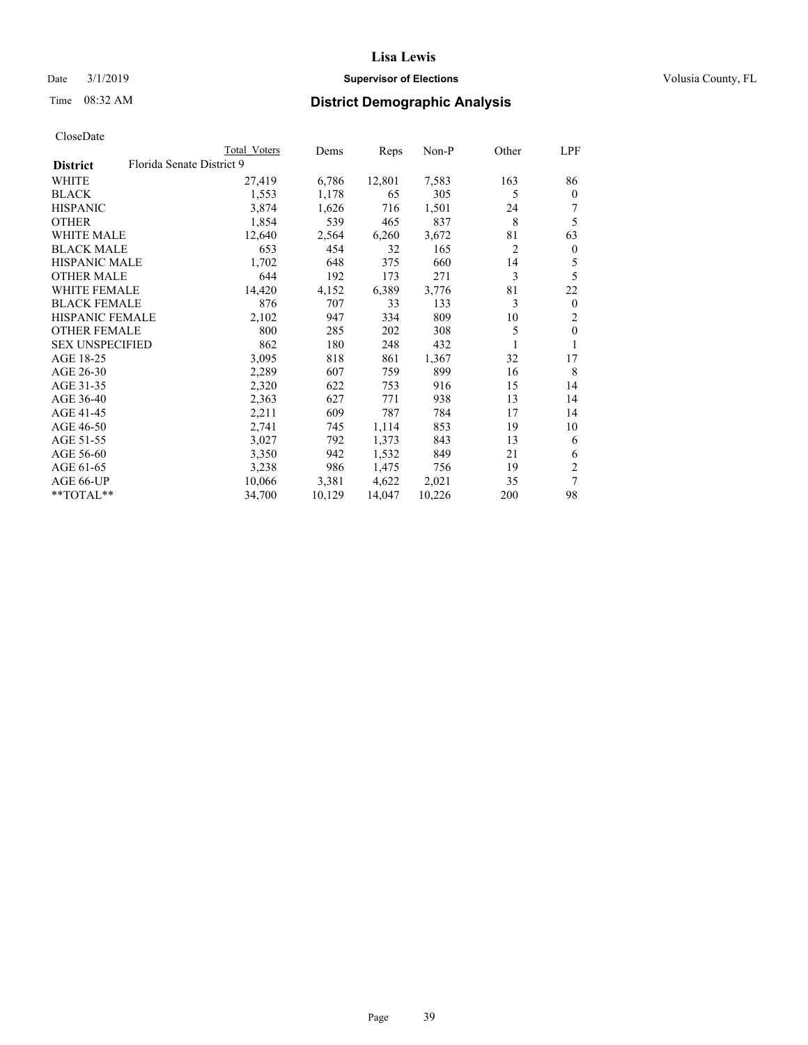# Lisa Lewis

Date 3/1/2019 **Supervisor of Elections** Volusia County, FL

Time 08:32 AM **District Demographic Analysis**

CloseDate

| District | Florida Senate District 9 | Total Voters | Dems | Reps | Non-P | Other | LPF |
|---|---|---|---|---|---|---|---|
| WHITE | | 27,419 | 6,786 | 12,801 | 7,583 | 163 | 86 |
| BLACK | | 1,553 | 1,178 | 65 | 305 | 5 | 0 |
| HISPANIC | | 3,874 | 1,626 | 716 | 1,501 | 24 | 7 |
| OTHER | | 1,854 | 539 | 465 | 837 | 8 | 5 |
| WHITE MALE | | 12,640 | 2,564 | 6,260 | 3,672 | 81 | 63 |
| BLACK MALE | | 653 | 454 | 32 | 165 | 2 | 0 |
| HISPANIC MALE | | 1,702 | 648 | 375 | 660 | 14 | 5 |
| OTHER MALE | | 644 | 192 | 173 | 271 | 3 | 5 |
| WHITE FEMALE | | 14,420 | 4,152 | 6,389 | 3,776 | 81 | 22 |
| BLACK FEMALE | | 876 | 707 | 33 | 133 | 3 | 0 |
| HISPANIC FEMALE | | 2,102 | 947 | 334 | 809 | 10 | 2 |
| OTHER FEMALE | | 800 | 285 | 202 | 308 | 5 | 0 |
| SEX UNSPECIFIED | | 862 | 180 | 248 | 432 | 1 | 1 |
| AGE 18-25 | | 3,095 | 818 | 861 | 1,367 | 32 | 17 |
| AGE 26-30 | | 2,289 | 607 | 759 | 899 | 16 | 8 |
| AGE 31-35 | | 2,320 | 622 | 753 | 916 | 15 | 14 |
| AGE 36-40 | | 2,363 | 627 | 771 | 938 | 13 | 14 |
| AGE 41-45 | | 2,211 | 609 | 787 | 784 | 17 | 14 |
| AGE 46-50 | | 2,741 | 745 | 1,114 | 853 | 19 | 10 |
| AGE 51-55 | | 3,027 | 792 | 1,373 | 843 | 13 | 6 |
| AGE 56-60 | | 3,350 | 942 | 1,532 | 849 | 21 | 6 |
| AGE 61-65 | | 3,238 | 986 | 1,475 | 756 | 19 | 2 |
| AGE 66-UP | | 10,066 | 3,381 | 4,622 | 2,021 | 35 | 7 |
| **TOTAL** | | 34,700 | 10,129 | 14,047 | 10,226 | 200 | 98 |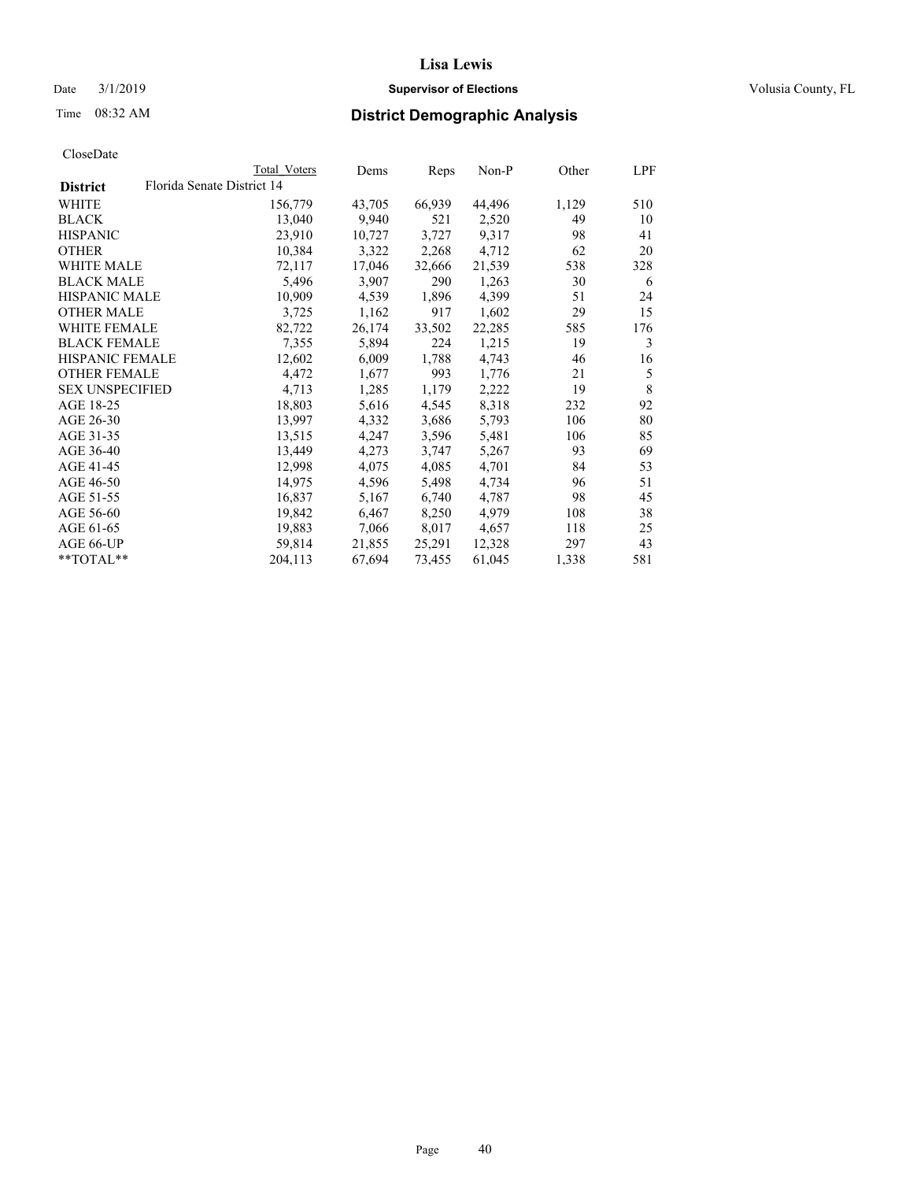# Lisa Lewis

Date 3/1/2019 **Supervisor of Elections** Volusia County, FL

Time 08:32 AM **District Demographic Analysis**

CloseDate

| District | Total Voters | Dems | Reps | Non-P | Other | LPF |
|---|---|---|---|---|---|---|
| **Florida Senate District 14** | | | | | | |
| WHITE | 156,779 | 43,705 | 66,939 | 44,496 | 1,129 | 510 |
| BLACK | 13,040 | 9,940 | 521 | 2,520 | 49 | 10 |
| HISPANIC | 23,910 | 10,727 | 3,727 | 9,317 | 98 | 41 |
| OTHER | 10,384 | 3,322 | 2,268 | 4,712 | 62 | 20 |
| WHITE MALE | 72,117 | 17,046 | 32,666 | 21,539 | 538 | 328 |
| BLACK MALE | 5,496 | 3,907 | 290 | 1,263 | 30 | 6 |
| HISPANIC MALE | 10,909 | 4,539 | 1,896 | 4,399 | 51 | 24 |
| OTHER MALE | 3,725 | 1,162 | 917 | 1,602 | 29 | 15 |
| WHITE FEMALE | 82,722 | 26,174 | 33,502 | 22,285 | 585 | 176 |
| BLACK FEMALE | 7,355 | 5,894 | 224 | 1,215 | 19 | 3 |
| HISPANIC FEMALE | 12,602 | 6,009 | 1,788 | 4,743 | 46 | 16 |
| OTHER FEMALE | 4,472 | 1,677 | 993 | 1,776 | 21 | 5 |
| SEX UNSPECIFIED | 4,713 | 1,285 | 1,179 | 2,222 | 19 | 8 |
| AGE 18-25 | 18,803 | 5,616 | 4,545 | 8,318 | 232 | 92 |
| AGE 26-30 | 13,997 | 4,332 | 3,686 | 5,793 | 106 | 80 |
| AGE 31-35 | 13,515 | 4,247 | 3,596 | 5,481 | 106 | 85 |
| AGE 36-40 | 13,449 | 4,273 | 3,747 | 5,267 | 93 | 69 |
| AGE 41-45 | 12,998 | 4,075 | 4,085 | 4,701 | 84 | 53 |
| AGE 46-50 | 14,975 | 4,596 | 5,498 | 4,734 | 96 | 51 |
| AGE 51-55 | 16,837 | 5,167 | 6,740 | 4,787 | 98 | 45 |
| AGE 56-60 | 19,842 | 6,467 | 8,250 | 4,979 | 108 | 38 |
| AGE 61-65 | 19,883 | 7,066 | 8,017 | 4,657 | 118 | 25 |
| AGE 66-UP | 59,814 | 21,855 | 25,291 | 12,328 | 297 | 43 |
| **TOTAL** | 204,113 | 67,694 | 73,455 | 61,045 | 1,338 | 581 |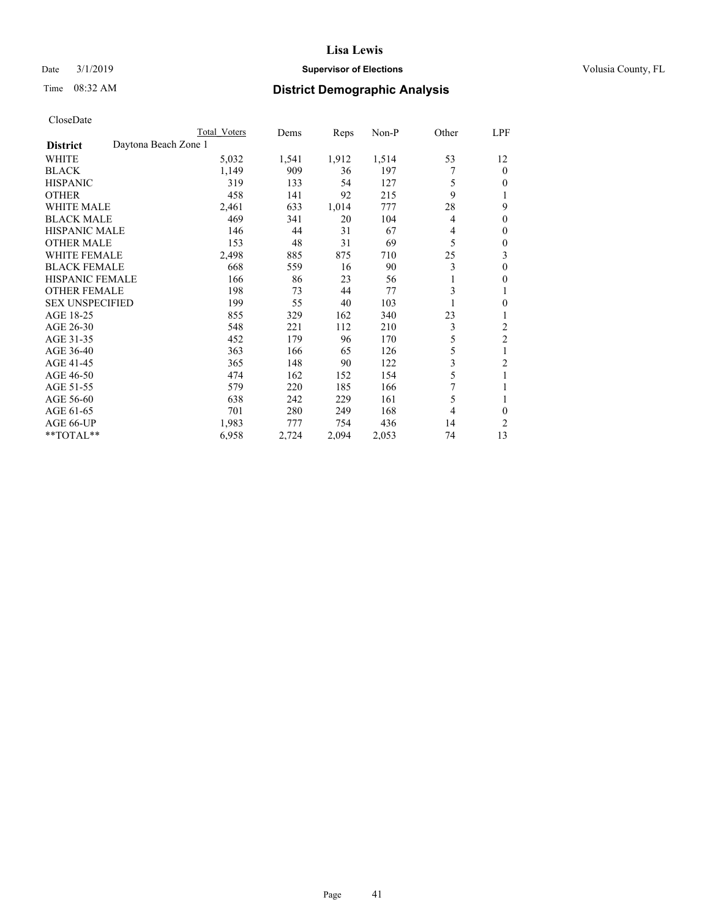# Lisa Lewis

Date 3/1/2019 **Supervisor of Elections** Volusia County, FL

Time 08:32 AM **District Demographic Analysis**

CloseDate

| | Total Voters | Dems | Reps | Non-P | Other | LPF |
|---|---|---|---|---|---|---|
| **District** Daytona Beach Zone 1 | | | | | | |
| WHITE | 5,032 | 1,541 | 1,912 | 1,514 | 53 | 12 |
| BLACK | 1,149 | 909 | 36 | 197 | 7 | 0 |
| HISPANIC | 319 | 133 | 54 | 127 | 5 | 0 |
| OTHER | 458 | 141 | 92 | 215 | 9 | 1 |
| WHITE MALE | 2,461 | 633 | 1,014 | 777 | 28 | 9 |
| BLACK MALE | 469 | 341 | 20 | 104 | 4 | 0 |
| HISPANIC MALE | 146 | 44 | 31 | 67 | 4 | 0 |
| OTHER MALE | 153 | 48 | 31 | 69 | 5 | 0 |
| WHITE FEMALE | 2,498 | 885 | 875 | 710 | 25 | 3 |
| BLACK FEMALE | 668 | 559 | 16 | 90 | 3 | 0 |
| HISPANIC FEMALE | 166 | 86 | 23 | 56 | 1 | 0 |
| OTHER FEMALE | 198 | 73 | 44 | 77 | 3 | 1 |
| SEX UNSPECIFIED | 199 | 55 | 40 | 103 | 1 | 0 |
| AGE 18-25 | 855 | 329 | 162 | 340 | 23 | 1 |
| AGE 26-30 | 548 | 221 | 112 | 210 | 3 | 2 |
| AGE 31-35 | 452 | 179 | 96 | 170 | 5 | 2 |
| AGE 36-40 | 363 | 166 | 65 | 126 | 5 | 1 |
| AGE 41-45 | 365 | 148 | 90 | 122 | 3 | 2 |
| AGE 46-50 | 474 | 162 | 152 | 154 | 5 | 1 |
| AGE 51-55 | 579 | 220 | 185 | 166 | 7 | 1 |
| AGE 56-60 | 638 | 242 | 229 | 161 | 5 | 1 |
| AGE 61-65 | 701 | 280 | 249 | 168 | 4 | 0 |
| AGE 66-UP | 1,983 | 777 | 754 | 436 | 14 | 2 |
| **TOTAL** | 6,958 | 2,724 | 2,094 | 2,053 | 74 | 13 |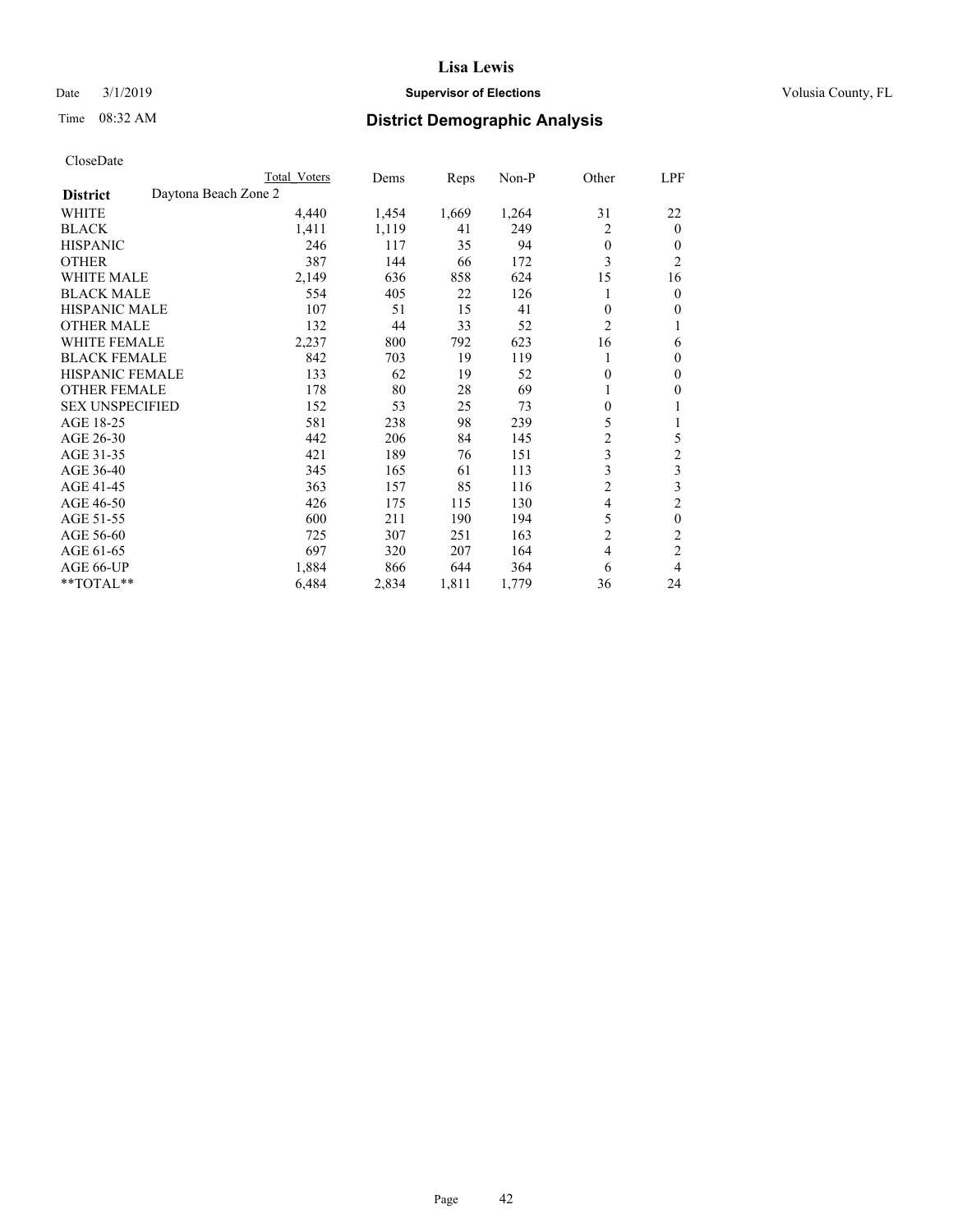# Lisa Lewis

Date 3/1/2019 **Supervisor of Elections** Volusia County, FL

Time 08:32 AM **District Demographic Analysis**

CloseDate

| | Total Voters | Dems | Reps | Non-P | Other | LPF |
|---|---|---|---|---|---|---|
| **District** Daytona Beach Zone 2 | | | | | | |
| WHITE | 4,440 | 1,454 | 1,669 | 1,264 | 31 | 22 |
| BLACK | 1,411 | 1,119 | 41 | 249 | 2 | 0 |
| HISPANIC | 246 | 117 | 35 | 94 | 0 | 0 |
| OTHER | 387 | 144 | 66 | 172 | 3 | 2 |
| WHITE MALE | 2,149 | 636 | 858 | 624 | 15 | 16 |
| BLACK MALE | 554 | 405 | 22 | 126 | 1 | 0 |
| HISPANIC MALE | 107 | 51 | 15 | 41 | 0 | 0 |
| OTHER MALE | 132 | 44 | 33 | 52 | 2 | 1 |
| WHITE FEMALE | 2,237 | 800 | 792 | 623 | 16 | 6 |
| BLACK FEMALE | 842 | 703 | 19 | 119 | 1 | 0 |
| HISPANIC FEMALE | 133 | 62 | 19 | 52 | 0 | 0 |
| OTHER FEMALE | 178 | 80 | 28 | 69 | 1 | 0 |
| SEX UNSPECIFIED | 152 | 53 | 25 | 73 | 0 | 1 |
| AGE 18-25 | 581 | 238 | 98 | 239 | 5 | 1 |
| AGE 26-30 | 442 | 206 | 84 | 145 | 2 | 5 |
| AGE 31-35 | 421 | 189 | 76 | 151 | 3 | 2 |
| AGE 36-40 | 345 | 165 | 61 | 113 | 3 | 3 |
| AGE 41-45 | 363 | 157 | 85 | 116 | 2 | 3 |
| AGE 46-50 | 426 | 175 | 115 | 130 | 4 | 2 |
| AGE 51-55 | 600 | 211 | 190 | 194 | 5 | 0 |
| AGE 56-60 | 725 | 307 | 251 | 163 | 2 | 2 |
| AGE 61-65 | 697 | 320 | 207 | 164 | 4 | 2 |
| AGE 66-UP | 1,884 | 866 | 644 | 364 | 6 | 4 |
| **TOTAL** | 6,484 | 2,834 | 1,811 | 1,779 | 36 | 24 |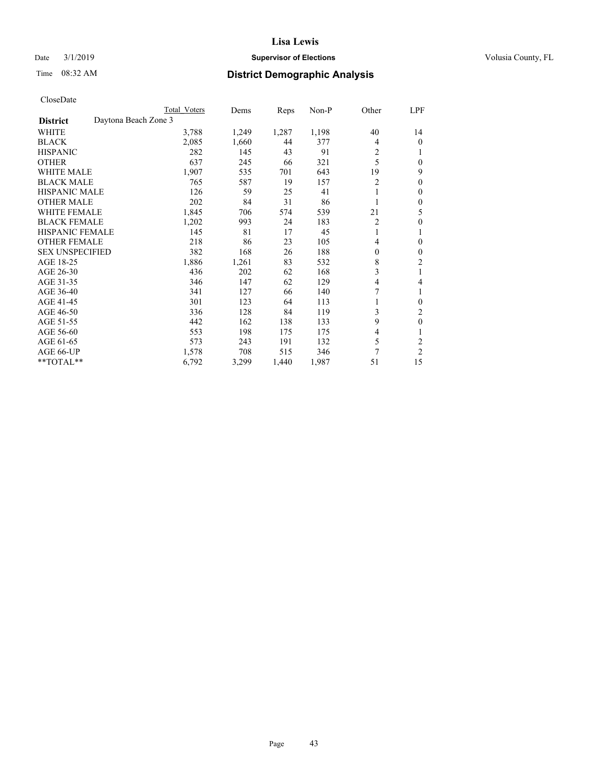# Lisa Lewis

Date 3/1/2019 **Supervisor of Elections** Volusia County, FL

Time 08:32 AM **District Demographic Analysis**

CloseDate

| | Total Voters | Dems | Reps | Non-P | Other | LPF |
|---|---|---|---|---|---|---|
| **District** Daytona Beach Zone 3 | | | | | | |
| WHITE | 3,788 | 1,249 | 1,287 | 1,198 | 40 | 14 |
| BLACK | 2,085 | 1,660 | 44 | 377 | 4 | 0 |
| HISPANIC | 282 | 145 | 43 | 91 | 2 | 1 |
| OTHER | 637 | 245 | 66 | 321 | 5 | 0 |
| WHITE MALE | 1,907 | 535 | 701 | 643 | 19 | 9 |
| BLACK MALE | 765 | 587 | 19 | 157 | 2 | 0 |
| HISPANIC MALE | 126 | 59 | 25 | 41 | 1 | 0 |
| OTHER MALE | 202 | 84 | 31 | 86 | 1 | 0 |
| WHITE FEMALE | 1,845 | 706 | 574 | 539 | 21 | 5 |
| BLACK FEMALE | 1,202 | 993 | 24 | 183 | 2 | 0 |
| HISPANIC FEMALE | 145 | 81 | 17 | 45 | 1 | 1 |
| OTHER FEMALE | 218 | 86 | 23 | 105 | 4 | 0 |
| SEX UNSPECIFIED | 382 | 168 | 26 | 188 | 0 | 0 |
| AGE 18-25 | 1,886 | 1,261 | 83 | 532 | 8 | 2 |
| AGE 26-30 | 436 | 202 | 62 | 168 | 3 | 1 |
| AGE 31-35 | 346 | 147 | 62 | 129 | 4 | 4 |
| AGE 36-40 | 341 | 127 | 66 | 140 | 7 | 1 |
| AGE 41-45 | 301 | 123 | 64 | 113 | 1 | 0 |
| AGE 46-50 | 336 | 128 | 84 | 119 | 3 | 2 |
| AGE 51-55 | 442 | 162 | 138 | 133 | 9 | 0 |
| AGE 56-60 | 553 | 198 | 175 | 175 | 4 | 1 |
| AGE 61-65 | 573 | 243 | 191 | 132 | 5 | 2 |
| AGE 66-UP | 1,578 | 708 | 515 | 346 | 7 | 2 |
| **TOTAL** | 6,792 | 3,299 | 1,440 | 1,987 | 51 | 15 |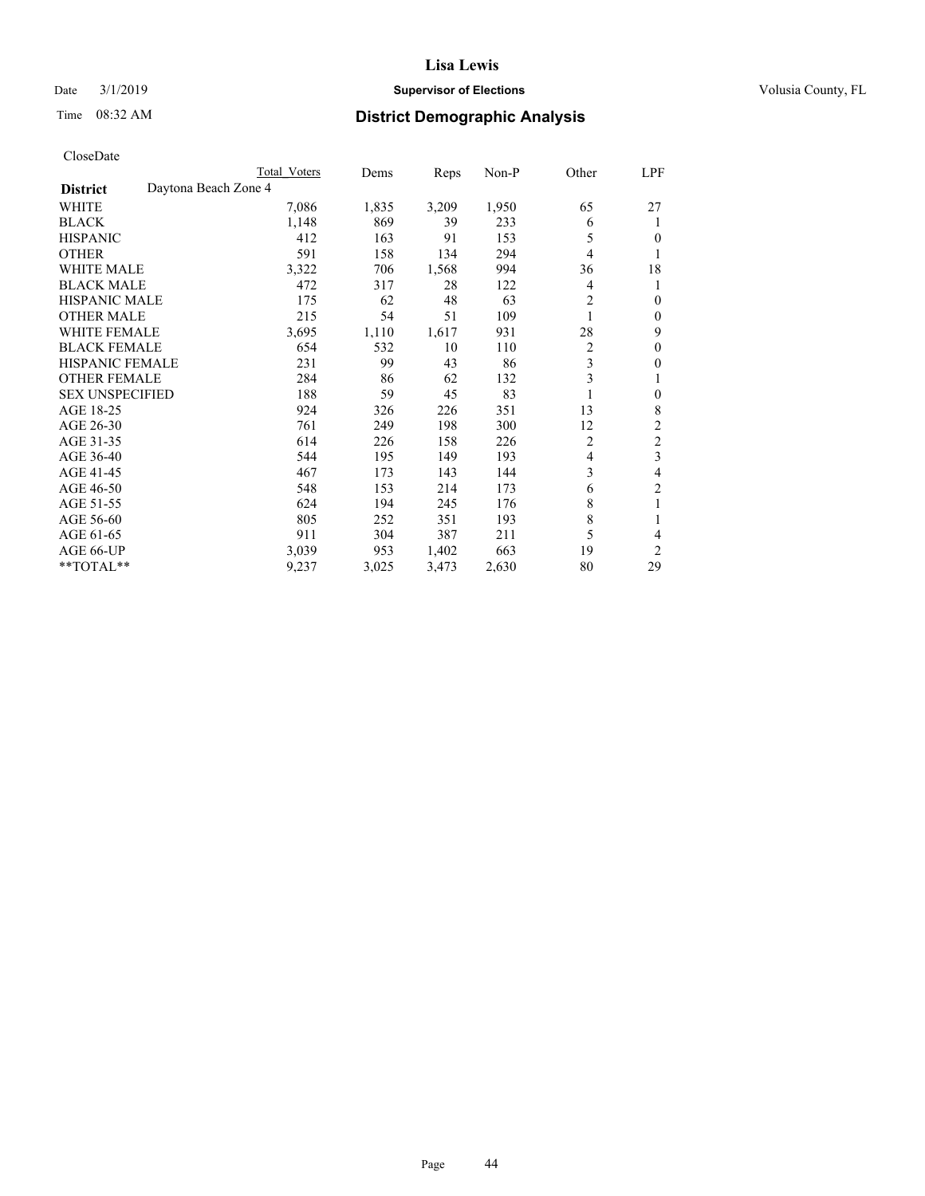# Lisa Lewis

Date 3/1/2019 **Supervisor of Elections** Volusia County, FL

Time 08:32 AM **District Demographic Analysis**

CloseDate

| | Total Voters | Dems | Reps | Non-P | Other | LPF |
|---|---|---|---|---|---|---|
| **District** Daytona Beach Zone 4 | | | | | | |
| WHITE | 7,086 | 1,835 | 3,209 | 1,950 | 65 | 27 |
| BLACK | 1,148 | 869 | 39 | 233 | 6 | 1 |
| HISPANIC | 412 | 163 | 91 | 153 | 5 | 0 |
| OTHER | 591 | 158 | 134 | 294 | 4 | 1 |
| WHITE MALE | 3,322 | 706 | 1,568 | 994 | 36 | 18 |
| BLACK MALE | 472 | 317 | 28 | 122 | 4 | 1 |
| HISPANIC MALE | 175 | 62 | 48 | 63 | 2 | 0 |
| OTHER MALE | 215 | 54 | 51 | 109 | 1 | 0 |
| WHITE FEMALE | 3,695 | 1,110 | 1,617 | 931 | 28 | 9 |
| BLACK FEMALE | 654 | 532 | 10 | 110 | 2 | 0 |
| HISPANIC FEMALE | 231 | 99 | 43 | 86 | 3 | 0 |
| OTHER FEMALE | 284 | 86 | 62 | 132 | 3 | 1 |
| SEX UNSPECIFIED | 188 | 59 | 45 | 83 | 1 | 0 |
| AGE 18-25 | 924 | 326 | 226 | 351 | 13 | 8 |
| AGE 26-30 | 761 | 249 | 198 | 300 | 12 | 2 |
| AGE 31-35 | 614 | 226 | 158 | 226 | 2 | 2 |
| AGE 36-40 | 544 | 195 | 149 | 193 | 4 | 3 |
| AGE 41-45 | 467 | 173 | 143 | 144 | 3 | 4 |
| AGE 46-50 | 548 | 153 | 214 | 173 | 6 | 2 |
| AGE 51-55 | 624 | 194 | 245 | 176 | 8 | 1 |
| AGE 56-60 | 805 | 252 | 351 | 193 | 8 | 1 |
| AGE 61-65 | 911 | 304 | 387 | 211 | 5 | 4 |
| AGE 66-UP | 3,039 | 953 | 1,402 | 663 | 19 | 2 |
| **TOTAL** | 9,237 | 3,025 | 3,473 | 2,630 | 80 | 29 |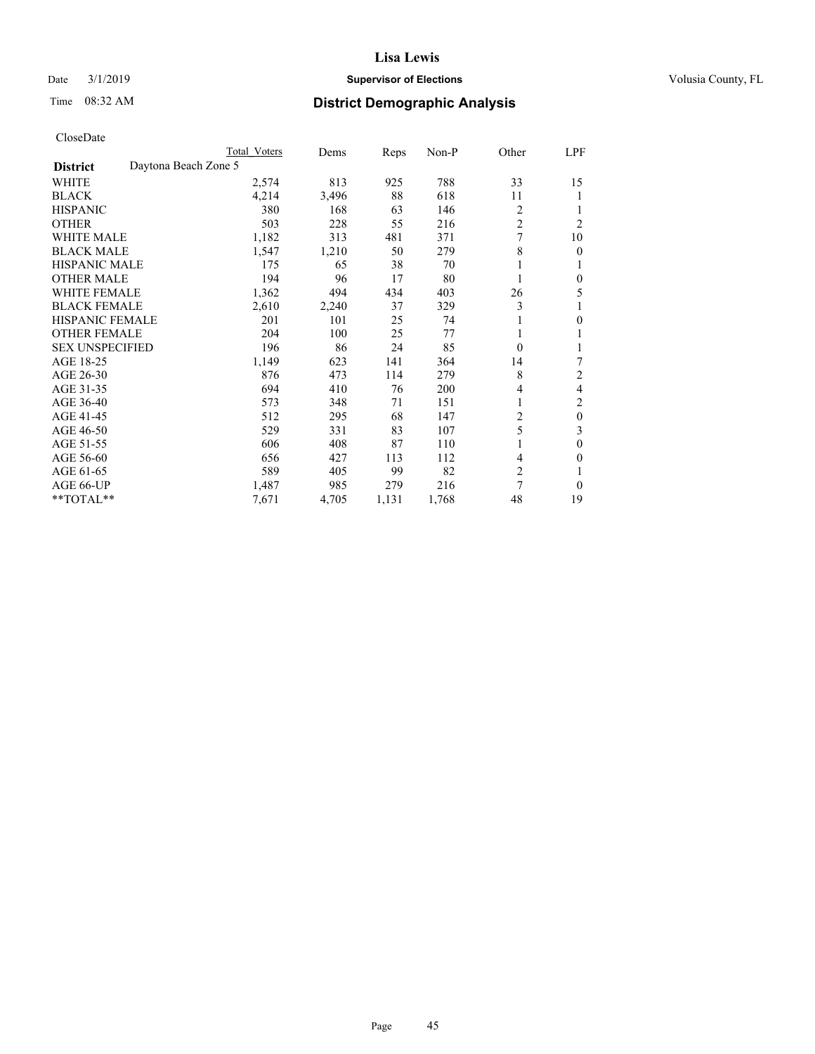# Lisa Lewis

Date 3/1/2019 **Supervisor of Elections** Volusia County, FL

Time 08:32 AM **District Demographic Analysis**

CloseDate

| | Total Voters | Dems | Reps | Non-P | Other | LPF |
|---|---|---|---|---|---|---|
| **District** Daytona Beach Zone 5 | | | | | | |
| WHITE | 2,574 | 813 | 925 | 788 | 33 | 15 |
| BLACK | 4,214 | 3,496 | 88 | 618 | 11 | 1 |
| HISPANIC | 380 | 168 | 63 | 146 | 2 | 1 |
| OTHER | 503 | 228 | 55 | 216 | 2 | 2 |
| WHITE MALE | 1,182 | 313 | 481 | 371 | 7 | 10 |
| BLACK MALE | 1,547 | 1,210 | 50 | 279 | 8 | 0 |
| HISPANIC MALE | 175 | 65 | 38 | 70 | 1 | 1 |
| OTHER MALE | 194 | 96 | 17 | 80 | 1 | 0 |
| WHITE FEMALE | 1,362 | 494 | 434 | 403 | 26 | 5 |
| BLACK FEMALE | 2,610 | 2,240 | 37 | 329 | 3 | 1 |
| HISPANIC FEMALE | 201 | 101 | 25 | 74 | 1 | 0 |
| OTHER FEMALE | 204 | 100 | 25 | 77 | 1 | 1 |
| SEX UNSPECIFIED | 196 | 86 | 24 | 85 | 0 | 1 |
| AGE 18-25 | 1,149 | 623 | 141 | 364 | 14 | 7 |
| AGE 26-30 | 876 | 473 | 114 | 279 | 8 | 2 |
| AGE 31-35 | 694 | 410 | 76 | 200 | 4 | 4 |
| AGE 36-40 | 573 | 348 | 71 | 151 | 1 | 2 |
| AGE 41-45 | 512 | 295 | 68 | 147 | 2 | 0 |
| AGE 46-50 | 529 | 331 | 83 | 107 | 5 | 3 |
| AGE 51-55 | 606 | 408 | 87 | 110 | 1 | 0 |
| AGE 56-60 | 656 | 427 | 113 | 112 | 4 | 0 |
| AGE 61-65 | 589 | 405 | 99 | 82 | 2 | 1 |
| AGE 66-UP | 1,487 | 985 | 279 | 216 | 7 | 0 |
| **TOTAL** | 7,671 | 4,705 | 1,131 | 1,768 | 48 | 19 |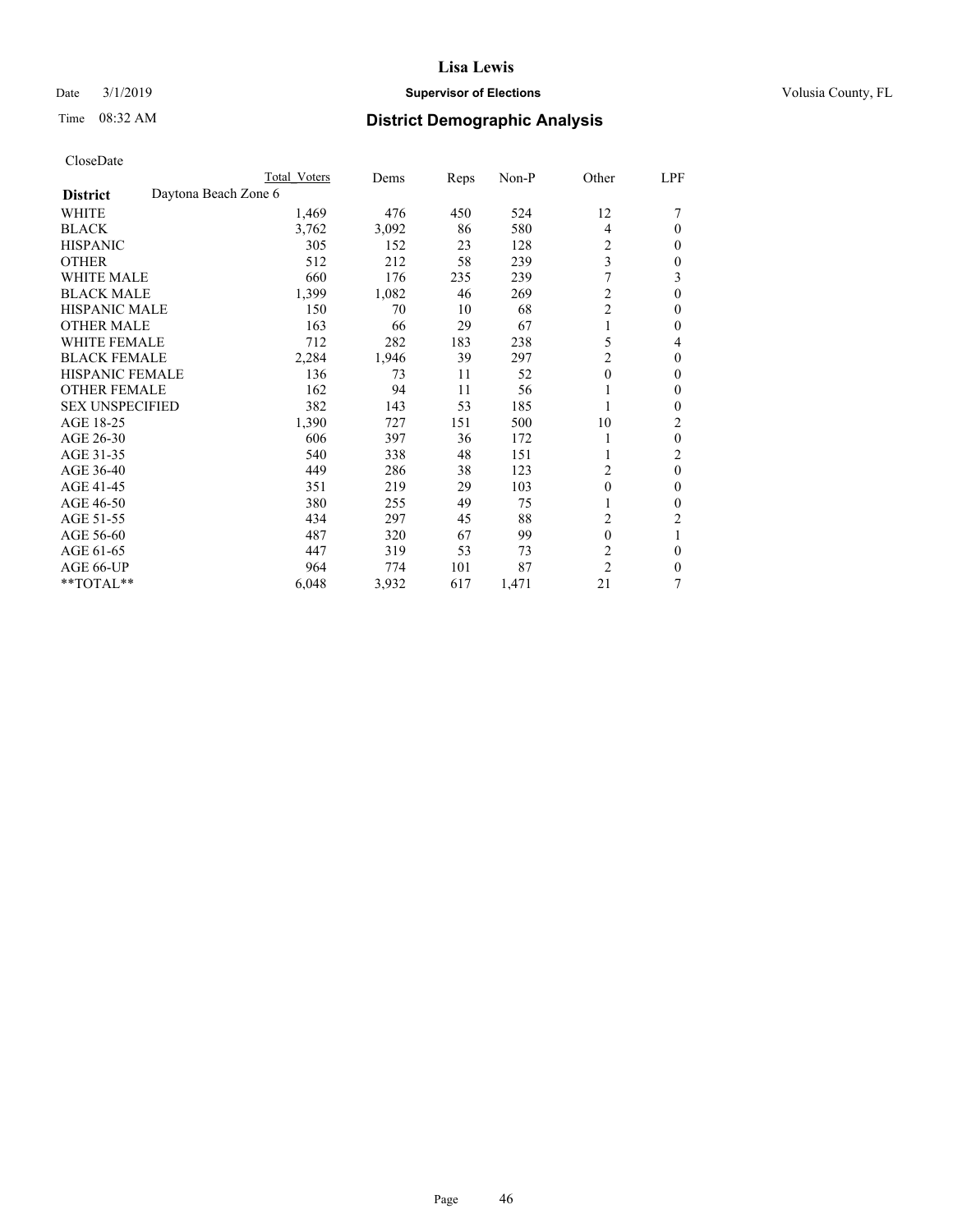# Lisa Lewis

Date 3/1/2019 **Supervisor of Elections** Volusia County, FL

Time 08:32 AM **District Demographic Analysis**

CloseDate

| | Total Voters | Dems | Reps | Non-P | Other | LPF |
|---|---|---|---|---|---|---|
| **District** Daytona Beach Zone 6 | | | | | | |
| WHITE | 1,469 | 476 | 450 | 524 | 12 | 7 |
| BLACK | 3,762 | 3,092 | 86 | 580 | 4 | 0 |
| HISPANIC | 305 | 152 | 23 | 128 | 2 | 0 |
| OTHER | 512 | 212 | 58 | 239 | 3 | 0 |
| WHITE MALE | 660 | 176 | 235 | 239 | 7 | 3 |
| BLACK MALE | 1,399 | 1,082 | 46 | 269 | 2 | 0 |
| HISPANIC MALE | 150 | 70 | 10 | 68 | 2 | 0 |
| OTHER MALE | 163 | 66 | 29 | 67 | 1 | 0 |
| WHITE FEMALE | 712 | 282 | 183 | 238 | 5 | 4 |
| BLACK FEMALE | 2,284 | 1,946 | 39 | 297 | 2 | 0 |
| HISPANIC FEMALE | 136 | 73 | 11 | 52 | 0 | 0 |
| OTHER FEMALE | 162 | 94 | 11 | 56 | 1 | 0 |
| SEX UNSPECIFIED | 382 | 143 | 53 | 185 | 1 | 0 |
| AGE 18-25 | 1,390 | 727 | 151 | 500 | 10 | 2 |
| AGE 26-30 | 606 | 397 | 36 | 172 | 1 | 0 |
| AGE 31-35 | 540 | 338 | 48 | 151 | 1 | 2 |
| AGE 36-40 | 449 | 286 | 38 | 123 | 2 | 0 |
| AGE 41-45 | 351 | 219 | 29 | 103 | 0 | 0 |
| AGE 46-50 | 380 | 255 | 49 | 75 | 1 | 0 |
| AGE 51-55 | 434 | 297 | 45 | 88 | 2 | 2 |
| AGE 56-60 | 487 | 320 | 67 | 99 | 0 | 1 |
| AGE 61-65 | 447 | 319 | 53 | 73 | 2 | 0 |
| AGE 66-UP | 964 | 774 | 101 | 87 | 2 | 0 |
| **TOTAL** | 6,048 | 3,932 | 617 | 1,471 | 21 | 7 |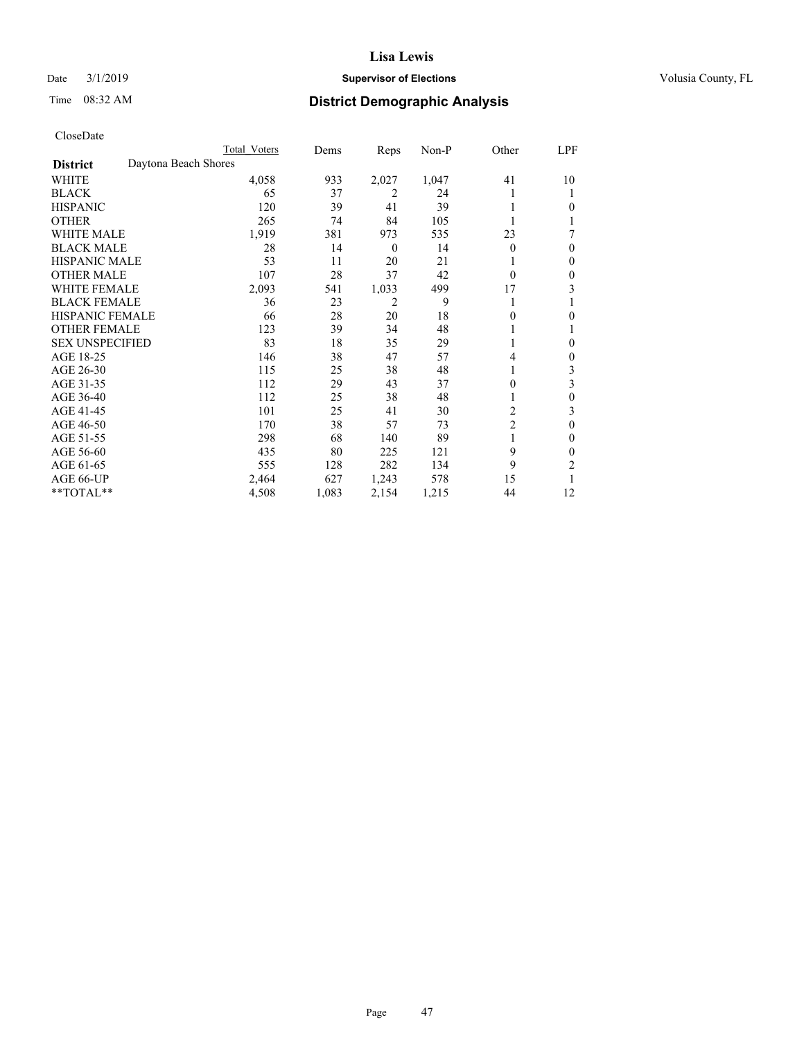# Lisa Lewis

Date 3/1/2019 **Supervisor of Elections** Volusia County, FL

Time 08:32 AM **District Demographic Analysis**

CloseDate

| **District** | Daytona Beach Shores | Total Voters | Dems | Reps | Non-P | Other | LPF |
|---|---|---|---|---|---|---|---|
| WHITE | | 4,058 | 933 | 2,027 | 1,047 | 41 | 10 |
| BLACK | | 65 | 37 | 2 | 24 | 1 | 1 |
| HISPANIC | | 120 | 39 | 41 | 39 | 1 | 0 |
| OTHER | | 265 | 74 | 84 | 105 | 1 | 1 |
| WHITE MALE | | 1,919 | 381 | 973 | 535 | 23 | 7 |
| BLACK MALE | | 28 | 14 | 0 | 14 | 0 | 0 |
| HISPANIC MALE | | 53 | 11 | 20 | 21 | 1 | 0 |
| OTHER MALE | | 107 | 28 | 37 | 42 | 0 | 0 |
| WHITE FEMALE | | 2,093 | 541 | 1,033 | 499 | 17 | 3 |
| BLACK FEMALE | | 36 | 23 | 2 | 9 | 1 | 1 |
| HISPANIC FEMALE | | 66 | 28 | 20 | 18 | 0 | 0 |
| OTHER FEMALE | | 123 | 39 | 34 | 48 | 1 | 1 |
| SEX UNSPECIFIED | | 83 | 18 | 35 | 29 | 1 | 0 |
| AGE 18-25 | | 146 | 38 | 47 | 57 | 4 | 0 |
| AGE 26-30 | | 115 | 25 | 38 | 48 | 1 | 3 |
| AGE 31-35 | | 112 | 29 | 43 | 37 | 0 | 3 |
| AGE 36-40 | | 112 | 25 | 38 | 48 | 1 | 0 |
| AGE 41-45 | | 101 | 25 | 41 | 30 | 2 | 3 |
| AGE 46-50 | | 170 | 38 | 57 | 73 | 2 | 0 |
| AGE 51-55 | | 298 | 68 | 140 | 89 | 1 | 0 |
| AGE 56-60 | | 435 | 80 | 225 | 121 | 9 | 0 |
| AGE 61-65 | | 555 | 128 | 282 | 134 | 9 | 2 |
| AGE 66-UP | | 2,464 | 627 | 1,243 | 578 | 15 | 1 |
| **TOTAL** | | 4,508 | 1,083 | 2,154 | 1,215 | 44 | 12 |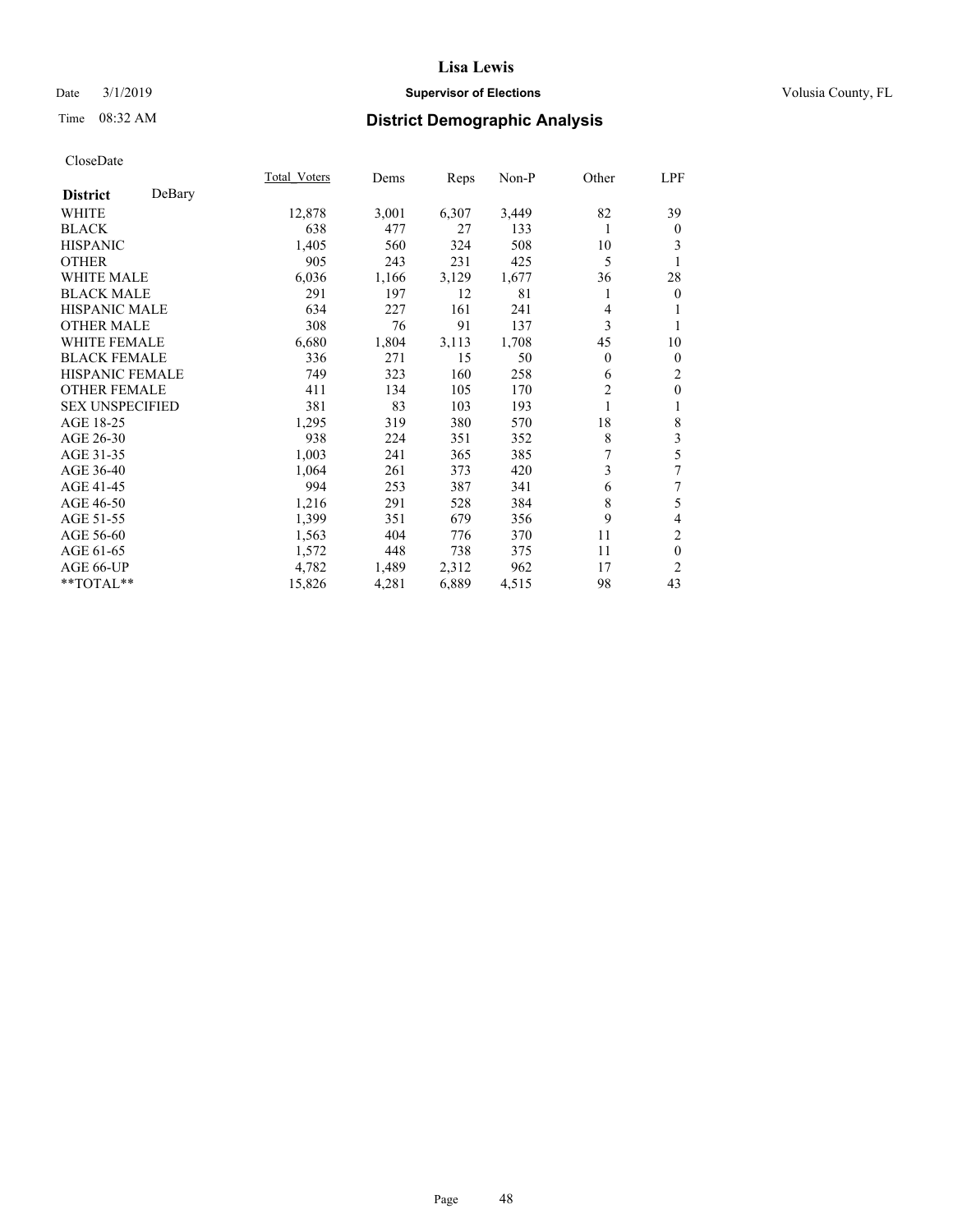Lisa Lewis

Date 3/1/2019 **Supervisor of Elections** Volusia County, FL

Time 08:32 AM

## District Demographic Analysis

CloseDate

| **District** DeBary | Total_Voters | Dems | Reps | Non-P | Other | LPF |
|---|---|---|---|---|---|---|
| WHITE | 12,878 | 3,001 | 6,307 | 3,449 | 82 | 39 |
| BLACK | 638 | 477 | 27 | 133 | 1 | 0 |
| HISPANIC | 1,405 | 560 | 324 | 508 | 10 | 3 |
| OTHER | 905 | 243 | 231 | 425 | 5 | 1 |
| WHITE MALE | 6,036 | 1,166 | 3,129 | 1,677 | 36 | 28 |
| BLACK MALE | 291 | 197 | 12 | 81 | 1 | 0 |
| HISPANIC MALE | 634 | 227 | 161 | 241 | 4 | 1 |
| OTHER MALE | 308 | 76 | 91 | 137 | 3 | 1 |
| WHITE FEMALE | 6,680 | 1,804 | 3,113 | 1,708 | 45 | 10 |
| BLACK FEMALE | 336 | 271 | 15 | 50 | 0 | 0 |
| HISPANIC FEMALE | 749 | 323 | 160 | 258 | 6 | 2 |
| OTHER FEMALE | 411 | 134 | 105 | 170 | 2 | 0 |
| SEX UNSPECIFIED | 381 | 83 | 103 | 193 | 1 | 1 |
| AGE 18-25 | 1,295 | 319 | 380 | 570 | 18 | 8 |
| AGE 26-30 | 938 | 224 | 351 | 352 | 8 | 3 |
| AGE 31-35 | 1,003 | 241 | 365 | 385 | 7 | 5 |
| AGE 36-40 | 1,064 | 261 | 373 | 420 | 3 | 7 |
| AGE 41-45 | 994 | 253 | 387 | 341 | 6 | 7 |
| AGE 46-50 | 1,216 | 291 | 528 | 384 | 8 | 5 |
| AGE 51-55 | 1,399 | 351 | 679 | 356 | 9 | 4 |
| AGE 56-60 | 1,563 | 404 | 776 | 370 | 11 | 2 |
| AGE 61-65 | 1,572 | 448 | 738 | 375 | 11 | 0 |
| AGE 66-UP | 4,782 | 1,489 | 2,312 | 962 | 17 | 2 |
| **TOTAL** | 15,826 | 4,281 | 6,889 | 4,515 | 98 | 43 |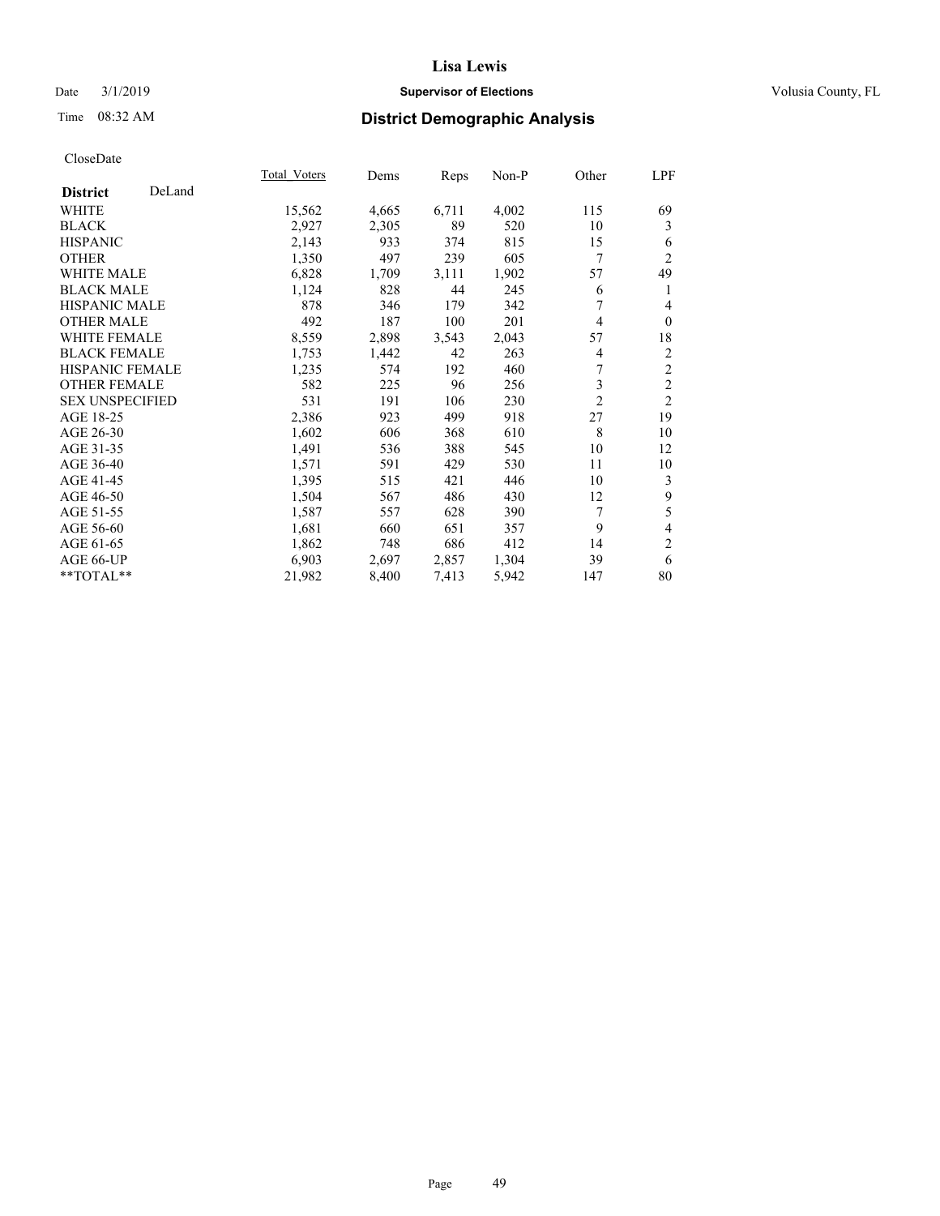# Lisa Lewis

Date 3/1/2019 **Supervisor of Elections** Volusia County, FL

Time 08:32 AM **District Demographic Analysis**

CloseDate

| **District** DeLand | Total Voters | Dems | Reps | Non-P | Other | LPF |
|---|---|---|---|---|---|---|
| WHITE | 15,562 | 4,665 | 6,711 | 4,002 | 115 | 69 |
| BLACK | 2,927 | 2,305 | 89 | 520 | 10 | 3 |
| HISPANIC | 2,143 | 933 | 374 | 815 | 15 | 6 |
| OTHER | 1,350 | 497 | 239 | 605 | 7 | 2 |
| WHITE MALE | 6,828 | 1,709 | 3,111 | 1,902 | 57 | 49 |
| BLACK MALE | 1,124 | 828 | 44 | 245 | 6 | 1 |
| HISPANIC MALE | 878 | 346 | 179 | 342 | 7 | 4 |
| OTHER MALE | 492 | 187 | 100 | 201 | 4 | 0 |
| WHITE FEMALE | 8,559 | 2,898 | 3,543 | 2,043 | 57 | 18 |
| BLACK FEMALE | 1,753 | 1,442 | 42 | 263 | 4 | 2 |
| HISPANIC FEMALE | 1,235 | 574 | 192 | 460 | 7 | 2 |
| OTHER FEMALE | 582 | 225 | 96 | 256 | 3 | 2 |
| SEX UNSPECIFIED | 531 | 191 | 106 | 230 | 2 | 2 |
| AGE 18-25 | 2,386 | 923 | 499 | 918 | 27 | 19 |
| AGE 26-30 | 1,602 | 606 | 368 | 610 | 8 | 10 |
| AGE 31-35 | 1,491 | 536 | 388 | 545 | 10 | 12 |
| AGE 36-40 | 1,571 | 591 | 429 | 530 | 11 | 10 |
| AGE 41-45 | 1,395 | 515 | 421 | 446 | 10 | 3 |
| AGE 46-50 | 1,504 | 567 | 486 | 430 | 12 | 9 |
| AGE 51-55 | 1,587 | 557 | 628 | 390 | 7 | 5 |
| AGE 56-60 | 1,681 | 660 | 651 | 357 | 9 | 4 |
| AGE 61-65 | 1,862 | 748 | 686 | 412 | 14 | 2 |
| AGE 66-UP | 6,903 | 2,697 | 2,857 | 1,304 | 39 | 6 |
| **TOTAL** | 21,982 | 8,400 | 7,413 | 5,942 | 147 | 80 |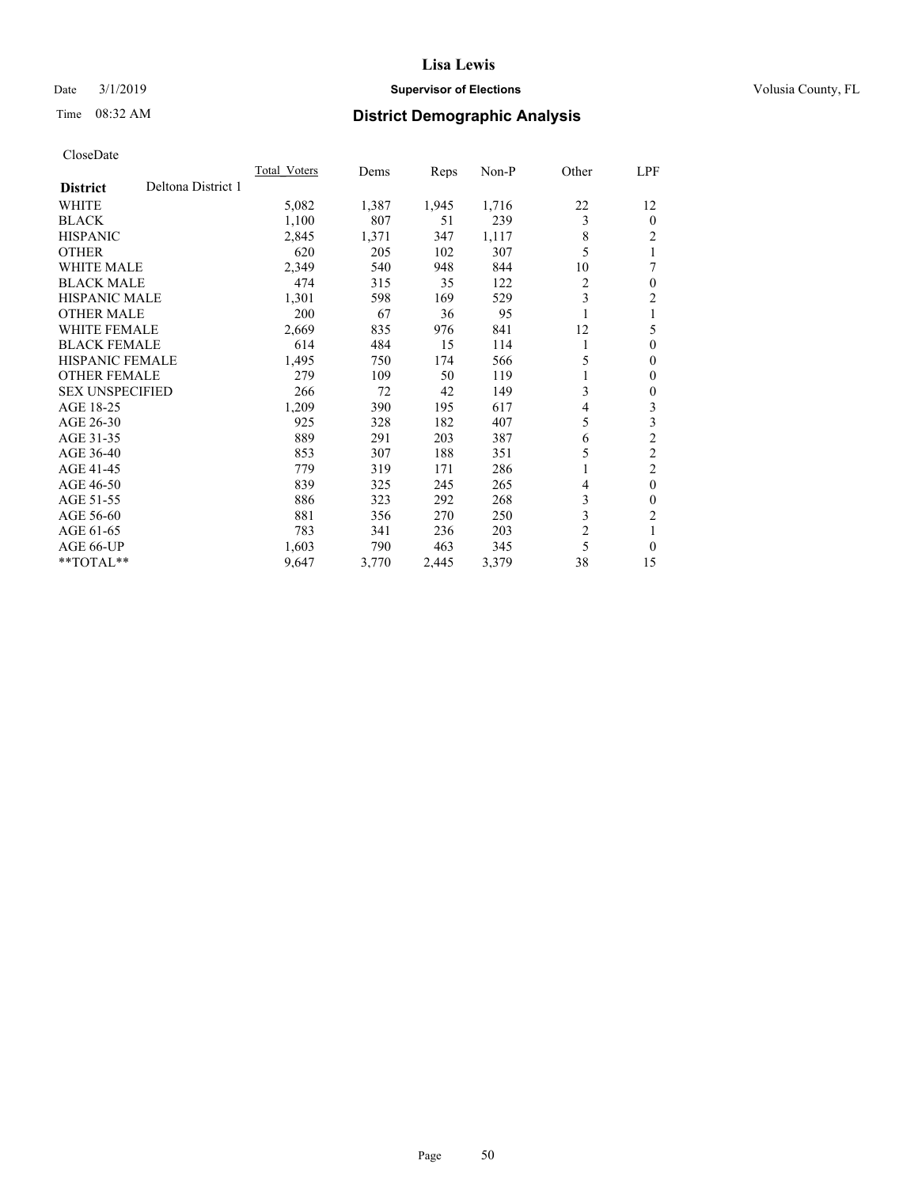# Lisa Lewis

Date 3/1/2019 **Supervisor of Elections** Volusia County, FL

Time 08:32 AM **District Demographic Analysis**

CloseDate

| **District** Deltona District 1 | Total_Voters | Dems | Reps | Non-P | Other | LPF |
|---|---|---|---|---|---|---|
| WHITE | 5,082 | 1,387 | 1,945 | 1,716 | 22 | 12 |
| BLACK | 1,100 | 807 | 51 | 239 | 3 | 0 |
| HISPANIC | 2,845 | 1,371 | 347 | 1,117 | 8 | 2 |
| OTHER | 620 | 205 | 102 | 307 | 5 | 1 |
| WHITE MALE | 2,349 | 540 | 948 | 844 | 10 | 7 |
| BLACK MALE | 474 | 315 | 35 | 122 | 2 | 0 |
| HISPANIC MALE | 1,301 | 598 | 169 | 529 | 3 | 2 |
| OTHER MALE | 200 | 67 | 36 | 95 | 1 | 1 |
| WHITE FEMALE | 2,669 | 835 | 976 | 841 | 12 | 5 |
| BLACK FEMALE | 614 | 484 | 15 | 114 | 1 | 0 |
| HISPANIC FEMALE | 1,495 | 750 | 174 | 566 | 5 | 0 |
| OTHER FEMALE | 279 | 109 | 50 | 119 | 1 | 0 |
| SEX UNSPECIFIED | 266 | 72 | 42 | 149 | 3 | 0 |
| AGE 18-25 | 1,209 | 390 | 195 | 617 | 4 | 3 |
| AGE 26-30 | 925 | 328 | 182 | 407 | 5 | 3 |
| AGE 31-35 | 889 | 291 | 203 | 387 | 6 | 2 |
| AGE 36-40 | 853 | 307 | 188 | 351 | 5 | 2 |
| AGE 41-45 | 779 | 319 | 171 | 286 | 1 | 2 |
| AGE 46-50 | 839 | 325 | 245 | 265 | 4 | 0 |
| AGE 51-55 | 886 | 323 | 292 | 268 | 3 | 0 |
| AGE 56-60 | 881 | 356 | 270 | 250 | 3 | 2 |
| AGE 61-65 | 783 | 341 | 236 | 203 | 2 | 1 |
| AGE 66-UP | 1,603 | 790 | 463 | 345 | 5 | 0 |
| **TOTAL** | 9,647 | 3,770 | 2,445 | 3,379 | 38 | 15 |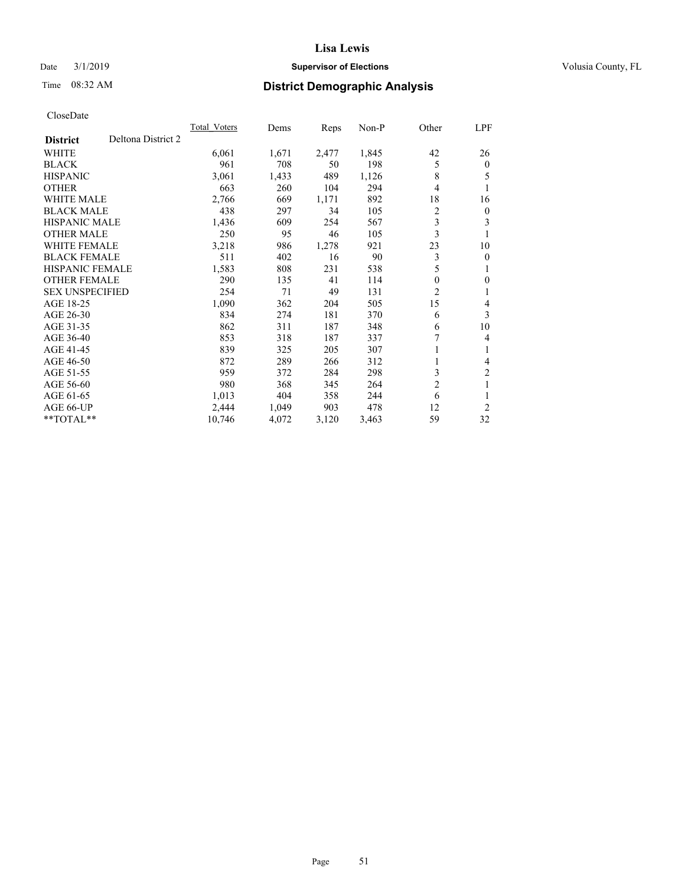# Lisa Lewis

Date 3/1/2019 **Supervisor of Elections** Volusia County, FL

Time 08:32 AM **District Demographic Analysis**

CloseDate

| **District** Deltona District 2 | Total_Voters | Dems | Reps | Non-P | Other | LPF |
|---|---|---|---|---|---|---|
| WHITE | 6,061 | 1,671 | 2,477 | 1,845 | 42 | 26 |
| BLACK | 961 | 708 | 50 | 198 | 5 | 0 |
| HISPANIC | 3,061 | 1,433 | 489 | 1,126 | 8 | 5 |
| OTHER | 663 | 260 | 104 | 294 | 4 | 1 |
| WHITE MALE | 2,766 | 669 | 1,171 | 892 | 18 | 16 |
| BLACK MALE | 438 | 297 | 34 | 105 | 2 | 0 |
| HISPANIC MALE | 1,436 | 609 | 254 | 567 | 3 | 3 |
| OTHER MALE | 250 | 95 | 46 | 105 | 3 | 1 |
| WHITE FEMALE | 3,218 | 986 | 1,278 | 921 | 23 | 10 |
| BLACK FEMALE | 511 | 402 | 16 | 90 | 3 | 0 |
| HISPANIC FEMALE | 1,583 | 808 | 231 | 538 | 5 | 1 |
| OTHER FEMALE | 290 | 135 | 41 | 114 | 0 | 0 |
| SEX UNSPECIFIED | 254 | 71 | 49 | 131 | 2 | 1 |
| AGE 18-25 | 1,090 | 362 | 204 | 505 | 15 | 4 |
| AGE 26-30 | 834 | 274 | 181 | 370 | 6 | 3 |
| AGE 31-35 | 862 | 311 | 187 | 348 | 6 | 10 |
| AGE 36-40 | 853 | 318 | 187 | 337 | 7 | 4 |
| AGE 41-45 | 839 | 325 | 205 | 307 | 1 | 1 |
| AGE 46-50 | 872 | 289 | 266 | 312 | 1 | 4 |
| AGE 51-55 | 959 | 372 | 284 | 298 | 3 | 2 |
| AGE 56-60 | 980 | 368 | 345 | 264 | 2 | 1 |
| AGE 61-65 | 1,013 | 404 | 358 | 244 | 6 | 1 |
| AGE 66-UP | 2,444 | 1,049 | 903 | 478 | 12 | 2 |
| **TOTAL** | 10,746 | 4,072 | 3,120 | 3,463 | 59 | 32 |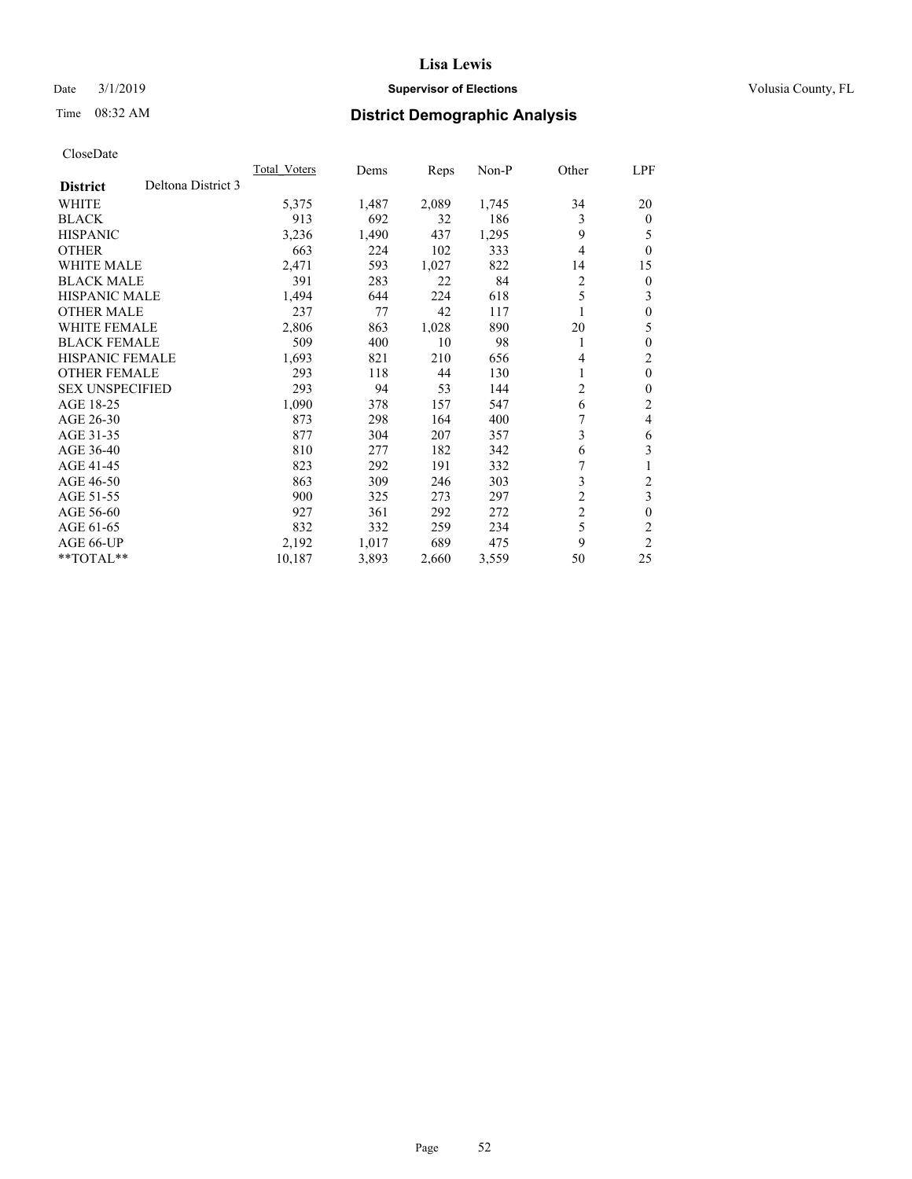# Lisa Lewis

Date 3/1/2019 **Supervisor of Elections** Volusia County, FL

Time 08:32 AM **District Demographic Analysis**

CloseDate

| District | Deltona District 3 | Total_Voters | Dems | Reps | Non-P | Other | LPF |
|---|---|---|---|---|---|---|---|
| WHITE | | 5,375 | 1,487 | 2,089 | 1,745 | 34 | 20 |
| BLACK | | 913 | 692 | 32 | 186 | 3 | 0 |
| HISPANIC | | 3,236 | 1,490 | 437 | 1,295 | 9 | 5 |
| OTHER | | 663 | 224 | 102 | 333 | 4 | 0 |
| WHITE MALE | | 2,471 | 593 | 1,027 | 822 | 14 | 15 |
| BLACK MALE | | 391 | 283 | 22 | 84 | 2 | 0 |
| HISPANIC MALE | | 1,494 | 644 | 224 | 618 | 5 | 3 |
| OTHER MALE | | 237 | 77 | 42 | 117 | 1 | 0 |
| WHITE FEMALE | | 2,806 | 863 | 1,028 | 890 | 20 | 5 |
| BLACK FEMALE | | 509 | 400 | 10 | 98 | 1 | 0 |
| HISPANIC FEMALE | | 1,693 | 821 | 210 | 656 | 4 | 2 |
| OTHER FEMALE | | 293 | 118 | 44 | 130 | 1 | 0 |
| SEX UNSPECIFIED | | 293 | 94 | 53 | 144 | 2 | 0 |
| AGE 18-25 | | 1,090 | 378 | 157 | 547 | 6 | 2 |
| AGE 26-30 | | 873 | 298 | 164 | 400 | 7 | 4 |
| AGE 31-35 | | 877 | 304 | 207 | 357 | 3 | 6 |
| AGE 36-40 | | 810 | 277 | 182 | 342 | 6 | 3 |
| AGE 41-45 | | 823 | 292 | 191 | 332 | 7 | 1 |
| AGE 46-50 | | 863 | 309 | 246 | 303 | 3 | 2 |
| AGE 51-55 | | 900 | 325 | 273 | 297 | 2 | 3 |
| AGE 56-60 | | 927 | 361 | 292 | 272 | 2 | 0 |
| AGE 61-65 | | 832 | 332 | 259 | 234 | 5 | 2 |
| AGE 66-UP | | 2,192 | 1,017 | 689 | 475 | 9 | 2 |
| **TOTAL** | | 10,187 | 3,893 | 2,660 | 3,559 | 50 | 25 |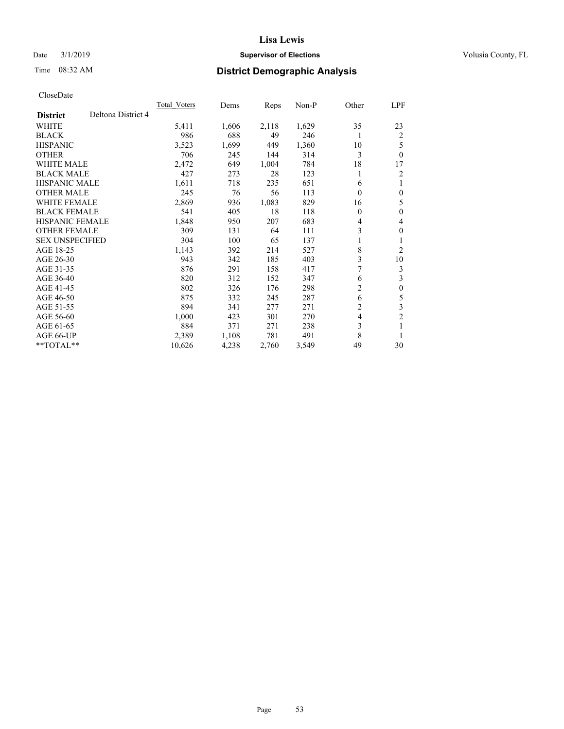Lisa Lewis

Date 3/1/2019 **Supervisor of Elections** Volusia County, FL

Time 08:32 AM **District Demographic Analysis**

CloseDate

| **District** Deltona District 4 | Total_Voters | Dems | Reps | Non-P | Other | LPF |
|---|---|---|---|---|---|---|
| WHITE | 5,411 | 1,606 | 2,118 | 1,629 | 35 | 23 |
| BLACK | 986 | 688 | 49 | 246 | 1 | 2 |
| HISPANIC | 3,523 | 1,699 | 449 | 1,360 | 10 | 5 |
| OTHER | 706 | 245 | 144 | 314 | 3 | 0 |
| WHITE MALE | 2,472 | 649 | 1,004 | 784 | 18 | 17 |
| BLACK MALE | 427 | 273 | 28 | 123 | 1 | 2 |
| HISPANIC MALE | 1,611 | 718 | 235 | 651 | 6 | 1 |
| OTHER MALE | 245 | 76 | 56 | 113 | 0 | 0 |
| WHITE FEMALE | 2,869 | 936 | 1,083 | 829 | 16 | 5 |
| BLACK FEMALE | 541 | 405 | 18 | 118 | 0 | 0 |
| HISPANIC FEMALE | 1,848 | 950 | 207 | 683 | 4 | 4 |
| OTHER FEMALE | 309 | 131 | 64 | 111 | 3 | 0 |
| SEX UNSPECIFIED | 304 | 100 | 65 | 137 | 1 | 1 |
| AGE 18-25 | 1,143 | 392 | 214 | 527 | 8 | 2 |
| AGE 26-30 | 943 | 342 | 185 | 403 | 3 | 10 |
| AGE 31-35 | 876 | 291 | 158 | 417 | 7 | 3 |
| AGE 36-40 | 820 | 312 | 152 | 347 | 6 | 3 |
| AGE 41-45 | 802 | 326 | 176 | 298 | 2 | 0 |
| AGE 46-50 | 875 | 332 | 245 | 287 | 6 | 5 |
| AGE 51-55 | 894 | 341 | 277 | 271 | 2 | 3 |
| AGE 56-60 | 1,000 | 423 | 301 | 270 | 4 | 2 |
| AGE 61-65 | 884 | 371 | 271 | 238 | 3 | 1 |
| AGE 66-UP | 2,389 | 1,108 | 781 | 491 | 8 | 1 |
| **TOTAL** | 10,626 | 4,238 | 2,760 | 3,549 | 49 | 30 |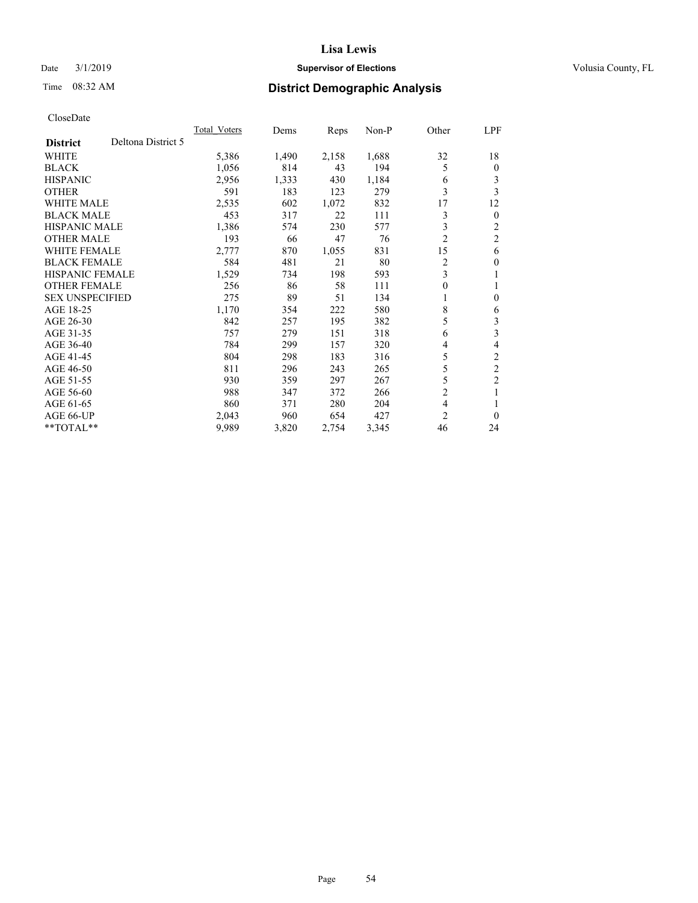# District Demographic Analysis

CloseDate

| District: Deltona District 5 | Total_Voters | Dems | Reps | Non-P | Other | LPF |
|---|---|---|---|---|---|---|
| WHITE | 5,386 | 1,490 | 2,158 | 1,688 | 32 | 18 |
| BLACK | 1,056 | 814 | 43 | 194 | 5 | 0 |
| HISPANIC | 2,956 | 1,333 | 430 | 1,184 | 6 | 3 |
| OTHER | 591 | 183 | 123 | 279 | 3 | 3 |
| WHITE MALE | 2,535 | 602 | 1,072 | 832 | 17 | 12 |
| BLACK MALE | 453 | 317 | 22 | 111 | 3 | 0 |
| HISPANIC MALE | 1,386 | 574 | 230 | 577 | 3 | 2 |
| OTHER MALE | 193 | 66 | 47 | 76 | 2 | 2 |
| WHITE FEMALE | 2,777 | 870 | 1,055 | 831 | 15 | 6 |
| BLACK FEMALE | 584 | 481 | 21 | 80 | 2 | 0 |
| HISPANIC FEMALE | 1,529 | 734 | 198 | 593 | 3 | 1 |
| OTHER FEMALE | 256 | 86 | 58 | 111 | 0 | 1 |
| SEX UNSPECIFIED | 275 | 89 | 51 | 134 | 1 | 0 |
| AGE 18-25 | 1,170 | 354 | 222 | 580 | 8 | 6 |
| AGE 26-30 | 842 | 257 | 195 | 382 | 5 | 3 |
| AGE 31-35 | 757 | 279 | 151 | 318 | 6 | 3 |
| AGE 36-40 | 784 | 299 | 157 | 320 | 4 | 4 |
| AGE 41-45 | 804 | 298 | 183 | 316 | 5 | 2 |
| AGE 46-50 | 811 | 296 | 243 | 265 | 5 | 2 |
| AGE 51-55 | 930 | 359 | 297 | 267 | 5 | 2 |
| AGE 56-60 | 988 | 347 | 372 | 266 | 2 | 1 |
| AGE 61-65 | 860 | 371 | 280 | 204 | 4 | 1 |
| AGE 66-UP | 2,043 | 960 | 654 | 427 | 2 | 0 |
| **TOTAL** | 9,989 | 3,820 | 2,754 | 3,345 | 46 | 24 |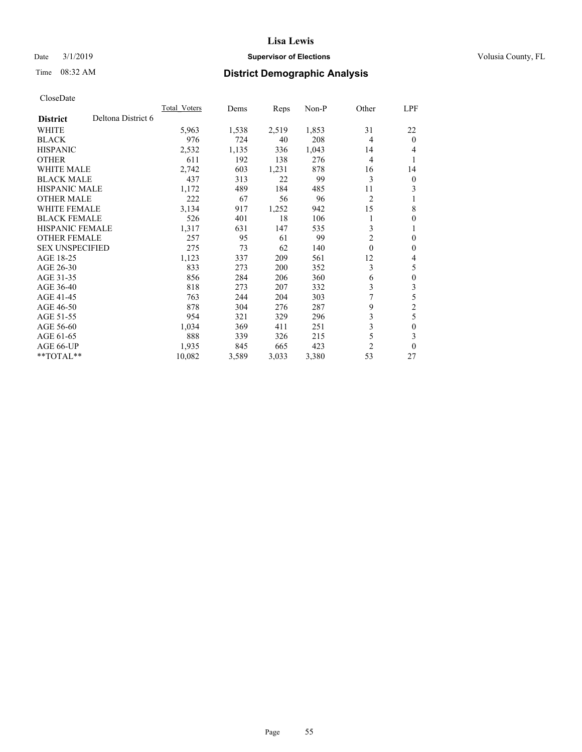# Lisa Lewis

Date 3/1/2019 **Supervisor of Elections** Volusia County, FL

Time 08:32 AM **District Demographic Analysis**

CloseDate

| District | Deltona District 6 | Total_Voters | Dems | Reps | Non-P | Other | LPF |
|---|---|---|---|---|---|---|---|
| WHITE | | 5,963 | 1,538 | 2,519 | 1,853 | 31 | 22 |
| BLACK | | 976 | 724 | 40 | 208 | 4 | 0 |
| HISPANIC | | 2,532 | 1,135 | 336 | 1,043 | 14 | 4 |
| OTHER | | 611 | 192 | 138 | 276 | 4 | 1 |
| WHITE MALE | | 2,742 | 603 | 1,231 | 878 | 16 | 14 |
| BLACK MALE | | 437 | 313 | 22 | 99 | 3 | 0 |
| HISPANIC MALE | | 1,172 | 489 | 184 | 485 | 11 | 3 |
| OTHER MALE | | 222 | 67 | 56 | 96 | 2 | 1 |
| WHITE FEMALE | | 3,134 | 917 | 1,252 | 942 | 15 | 8 |
| BLACK FEMALE | | 526 | 401 | 18 | 106 | 1 | 0 |
| HISPANIC FEMALE | | 1,317 | 631 | 147 | 535 | 3 | 1 |
| OTHER FEMALE | | 257 | 95 | 61 | 99 | 2 | 0 |
| SEX UNSPECIFIED | | 275 | 73 | 62 | 140 | 0 | 0 |
| AGE 18-25 | | 1,123 | 337 | 209 | 561 | 12 | 4 |
| AGE 26-30 | | 833 | 273 | 200 | 352 | 3 | 5 |
| AGE 31-35 | | 856 | 284 | 206 | 360 | 6 | 0 |
| AGE 36-40 | | 818 | 273 | 207 | 332 | 3 | 3 |
| AGE 41-45 | | 763 | 244 | 204 | 303 | 7 | 5 |
| AGE 46-50 | | 878 | 304 | 276 | 287 | 9 | 2 |
| AGE 51-55 | | 954 | 321 | 329 | 296 | 3 | 5 |
| AGE 56-60 | | 1,034 | 369 | 411 | 251 | 3 | 0 |
| AGE 61-65 | | 888 | 339 | 326 | 215 | 5 | 3 |
| AGE 66-UP | | 1,935 | 845 | 665 | 423 | 2 | 0 |
| **TOTAL** | | 10,082 | 3,589 | 3,033 | 3,380 | 53 | 27 |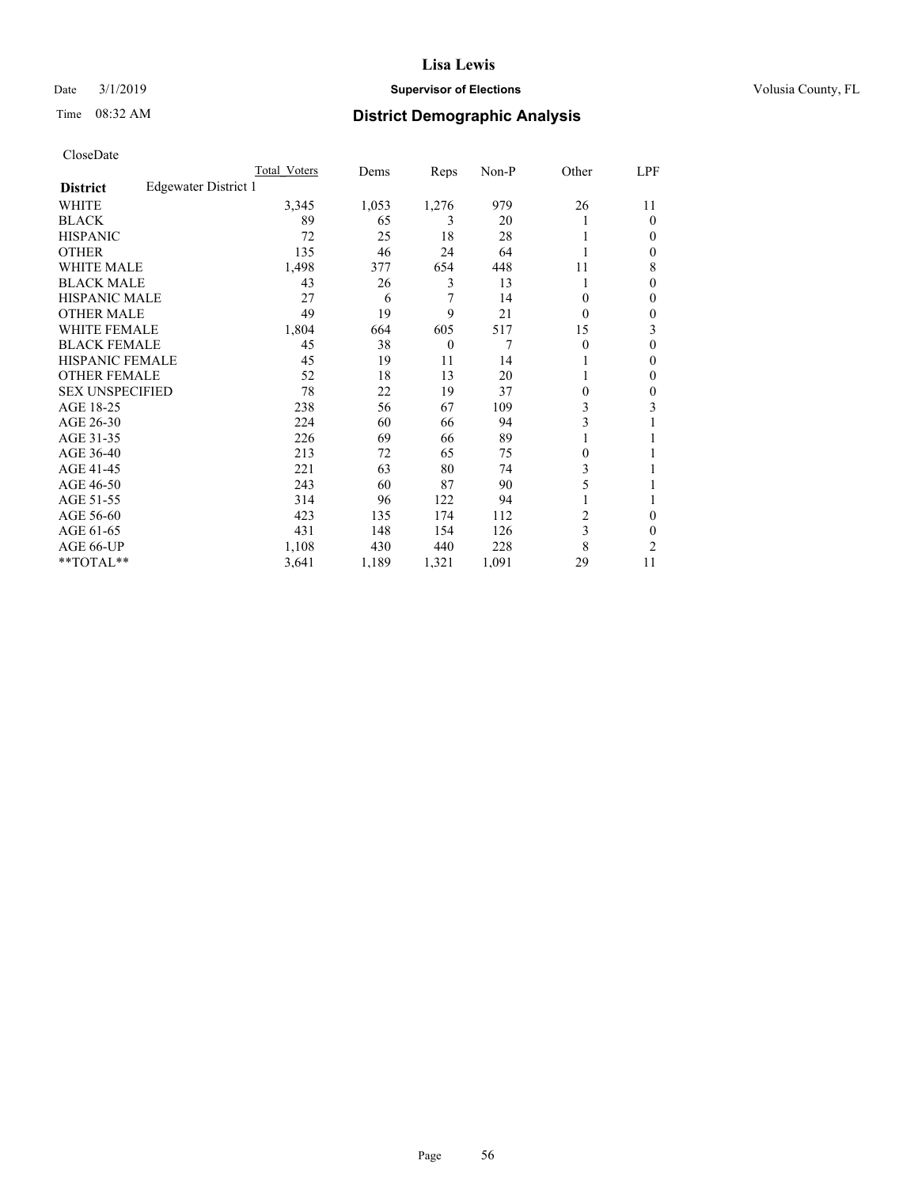**Lisa Lewis**

Date 3/1/2019 **Supervisor of Elections** Volusia County, FL

Time 08:32 AM **District Demographic Analysis**

CloseDate

| | Total_Voters | Dems | Reps | Non-P | Other | LPF |
|---|---|---|---|---|---|---|
| **District** Edgewater District 1 | | | | | | |
| WHITE | 3,345 | 1,053 | 1,276 | 979 | 26 | 11 |
| BLACK | 89 | 65 | 3 | 20 | 1 | 0 |
| HISPANIC | 72 | 25 | 18 | 28 | 1 | 0 |
| OTHER | 135 | 46 | 24 | 64 | 1 | 0 |
| WHITE MALE | 1,498 | 377 | 654 | 448 | 11 | 8 |
| BLACK MALE | 43 | 26 | 3 | 13 | 1 | 0 |
| HISPANIC MALE | 27 | 6 | 7 | 14 | 0 | 0 |
| OTHER MALE | 49 | 19 | 9 | 21 | 0 | 0 |
| WHITE FEMALE | 1,804 | 664 | 605 | 517 | 15 | 3 |
| BLACK FEMALE | 45 | 38 | 0 | 7 | 0 | 0 |
| HISPANIC FEMALE | 45 | 19 | 11 | 14 | 1 | 0 |
| OTHER FEMALE | 52 | 18 | 13 | 20 | 1 | 0 |
| SEX UNSPECIFIED | 78 | 22 | 19 | 37 | 0 | 0 |
| AGE 18-25 | 238 | 56 | 67 | 109 | 3 | 3 |
| AGE 26-30 | 224 | 60 | 66 | 94 | 3 | 1 |
| AGE 31-35 | 226 | 69 | 66 | 89 | 1 | 1 |
| AGE 36-40 | 213 | 72 | 65 | 75 | 0 | 1 |
| AGE 41-45 | 221 | 63 | 80 | 74 | 3 | 1 |
| AGE 46-50 | 243 | 60 | 87 | 90 | 5 | 1 |
| AGE 51-55 | 314 | 96 | 122 | 94 | 1 | 1 |
| AGE 56-60 | 423 | 135 | 174 | 112 | 2 | 0 |
| AGE 61-65 | 431 | 148 | 154 | 126 | 3 | 0 |
| AGE 66-UP | 1,108 | 430 | 440 | 228 | 8 | 2 |
| **TOTAL** | 3,641 | 1,189 | 1,321 | 1,091 | 29 | 11 |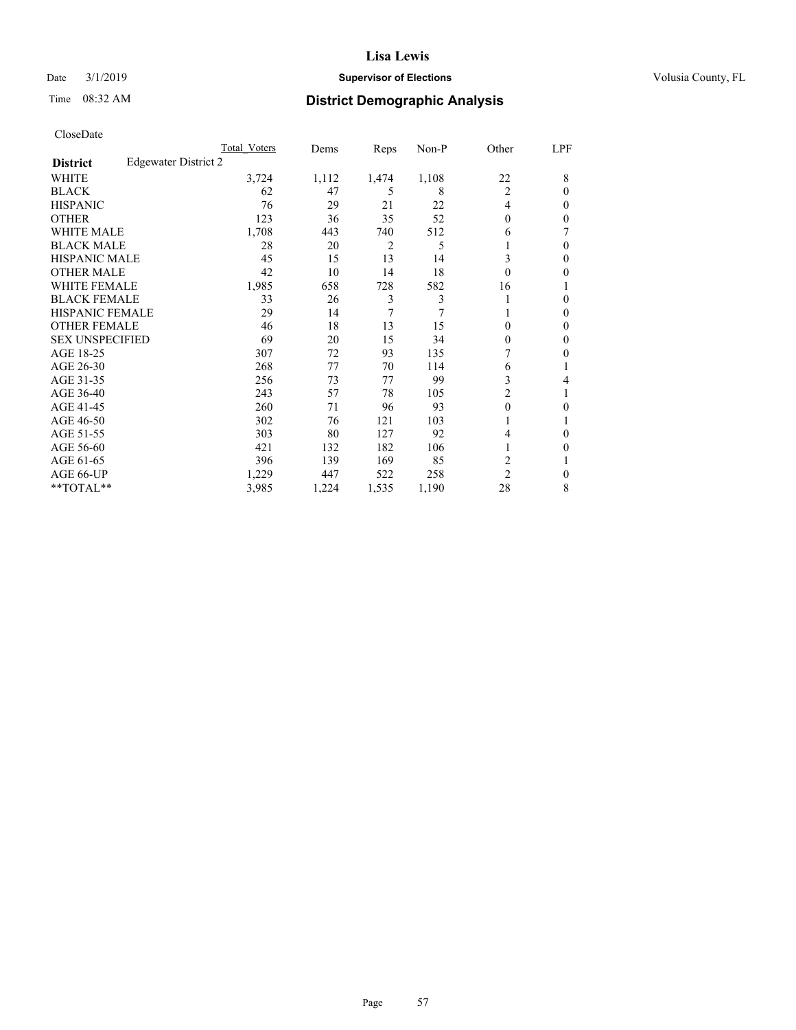# District Demographic Analysis

CloseDate

| District | Edgewater District 2 | Total Voters | Dems | Reps | Non-P | Other | LPF |
|---|---|---|---|---|---|---|---|
| WHITE | | 3,724 | 1,112 | 1,474 | 1,108 | 22 | 8 |
| BLACK | | 62 | 47 | 5 | 8 | 2 | 0 |
| HISPANIC | | 76 | 29 | 21 | 22 | 4 | 0 |
| OTHER | | 123 | 36 | 35 | 52 | 0 | 0 |
| WHITE MALE | | 1,708 | 443 | 740 | 512 | 6 | 7 |
| BLACK MALE | | 28 | 20 | 2 | 5 | 1 | 0 |
| HISPANIC MALE | | 45 | 15 | 13 | 14 | 3 | 0 |
| OTHER MALE | | 42 | 10 | 14 | 18 | 0 | 0 |
| WHITE FEMALE | | 1,985 | 658 | 728 | 582 | 16 | 1 |
| BLACK FEMALE | | 33 | 26 | 3 | 3 | 1 | 0 |
| HISPANIC FEMALE | | 29 | 14 | 7 | 7 | 1 | 0 |
| OTHER FEMALE | | 46 | 18 | 13 | 15 | 0 | 0 |
| SEX UNSPECIFIED | | 69 | 20 | 15 | 34 | 0 | 0 |
| AGE 18-25 | | 307 | 72 | 93 | 135 | 7 | 0 |
| AGE 26-30 | | 268 | 77 | 70 | 114 | 6 | 1 |
| AGE 31-35 | | 256 | 73 | 77 | 99 | 3 | 4 |
| AGE 36-40 | | 243 | 57 | 78 | 105 | 2 | 1 |
| AGE 41-45 | | 260 | 71 | 96 | 93 | 0 | 0 |
| AGE 46-50 | | 302 | 76 | 121 | 103 | 1 | 1 |
| AGE 51-55 | | 303 | 80 | 127 | 92 | 4 | 0 |
| AGE 56-60 | | 421 | 132 | 182 | 106 | 1 | 0 |
| AGE 61-65 | | 396 | 139 | 169 | 85 | 2 | 1 |
| AGE 66-UP | | 1,229 | 447 | 522 | 258 | 2 | 0 |
| **TOTAL** | | 3,985 | 1,224 | 1,535 | 1,190 | 28 | 8 |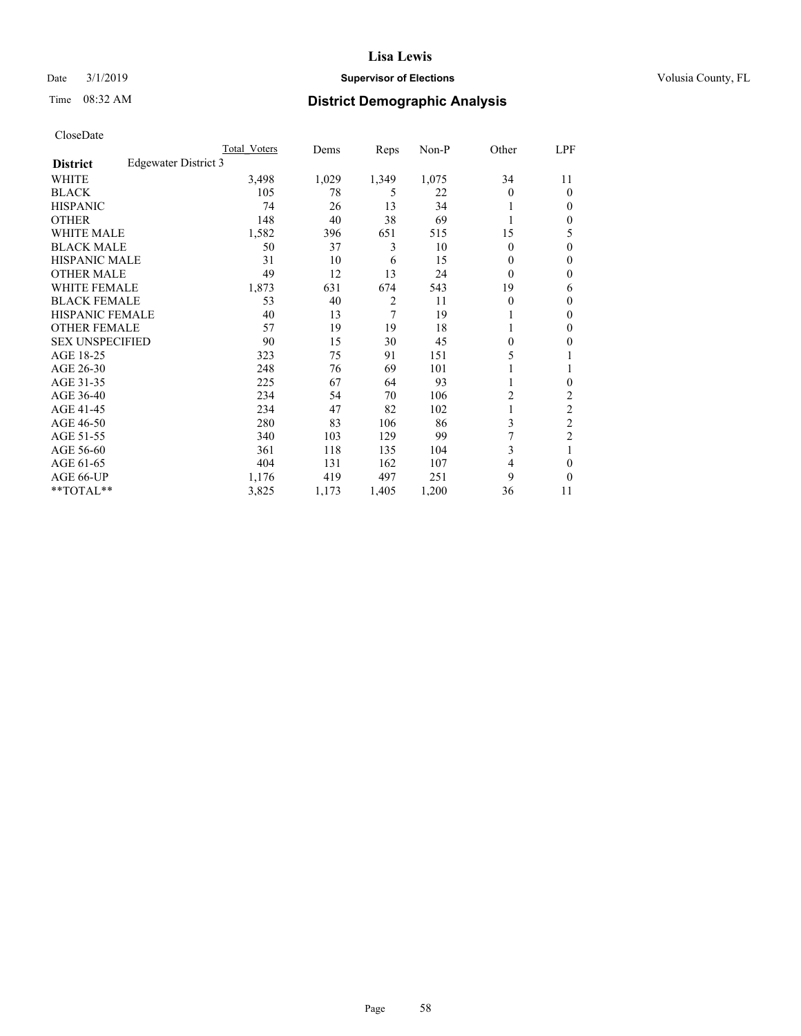# Lisa Lewis

Date 3/1/2019 **Supervisor of Elections** Volusia County, FL

Time 08:32 AM **District Demographic Analysis**

CloseDate

| | Total Voters | Dems | Reps | Non-P | Other | LPF |
|---|---|---|---|---|---|---|
| **District** Edgewater District 3 | | | | | | |
| WHITE | 3,498 | 1,029 | 1,349 | 1,075 | 34 | 11 |
| BLACK | 105 | 78 | 5 | 22 | 0 | 0 |
| HISPANIC | 74 | 26 | 13 | 34 | 1 | 0 |
| OTHER | 148 | 40 | 38 | 69 | 1 | 0 |
| WHITE MALE | 1,582 | 396 | 651 | 515 | 15 | 5 |
| BLACK MALE | 50 | 37 | 3 | 10 | 0 | 0 |
| HISPANIC MALE | 31 | 10 | 6 | 15 | 0 | 0 |
| OTHER MALE | 49 | 12 | 13 | 24 | 0 | 0 |
| WHITE FEMALE | 1,873 | 631 | 674 | 543 | 19 | 6 |
| BLACK FEMALE | 53 | 40 | 2 | 11 | 0 | 0 |
| HISPANIC FEMALE | 40 | 13 | 7 | 19 | 1 | 0 |
| OTHER FEMALE | 57 | 19 | 19 | 18 | 1 | 0 |
| SEX UNSPECIFIED | 90 | 15 | 30 | 45 | 0 | 0 |
| AGE 18-25 | 323 | 75 | 91 | 151 | 5 | 1 |
| AGE 26-30 | 248 | 76 | 69 | 101 | 1 | 1 |
| AGE 31-35 | 225 | 67 | 64 | 93 | 1 | 0 |
| AGE 36-40 | 234 | 54 | 70 | 106 | 2 | 2 |
| AGE 41-45 | 234 | 47 | 82 | 102 | 1 | 2 |
| AGE 46-50 | 280 | 83 | 106 | 86 | 3 | 2 |
| AGE 51-55 | 340 | 103 | 129 | 99 | 7 | 2 |
| AGE 56-60 | 361 | 118 | 135 | 104 | 3 | 1 |
| AGE 61-65 | 404 | 131 | 162 | 107 | 4 | 0 |
| AGE 66-UP | 1,176 | 419 | 497 | 251 | 9 | 0 |
| **TOTAL** | 3,825 | 1,173 | 1,405 | 1,200 | 36 | 11 |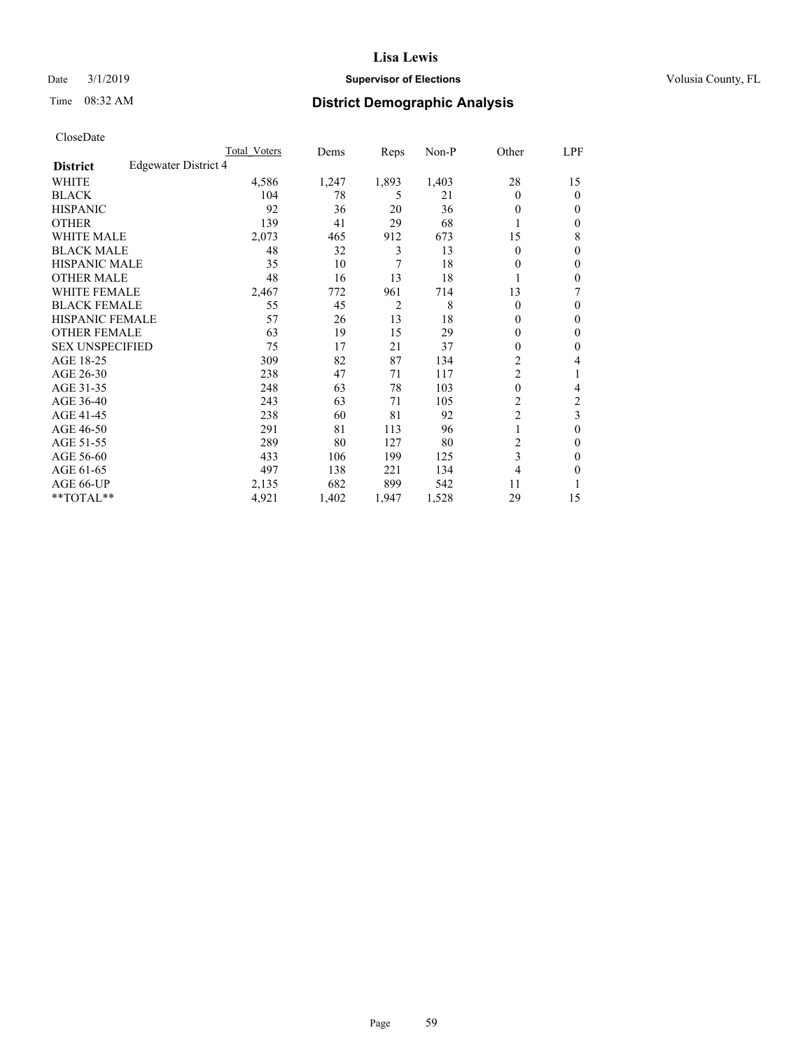# Lisa Lewis

Date 3/1/2019 **Supervisor of Elections** Volusia County, FL

Time 08:32 AM **District Demographic Analysis**

CloseDate

| | Total Voters | Dems | Reps | Non-P | Other | LPF |
|---|---|---|---|---|---|---|
| **District** Edgewater District 4 | | | | | | |
| WHITE | 4,586 | 1,247 | 1,893 | 1,403 | 28 | 15 |
| BLACK | 104 | 78 | 5 | 21 | 0 | 0 |
| HISPANIC | 92 | 36 | 20 | 36 | 0 | 0 |
| OTHER | 139 | 41 | 29 | 68 | 1 | 0 |
| WHITE MALE | 2,073 | 465 | 912 | 673 | 15 | 8 |
| BLACK MALE | 48 | 32 | 3 | 13 | 0 | 0 |
| HISPANIC MALE | 35 | 10 | 7 | 18 | 0 | 0 |
| OTHER MALE | 48 | 16 | 13 | 18 | 1 | 0 |
| WHITE FEMALE | 2,467 | 772 | 961 | 714 | 13 | 7 |
| BLACK FEMALE | 55 | 45 | 2 | 8 | 0 | 0 |
| HISPANIC FEMALE | 57 | 26 | 13 | 18 | 0 | 0 |
| OTHER FEMALE | 63 | 19 | 15 | 29 | 0 | 0 |
| SEX UNSPECIFIED | 75 | 17 | 21 | 37 | 0 | 0 |
| AGE 18-25 | 309 | 82 | 87 | 134 | 2 | 4 |
| AGE 26-30 | 238 | 47 | 71 | 117 | 2 | 1 |
| AGE 31-35 | 248 | 63 | 78 | 103 | 0 | 4 |
| AGE 36-40 | 243 | 63 | 71 | 105 | 2 | 2 |
| AGE 41-45 | 238 | 60 | 81 | 92 | 2 | 3 |
| AGE 46-50 | 291 | 81 | 113 | 96 | 1 | 0 |
| AGE 51-55 | 289 | 80 | 127 | 80 | 2 | 0 |
| AGE 56-60 | 433 | 106 | 199 | 125 | 3 | 0 |
| AGE 61-65 | 497 | 138 | 221 | 134 | 4 | 0 |
| AGE 66-UP | 2,135 | 682 | 899 | 542 | 11 | 1 |
| **TOTAL** | 4,921 | 1,402 | 1,947 | 1,528 | 29 | 15 |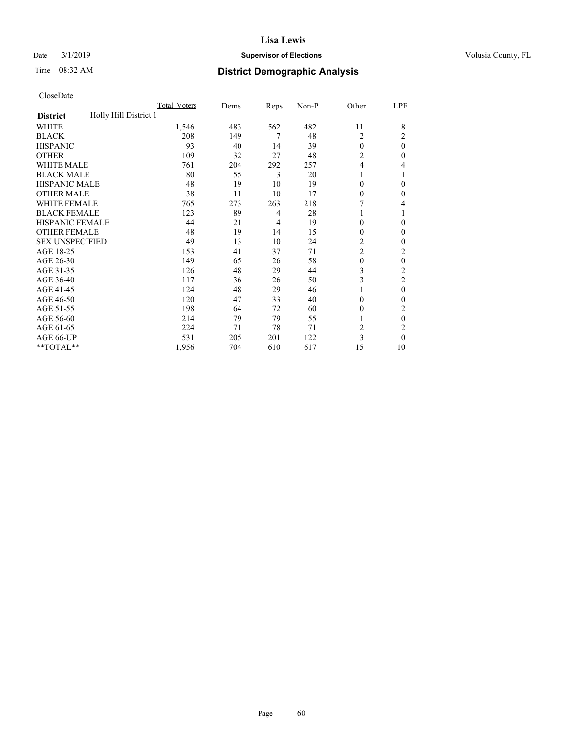**Lisa Lewis**

Date 3/1/2019 **Supervisor of Elections** Volusia County, FL

Time 08:32 AM **District Demographic Analysis**

CloseDate

| | Total Voters | Dems | Reps | Non-P | Other | LPF |
|---|---|---|---|---|---|---|
| **District** Holly Hill District 1 | | | | | | |
| WHITE | 1,546 | 483 | 562 | 482 | 11 | 8 |
| BLACK | 208 | 149 | 7 | 48 | 2 | 2 |
| HISPANIC | 93 | 40 | 14 | 39 | 0 | 0 |
| OTHER | 109 | 32 | 27 | 48 | 2 | 0 |
| WHITE MALE | 761 | 204 | 292 | 257 | 4 | 4 |
| BLACK MALE | 80 | 55 | 3 | 20 | 1 | 1 |
| HISPANIC MALE | 48 | 19 | 10 | 19 | 0 | 0 |
| OTHER MALE | 38 | 11 | 10 | 17 | 0 | 0 |
| WHITE FEMALE | 765 | 273 | 263 | 218 | 7 | 4 |
| BLACK FEMALE | 123 | 89 | 4 | 28 | 1 | 1 |
| HISPANIC FEMALE | 44 | 21 | 4 | 19 | 0 | 0 |
| OTHER FEMALE | 48 | 19 | 14 | 15 | 0 | 0 |
| SEX UNSPECIFIED | 49 | 13 | 10 | 24 | 2 | 0 |
| AGE 18-25 | 153 | 41 | 37 | 71 | 2 | 2 |
| AGE 26-30 | 149 | 65 | 26 | 58 | 0 | 0 |
| AGE 31-35 | 126 | 48 | 29 | 44 | 3 | 2 |
| AGE 36-40 | 117 | 36 | 26 | 50 | 3 | 2 |
| AGE 41-45 | 124 | 48 | 29 | 46 | 1 | 0 |
| AGE 46-50 | 120 | 47 | 33 | 40 | 0 | 0 |
| AGE 51-55 | 198 | 64 | 72 | 60 | 0 | 2 |
| AGE 56-60 | 214 | 79 | 79 | 55 | 1 | 0 |
| AGE 61-65 | 224 | 71 | 78 | 71 | 2 | 2 |
| AGE 66-UP | 531 | 205 | 201 | 122 | 3 | 0 |
| **TOTAL** | 1,956 | 704 | 610 | 617 | 15 | 10 |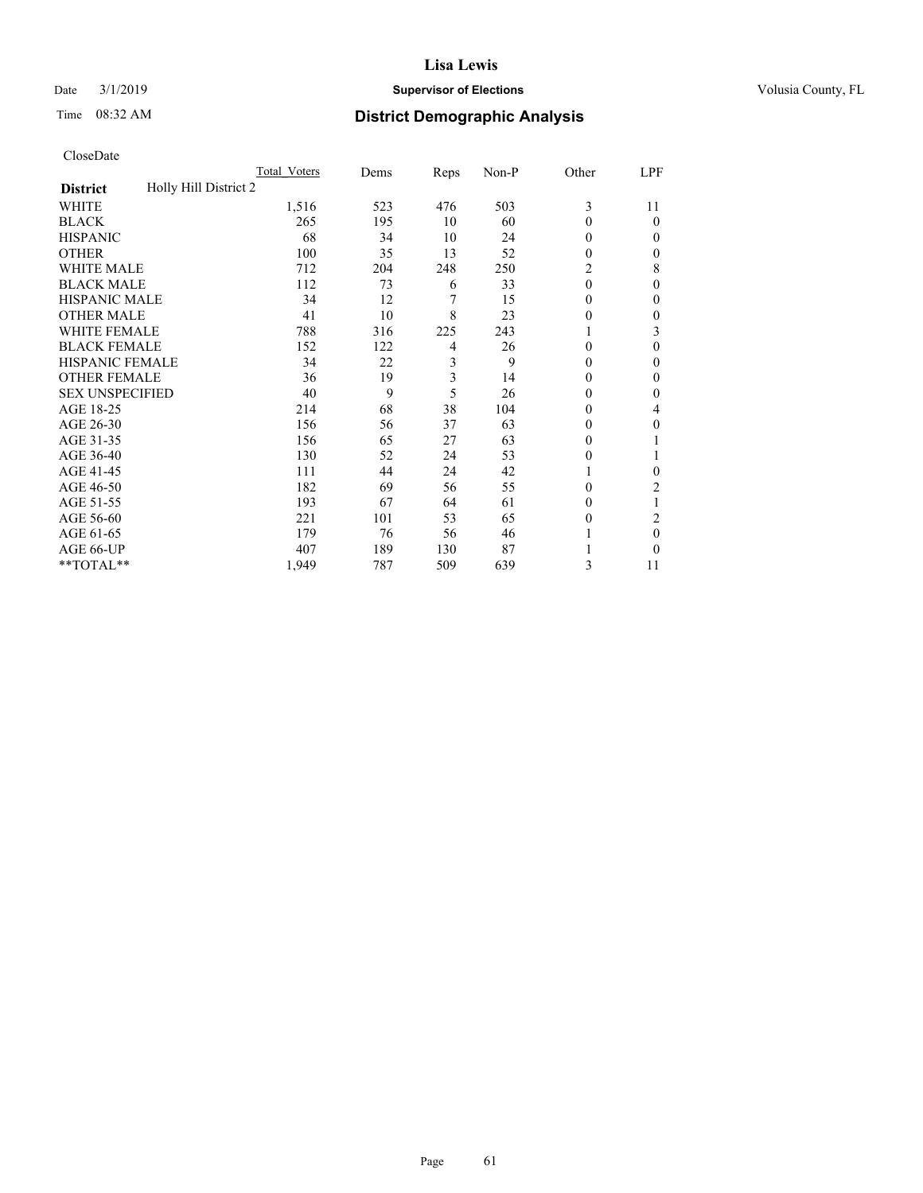# Lisa Lewis

Date 3/1/2019 **Supervisor of Elections** Volusia County, FL

Time 08:32 AM **District Demographic Analysis**

CloseDate

| District | Holly Hill District 2 | Total_Voters | Dems | Reps | Non-P | Other | LPF |
|---|---|---|---|---|---|---|---|
| WHITE | | 1,516 | 523 | 476 | 503 | 3 | 11 |
| BLACK | | 265 | 195 | 10 | 60 | 0 | 0 |
| HISPANIC | | 68 | 34 | 10 | 24 | 0 | 0 |
| OTHER | | 100 | 35 | 13 | 52 | 0 | 0 |
| WHITE MALE | | 712 | 204 | 248 | 250 | 2 | 8 |
| BLACK MALE | | 112 | 73 | 6 | 33 | 0 | 0 |
| HISPANIC MALE | | 34 | 12 | 7 | 15 | 0 | 0 |
| OTHER MALE | | 41 | 10 | 8 | 23 | 0 | 0 |
| WHITE FEMALE | | 788 | 316 | 225 | 243 | 1 | 3 |
| BLACK FEMALE | | 152 | 122 | 4 | 26 | 0 | 0 |
| HISPANIC FEMALE | | 34 | 22 | 3 | 9 | 0 | 0 |
| OTHER FEMALE | | 36 | 19 | 3 | 14 | 0 | 0 |
| SEX UNSPECIFIED | | 40 | 9 | 5 | 26 | 0 | 0 |
| AGE 18-25 | | 214 | 68 | 38 | 104 | 0 | 4 |
| AGE 26-30 | | 156 | 56 | 37 | 63 | 0 | 0 |
| AGE 31-35 | | 156 | 65 | 27 | 63 | 0 | 1 |
| AGE 36-40 | | 130 | 52 | 24 | 53 | 0 | 1 |
| AGE 41-45 | | 111 | 44 | 24 | 42 | 1 | 0 |
| AGE 46-50 | | 182 | 69 | 56 | 55 | 0 | 2 |
| AGE 51-55 | | 193 | 67 | 64 | 61 | 0 | 1 |
| AGE 56-60 | | 221 | 101 | 53 | 65 | 0 | 2 |
| AGE 61-65 | | 179 | 76 | 56 | 46 | 1 | 0 |
| AGE 66-UP | | 407 | 189 | 130 | 87 | 1 | 0 |
| **TOTAL** | | 1,949 | 787 | 509 | 639 | 3 | 11 |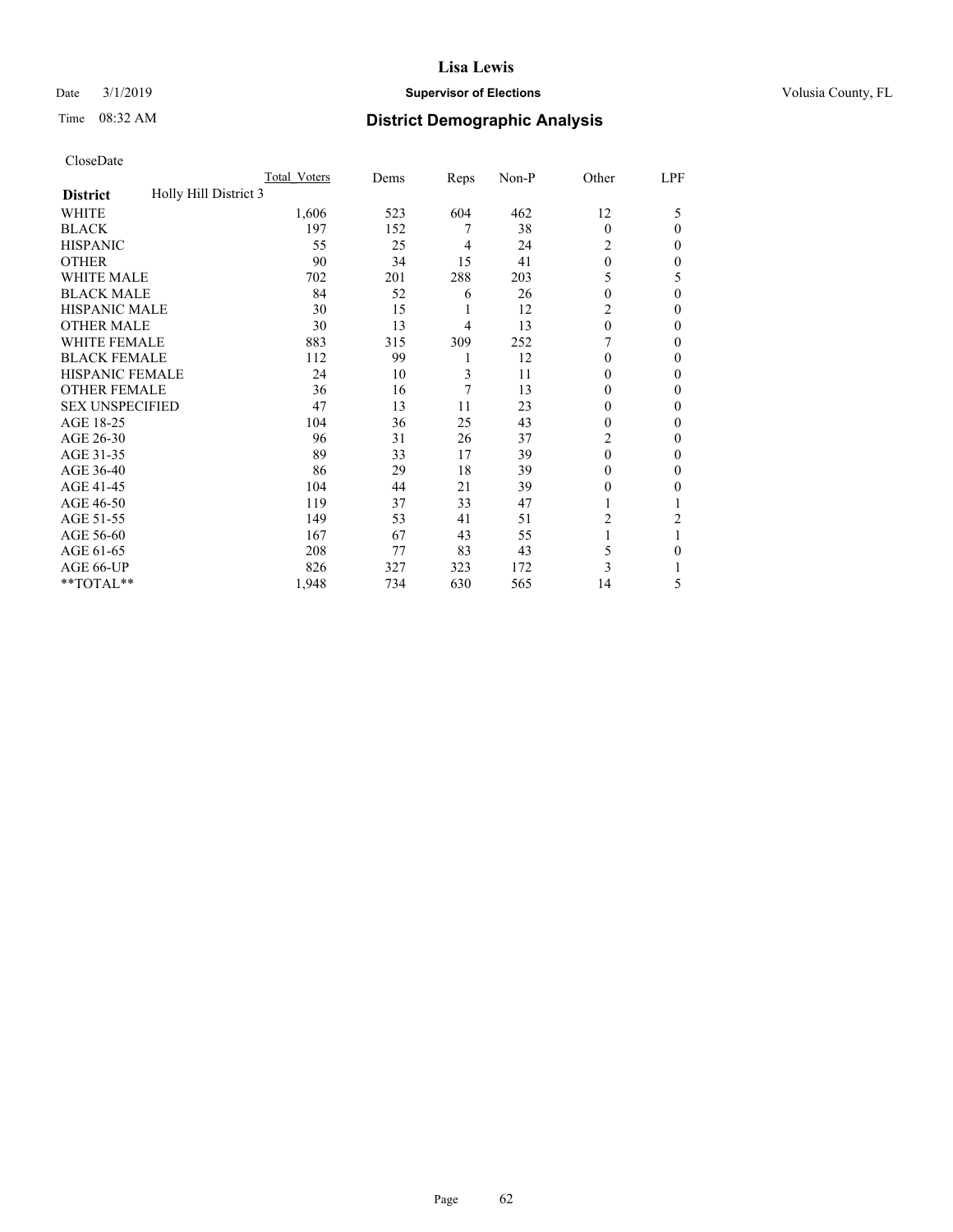# Lisa Lewis

Date 3/1/2019 **Supervisor of Elections** Volusia County, FL

Time 08:32 AM **District Demographic Analysis**

CloseDate

| | Total_Voters | Dems | Reps | Non-P | Other | LPF |
|---|---|---|---|---|---|---|
| **District** Holly Hill District 3 | | | | | | |
| WHITE | 1,606 | 523 | 604 | 462 | 12 | 5 |
| BLACK | 197 | 152 | 7 | 38 | 0 | 0 |
| HISPANIC | 55 | 25 | 4 | 24 | 2 | 0 |
| OTHER | 90 | 34 | 15 | 41 | 0 | 0 |
| WHITE MALE | 702 | 201 | 288 | 203 | 5 | 5 |
| BLACK MALE | 84 | 52 | 6 | 26 | 0 | 0 |
| HISPANIC MALE | 30 | 15 | 1 | 12 | 2 | 0 |
| OTHER MALE | 30 | 13 | 4 | 13 | 0 | 0 |
| WHITE FEMALE | 883 | 315 | 309 | 252 | 7 | 0 |
| BLACK FEMALE | 112 | 99 | 1 | 12 | 0 | 0 |
| HISPANIC FEMALE | 24 | 10 | 3 | 11 | 0 | 0 |
| OTHER FEMALE | 36 | 16 | 7 | 13 | 0 | 0 |
| SEX UNSPECIFIED | 47 | 13 | 11 | 23 | 0 | 0 |
| AGE 18-25 | 104 | 36 | 25 | 43 | 0 | 0 |
| AGE 26-30 | 96 | 31 | 26 | 37 | 2 | 0 |
| AGE 31-35 | 89 | 33 | 17 | 39 | 0 | 0 |
| AGE 36-40 | 86 | 29 | 18 | 39 | 0 | 0 |
| AGE 41-45 | 104 | 44 | 21 | 39 | 0 | 0 |
| AGE 46-50 | 119 | 37 | 33 | 47 | 1 | 1 |
| AGE 51-55 | 149 | 53 | 41 | 51 | 2 | 2 |
| AGE 56-60 | 167 | 67 | 43 | 55 | 1 | 1 |
| AGE 61-65 | 208 | 77 | 83 | 43 | 5 | 0 |
| AGE 66-UP | 826 | 327 | 323 | 172 | 3 | 1 |
| **TOTAL** | 1,948 | 734 | 630 | 565 | 14 | 5 |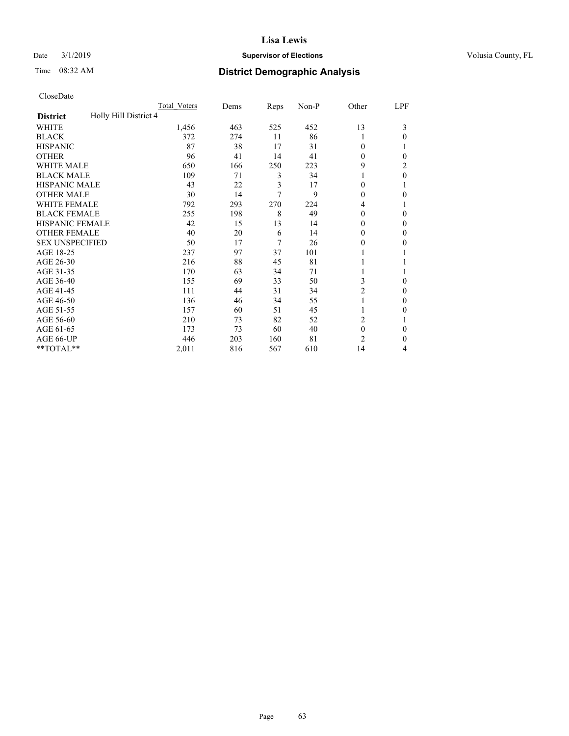CloseDate

| District | Holly Hill District 4 | Total Voters | Dems | Reps | Non-P | Other | LPF |
|---|---|---|---|---|---|---|---|
| WHITE | | 1,456 | 463 | 525 | 452 | 13 | 3 |
| BLACK | | 372 | 274 | 11 | 86 | 1 | 0 |
| HISPANIC | | 87 | 38 | 17 | 31 | 0 | 1 |
| OTHER | | 96 | 41 | 14 | 41 | 0 | 0 |
| WHITE MALE | | 650 | 166 | 250 | 223 | 9 | 2 |
| BLACK MALE | | 109 | 71 | 3 | 34 | 1 | 0 |
| HISPANIC MALE | | 43 | 22 | 3 | 17 | 0 | 1 |
| OTHER MALE | | 30 | 14 | 7 | 9 | 0 | 0 |
| WHITE FEMALE | | 792 | 293 | 270 | 224 | 4 | 1 |
| BLACK FEMALE | | 255 | 198 | 8 | 49 | 0 | 0 |
| HISPANIC FEMALE | | 42 | 15 | 13 | 14 | 0 | 0 |
| OTHER FEMALE | | 40 | 20 | 6 | 14 | 0 | 0 |
| SEX UNSPECIFIED | | 50 | 17 | 7 | 26 | 0 | 0 |
| AGE 18-25 | | 237 | 97 | 37 | 101 | 1 | 1 |
| AGE 26-30 | | 216 | 88 | 45 | 81 | 1 | 1 |
| AGE 31-35 | | 170 | 63 | 34 | 71 | 1 | 1 |
| AGE 36-40 | | 155 | 69 | 33 | 50 | 3 | 0 |
| AGE 41-45 | | 111 | 44 | 31 | 34 | 2 | 0 |
| AGE 46-50 | | 136 | 46 | 34 | 55 | 1 | 0 |
| AGE 51-55 | | 157 | 60 | 51 | 45 | 1 | 0 |
| AGE 56-60 | | 210 | 73 | 82 | 52 | 2 | 1 |
| AGE 61-65 | | 173 | 73 | 60 | 40 | 0 | 0 |
| AGE 66-UP | | 446 | 203 | 160 | 81 | 2 | 0 |
| **TOTAL** | | 2,011 | 816 | 567 | 610 | 14 | 4 |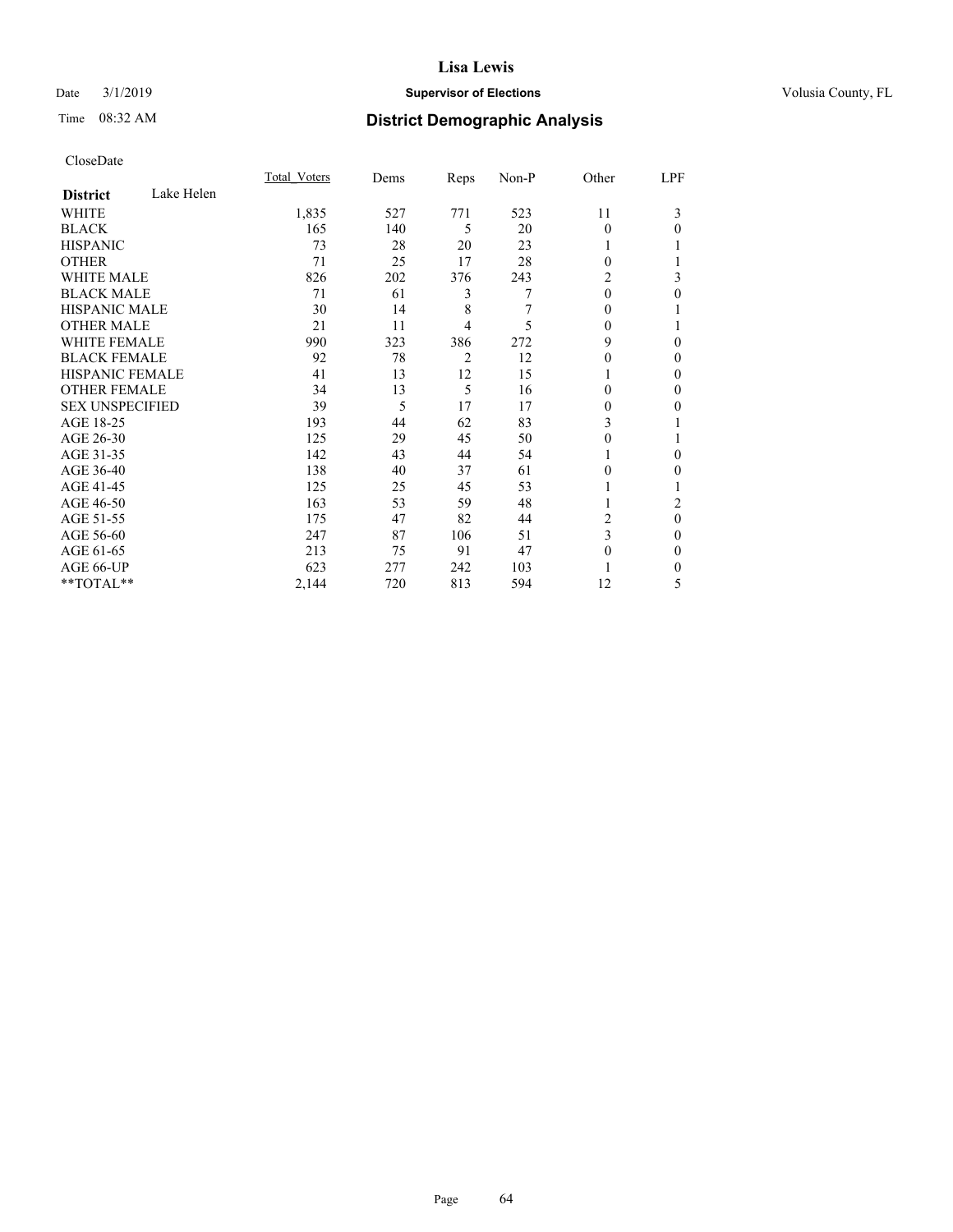# Lisa Lewis

Date 3/1/2019 **Supervisor of Elections** Volusia County, FL

Time 08:32 AM **District Demographic Analysis**

CloseDate

| **District** Lake Helen | Total_Voters | Dems | Reps | Non-P | Other | LPF |
|---|---|---|---|---|---|---|
| WHITE | 1,835 | 527 | 771 | 523 | 11 | 3 |
| BLACK | 165 | 140 | 5 | 20 | 0 | 0 |
| HISPANIC | 73 | 28 | 20 | 23 | 1 | 1 |
| OTHER | 71 | 25 | 17 | 28 | 0 | 1 |
| WHITE MALE | 826 | 202 | 376 | 243 | 2 | 3 |
| BLACK MALE | 71 | 61 | 3 | 7 | 0 | 0 |
| HISPANIC MALE | 30 | 14 | 8 | 7 | 0 | 1 |
| OTHER MALE | 21 | 11 | 4 | 5 | 0 | 1 |
| WHITE FEMALE | 990 | 323 | 386 | 272 | 9 | 0 |
| BLACK FEMALE | 92 | 78 | 2 | 12 | 0 | 0 |
| HISPANIC FEMALE | 41 | 13 | 12 | 15 | 1 | 0 |
| OTHER FEMALE | 34 | 13 | 5 | 16 | 0 | 0 |
| SEX UNSPECIFIED | 39 | 5 | 17 | 17 | 0 | 0 |
| AGE 18-25 | 193 | 44 | 62 | 83 | 3 | 1 |
| AGE 26-30 | 125 | 29 | 45 | 50 | 0 | 1 |
| AGE 31-35 | 142 | 43 | 44 | 54 | 1 | 0 |
| AGE 36-40 | 138 | 40 | 37 | 61 | 0 | 0 |
| AGE 41-45 | 125 | 25 | 45 | 53 | 1 | 1 |
| AGE 46-50 | 163 | 53 | 59 | 48 | 1 | 2 |
| AGE 51-55 | 175 | 47 | 82 | 44 | 2 | 0 |
| AGE 56-60 | 247 | 87 | 106 | 51 | 3 | 0 |
| AGE 61-65 | 213 | 75 | 91 | 47 | 0 | 0 |
| AGE 66-UP | 623 | 277 | 242 | 103 | 1 | 0 |
| **TOTAL** | 2,144 | 720 | 813 | 594 | 12 | 5 |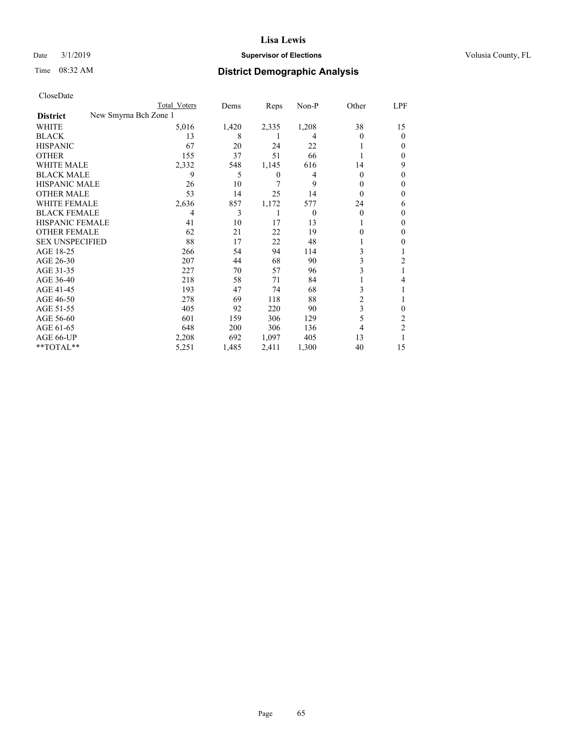# Lisa Lewis

Date 3/1/2019 **Supervisor of Elections** Volusia County, FL

Time 08:32 AM **District Demographic Analysis**

CloseDate

| District | New Smyrna Bch Zone 1 | Total Voters | Dems | Reps | Non-P | Other | LPF |
|---|---|---|---|---|---|---|---|
| WHITE | | 5,016 | 1,420 | 2,335 | 1,208 | 38 | 15 |
| BLACK | | 13 | 8 | 1 | 4 | 0 | 0 |
| HISPANIC | | 67 | 20 | 24 | 22 | 1 | 0 |
| OTHER | | 155 | 37 | 51 | 66 | 1 | 0 |
| WHITE MALE | | 2,332 | 548 | 1,145 | 616 | 14 | 9 |
| BLACK MALE | | 9 | 5 | 0 | 4 | 0 | 0 |
| HISPANIC MALE | | 26 | 10 | 7 | 9 | 0 | 0 |
| OTHER MALE | | 53 | 14 | 25 | 14 | 0 | 0 |
| WHITE FEMALE | | 2,636 | 857 | 1,172 | 577 | 24 | 6 |
| BLACK FEMALE | | 4 | 3 | 1 | 0 | 0 | 0 |
| HISPANIC FEMALE | | 41 | 10 | 17 | 13 | 1 | 0 |
| OTHER FEMALE | | 62 | 21 | 22 | 19 | 0 | 0 |
| SEX UNSPECIFIED | | 88 | 17 | 22 | 48 | 1 | 0 |
| AGE 18-25 | | 266 | 54 | 94 | 114 | 3 | 1 |
| AGE 26-30 | | 207 | 44 | 68 | 90 | 3 | 2 |
| AGE 31-35 | | 227 | 70 | 57 | 96 | 3 | 1 |
| AGE 36-40 | | 218 | 58 | 71 | 84 | 1 | 4 |
| AGE 41-45 | | 193 | 47 | 74 | 68 | 3 | 1 |
| AGE 46-50 | | 278 | 69 | 118 | 88 | 2 | 1 |
| AGE 51-55 | | 405 | 92 | 220 | 90 | 3 | 0 |
| AGE 56-60 | | 601 | 159 | 306 | 129 | 5 | 2 |
| AGE 61-65 | | 648 | 200 | 306 | 136 | 4 | 2 |
| AGE 66-UP | | 2,208 | 692 | 1,097 | 405 | 13 | 1 |
| **TOTAL** | | 5,251 | 1,485 | 2,411 | 1,300 | 40 | 15 |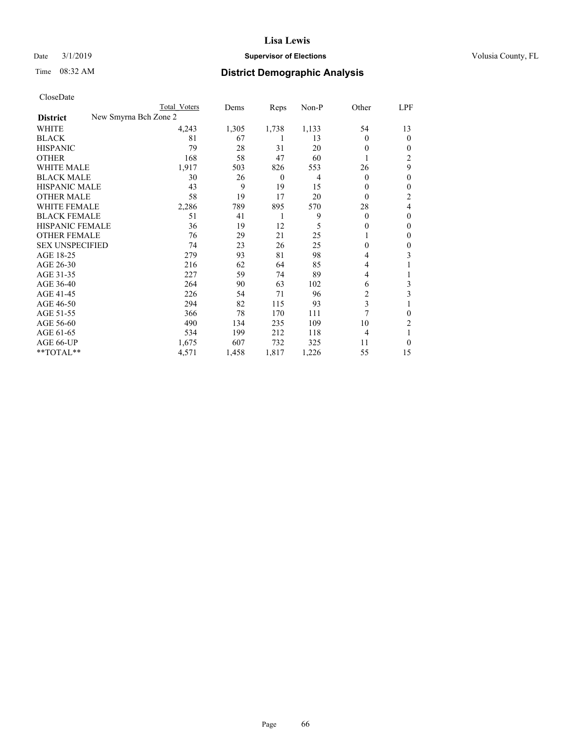Lisa Lewis

Date 3/1/2019 **Supervisor of Elections** Volusia County, FL

Time 08:32 AM **District Demographic Analysis**

CloseDate

| **District** New Smyrna Bch Zone 2 | Total Voters | Dems | Reps | Non-P | Other | LPF |
|---|---|---|---|---|---|---|
| WHITE | 4,243 | 1,305 | 1,738 | 1,133 | 54 | 13 |
| BLACK | 81 | 67 | 1 | 13 | 0 | 0 |
| HISPANIC | 79 | 28 | 31 | 20 | 0 | 0 |
| OTHER | 168 | 58 | 47 | 60 | 1 | 2 |
| WHITE MALE | 1,917 | 503 | 826 | 553 | 26 | 9 |
| BLACK MALE | 30 | 26 | 0 | 4 | 0 | 0 |
| HISPANIC MALE | 43 | 9 | 19 | 15 | 0 | 0 |
| OTHER MALE | 58 | 19 | 17 | 20 | 0 | 2 |
| WHITE FEMALE | 2,286 | 789 | 895 | 570 | 28 | 4 |
| BLACK FEMALE | 51 | 41 | 1 | 9 | 0 | 0 |
| HISPANIC FEMALE | 36 | 19 | 12 | 5 | 0 | 0 |
| OTHER FEMALE | 76 | 29 | 21 | 25 | 1 | 0 |
| SEX UNSPECIFIED | 74 | 23 | 26 | 25 | 0 | 0 |
| AGE 18-25 | 279 | 93 | 81 | 98 | 4 | 3 |
| AGE 26-30 | 216 | 62 | 64 | 85 | 4 | 1 |
| AGE 31-35 | 227 | 59 | 74 | 89 | 4 | 1 |
| AGE 36-40 | 264 | 90 | 63 | 102 | 6 | 3 |
| AGE 41-45 | 226 | 54 | 71 | 96 | 2 | 3 |
| AGE 46-50 | 294 | 82 | 115 | 93 | 3 | 1 |
| AGE 51-55 | 366 | 78 | 170 | 111 | 7 | 0 |
| AGE 56-60 | 490 | 134 | 235 | 109 | 10 | 2 |
| AGE 61-65 | 534 | 199 | 212 | 118 | 4 | 1 |
| AGE 66-UP | 1,675 | 607 | 732 | 325 | 11 | 0 |
| **TOTAL** | 4,571 | 1,458 | 1,817 | 1,226 | 55 | 15 |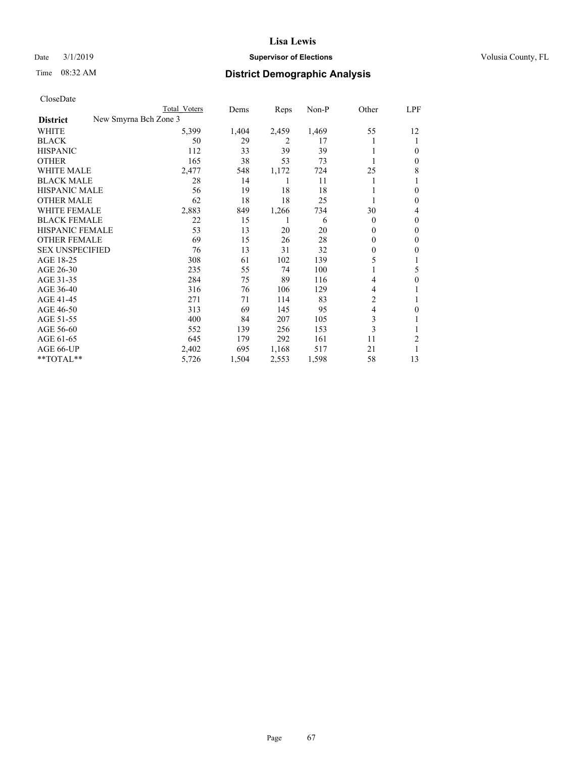# Lisa Lewis

Date 3/1/2019 **Supervisor of Elections** Volusia County, FL

Time 08:32 AM **District Demographic Analysis**

CloseDate

| | Total Voters | Dems | Reps | Non-P | Other | LPF |
|---|---|---|---|---|---|---|
| **District** New Smyrna Bch Zone 3 | | | | | | |
| WHITE | 5,399 | 1,404 | 2,459 | 1,469 | 55 | 12 |
| BLACK | 50 | 29 | 2 | 17 | 1 | 1 |
| HISPANIC | 112 | 33 | 39 | 39 | 1 | 0 |
| OTHER | 165 | 38 | 53 | 73 | 1 | 0 |
| WHITE MALE | 2,477 | 548 | 1,172 | 724 | 25 | 8 |
| BLACK MALE | 28 | 14 | 1 | 11 | 1 | 1 |
| HISPANIC MALE | 56 | 19 | 18 | 18 | 1 | 0 |
| OTHER MALE | 62 | 18 | 18 | 25 | 1 | 0 |
| WHITE FEMALE | 2,883 | 849 | 1,266 | 734 | 30 | 4 |
| BLACK FEMALE | 22 | 15 | 1 | 6 | 0 | 0 |
| HISPANIC FEMALE | 53 | 13 | 20 | 20 | 0 | 0 |
| OTHER FEMALE | 69 | 15 | 26 | 28 | 0 | 0 |
| SEX UNSPECIFIED | 76 | 13 | 31 | 32 | 0 | 0 |
| AGE 18-25 | 308 | 61 | 102 | 139 | 5 | 1 |
| AGE 26-30 | 235 | 55 | 74 | 100 | 1 | 5 |
| AGE 31-35 | 284 | 75 | 89 | 116 | 4 | 0 |
| AGE 36-40 | 316 | 76 | 106 | 129 | 4 | 1 |
| AGE 41-45 | 271 | 71 | 114 | 83 | 2 | 1 |
| AGE 46-50 | 313 | 69 | 145 | 95 | 4 | 0 |
| AGE 51-55 | 400 | 84 | 207 | 105 | 3 | 1 |
| AGE 56-60 | 552 | 139 | 256 | 153 | 3 | 1 |
| AGE 61-65 | 645 | 179 | 292 | 161 | 11 | 2 |
| AGE 66-UP | 2,402 | 695 | 1,168 | 517 | 21 | 1 |
| **TOTAL** | 5,726 | 1,504 | 2,553 | 1,598 | 58 | 13 |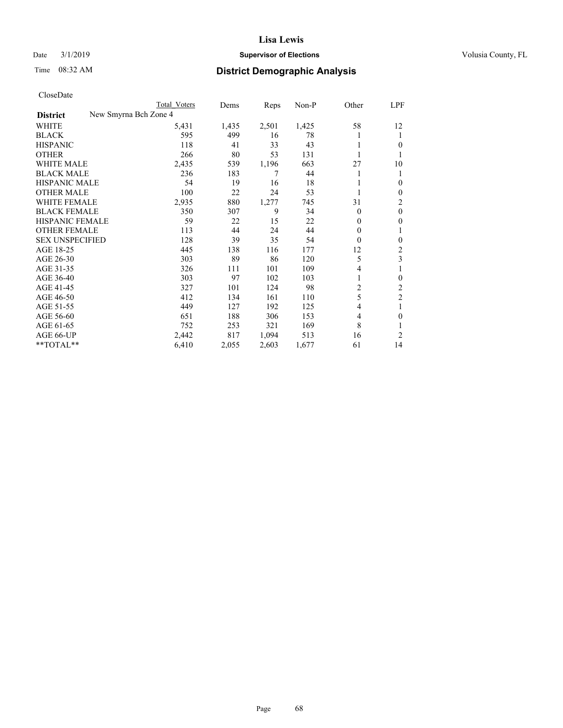Lisa Lewis

Date 3/1/2019 **Supervisor of Elections** Volusia County, FL

Time 08:32 AM **District Demographic Analysis**

CloseDate

| | Total Voters | Dems | Reps | Non-P | Other | LPF |
|---|---|---|---|---|---|---|
| **District** New Smyrna Bch Zone 4 | | | | | | |
| WHITE | 5,431 | 1,435 | 2,501 | 1,425 | 58 | 12 |
| BLACK | 595 | 499 | 16 | 78 | 1 | 1 |
| HISPANIC | 118 | 41 | 33 | 43 | 1 | 0 |
| OTHER | 266 | 80 | 53 | 131 | 1 | 1 |
| WHITE MALE | 2,435 | 539 | 1,196 | 663 | 27 | 10 |
| BLACK MALE | 236 | 183 | 7 | 44 | 1 | 1 |
| HISPANIC MALE | 54 | 19 | 16 | 18 | 1 | 0 |
| OTHER MALE | 100 | 22 | 24 | 53 | 1 | 0 |
| WHITE FEMALE | 2,935 | 880 | 1,277 | 745 | 31 | 2 |
| BLACK FEMALE | 350 | 307 | 9 | 34 | 0 | 0 |
| HISPANIC FEMALE | 59 | 22 | 15 | 22 | 0 | 0 |
| OTHER FEMALE | 113 | 44 | 24 | 44 | 0 | 1 |
| SEX UNSPECIFIED | 128 | 39 | 35 | 54 | 0 | 0 |
| AGE 18-25 | 445 | 138 | 116 | 177 | 12 | 2 |
| AGE 26-30 | 303 | 89 | 86 | 120 | 5 | 3 |
| AGE 31-35 | 326 | 111 | 101 | 109 | 4 | 1 |
| AGE 36-40 | 303 | 97 | 102 | 103 | 1 | 0 |
| AGE 41-45 | 327 | 101 | 124 | 98 | 2 | 2 |
| AGE 46-50 | 412 | 134 | 161 | 110 | 5 | 2 |
| AGE 51-55 | 449 | 127 | 192 | 125 | 4 | 1 |
| AGE 56-60 | 651 | 188 | 306 | 153 | 4 | 0 |
| AGE 61-65 | 752 | 253 | 321 | 169 | 8 | 1 |
| AGE 66-UP | 2,442 | 817 | 1,094 | 513 | 16 | 2 |
| **TOTAL** | 6,410 | 2,055 | 2,603 | 1,677 | 61 | 14 |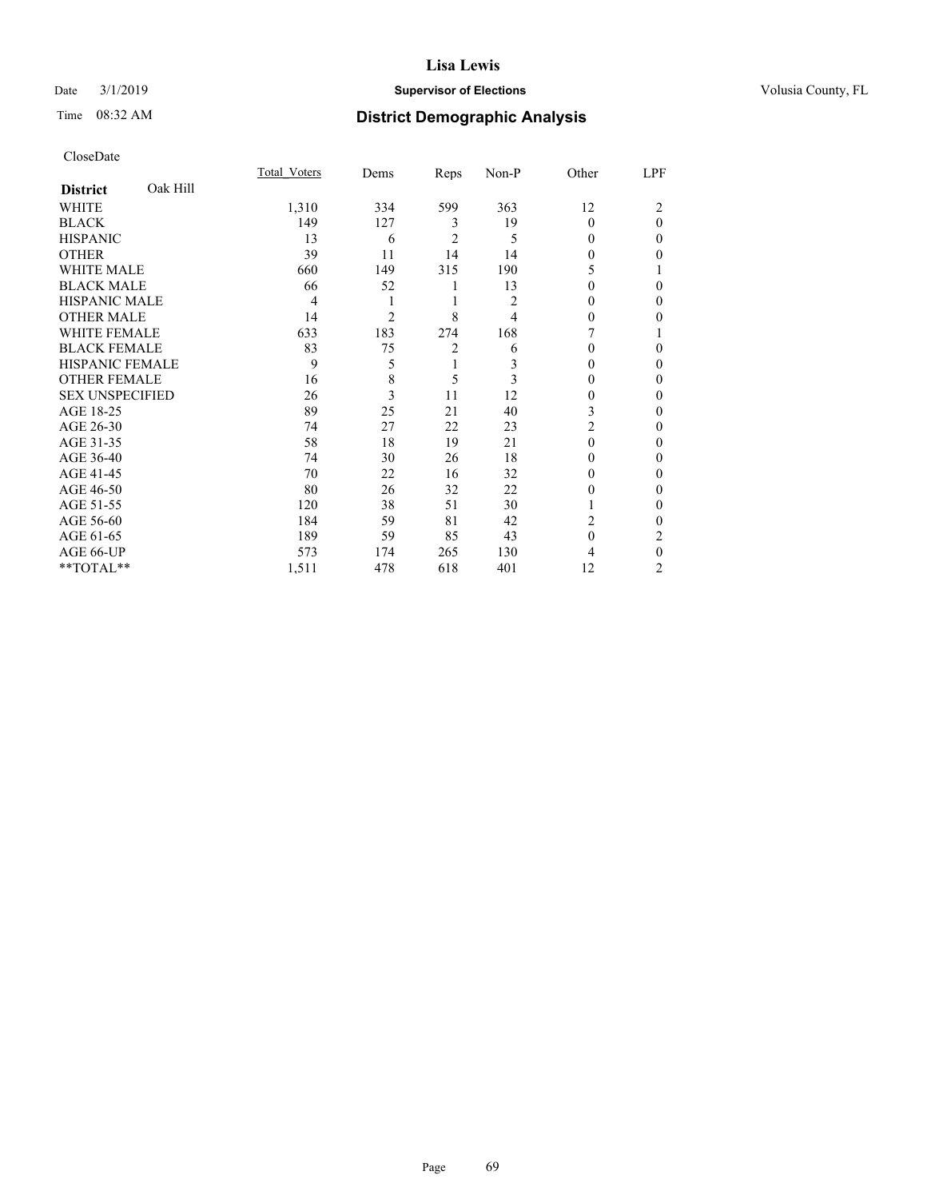# Lisa Lewis

Date 3/1/2019 **Supervisor of Elections** Volusia County, FL

Time 08:32 AM **District Demographic Analysis**

CloseDate

| **District** Oak Hill | Total_Voters | Dems | Reps | Non-P | Other | LPF |
|---|---|---|---|---|---|---|
| WHITE | 1,310 | 334 | 599 | 363 | 12 | 2 |
| BLACK | 149 | 127 | 3 | 19 | 0 | 0 |
| HISPANIC | 13 | 6 | 2 | 5 | 0 | 0 |
| OTHER | 39 | 11 | 14 | 14 | 0 | 0 |
| WHITE MALE | 660 | 149 | 315 | 190 | 5 | 1 |
| BLACK MALE | 66 | 52 | 1 | 13 | 0 | 0 |
| HISPANIC MALE | 4 | 1 | 1 | 2 | 0 | 0 |
| OTHER MALE | 14 | 2 | 8 | 4 | 0 | 0 |
| WHITE FEMALE | 633 | 183 | 274 | 168 | 7 | 1 |
| BLACK FEMALE | 83 | 75 | 2 | 6 | 0 | 0 |
| HISPANIC FEMALE | 9 | 5 | 1 | 3 | 0 | 0 |
| OTHER FEMALE | 16 | 8 | 5 | 3 | 0 | 0 |
| SEX UNSPECIFIED | 26 | 3 | 11 | 12 | 0 | 0 |
| AGE 18-25 | 89 | 25 | 21 | 40 | 3 | 0 |
| AGE 26-30 | 74 | 27 | 22 | 23 | 2 | 0 |
| AGE 31-35 | 58 | 18 | 19 | 21 | 0 | 0 |
| AGE 36-40 | 74 | 30 | 26 | 18 | 0 | 0 |
| AGE 41-45 | 70 | 22 | 16 | 32 | 0 | 0 |
| AGE 46-50 | 80 | 26 | 32 | 22 | 0 | 0 |
| AGE 51-55 | 120 | 38 | 51 | 30 | 1 | 0 |
| AGE 56-60 | 184 | 59 | 81 | 42 | 2 | 0 |
| AGE 61-65 | 189 | 59 | 85 | 43 | 0 | 2 |
| AGE 66-UP | 573 | 174 | 265 | 130 | 4 | 0 |
| **TOTAL** | 1,511 | 478 | 618 | 401 | 12 | 2 |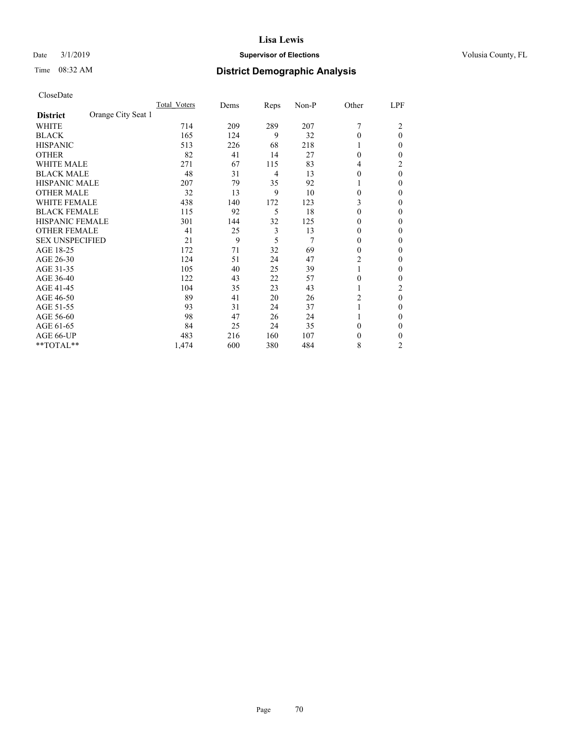Lisa Lewis

Date 3/1/2019 **Supervisor of Elections** Volusia County, FL

Time 08:32 AM **District Demographic Analysis**

CloseDate

| **District** Orange City Seat 1 | Total_Voters | Dems | Reps | Non-P | Other | LPF |
|---|---|---|---|---|---|---|
| WHITE | 714 | 209 | 289 | 207 | 7 | 2 |
| BLACK | 165 | 124 | 9 | 32 | 0 | 0 |
| HISPANIC | 513 | 226 | 68 | 218 | 1 | 0 |
| OTHER | 82 | 41 | 14 | 27 | 0 | 0 |
| WHITE MALE | 271 | 67 | 115 | 83 | 4 | 2 |
| BLACK MALE | 48 | 31 | 4 | 13 | 0 | 0 |
| HISPANIC MALE | 207 | 79 | 35 | 92 | 1 | 0 |
| OTHER MALE | 32 | 13 | 9 | 10 | 0 | 0 |
| WHITE FEMALE | 438 | 140 | 172 | 123 | 3 | 0 |
| BLACK FEMALE | 115 | 92 | 5 | 18 | 0 | 0 |
| HISPANIC FEMALE | 301 | 144 | 32 | 125 | 0 | 0 |
| OTHER FEMALE | 41 | 25 | 3 | 13 | 0 | 0 |
| SEX UNSPECIFIED | 21 | 9 | 5 | 7 | 0 | 0 |
| AGE 18-25 | 172 | 71 | 32 | 69 | 0 | 0 |
| AGE 26-30 | 124 | 51 | 24 | 47 | 2 | 0 |
| AGE 31-35 | 105 | 40 | 25 | 39 | 1 | 0 |
| AGE 36-40 | 122 | 43 | 22 | 57 | 0 | 0 |
| AGE 41-45 | 104 | 35 | 23 | 43 | 1 | 2 |
| AGE 46-50 | 89 | 41 | 20 | 26 | 2 | 0 |
| AGE 51-55 | 93 | 31 | 24 | 37 | 1 | 0 |
| AGE 56-60 | 98 | 47 | 26 | 24 | 1 | 0 |
| AGE 61-65 | 84 | 25 | 24 | 35 | 0 | 0 |
| AGE 66-UP | 483 | 216 | 160 | 107 | 0 | 0 |
| **TOTAL** | 1,474 | 600 | 380 | 484 | 8 | 2 |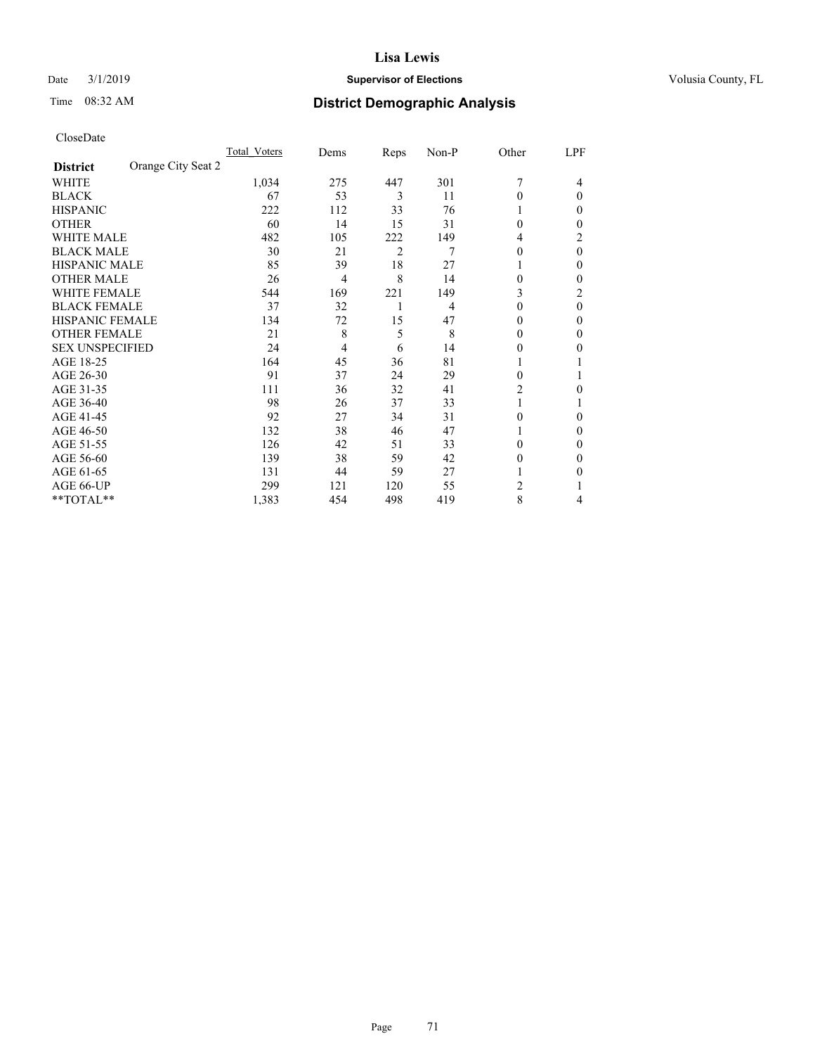# Lisa Lewis

Date 3/1/2019 **Supervisor of Elections** Volusia County, FL

Time 08:32 AM **District Demographic Analysis**

CloseDate

| **District** Orange City Seat 2 | Total Voters | Dems | Reps | Non-P | Other | LPF |
|---|---|---|---|---|---|---|
| WHITE | 1,034 | 275 | 447 | 301 | 7 | 4 |
| BLACK | 67 | 53 | 3 | 11 | 0 | 0 |
| HISPANIC | 222 | 112 | 33 | 76 | 1 | 0 |
| OTHER | 60 | 14 | 15 | 31 | 0 | 0 |
| WHITE MALE | 482 | 105 | 222 | 149 | 4 | 2 |
| BLACK MALE | 30 | 21 | 2 | 7 | 0 | 0 |
| HISPANIC MALE | 85 | 39 | 18 | 27 | 1 | 0 |
| OTHER MALE | 26 | 4 | 8 | 14 | 0 | 0 |
| WHITE FEMALE | 544 | 169 | 221 | 149 | 3 | 2 |
| BLACK FEMALE | 37 | 32 | 1 | 4 | 0 | 0 |
| HISPANIC FEMALE | 134 | 72 | 15 | 47 | 0 | 0 |
| OTHER FEMALE | 21 | 8 | 5 | 8 | 0 | 0 |
| SEX UNSPECIFIED | 24 | 4 | 6 | 14 | 0 | 0 |
| AGE 18-25 | 164 | 45 | 36 | 81 | 1 | 1 |
| AGE 26-30 | 91 | 37 | 24 | 29 | 0 | 1 |
| AGE 31-35 | 111 | 36 | 32 | 41 | 2 | 0 |
| AGE 36-40 | 98 | 26 | 37 | 33 | 1 | 1 |
| AGE 41-45 | 92 | 27 | 34 | 31 | 0 | 0 |
| AGE 46-50 | 132 | 38 | 46 | 47 | 1 | 0 |
| AGE 51-55 | 126 | 42 | 51 | 33 | 0 | 0 |
| AGE 56-60 | 139 | 38 | 59 | 42 | 0 | 0 |
| AGE 61-65 | 131 | 44 | 59 | 27 | 1 | 0 |
| AGE 66-UP | 299 | 121 | 120 | 55 | 2 | 1 |
| **TOTAL** | 1,383 | 454 | 498 | 419 | 8 | 4 |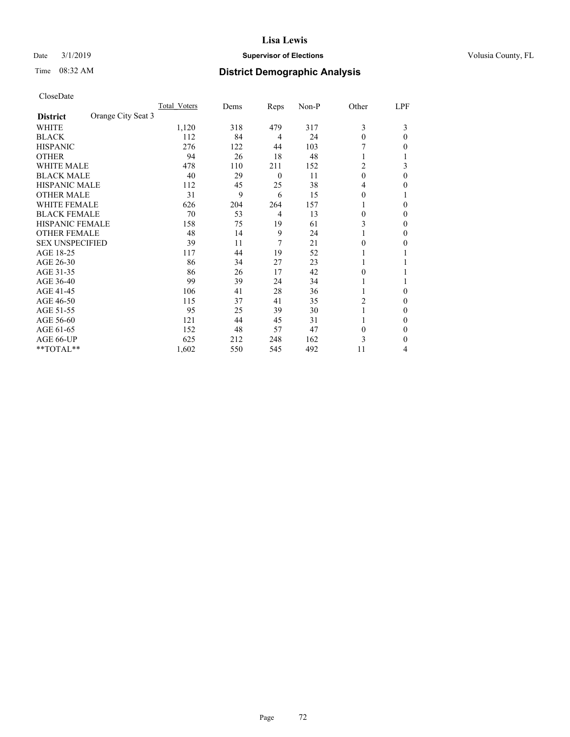# Lisa Lewis

Date 3/1/2019 **Supervisor of Elections** Volusia County, FL

Time 08:32 AM **District Demographic Analysis**

CloseDate

| **District** Orange City Seat 3 | Total_Voters | Dems | Reps | Non-P | Other | LPF |
|---|---|---|---|---|---|---|
| WHITE | 1,120 | 318 | 479 | 317 | 3 | 3 |
| BLACK | 112 | 84 | 4 | 24 | 0 | 0 |
| HISPANIC | 276 | 122 | 44 | 103 | 7 | 0 |
| OTHER | 94 | 26 | 18 | 48 | 1 | 1 |
| WHITE MALE | 478 | 110 | 211 | 152 | 2 | 3 |
| BLACK MALE | 40 | 29 | 0 | 11 | 0 | 0 |
| HISPANIC MALE | 112 | 45 | 25 | 38 | 4 | 0 |
| OTHER MALE | 31 | 9 | 6 | 15 | 0 | 1 |
| WHITE FEMALE | 626 | 204 | 264 | 157 | 1 | 0 |
| BLACK FEMALE | 70 | 53 | 4 | 13 | 0 | 0 |
| HISPANIC FEMALE | 158 | 75 | 19 | 61 | 3 | 0 |
| OTHER FEMALE | 48 | 14 | 9 | 24 | 1 | 0 |
| SEX UNSPECIFIED | 39 | 11 | 7 | 21 | 0 | 0 |
| AGE 18-25 | 117 | 44 | 19 | 52 | 1 | 1 |
| AGE 26-30 | 86 | 34 | 27 | 23 | 1 | 1 |
| AGE 31-35 | 86 | 26 | 17 | 42 | 0 | 1 |
| AGE 36-40 | 99 | 39 | 24 | 34 | 1 | 1 |
| AGE 41-45 | 106 | 41 | 28 | 36 | 1 | 0 |
| AGE 46-50 | 115 | 37 | 41 | 35 | 2 | 0 |
| AGE 51-55 | 95 | 25 | 39 | 30 | 1 | 0 |
| AGE 56-60 | 121 | 44 | 45 | 31 | 1 | 0 |
| AGE 61-65 | 152 | 48 | 57 | 47 | 0 | 0 |
| AGE 66-UP | 625 | 212 | 248 | 162 | 3 | 0 |
| **TOTAL** | 1,602 | 550 | 545 | 492 | 11 | 4 |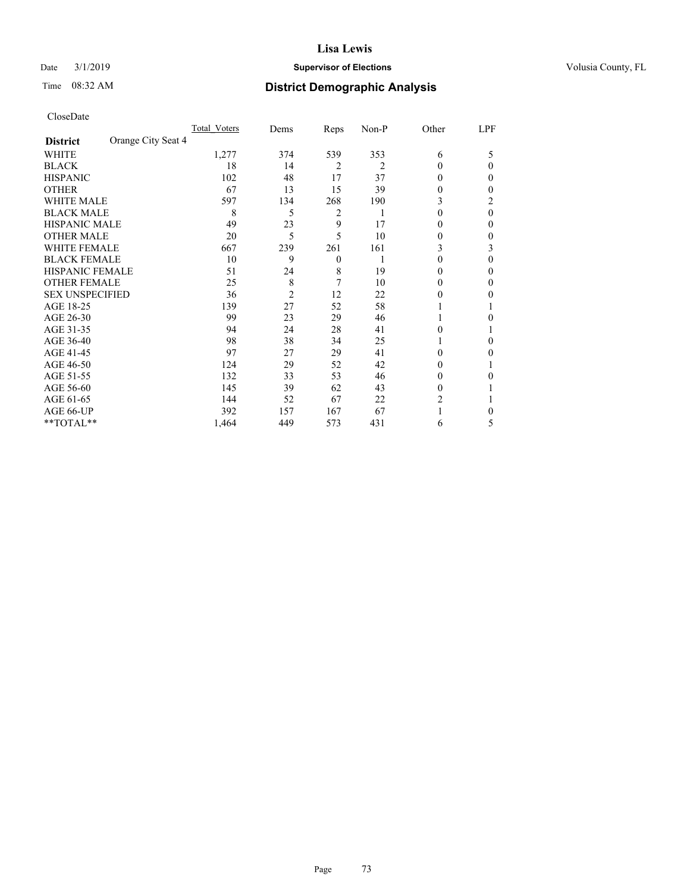# Lisa Lewis

Date 3/1/2019 **Supervisor of Elections** Volusia County, FL

Time 08:32 AM **District Demographic Analysis**

CloseDate

| **District** Orange City Seat 4 | Total_Voters | Dems | Reps | Non-P | Other | LPF |
|---|---|---|---|---|---|---|
| WHITE | 1,277 | 374 | 539 | 353 | 6 | 5 |
| BLACK | 18 | 14 | 2 | 2 | 0 | 0 |
| HISPANIC | 102 | 48 | 17 | 37 | 0 | 0 |
| OTHER | 67 | 13 | 15 | 39 | 0 | 0 |
| WHITE MALE | 597 | 134 | 268 | 190 | 3 | 2 |
| BLACK MALE | 8 | 5 | 2 | 1 | 0 | 0 |
| HISPANIC MALE | 49 | 23 | 9 | 17 | 0 | 0 |
| OTHER MALE | 20 | 5 | 5 | 10 | 0 | 0 |
| WHITE FEMALE | 667 | 239 | 261 | 161 | 3 | 3 |
| BLACK FEMALE | 10 | 9 | 0 | 1 | 0 | 0 |
| HISPANIC FEMALE | 51 | 24 | 8 | 19 | 0 | 0 |
| OTHER FEMALE | 25 | 8 | 7 | 10 | 0 | 0 |
| SEX UNSPECIFIED | 36 | 2 | 12 | 22 | 0 | 0 |
| AGE 18-25 | 139 | 27 | 52 | 58 | 1 | 1 |
| AGE 26-30 | 99 | 23 | 29 | 46 | 1 | 0 |
| AGE 31-35 | 94 | 24 | 28 | 41 | 0 | 1 |
| AGE 36-40 | 98 | 38 | 34 | 25 | 1 | 0 |
| AGE 41-45 | 97 | 27 | 29 | 41 | 0 | 0 |
| AGE 46-50 | 124 | 29 | 52 | 42 | 0 | 1 |
| AGE 51-55 | 132 | 33 | 53 | 46 | 0 | 0 |
| AGE 56-60 | 145 | 39 | 62 | 43 | 0 | 1 |
| AGE 61-65 | 144 | 52 | 67 | 22 | 2 | 1 |
| AGE 66-UP | 392 | 157 | 167 | 67 | 1 | 0 |
| **TOTAL** | 1,464 | 449 | 573 | 431 | 6 | 5 |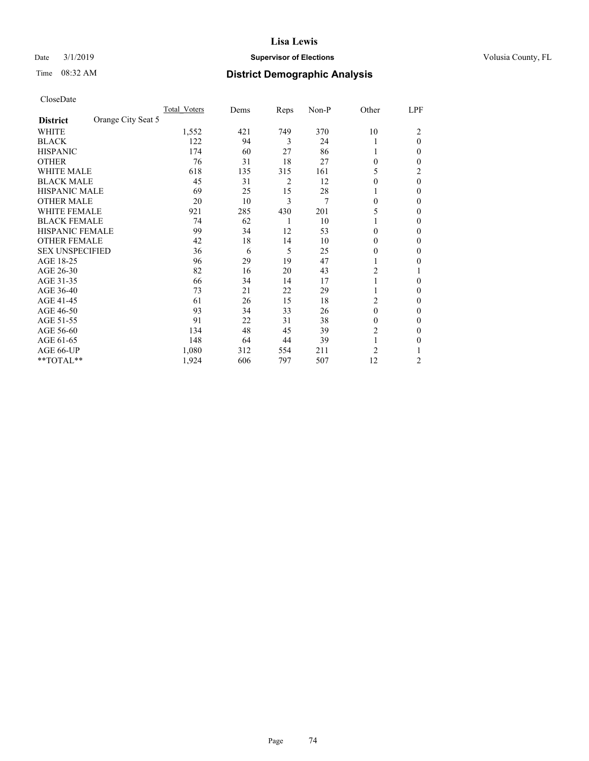# Lisa Lewis

Date 3/1/2019 **Supervisor of Elections** Volusia County, FL

Time 08:32 AM **District Demographic Analysis**

CloseDate

| District | Orange City Seat 5 | Total_Voters | Dems | Reps | Non-P | Other | LPF |
|---|---|---|---|---|---|---|---|
| WHITE | | 1,552 | 421 | 749 | 370 | 10 | 2 |
| BLACK | | 122 | 94 | 3 | 24 | 1 | 0 |
| HISPANIC | | 174 | 60 | 27 | 86 | 1 | 0 |
| OTHER | | 76 | 31 | 18 | 27 | 0 | 0 |
| WHITE MALE | | 618 | 135 | 315 | 161 | 5 | 2 |
| BLACK MALE | | 45 | 31 | 2 | 12 | 0 | 0 |
| HISPANIC MALE | | 69 | 25 | 15 | 28 | 1 | 0 |
| OTHER MALE | | 20 | 10 | 3 | 7 | 0 | 0 |
| WHITE FEMALE | | 921 | 285 | 430 | 201 | 5 | 0 |
| BLACK FEMALE | | 74 | 62 | 1 | 10 | 1 | 0 |
| HISPANIC FEMALE | | 99 | 34 | 12 | 53 | 0 | 0 |
| OTHER FEMALE | | 42 | 18 | 14 | 10 | 0 | 0 |
| SEX UNSPECIFIED | | 36 | 6 | 5 | 25 | 0 | 0 |
| AGE 18-25 | | 96 | 29 | 19 | 47 | 1 | 0 |
| AGE 26-30 | | 82 | 16 | 20 | 43 | 2 | 1 |
| AGE 31-35 | | 66 | 34 | 14 | 17 | 1 | 0 |
| AGE 36-40 | | 73 | 21 | 22 | 29 | 1 | 0 |
| AGE 41-45 | | 61 | 26 | 15 | 18 | 2 | 0 |
| AGE 46-50 | | 93 | 34 | 33 | 26 | 0 | 0 |
| AGE 51-55 | | 91 | 22 | 31 | 38 | 0 | 0 |
| AGE 56-60 | | 134 | 48 | 45 | 39 | 2 | 0 |
| AGE 61-65 | | 148 | 64 | 44 | 39 | 1 | 0 |
| AGE 66-UP | | 1,080 | 312 | 554 | 211 | 2 | 1 |
| **TOTAL** | | 1,924 | 606 | 797 | 507 | 12 | 2 |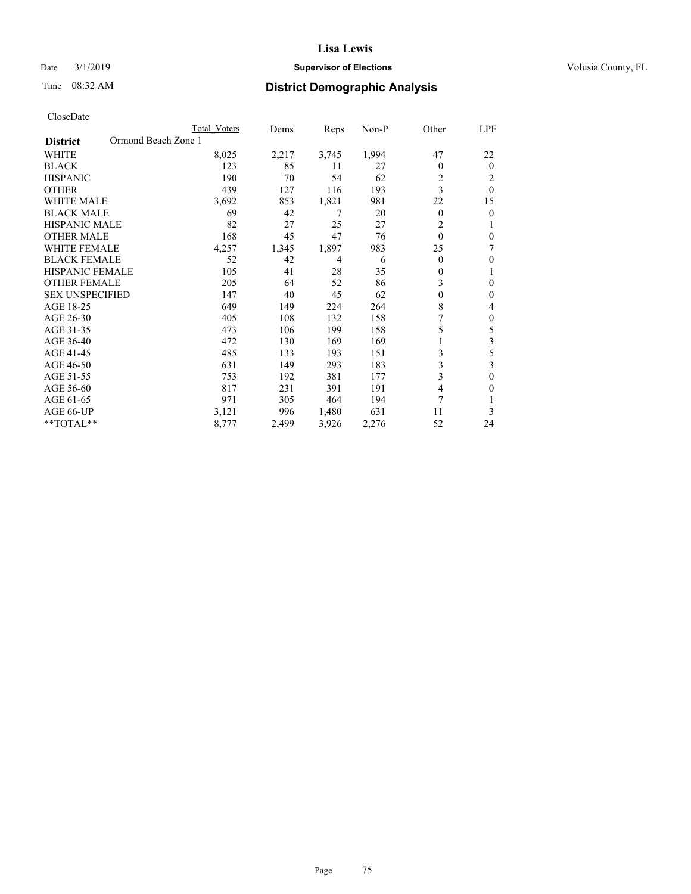**Lisa Lewis**

Date 3/1/2019 **Supervisor of Elections** Volusia County, FL

Time 08:32 AM

## District Demographic Analysis

CloseDate

| **District** Ormond Beach Zone 1 | Total Voters | Dems | Reps | Non-P | Other | LPF |
|---|---|---|---|---|---|---|
| WHITE | 8,025 | 2,217 | 3,745 | 1,994 | 47 | 22 |
| BLACK | 123 | 85 | 11 | 27 | 0 | 0 |
| HISPANIC | 190 | 70 | 54 | 62 | 2 | 2 |
| OTHER | 439 | 127 | 116 | 193 | 3 | 0 |
| WHITE MALE | 3,692 | 853 | 1,821 | 981 | 22 | 15 |
| BLACK MALE | 69 | 42 | 7 | 20 | 0 | 0 |
| HISPANIC MALE | 82 | 27 | 25 | 27 | 2 | 1 |
| OTHER MALE | 168 | 45 | 47 | 76 | 0 | 0 |
| WHITE FEMALE | 4,257 | 1,345 | 1,897 | 983 | 25 | 7 |
| BLACK FEMALE | 52 | 42 | 4 | 6 | 0 | 0 |
| HISPANIC FEMALE | 105 | 41 | 28 | 35 | 0 | 1 |
| OTHER FEMALE | 205 | 64 | 52 | 86 | 3 | 0 |
| SEX UNSPECIFIED | 147 | 40 | 45 | 62 | 0 | 0 |
| AGE 18-25 | 649 | 149 | 224 | 264 | 8 | 4 |
| AGE 26-30 | 405 | 108 | 132 | 158 | 7 | 0 |
| AGE 31-35 | 473 | 106 | 199 | 158 | 5 | 5 |
| AGE 36-40 | 472 | 130 | 169 | 169 | 1 | 3 |
| AGE 41-45 | 485 | 133 | 193 | 151 | 3 | 5 |
| AGE 46-50 | 631 | 149 | 293 | 183 | 3 | 3 |
| AGE 51-55 | 753 | 192 | 381 | 177 | 3 | 0 |
| AGE 56-60 | 817 | 231 | 391 | 191 | 4 | 0 |
| AGE 61-65 | 971 | 305 | 464 | 194 | 7 | 1 |
| AGE 66-UP | 3,121 | 996 | 1,480 | 631 | 11 | 3 |
| **TOTAL** | 8,777 | 2,499 | 3,926 | 2,276 | 52 | 24 |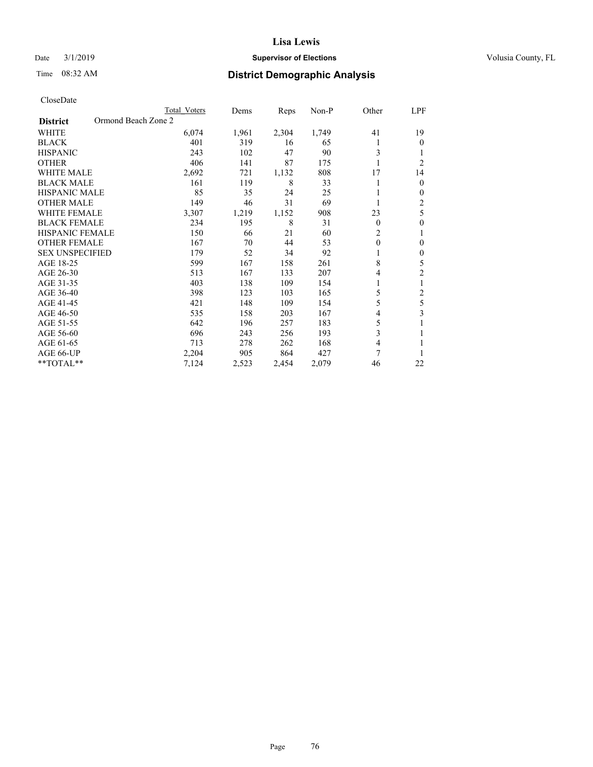# Lisa Lewis

Date 3/1/2019 **Supervisor of Elections** Volusia County, FL

Time 08:32 AM **District Demographic Analysis**

CloseDate

| **District** Ormond Beach Zone 2 | Total Voters | Dems | Reps | Non-P | Other | LPF |
|---|---|---|---|---|---|---|
| WHITE | 6,074 | 1,961 | 2,304 | 1,749 | 41 | 19 |
| BLACK | 401 | 319 | 16 | 65 | 1 | 0 |
| HISPANIC | 243 | 102 | 47 | 90 | 3 | 1 |
| OTHER | 406 | 141 | 87 | 175 | 1 | 2 |
| WHITE MALE | 2,692 | 721 | 1,132 | 808 | 17 | 14 |
| BLACK MALE | 161 | 119 | 8 | 33 | 1 | 0 |
| HISPANIC MALE | 85 | 35 | 24 | 25 | 1 | 0 |
| OTHER MALE | 149 | 46 | 31 | 69 | 1 | 2 |
| WHITE FEMALE | 3,307 | 1,219 | 1,152 | 908 | 23 | 5 |
| BLACK FEMALE | 234 | 195 | 8 | 31 | 0 | 0 |
| HISPANIC FEMALE | 150 | 66 | 21 | 60 | 2 | 1 |
| OTHER FEMALE | 167 | 70 | 44 | 53 | 0 | 0 |
| SEX UNSPECIFIED | 179 | 52 | 34 | 92 | 1 | 0 |
| AGE 18-25 | 599 | 167 | 158 | 261 | 8 | 5 |
| AGE 26-30 | 513 | 167 | 133 | 207 | 4 | 2 |
| AGE 31-35 | 403 | 138 | 109 | 154 | 1 | 1 |
| AGE 36-40 | 398 | 123 | 103 | 165 | 5 | 2 |
| AGE 41-45 | 421 | 148 | 109 | 154 | 5 | 5 |
| AGE 46-50 | 535 | 158 | 203 | 167 | 4 | 3 |
| AGE 51-55 | 642 | 196 | 257 | 183 | 5 | 1 |
| AGE 56-60 | 696 | 243 | 256 | 193 | 3 | 1 |
| AGE 61-65 | 713 | 278 | 262 | 168 | 4 | 1 |
| AGE 66-UP | 2,204 | 905 | 864 | 427 | 7 | 1 |
| **TOTAL** | 7,124 | 2,523 | 2,454 | 2,079 | 46 | 22 |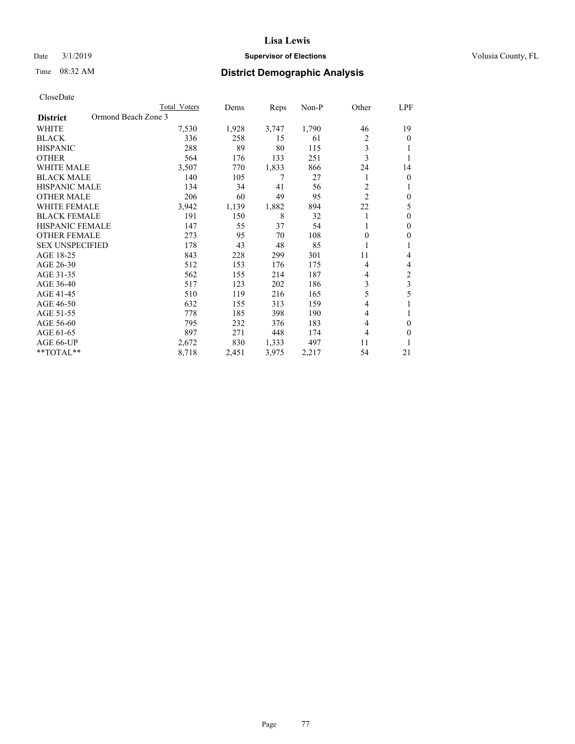# Lisa Lewis

Date 3/1/2019 **Supervisor of Elections** Volusia County, FL

Time 08:32 AM **District Demographic Analysis**

CloseDate

| District | Ormond Beach Zone 3 | Total Voters | Dems | Reps | Non-P | Other | LPF |
|---|---|---|---|---|---|---|---|
| WHITE | | 7,530 | 1,928 | 3,747 | 1,790 | 46 | 19 |
| BLACK | | 336 | 258 | 15 | 61 | 2 | 0 |
| HISPANIC | | 288 | 89 | 80 | 115 | 3 | 1 |
| OTHER | | 564 | 176 | 133 | 251 | 3 | 1 |
| WHITE MALE | | 3,507 | 770 | 1,833 | 866 | 24 | 14 |
| BLACK MALE | | 140 | 105 | 7 | 27 | 1 | 0 |
| HISPANIC MALE | | 134 | 34 | 41 | 56 | 2 | 1 |
| OTHER MALE | | 206 | 60 | 49 | 95 | 2 | 0 |
| WHITE FEMALE | | 3,942 | 1,139 | 1,882 | 894 | 22 | 5 |
| BLACK FEMALE | | 191 | 150 | 8 | 32 | 1 | 0 |
| HISPANIC FEMALE | | 147 | 55 | 37 | 54 | 1 | 0 |
| OTHER FEMALE | | 273 | 95 | 70 | 108 | 0 | 0 |
| SEX UNSPECIFIED | | 178 | 43 | 48 | 85 | 1 | 1 |
| AGE 18-25 | | 843 | 228 | 299 | 301 | 11 | 4 |
| AGE 26-30 | | 512 | 153 | 176 | 175 | 4 | 4 |
| AGE 31-35 | | 562 | 155 | 214 | 187 | 4 | 2 |
| AGE 36-40 | | 517 | 123 | 202 | 186 | 3 | 3 |
| AGE 41-45 | | 510 | 119 | 216 | 165 | 5 | 5 |
| AGE 46-50 | | 632 | 155 | 313 | 159 | 4 | 1 |
| AGE 51-55 | | 778 | 185 | 398 | 190 | 4 | 1 |
| AGE 56-60 | | 795 | 232 | 376 | 183 | 4 | 0 |
| AGE 61-65 | | 897 | 271 | 448 | 174 | 4 | 0 |
| AGE 66-UP | | 2,672 | 830 | 1,333 | 497 | 11 | 1 |
| **TOTAL** | | 8,718 | 2,451 | 3,975 | 2,217 | 54 | 21 |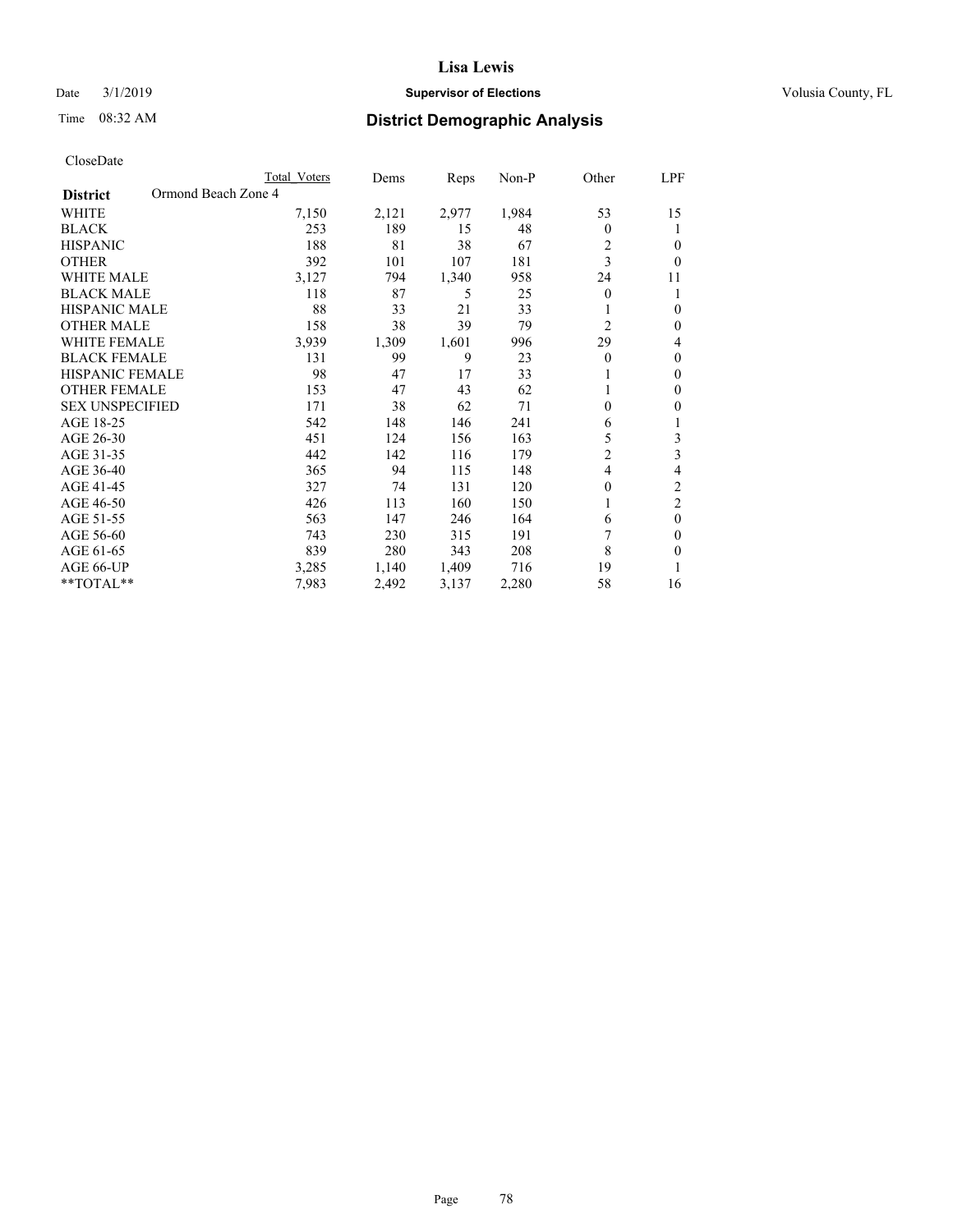# Lisa Lewis

Date 3/1/2019 **Supervisor of Elections** Volusia County, FL

Time 08:32 AM **District Demographic Analysis**

CloseDate

| **District** | Ormond Beach Zone 4 | Total Voters | Dems | Reps | Non-P | Other | LPF |
|---|---|---|---|---|---|---|---|
| WHITE | | 7,150 | 2,121 | 2,977 | 1,984 | 53 | 15 |
| BLACK | | 253 | 189 | 15 | 48 | 0 | 1 |
| HISPANIC | | 188 | 81 | 38 | 67 | 2 | 0 |
| OTHER | | 392 | 101 | 107 | 181 | 3 | 0 |
| WHITE MALE | | 3,127 | 794 | 1,340 | 958 | 24 | 11 |
| BLACK MALE | | 118 | 87 | 5 | 25 | 0 | 1 |
| HISPANIC MALE | | 88 | 33 | 21 | 33 | 1 | 0 |
| OTHER MALE | | 158 | 38 | 39 | 79 | 2 | 0 |
| WHITE FEMALE | | 3,939 | 1,309 | 1,601 | 996 | 29 | 4 |
| BLACK FEMALE | | 131 | 99 | 9 | 23 | 0 | 0 |
| HISPANIC FEMALE | | 98 | 47 | 17 | 33 | 1 | 0 |
| OTHER FEMALE | | 153 | 47 | 43 | 62 | 1 | 0 |
| SEX UNSPECIFIED | | 171 | 38 | 62 | 71 | 0 | 0 |
| AGE 18-25 | | 542 | 148 | 146 | 241 | 6 | 1 |
| AGE 26-30 | | 451 | 124 | 156 | 163 | 5 | 3 |
| AGE 31-35 | | 442 | 142 | 116 | 179 | 2 | 3 |
| AGE 36-40 | | 365 | 94 | 115 | 148 | 4 | 4 |
| AGE 41-45 | | 327 | 74 | 131 | 120 | 0 | 2 |
| AGE 46-50 | | 426 | 113 | 160 | 150 | 1 | 2 |
| AGE 51-55 | | 563 | 147 | 246 | 164 | 6 | 0 |
| AGE 56-60 | | 743 | 230 | 315 | 191 | 7 | 0 |
| AGE 61-65 | | 839 | 280 | 343 | 208 | 8 | 0 |
| AGE 66-UP | | 3,285 | 1,140 | 1,409 | 716 | 19 | 1 |
| **TOTAL** | | 7,983 | 2,492 | 3,137 | 2,280 | 58 | 16 |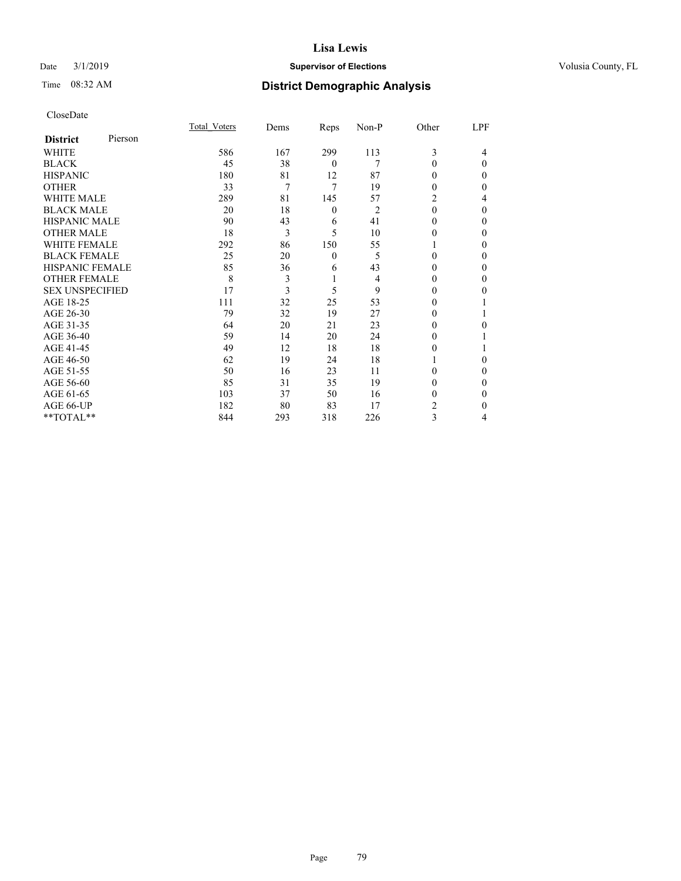# Lisa Lewis

Date 3/1/2019 **Supervisor of Elections** Volusia County, FL

Time 08:32 AM **District Demographic Analysis**

CloseDate

| **District** Pierson | Total_Voters | Dems | Reps | Non-P | Other | LPF |
|---|---|---|---|---|---|---|
| WHITE | 586 | 167 | 299 | 113 | 3 | 4 |
| BLACK | 45 | 38 | 0 | 7 | 0 | 0 |
| HISPANIC | 180 | 81 | 12 | 87 | 0 | 0 |
| OTHER | 33 | 7 | 7 | 19 | 0 | 0 |
| WHITE MALE | 289 | 81 | 145 | 57 | 2 | 4 |
| BLACK MALE | 20 | 18 | 0 | 2 | 0 | 0 |
| HISPANIC MALE | 90 | 43 | 6 | 41 | 0 | 0 |
| OTHER MALE | 18 | 3 | 5 | 10 | 0 | 0 |
| WHITE FEMALE | 292 | 86 | 150 | 55 | 1 | 0 |
| BLACK FEMALE | 25 | 20 | 0 | 5 | 0 | 0 |
| HISPANIC FEMALE | 85 | 36 | 6 | 43 | 0 | 0 |
| OTHER FEMALE | 8 | 3 | 1 | 4 | 0 | 0 |
| SEX UNSPECIFIED | 17 | 3 | 5 | 9 | 0 | 0 |
| AGE 18-25 | 111 | 32 | 25 | 53 | 0 | 1 |
| AGE 26-30 | 79 | 32 | 19 | 27 | 0 | 1 |
| AGE 31-35 | 64 | 20 | 21 | 23 | 0 | 0 |
| AGE 36-40 | 59 | 14 | 20 | 24 | 0 | 1 |
| AGE 41-45 | 49 | 12 | 18 | 18 | 0 | 1 |
| AGE 46-50 | 62 | 19 | 24 | 18 | 1 | 0 |
| AGE 51-55 | 50 | 16 | 23 | 11 | 0 | 0 |
| AGE 56-60 | 85 | 31 | 35 | 19 | 0 | 0 |
| AGE 61-65 | 103 | 37 | 50 | 16 | 0 | 0 |
| AGE 66-UP | 182 | 80 | 83 | 17 | 2 | 0 |
| **TOTAL** | 844 | 293 | 318 | 226 | 3 | 4 |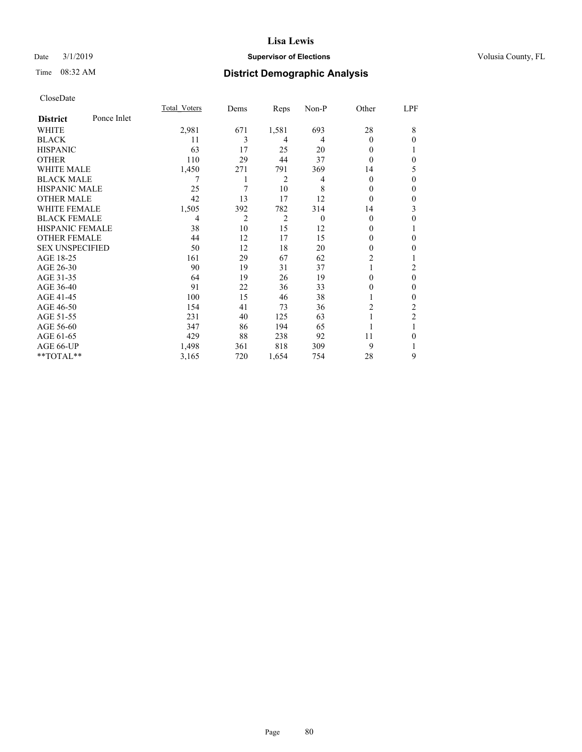# Lisa Lewis

Date 3/1/2019 **Supervisor of Elections** Volusia County, FL

Time 08:32 AM **District Demographic Analysis**

CloseDate

| District: Ponce Inlet | Total_Voters | Dems | Reps | Non-P | Other | LPF |
|---|---|---|---|---|---|---|
| WHITE | 2,981 | 671 | 1,581 | 693 | 28 | 8 |
| BLACK | 11 | 3 | 4 | 4 | 0 | 0 |
| HISPANIC | 63 | 17 | 25 | 20 | 0 | 1 |
| OTHER | 110 | 29 | 44 | 37 | 0 | 0 |
| WHITE MALE | 1,450 | 271 | 791 | 369 | 14 | 5 |
| BLACK MALE | 7 | 1 | 2 | 4 | 0 | 0 |
| HISPANIC MALE | 25 | 7 | 10 | 8 | 0 | 0 |
| OTHER MALE | 42 | 13 | 17 | 12 | 0 | 0 |
| WHITE FEMALE | 1,505 | 392 | 782 | 314 | 14 | 3 |
| BLACK FEMALE | 4 | 2 | 2 | 0 | 0 | 0 |
| HISPANIC FEMALE | 38 | 10 | 15 | 12 | 0 | 1 |
| OTHER FEMALE | 44 | 12 | 17 | 15 | 0 | 0 |
| SEX UNSPECIFIED | 50 | 12 | 18 | 20 | 0 | 0 |
| AGE 18-25 | 161 | 29 | 67 | 62 | 2 | 1 |
| AGE 26-30 | 90 | 19 | 31 | 37 | 1 | 2 |
| AGE 31-35 | 64 | 19 | 26 | 19 | 0 | 0 |
| AGE 36-40 | 91 | 22 | 36 | 33 | 0 | 0 |
| AGE 41-45 | 100 | 15 | 46 | 38 | 1 | 0 |
| AGE 46-50 | 154 | 41 | 73 | 36 | 2 | 2 |
| AGE 51-55 | 231 | 40 | 125 | 63 | 1 | 2 |
| AGE 56-60 | 347 | 86 | 194 | 65 | 1 | 1 |
| AGE 61-65 | 429 | 88 | 238 | 92 | 11 | 0 |
| AGE 66-UP | 1,498 | 361 | 818 | 309 | 9 | 1 |
| **TOTAL** | 3,165 | 720 | 1,654 | 754 | 28 | 9 |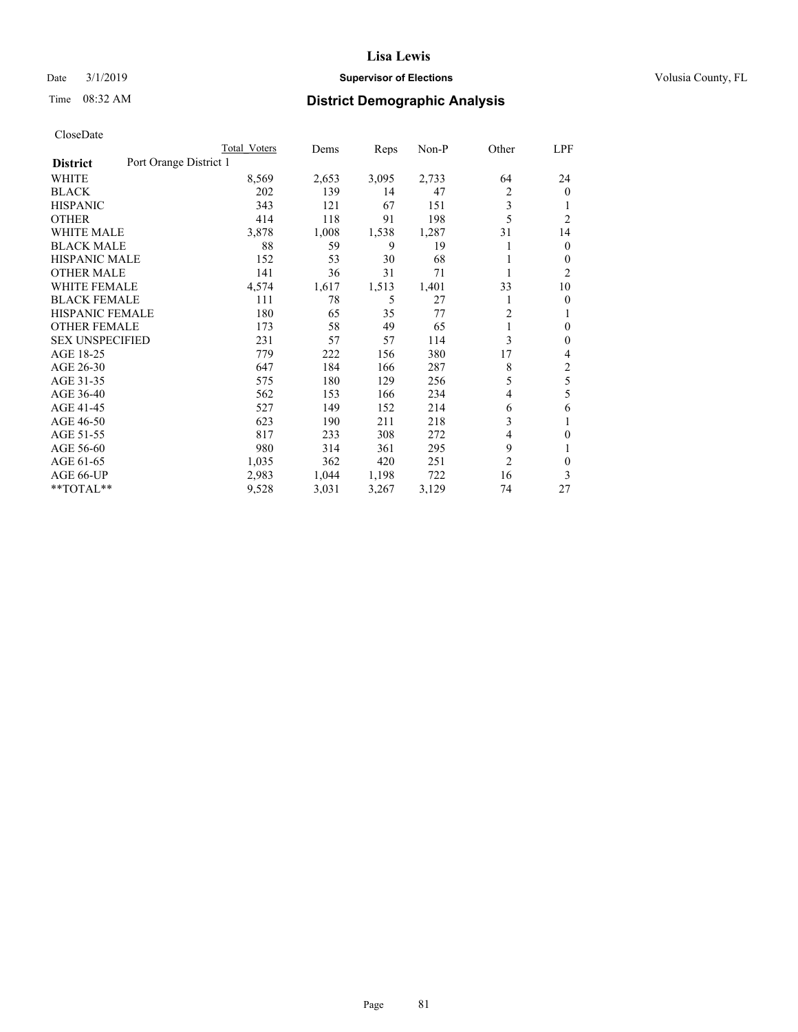# District Demographic Analysis

CloseDate

| | Total Voters | Dems | Reps | Non-P | Other | LPF |
|---|---|---|---|---|---|---|
| **District** Port Orange District 1 | | | | | | |
| WHITE | 8,569 | 2,653 | 3,095 | 2,733 | 64 | 24 |
| BLACK | 202 | 139 | 14 | 47 | 2 | 0 |
| HISPANIC | 343 | 121 | 67 | 151 | 3 | 1 |
| OTHER | 414 | 118 | 91 | 198 | 5 | 2 |
| WHITE MALE | 3,878 | 1,008 | 1,538 | 1,287 | 31 | 14 |
| BLACK MALE | 88 | 59 | 9 | 19 | 1 | 0 |
| HISPANIC MALE | 152 | 53 | 30 | 68 | 1 | 0 |
| OTHER MALE | 141 | 36 | 31 | 71 | 1 | 2 |
| WHITE FEMALE | 4,574 | 1,617 | 1,513 | 1,401 | 33 | 10 |
| BLACK FEMALE | 111 | 78 | 5 | 27 | 1 | 0 |
| HISPANIC FEMALE | 180 | 65 | 35 | 77 | 2 | 1 |
| OTHER FEMALE | 173 | 58 | 49 | 65 | 1 | 0 |
| SEX UNSPECIFIED | 231 | 57 | 57 | 114 | 3 | 0 |
| AGE 18-25 | 779 | 222 | 156 | 380 | 17 | 4 |
| AGE 26-30 | 647 | 184 | 166 | 287 | 8 | 2 |
| AGE 31-35 | 575 | 180 | 129 | 256 | 5 | 5 |
| AGE 36-40 | 562 | 153 | 166 | 234 | 4 | 5 |
| AGE 41-45 | 527 | 149 | 152 | 214 | 6 | 6 |
| AGE 46-50 | 623 | 190 | 211 | 218 | 3 | 1 |
| AGE 51-55 | 817 | 233 | 308 | 272 | 4 | 0 |
| AGE 56-60 | 980 | 314 | 361 | 295 | 9 | 1 |
| AGE 61-65 | 1,035 | 362 | 420 | 251 | 2 | 0 |
| AGE 66-UP | 2,983 | 1,044 | 1,198 | 722 | 16 | 3 |
| **TOTAL** | 9,528 | 3,031 | 3,267 | 3,129 | 74 | 27 |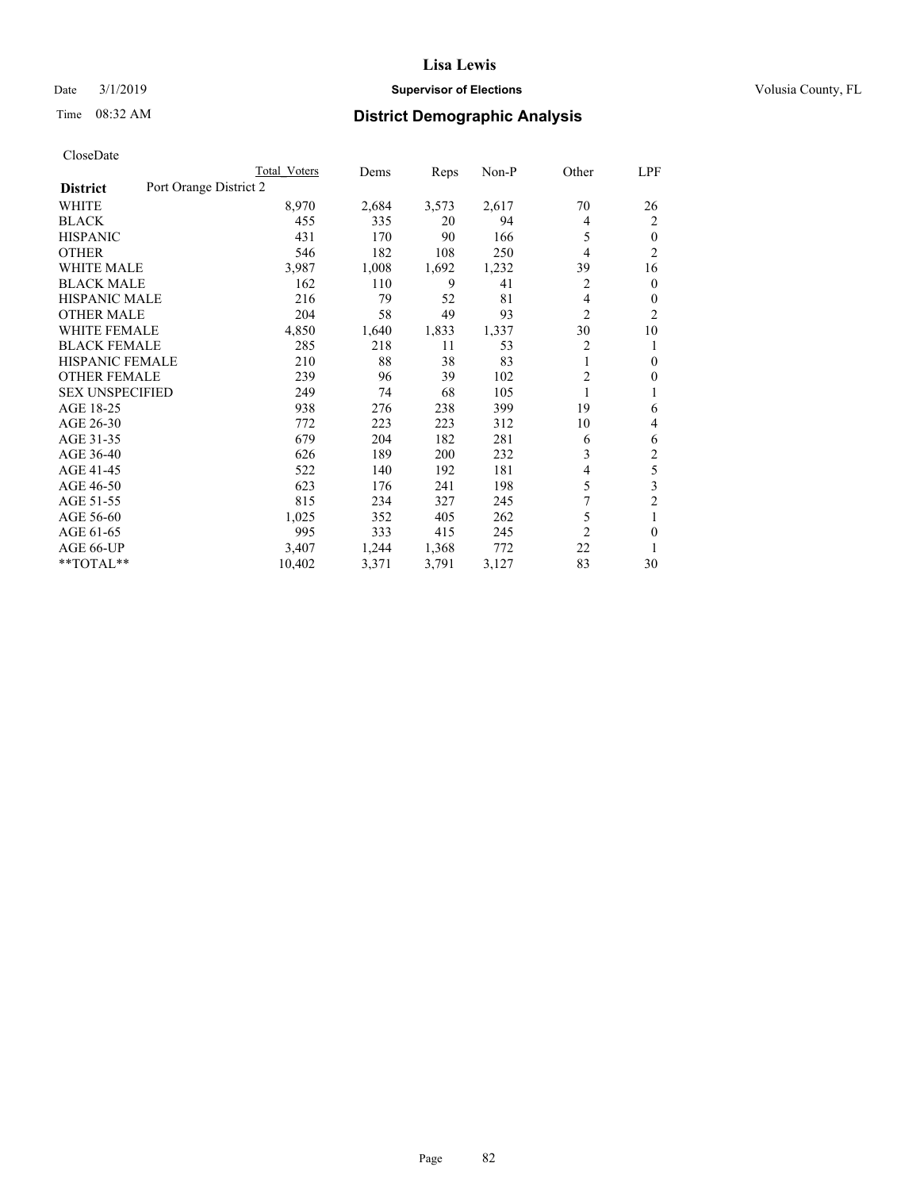# Lisa Lewis

Date 3/1/2019 **Supervisor of Elections** Volusia County, FL

Time 08:32 AM **District Demographic Analysis**

CloseDate

| District | Total Voters | Dems | Reps | Non-P | Other | LPF |
|---|---|---|---|---|---|---|
| Port Orange District 2 | | | | | | |
| WHITE | 8,970 | 2,684 | 3,573 | 2,617 | 70 | 26 |
| BLACK | 455 | 335 | 20 | 94 | 4 | 2 |
| HISPANIC | 431 | 170 | 90 | 166 | 5 | 0 |
| OTHER | 546 | 182 | 108 | 250 | 4 | 2 |
| WHITE MALE | 3,987 | 1,008 | 1,692 | 1,232 | 39 | 16 |
| BLACK MALE | 162 | 110 | 9 | 41 | 2 | 0 |
| HISPANIC MALE | 216 | 79 | 52 | 81 | 4 | 0 |
| OTHER MALE | 204 | 58 | 49 | 93 | 2 | 2 |
| WHITE FEMALE | 4,850 | 1,640 | 1,833 | 1,337 | 30 | 10 |
| BLACK FEMALE | 285 | 218 | 11 | 53 | 2 | 1 |
| HISPANIC FEMALE | 210 | 88 | 38 | 83 | 1 | 0 |
| OTHER FEMALE | 239 | 96 | 39 | 102 | 2 | 0 |
| SEX UNSPECIFIED | 249 | 74 | 68 | 105 | 1 | 1 |
| AGE 18-25 | 938 | 276 | 238 | 399 | 19 | 6 |
| AGE 26-30 | 772 | 223 | 223 | 312 | 10 | 4 |
| AGE 31-35 | 679 | 204 | 182 | 281 | 6 | 6 |
| AGE 36-40 | 626 | 189 | 200 | 232 | 3 | 2 |
| AGE 41-45 | 522 | 140 | 192 | 181 | 4 | 5 |
| AGE 46-50 | 623 | 176 | 241 | 198 | 5 | 3 |
| AGE 51-55 | 815 | 234 | 327 | 245 | 7 | 2 |
| AGE 56-60 | 1,025 | 352 | 405 | 262 | 5 | 1 |
| AGE 61-65 | 995 | 333 | 415 | 245 | 2 | 0 |
| AGE 66-UP | 3,407 | 1,244 | 1,368 | 772 | 22 | 1 |
| **TOTAL** | 10,402 | 3,371 | 3,791 | 3,127 | 83 | 30 |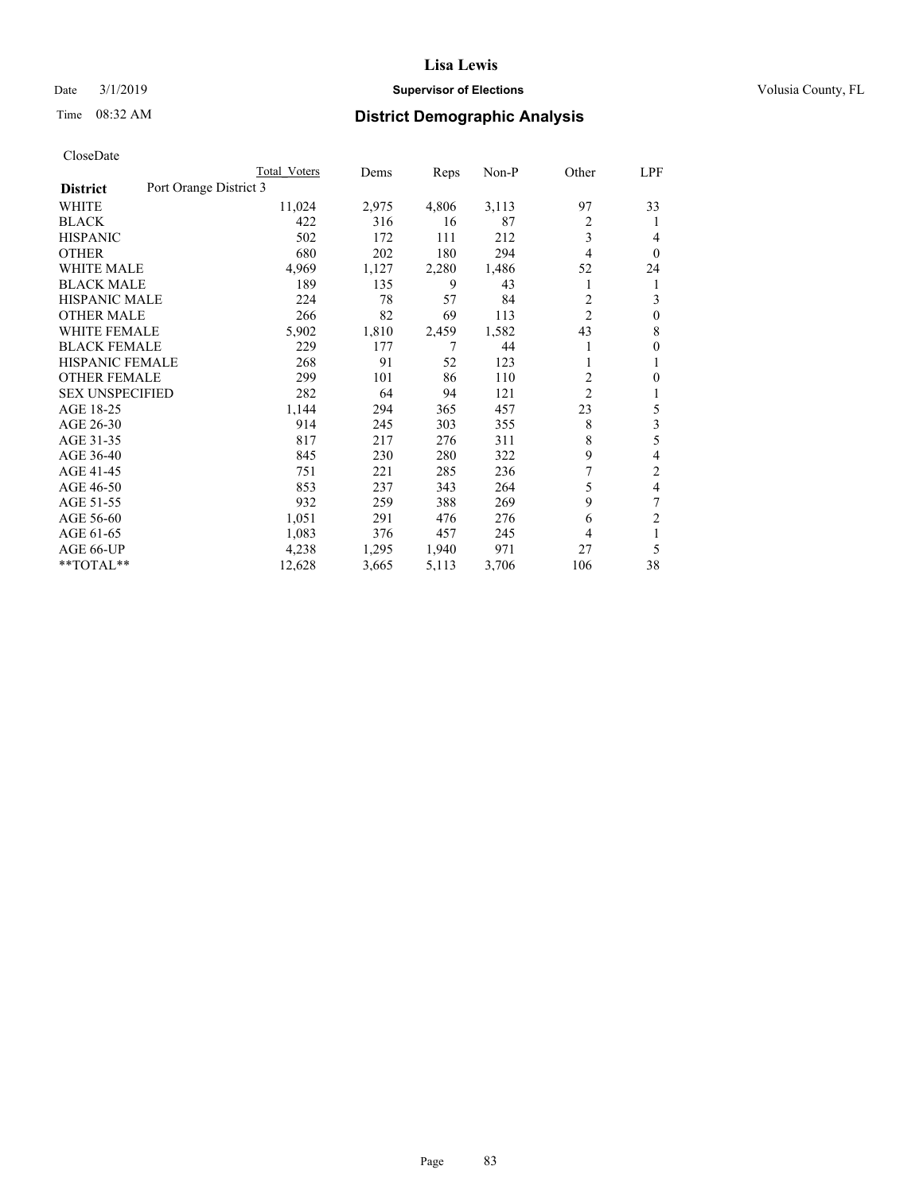# Lisa Lewis

Date 3/1/2019 **Supervisor of Elections** Volusia County, FL

Time 08:32 AM **District Demographic Analysis**

CloseDate

| **District** | Port Orange District 3 | Total Voters | Dems | Reps | Non-P | Other | LPF |
|---|---|---|---|---|---|---|---|
| WHITE | | 11,024 | 2,975 | 4,806 | 3,113 | 97 | 33 |
| BLACK | | 422 | 316 | 16 | 87 | 2 | 1 |
| HISPANIC | | 502 | 172 | 111 | 212 | 3 | 4 |
| OTHER | | 680 | 202 | 180 | 294 | 4 | 0 |
| WHITE MALE | | 4,969 | 1,127 | 2,280 | 1,486 | 52 | 24 |
| BLACK MALE | | 189 | 135 | 9 | 43 | 1 | 1 |
| HISPANIC MALE | | 224 | 78 | 57 | 84 | 2 | 3 |
| OTHER MALE | | 266 | 82 | 69 | 113 | 2 | 0 |
| WHITE FEMALE | | 5,902 | 1,810 | 2,459 | 1,582 | 43 | 8 |
| BLACK FEMALE | | 229 | 177 | 7 | 44 | 1 | 0 |
| HISPANIC FEMALE | | 268 | 91 | 52 | 123 | 1 | 1 |
| OTHER FEMALE | | 299 | 101 | 86 | 110 | 2 | 0 |
| SEX UNSPECIFIED | | 282 | 64 | 94 | 121 | 2 | 1 |
| AGE 18-25 | | 1,144 | 294 | 365 | 457 | 23 | 5 |
| AGE 26-30 | | 914 | 245 | 303 | 355 | 8 | 3 |
| AGE 31-35 | | 817 | 217 | 276 | 311 | 8 | 5 |
| AGE 36-40 | | 845 | 230 | 280 | 322 | 9 | 4 |
| AGE 41-45 | | 751 | 221 | 285 | 236 | 7 | 2 |
| AGE 46-50 | | 853 | 237 | 343 | 264 | 5 | 4 |
| AGE 51-55 | | 932 | 259 | 388 | 269 | 9 | 7 |
| AGE 56-60 | | 1,051 | 291 | 476 | 276 | 6 | 2 |
| AGE 61-65 | | 1,083 | 376 | 457 | 245 | 4 | 1 |
| AGE 66-UP | | 4,238 | 1,295 | 1,940 | 971 | 27 | 5 |
| **TOTAL** | | 12,628 | 3,665 | 5,113 | 3,706 | 106 | 38 |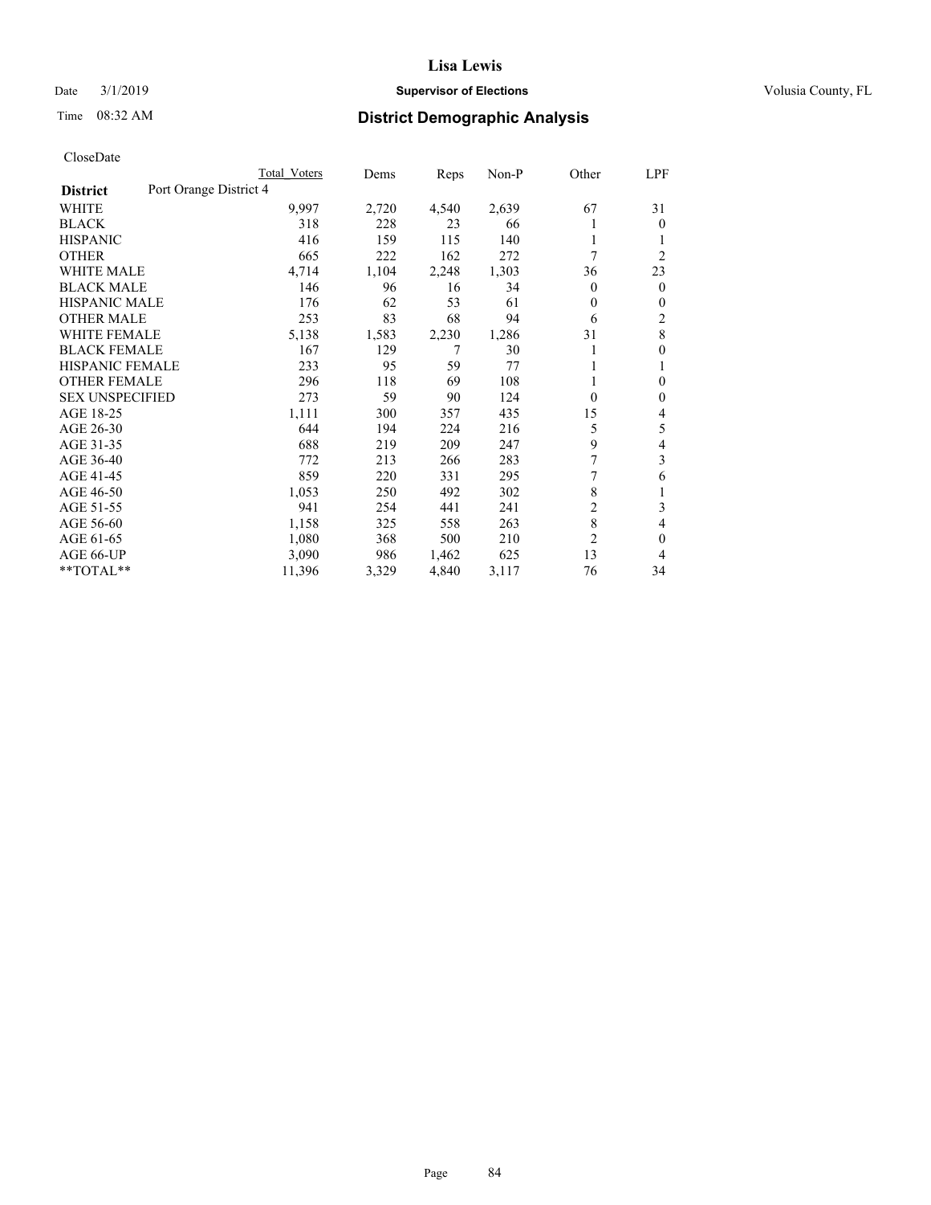# Lisa Lewis

Date 3/1/2019 **Supervisor of Elections** Volusia County, FL

Time 08:32 AM **District Demographic Analysis**

CloseDate

| District | Port Orange District 4 | Total Voters | Dems | Reps | Non-P | Other | LPF |
|---|---|---|---|---|---|---|---|
| WHITE | | 9,997 | 2,720 | 4,540 | 2,639 | 67 | 31 |
| BLACK | | 318 | 228 | 23 | 66 | 1 | 0 |
| HISPANIC | | 416 | 159 | 115 | 140 | 1 | 1 |
| OTHER | | 665 | 222 | 162 | 272 | 7 | 2 |
| WHITE MALE | | 4,714 | 1,104 | 2,248 | 1,303 | 36 | 23 |
| BLACK MALE | | 146 | 96 | 16 | 34 | 0 | 0 |
| HISPANIC MALE | | 176 | 62 | 53 | 61 | 0 | 0 |
| OTHER MALE | | 253 | 83 | 68 | 94 | 6 | 2 |
| WHITE FEMALE | | 5,138 | 1,583 | 2,230 | 1,286 | 31 | 8 |
| BLACK FEMALE | | 167 | 129 | 7 | 30 | 1 | 0 |
| HISPANIC FEMALE | | 233 | 95 | 59 | 77 | 1 | 1 |
| OTHER FEMALE | | 296 | 118 | 69 | 108 | 1 | 0 |
| SEX UNSPECIFIED | | 273 | 59 | 90 | 124 | 0 | 0 |
| AGE 18-25 | | 1,111 | 300 | 357 | 435 | 15 | 4 |
| AGE 26-30 | | 644 | 194 | 224 | 216 | 5 | 5 |
| AGE 31-35 | | 688 | 219 | 209 | 247 | 9 | 4 |
| AGE 36-40 | | 772 | 213 | 266 | 283 | 7 | 3 |
| AGE 41-45 | | 859 | 220 | 331 | 295 | 7 | 6 |
| AGE 46-50 | | 1,053 | 250 | 492 | 302 | 8 | 1 |
| AGE 51-55 | | 941 | 254 | 441 | 241 | 2 | 3 |
| AGE 56-60 | | 1,158 | 325 | 558 | 263 | 8 | 4 |
| AGE 61-65 | | 1,080 | 368 | 500 | 210 | 2 | 0 |
| AGE 66-UP | | 3,090 | 986 | 1,462 | 625 | 13 | 4 |
| **TOTAL** | | 11,396 | 3,329 | 4,840 | 3,117 | 76 | 34 |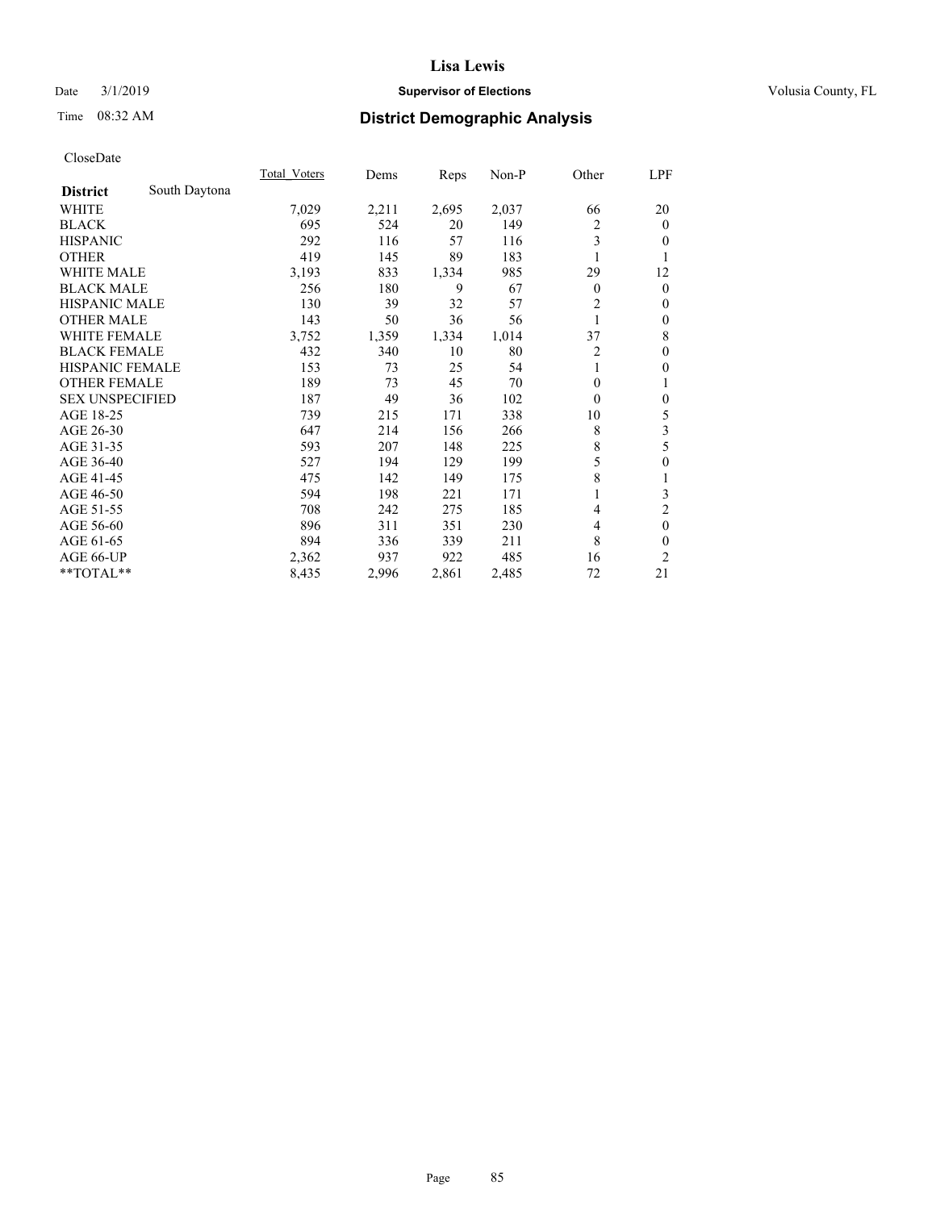# Lisa Lewis

Date 3/1/2019 **Supervisor of Elections** Volusia County, FL

Time 08:32 AM **District Demographic Analysis**

CloseDate

| **District** South Daytona | Total Voters | Dems | Reps | Non-P | Other | LPF |
|---|---|---|---|---|---|---|
| WHITE | 7,029 | 2,211 | 2,695 | 2,037 | 66 | 20 |
| BLACK | 695 | 524 | 20 | 149 | 2 | 0 |
| HISPANIC | 292 | 116 | 57 | 116 | 3 | 0 |
| OTHER | 419 | 145 | 89 | 183 | 1 | 1 |
| WHITE MALE | 3,193 | 833 | 1,334 | 985 | 29 | 12 |
| BLACK MALE | 256 | 180 | 9 | 67 | 0 | 0 |
| HISPANIC MALE | 130 | 39 | 32 | 57 | 2 | 0 |
| OTHER MALE | 143 | 50 | 36 | 56 | 1 | 0 |
| WHITE FEMALE | 3,752 | 1,359 | 1,334 | 1,014 | 37 | 8 |
| BLACK FEMALE | 432 | 340 | 10 | 80 | 2 | 0 |
| HISPANIC FEMALE | 153 | 73 | 25 | 54 | 1 | 0 |
| OTHER FEMALE | 189 | 73 | 45 | 70 | 0 | 1 |
| SEX UNSPECIFIED | 187 | 49 | 36 | 102 | 0 | 0 |
| AGE 18-25 | 739 | 215 | 171 | 338 | 10 | 5 |
| AGE 26-30 | 647 | 214 | 156 | 266 | 8 | 3 |
| AGE 31-35 | 593 | 207 | 148 | 225 | 8 | 5 |
| AGE 36-40 | 527 | 194 | 129 | 199 | 5 | 0 |
| AGE 41-45 | 475 | 142 | 149 | 175 | 8 | 1 |
| AGE 46-50 | 594 | 198 | 221 | 171 | 1 | 3 |
| AGE 51-55 | 708 | 242 | 275 | 185 | 4 | 2 |
| AGE 56-60 | 896 | 311 | 351 | 230 | 4 | 0 |
| AGE 61-65 | 894 | 336 | 339 | 211 | 8 | 0 |
| AGE 66-UP | 2,362 | 937 | 922 | 485 | 16 | 2 |
| **TOTAL** | 8,435 | 2,996 | 2,861 | 2,485 | 72 | 21 |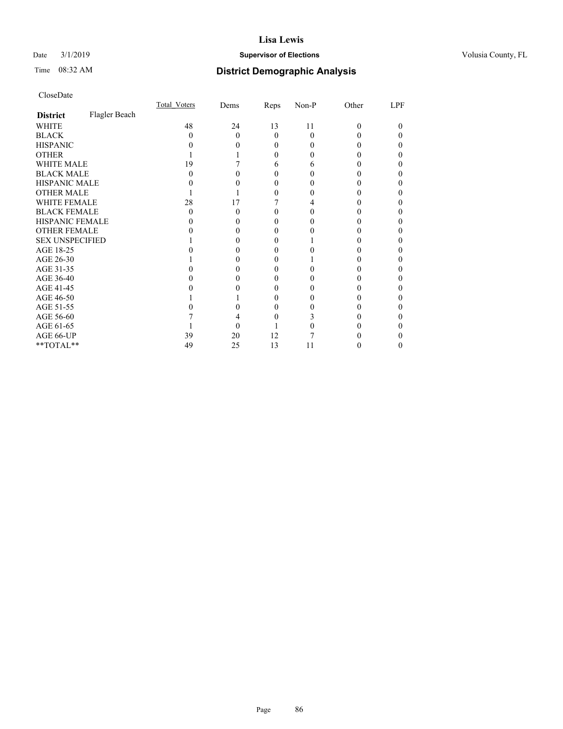**Lisa Lewis**

Date 3/1/2019 **Supervisor of Elections** Volusia County, FL

Time 08:32 AM

## District Demographic Analysis

CloseDate

| **District** Flagler Beach | Total_Voters | Dems | Reps | Non-P | Other | LPF |
|---|---|---|---|---|---|---|
| WHITE | 48 | 24 | 13 | 11 | 0 | 0 |
| BLACK | 0 | 0 | 0 | 0 | 0 | 0 |
| HISPANIC | 0 | 0 | 0 | 0 | 0 | 0 |
| OTHER | 1 | 1 | 0 | 0 | 0 | 0 |
| WHITE MALE | 19 | 7 | 6 | 6 | 0 | 0 |
| BLACK MALE | 0 | 0 | 0 | 0 | 0 | 0 |
| HISPANIC MALE | 0 | 0 | 0 | 0 | 0 | 0 |
| OTHER MALE | 1 | 1 | 0 | 0 | 0 | 0 |
| WHITE FEMALE | 28 | 17 | 7 | 4 | 0 | 0 |
| BLACK FEMALE | 0 | 0 | 0 | 0 | 0 | 0 |
| HISPANIC FEMALE | 0 | 0 | 0 | 0 | 0 | 0 |
| OTHER FEMALE | 0 | 0 | 0 | 0 | 0 | 0 |
| SEX UNSPECIFIED | 1 | 0 | 0 | 1 | 0 | 0 |
| AGE 18-25 | 0 | 0 | 0 | 0 | 0 | 0 |
| AGE 26-30 | 1 | 0 | 0 | 1 | 0 | 0 |
| AGE 31-35 | 0 | 0 | 0 | 0 | 0 | 0 |
| AGE 36-40 | 0 | 0 | 0 | 0 | 0 | 0 |
| AGE 41-45 | 0 | 0 | 0 | 0 | 0 | 0 |
| AGE 46-50 | 1 | 1 | 0 | 0 | 0 | 0 |
| AGE 51-55 | 0 | 0 | 0 | 0 | 0 | 0 |
| AGE 56-60 | 7 | 4 | 0 | 3 | 0 | 0 |
| AGE 61-65 | 1 | 0 | 1 | 0 | 0 | 0 |
| AGE 66-UP | 39 | 20 | 12 | 7 | 0 | 0 |
| **TOTAL** | 49 | 25 | 13 | 11 | 0 | 0 |